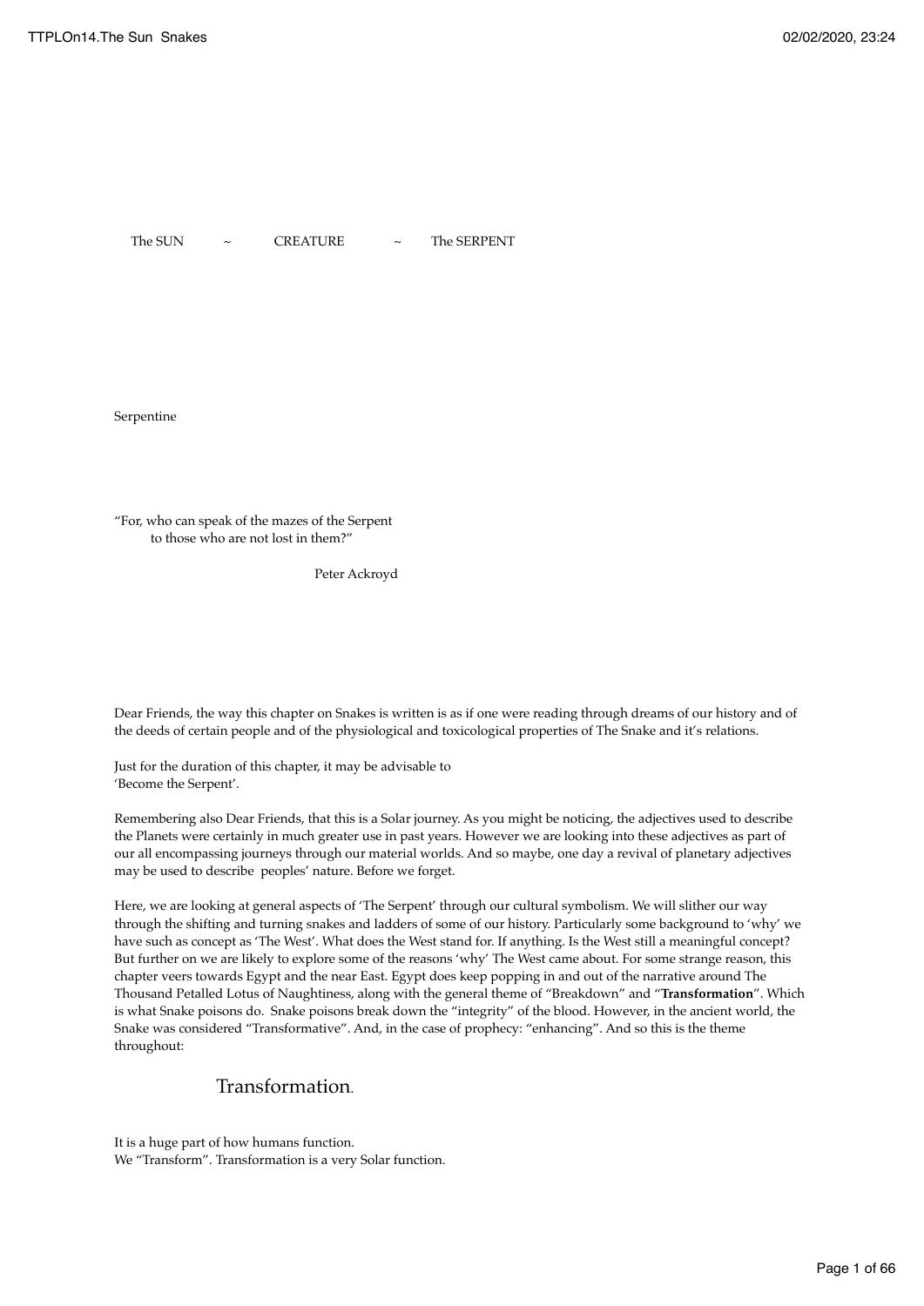The SUN ~ CREATURE ~ The SERPENT

Serpentine

"For, who can speak of the mazes of the Serpent
to those who are not lost in them?"

Peter Ackroyd

Dear Friends, the way this chapter on Snakes is written is as if one were reading through dreams of our history and of the deeds of certain people and of the physiological and toxicological properties of The Snake and it's relations.

Just for the duration of this chapter, it may be advisable to
'Become the Serpent'.

Remembering also Dear Friends, that this is a Solar journey. As you might be noticing, the adjectives used to describe the Planets were certainly in much greater use in past years. However we are looking into these adjectives as part of our all encompassing journeys through our material worlds. And so maybe, one day a revival of planetary adjectives may be used to describe peoples' nature. Before we forget.

Here, we are looking at general aspects of 'The Serpent' through our cultural symbolism. We will slither our way through the shifting and turning snakes and ladders of some of our history. Particularly some background to 'why' we have such as concept as 'The West'. What does the West stand for. If anything. Is the West still a meaningful concept? But further on we are likely to explore some of the reasons 'why' The West came about. For some strange reason, this chapter veers towards Egypt and the near East. Egypt does keep popping in and out of the narrative around The Thousand Petalled Lotus of Naughtiness, along with the general theme of "Breakdown" and "**Transformation**". Which is what Snake poisons do. Snake poisons break down the "integrity" of the blood. However, in the ancient world, the Snake was considered "Transformative". And, in the case of prophecy: "enhancing". And so this is the theme throughout:

## Transformation.

It is a huge part of how humans function.
We "Transform". Transformation is a very Solar function.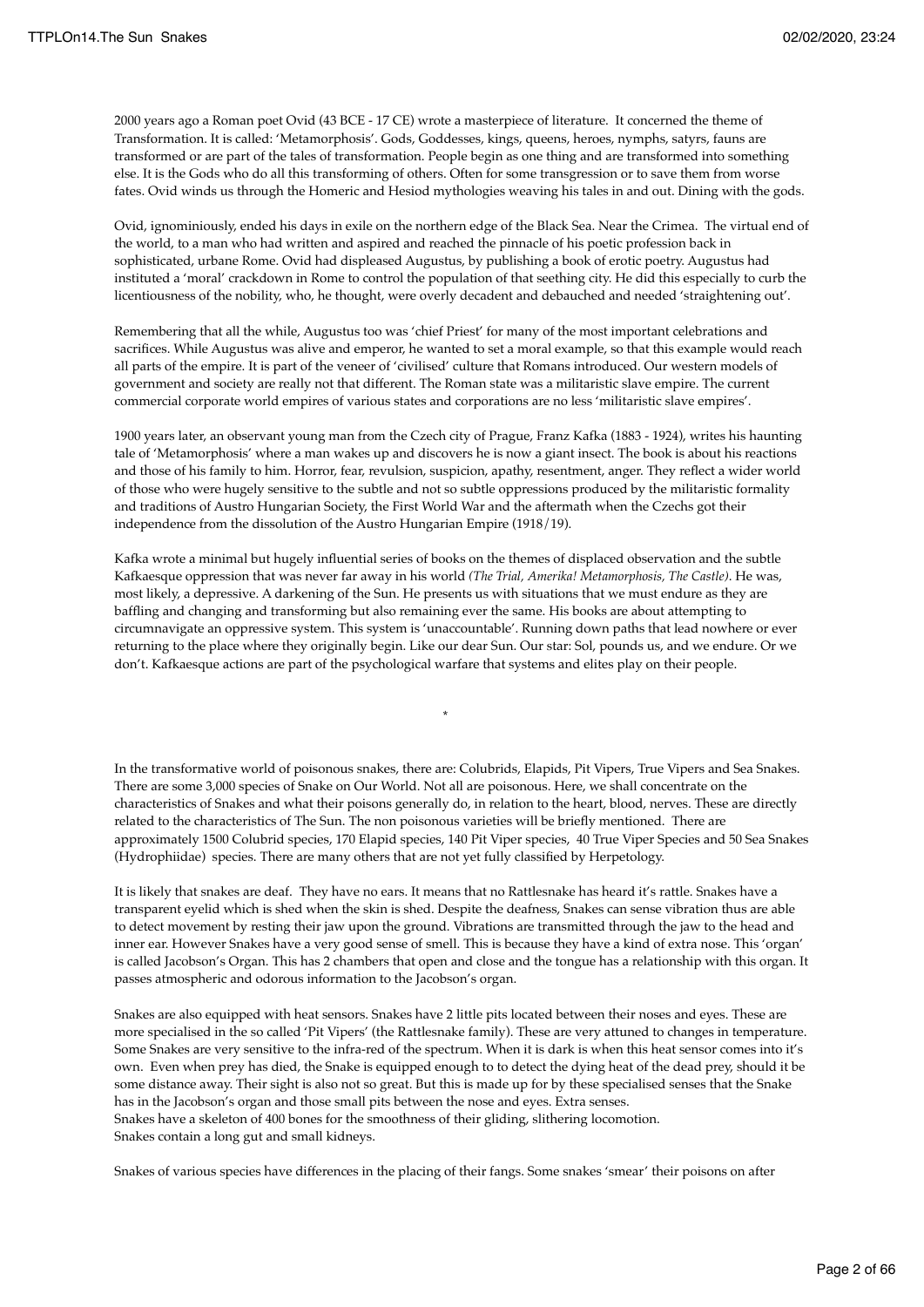2000 years ago a Roman poet Ovid (43 BCE - 17 CE) wrote a masterpiece of literature. It concerned the theme of Transformation. It is called: 'Metamorphosis'. Gods, Goddesses, kings, queens, heroes, nymphs, satyrs, fauns are transformed or are part of the tales of transformation. People begin as one thing and are transformed into something else. It is the Gods who do all this transforming of others. Often for some transgression or to save them from worse fates. Ovid winds us through the Homeric and Hesiod mythologies weaving his tales in and out. Dining with the gods.

Ovid, ignominiously, ended his days in exile on the northern edge of the Black Sea. Near the Crimea. The virtual end of the world, to a man who had written and aspired and reached the pinnacle of his poetic profession back in sophisticated, urbane Rome. Ovid had displeased Augustus, by publishing a book of erotic poetry. Augustus had instituted a 'moral' crackdown in Rome to control the population of that seething city. He did this especially to curb the licentiousness of the nobility, who, he thought, were overly decadent and debauched and needed 'straightening out'.

Remembering that all the while, Augustus too was 'chief Priest' for many of the most important celebrations and sacrifices. While Augustus was alive and emperor, he wanted to set a moral example, so that this example would reach all parts of the empire. It is part of the veneer of 'civilised' culture that Romans introduced. Our western models of government and society are really not that different. The Roman state was a militaristic slave empire. The current commercial corporate world empires of various states and corporations are no less 'militaristic slave empires'.

1900 years later, an observant young man from the Czech city of Prague, Franz Kafka (1883 - 1924), writes his haunting tale of 'Metamorphosis' where a man wakes up and discovers he is now a giant insect. The book is about his reactions and those of his family to him. Horror, fear, revulsion, suspicion, apathy, resentment, anger. They reflect a wider world of those who were hugely sensitive to the subtle and not so subtle oppressions produced by the militaristic formality and traditions of Austro Hungarian Society, the First World War and the aftermath when the Czechs got their independence from the dissolution of the Austro Hungarian Empire (1918/19).

Kafka wrote a minimal but hugely influential series of books on the themes of displaced observation and the subtle Kafkaesque oppression that was never far away in his world *(The Trial, Amerika! Metamorphosis, The Castle)*. He was, most likely, a depressive. A darkening of the Sun. He presents us with situations that we must endure as they are baffling and changing and transforming but also remaining ever the same. His books are about attempting to circumnavigate an oppressive system. This system is 'unaccountable'. Running down paths that lead nowhere or ever returning to the place where they originally begin. Like our dear Sun. Our star: Sol, pounds us, and we endure. Or we don't. Kafkaesque actions are part of the psychological warfare that systems and elites play on their people.

*

In the transformative world of poisonous snakes, there are: Colubrids, Elapids, Pit Vipers, True Vipers and Sea Snakes. There are some 3,000 species of Snake on Our World. Not all are poisonous. Here, we shall concentrate on the characteristics of Snakes and what their poisons generally do, in relation to the heart, blood, nerves. These are directly related to the characteristics of The Sun. The non poisonous varieties will be briefly mentioned. There are approximately 1500 Colubrid species, 170 Elapid species, 140 Pit Viper species, 40 True Viper Species and 50 Sea Snakes (Hydrophiidae) species. There are many others that are not yet fully classified by Herpetology.

It is likely that snakes are deaf. They have no ears. It means that no Rattlesnake has heard it's rattle. Snakes have a transparent eyelid which is shed when the skin is shed. Despite the deafness, Snakes can sense vibration thus are able to detect movement by resting their jaw upon the ground. Vibrations are transmitted through the jaw to the head and inner ear. However Snakes have a very good sense of smell. This is because they have a kind of extra nose. This 'organ' is called Jacobson's Organ. This has 2 chambers that open and close and the tongue has a relationship with this organ. It passes atmospheric and odorous information to the Jacobson's organ.

Snakes are also equipped with heat sensors. Snakes have 2 little pits located between their noses and eyes. These are more specialised in the so called 'Pit Vipers' (the Rattlesnake family). These are very attuned to changes in temperature. Some Snakes are very sensitive to the infra-red of the spectrum. When it is dark is when this heat sensor comes into it's own. Even when prey has died, the Snake is equipped enough to to detect the dying heat of the dead prey, should it be some distance away. Their sight is also not so great. But this is made up for by these specialised senses that the Snake has in the Jacobson's organ and those small pits between the nose and eyes. Extra senses.
Snakes have a skeleton of 400 bones for the smoothness of their gliding, slithering locomotion.
Snakes contain a long gut and small kidneys.

Snakes of various species have differences in the placing of their fangs. Some snakes 'smear' their poisons on after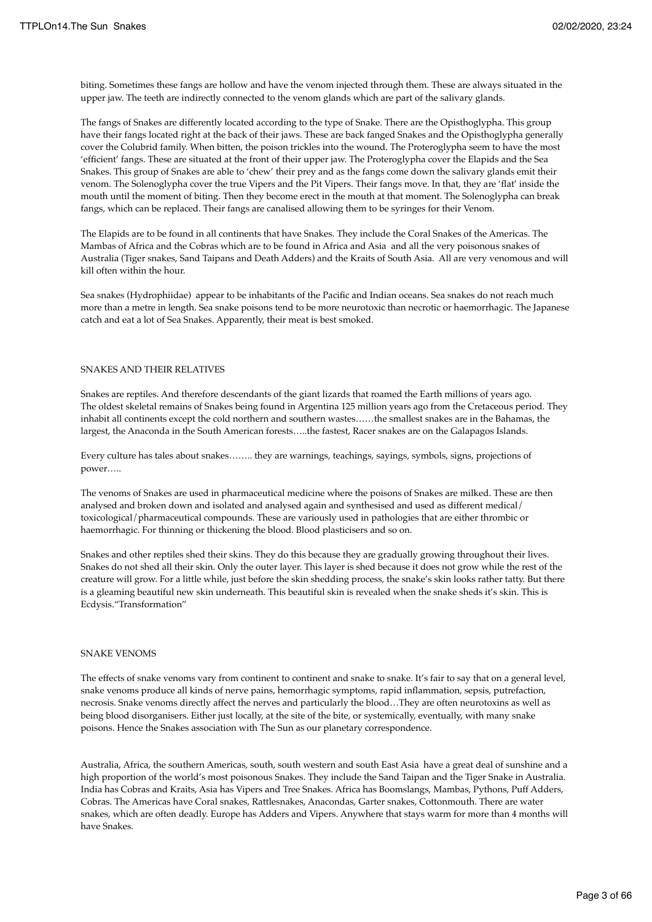biting. Sometimes these fangs are hollow and have the venom injected through them. These are always situated in the upper jaw. The teeth are indirectly connected to the venom glands which are part of the salivary glands.

The fangs of Snakes are differently located according to the type of Snake. There are the Opisthoglypha. This group have their fangs located right at the back of their jaws. These are back fanged Snakes and the Opisthoglypha generally cover the Colubrid family. When bitten, the poison trickles into the wound. The Proteroglypha seem to have the most 'efficient' fangs. These are situated at the front of their upper jaw. The Proteroglypha cover the Elapids and the Sea Snakes. This group of Snakes are able to 'chew' their prey and as the fangs come down the salivary glands emit their venom. The Solenoglypha cover the true Vipers and the Pit Vipers. Their fangs move. In that, they are 'flat' inside the mouth until the moment of biting. Then they become erect in the mouth at that moment. The Solenoglypha can break fangs, which can be replaced. Their fangs are canalised allowing them to be syringes for their Venom.

The Elapids are to be found in all continents that have Snakes. They include the Coral Snakes of the Americas. The Mambas of Africa and the Cobras which are to be found in Africa and Asia and all the very poisonous snakes of Australia (Tiger snakes, Sand Taipans and Death Adders) and the Kraits of South Asia. All are very venomous and will kill often within the hour.

Sea snakes (Hydrophiidae) appear to be inhabitants of the Pacific and Indian oceans. Sea snakes do not reach much more than a metre in length. Sea snake poisons tend to be more neurotoxic than necrotic or haemorrhagic. The Japanese catch and eat a lot of Sea Snakes. Apparently, their meat is best smoked.

## SNAKES AND THEIR RELATIVES

Snakes are reptiles. And therefore descendants of the giant lizards that roamed the Earth millions of years ago. The oldest skeletal remains of Snakes being found in Argentina 125 million years ago from the Cretaceous period. They inhabit all continents except the cold northern and southern wastes……the smallest snakes are in the Bahamas, the largest, the Anaconda in the South American forests…..the fastest, Racer snakes are on the Galapagos Islands.

Every culture has tales about snakes…….. they are warnings, teachings, sayings, symbols, signs, projections of power…..

The venoms of Snakes are used in pharmaceutical medicine where the poisons of Snakes are milked. These are then analysed and broken down and isolated and analysed again and synthesised and used as different medical/ toxicological/pharmaceutical compounds. These are variously used in pathologies that are either thrombic or haemorrhagic. For thinning or thickening the blood. Blood plasticisers and so on.

Snakes and other reptiles shed their skins. They do this because they are gradually growing throughout their lives. Snakes do not shed all their skin. Only the outer layer. This layer is shed because it does not grow while the rest of the creature will grow. For a little while, just before the skin shedding process, the snake's skin looks rather tatty. But there is a gleaming beautiful new skin underneath. This beautiful skin is revealed when the snake sheds it's skin. This is Ecdysis."Transformation"

## SNAKE VENOMS

The effects of snake venoms vary from continent to continent and snake to snake. It's fair to say that on a general level, snake venoms produce all kinds of nerve pains, hemorrhagic symptoms, rapid inflammation, sepsis, putrefaction, necrosis. Snake venoms directly affect the nerves and particularly the blood…They are often neurotoxins as well as being blood disorganisers. Either just locally, at the site of the bite, or systemically, eventually, with many snake poisons. Hence the Snakes association with The Sun as our planetary correspondence.

Australia, Africa, the southern Americas, south, south western and south East Asia have a great deal of sunshine and a high proportion of the world's most poisonous Snakes. They include the Sand Taipan and the Tiger Snake in Australia. India has Cobras and Kraits, Asia has Vipers and Tree Snakes. Africa has Boomslangs, Mambas, Pythons, Puff Adders, Cobras. The Americas have Coral snakes, Rattlesnakes, Anacondas, Garter snakes, Cottonmouth. There are water snakes, which are often deadly. Europe has Adders and Vipers. Anywhere that stays warm for more than 4 months will have Snakes.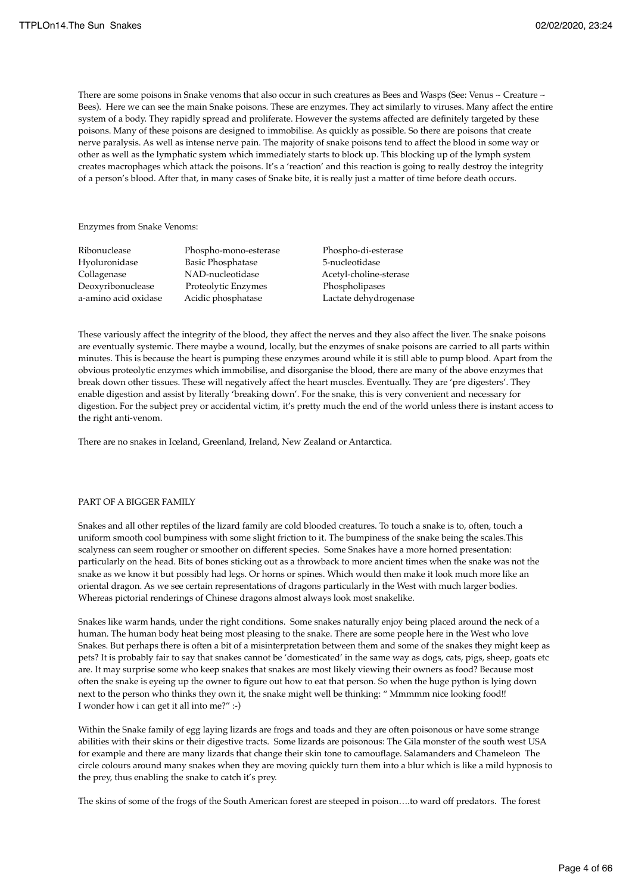There are some poisons in Snake venoms that also occur in such creatures as Bees and Wasps (See: Venus ~ Creature ~ Bees). Here we can see the main Snake poisons. These are enzymes. They act similarly to viruses. Many affect the entire system of a body. They rapidly spread and proliferate. However the systems affected are definitely targeted by these poisons. Many of these poisons are designed to immobilise. As quickly as possible. So there are poisons that create nerve paralysis. As well as intense nerve pain. The majority of snake poisons tend to affect the blood in some way or other as well as the lymphatic system which immediately starts to block up. This blocking up of the lymph system creates macrophages which attack the poisons. It's a 'reaction' and this reaction is going to really destroy the integrity of a person's blood. After that, in many cases of Snake bite, it is really just a matter of time before death occurs.

Enzymes from Snake Venoms:

| | | |
|---|---|---|
| Ribonuclease | Phospho-mono-esterase | Phospho-di-esterase |
| Hyoluronidase | Basic Phosphatase | 5-nucleotidase |
| Collagenase | NAD-nucleotidase | Acetyl-choline-sterase |
| Deoxyribonuclease | Proteolytic Enzymes | Phospholipases |
| a-amino acid oxidase | Acidic phosphatase | Lactate dehydrogenase |

These variously affect the integrity of the blood, they affect the nerves and they also affect the liver. The snake poisons are eventually systemic. There maybe a wound, locally, but the enzymes of snake poisons are carried to all parts within minutes. This is because the heart is pumping these enzymes around while it is still able to pump blood. Apart from the obvious proteolytic enzymes which immobilise, and disorganise the blood, there are many of the above enzymes that break down other tissues. These will negatively affect the heart muscles. Eventually. They are 'pre digesters'. They enable digestion and assist by literally 'breaking down'. For the snake, this is very convenient and necessary for digestion. For the subject prey or accidental victim, it's pretty much the end of the world unless there is instant access to the right anti-venom.

There are no snakes in Iceland, Greenland, Ireland, New Zealand or Antarctica.

## PART OF A BIGGER FAMILY

Snakes and all other reptiles of the lizard family are cold blooded creatures. To touch a snake is to, often, touch a uniform smooth cool bumpiness with some slight friction to it. The bumpiness of the snake being the scales.This scalyness can seem rougher or smoother on different species. Some Snakes have a more horned presentation: particularly on the head. Bits of bones sticking out as a throwback to more ancient times when the snake was not the snake as we know it but possibly had legs. Or horns or spines. Which would then make it look much more like an oriental dragon. As we see certain representations of dragons particularly in the West with much larger bodies. Whereas pictorial renderings of Chinese dragons almost always look most snakelike.

Snakes like warm hands, under the right conditions. Some snakes naturally enjoy being placed around the neck of a human. The human body heat being most pleasing to the snake. There are some people here in the West who love Snakes. But perhaps there is often a bit of a misinterpretation between them and some of the snakes they might keep as pets? It is probably fair to say that snakes cannot be 'domesticated' in the same way as dogs, cats, pigs, sheep, goats etc are. It may surprise some who keep snakes that snakes are most likely viewing their owners as food? Because most often the snake is eyeing up the owner to figure out how to eat that person. So when the huge python is lying down next to the person who thinks they own it, the snake might well be thinking: " Mmmmm nice looking food!!
I wonder how i can get it all into me?" :-)

Within the Snake family of egg laying lizards are frogs and toads and they are often poisonous or have some strange abilities with their skins or their digestive tracts. Some lizards are poisonous: The Gila monster of the south west USA for example and there are many lizards that change their skin tone to camouflage. Salamanders and Chameleon The circle colours around many snakes when they are moving quickly turn them into a blur which is like a mild hypnosis to the prey, thus enabling the snake to catch it's prey.

The skins of some of the frogs of the South American forest are steeped in poison….to ward off predators. The forest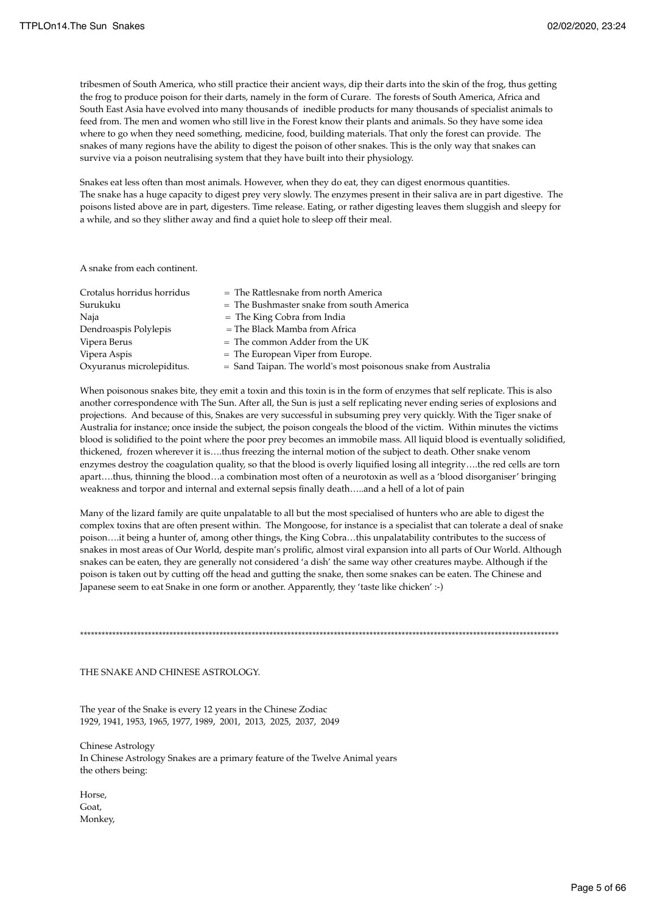tribesmen of South America, who still practice their ancient ways, dip their darts into the skin of the frog, thus getting the frog to produce poison for their darts, namely in the form of Curare. The forests of South America, Africa and South East Asia have evolved into many thousands of inedible products for many thousands of specialist animals to feed from. The men and women who still live in the Forest know their plants and animals. So they have some idea where to go when they need something, medicine, food, building materials. That only the forest can provide. The snakes of many regions have the ability to digest the poison of other snakes. This is the only way that snakes can survive via a poison neutralising system that they have built into their physiology.

Snakes eat less often than most animals. However, when they do eat, they can digest enormous quantities.
The snake has a huge capacity to digest prey very slowly. The enzymes present in their saliva are in part digestive. The poisons listed above are in part, digesters. Time release. Eating, or rather digesting leaves them sluggish and sleepy for a while, and so they slither away and find a quiet hole to sleep off their meal.

A snake from each continent.

| | |
|---|---|
| Crotalus horridus horridus | = The Rattlesnake from north America |
| Surukuku | = The Bushmaster snake from south America |
| Naja | = The King Cobra from India |
| Dendroaspis Polylepis | = The Black Mamba from Africa |
| Vipera Berus | = The common Adder from the UK |
| Vipera Aspis | = The European Viper from Europe. |
| Oxyuranus microlepiditus. | = Sand Taipan. The world's most poisonous snake from Australia |

When poisonous snakes bite, they emit a toxin and this toxin is in the form of enzymes that self replicate. This is also another correspondence with The Sun. After all, the Sun is just a self replicating never ending series of explosions and projections. And because of this, Snakes are very successful in subsuming prey very quickly. With the Tiger snake of Australia for instance; once inside the subject, the poison congeals the blood of the victim. Within minutes the victims blood is solidified to the point where the poor prey becomes an immobile mass. All liquid blood is eventually solidified, thickened, frozen wherever it is….thus freezing the internal motion of the subject to death. Other snake venom enzymes destroy the coagulation quality, so that the blood is overly liquified losing all integrity….the red cells are torn apart….thus, thinning the blood…a combination most often of a neurotoxin as well as a 'blood disorganiser' bringing weakness and torpor and internal and external sepsis finally death…..and a hell of a lot of pain

Many of the lizard family are quite unpalatable to all but the most specialised of hunters who are able to digest the complex toxins that are often present within. The Mongoose, for instance is a specialist that can tolerate a deal of snake poison….it being a hunter of, among other things, the King Cobra…this unpalatability contributes to the success of snakes in most areas of Our World, despite man's prolific, almost viral expansion into all parts of Our World. Although snakes can be eaten, they are generally not considered 'a dish' the same way other creatures maybe. Although if the poison is taken out by cutting off the head and gutting the snake, then some snakes can be eaten. The Chinese and Japanese seem to eat Snake in one form or another. Apparently, they 'taste like chicken' :-)

*********************************************************************************************************************************************

THE SNAKE AND CHINESE ASTROLOGY.

The year of the Snake is every 12 years in the Chinese Zodiac
1929, 1941, 1953, 1965, 1977, 1989, 2001, 2013, 2025, 2037, 2049

Chinese Astrology
In Chinese Astrology Snakes are a primary feature of the Twelve Animal years
the others being:

Horse,
Goat,
Monkey,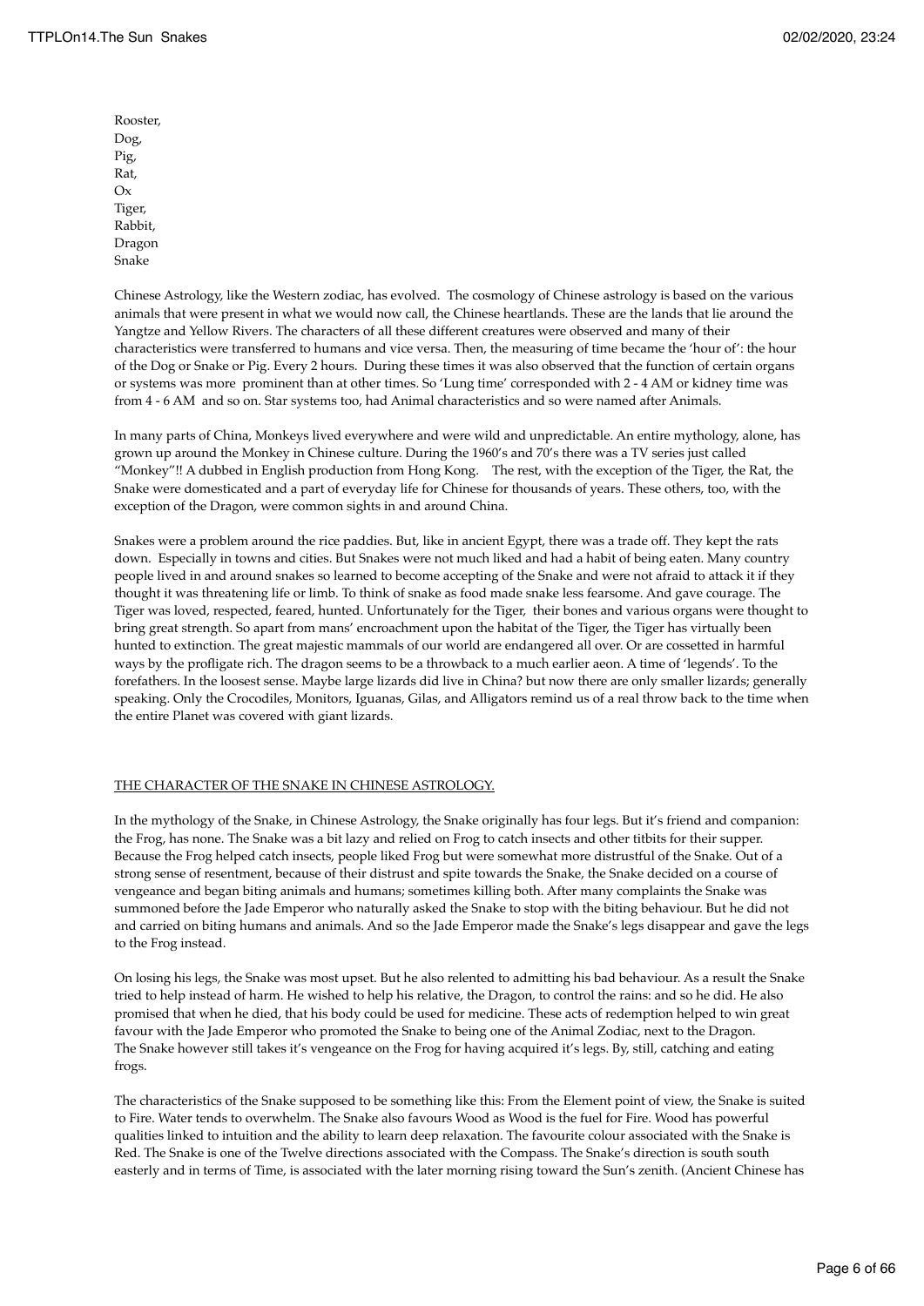Rooster,
Dog,
Pig,
Rat,
Ox
Tiger,
Rabbit,
Dragon
Snake

Chinese Astrology, like the Western zodiac, has evolved. The cosmology of Chinese astrology is based on the various animals that were present in what we would now call, the Chinese heartlands. These are the lands that lie around the Yangtze and Yellow Rivers. The characters of all these different creatures were observed and many of their characteristics were transferred to humans and vice versa. Then, the measuring of time became the 'hour of': the hour of the Dog or Snake or Pig. Every 2 hours. During these times it was also observed that the function of certain organs or systems was more prominent than at other times. So 'Lung time' corresponded with 2 - 4 AM or kidney time was from 4 - 6 AM and so on. Star systems too, had Animal characteristics and so were named after Animals.

In many parts of China, Monkeys lived everywhere and were wild and unpredictable. An entire mythology, alone, has grown up around the Monkey in Chinese culture. During the 1960's and 70's there was a TV series just called "Monkey"!! A dubbed in English production from Hong Kong. The rest, with the exception of the Tiger, the Rat, the Snake were domesticated and a part of everyday life for Chinese for thousands of years. These others, too, with the exception of the Dragon, were common sights in and around China.

Snakes were a problem around the rice paddies. But, like in ancient Egypt, there was a trade off. They kept the rats down. Especially in towns and cities. But Snakes were not much liked and had a habit of being eaten. Many country people lived in and around snakes so learned to become accepting of the Snake and were not afraid to attack it if they thought it was threatening life or limb. To think of snake as food made snake less fearsome. And gave courage. The Tiger was loved, respected, feared, hunted. Unfortunately for the Tiger, their bones and various organs were thought to bring great strength. So apart from mans' encroachment upon the habitat of the Tiger, the Tiger has virtually been hunted to extinction. The great majestic mammals of our world are endangered all over. Or are cossetted in harmful ways by the profligate rich. The dragon seems to be a throwback to a much earlier aeon. A time of 'legends'. To the forefathers. In the loosest sense. Maybe large lizards did live in China? but now there are only smaller lizards; generally speaking. Only the Crocodiles, Monitors, Iguanas, Gilas, and Alligators remind us of a real throw back to the time when the entire Planet was covered with giant lizards.

## THE CHARACTER OF THE SNAKE IN CHINESE ASTROLOGY.

In the mythology of the Snake, in Chinese Astrology, the Snake originally has four legs. But it's friend and companion: the Frog, has none. The Snake was a bit lazy and relied on Frog to catch insects and other titbits for their supper. Because the Frog helped catch insects, people liked Frog but were somewhat more distrustful of the Snake. Out of a strong sense of resentment, because of their distrust and spite towards the Snake, the Snake decided on a course of vengeance and began biting animals and humans; sometimes killing both. After many complaints the Snake was summoned before the Jade Emperor who naturally asked the Snake to stop with the biting behaviour. But he did not and carried on biting humans and animals. And so the Jade Emperor made the Snake's legs disappear and gave the legs to the Frog instead.

On losing his legs, the Snake was most upset. But he also relented to admitting his bad behaviour. As a result the Snake tried to help instead of harm. He wished to help his relative, the Dragon, to control the rains: and so he did. He also promised that when he died, that his body could be used for medicine. These acts of redemption helped to win great favour with the Jade Emperor who promoted the Snake to being one of the Animal Zodiac, next to the Dragon. The Snake however still takes it's vengeance on the Frog for having acquired it's legs. By, still, catching and eating frogs.

The characteristics of the Snake supposed to be something like this: From the Element point of view, the Snake is suited to Fire. Water tends to overwhelm. The Snake also favours Wood as Wood is the fuel for Fire. Wood has powerful qualities linked to intuition and the ability to learn deep relaxation. The favourite colour associated with the Snake is Red. The Snake is one of the Twelve directions associated with the Compass. The Snake's direction is south south easterly and in terms of Time, is associated with the later morning rising toward the Sun's zenith. (Ancient Chinese has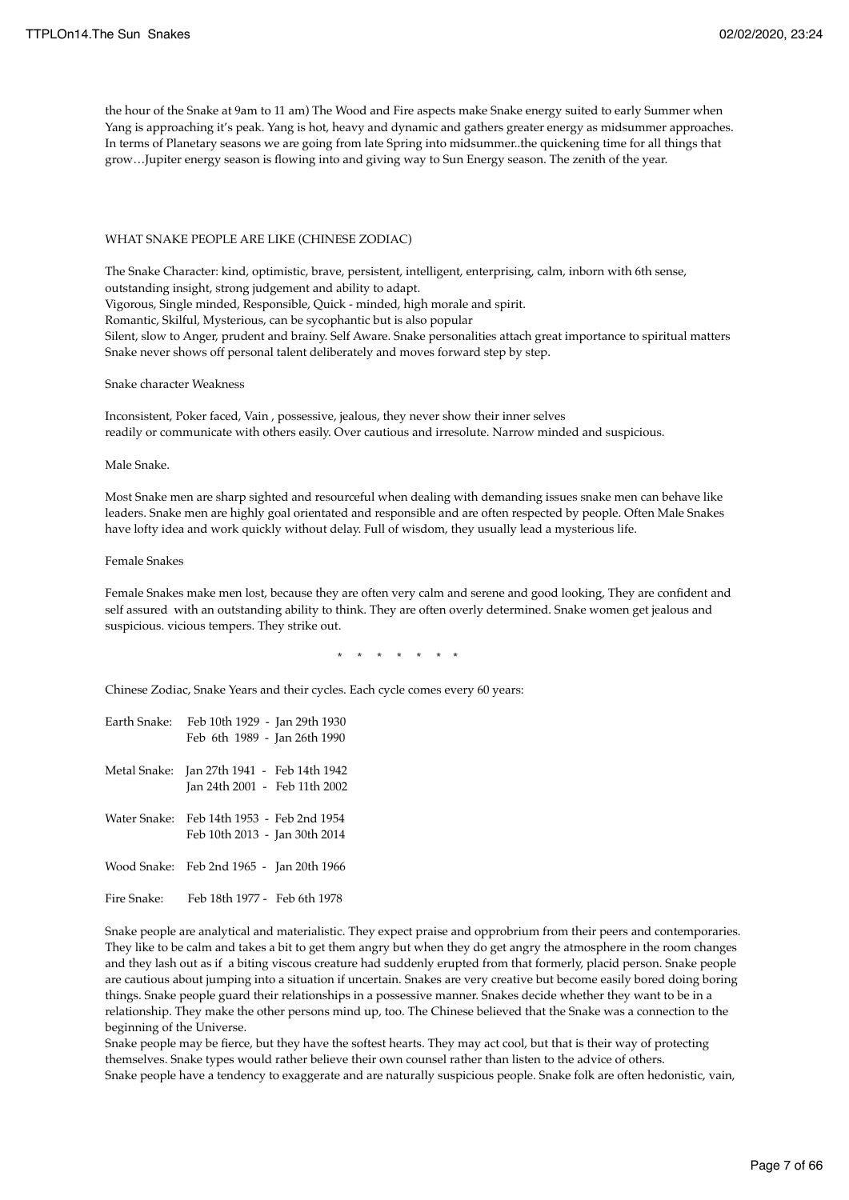the hour of the Snake at 9am to 11 am) The Wood and Fire aspects make Snake energy suited to early Summer when Yang is approaching it's peak. Yang is hot, heavy and dynamic and gathers greater energy as midsummer approaches. In terms of Planetary seasons we are going from late Spring into midsummer..the quickening time for all things that grow…Jupiter energy season is flowing into and giving way to Sun Energy season. The zenith of the year.

WHAT SNAKE PEOPLE ARE LIKE (CHINESE ZODIAC)

The Snake Character: kind, optimistic, brave, persistent, intelligent, enterprising, calm, inborn with 6th sense, outstanding insight, strong judgement and ability to adapt.
Vigorous, Single minded, Responsible, Quick - minded, high morale and spirit.
Romantic, Skilful, Mysterious, can be sycophantic but is also popular
Silent, slow to Anger, prudent and brainy. Self Aware. Snake personalities attach great importance to spiritual matters
Snake never shows off personal talent deliberately and moves forward step by step.

Snake character Weakness

Inconsistent, Poker faced, Vain , possessive, jealous, they never show their inner selves readily or communicate with others easily. Over cautious and irresolute. Narrow minded and suspicious.

Male Snake.

Most Snake men are sharp sighted and resourceful when dealing with demanding issues snake men can behave like leaders. Snake men are highly goal orientated and responsible and are often respected by people. Often Male Snakes have lofty idea and work quickly without delay. Full of wisdom, they usually lead a mysterious life.

Female Snakes

Female Snakes make men lost, because they are often very calm and serene and good looking, They are confident and self assured with an outstanding ability to think. They are often overly determined. Snake women get jealous and suspicious. vicious tempers. They strike out.

\* \* \* \* \* \* \*

Chinese Zodiac, Snake Years and their cycles. Each cycle comes every 60 years:

Earth Snake: Feb 10th 1929 - Jan 29th 1930
Feb 6th 1989 - Jan 26th 1990

Metal Snake: Jan 27th 1941 - Feb 14th 1942
Jan 24th 2001 - Feb 11th 2002

Water Snake: Feb 14th 1953 - Feb 2nd 1954
Feb 10th 2013 - Jan 30th 2014

Wood Snake: Feb 2nd 1965 - Jan 20th 1966

Fire Snake: Feb 18th 1977 - Feb 6th 1978

Snake people are analytical and materialistic. They expect praise and opprobrium from their peers and contemporaries. They like to be calm and takes a bit to get them angry but when they do get angry the atmosphere in the room changes and they lash out as if a biting viscous creature had suddenly erupted from that formerly, placid person. Snake people are cautious about jumping into a situation if uncertain. Snakes are very creative but become easily bored doing boring things. Snake people guard their relationships in a possessive manner. Snakes decide whether they want to be in a relationship. They make the other persons mind up, too. The Chinese believed that the Snake was a connection to the beginning of the Universe.
Snake people may be fierce, but they have the softest hearts. They may act cool, but that is their way of protecting themselves. Snake types would rather believe their own counsel rather than listen to the advice of others.
Snake people have a tendency to exaggerate and are naturally suspicious people. Snake folk are often hedonistic, vain,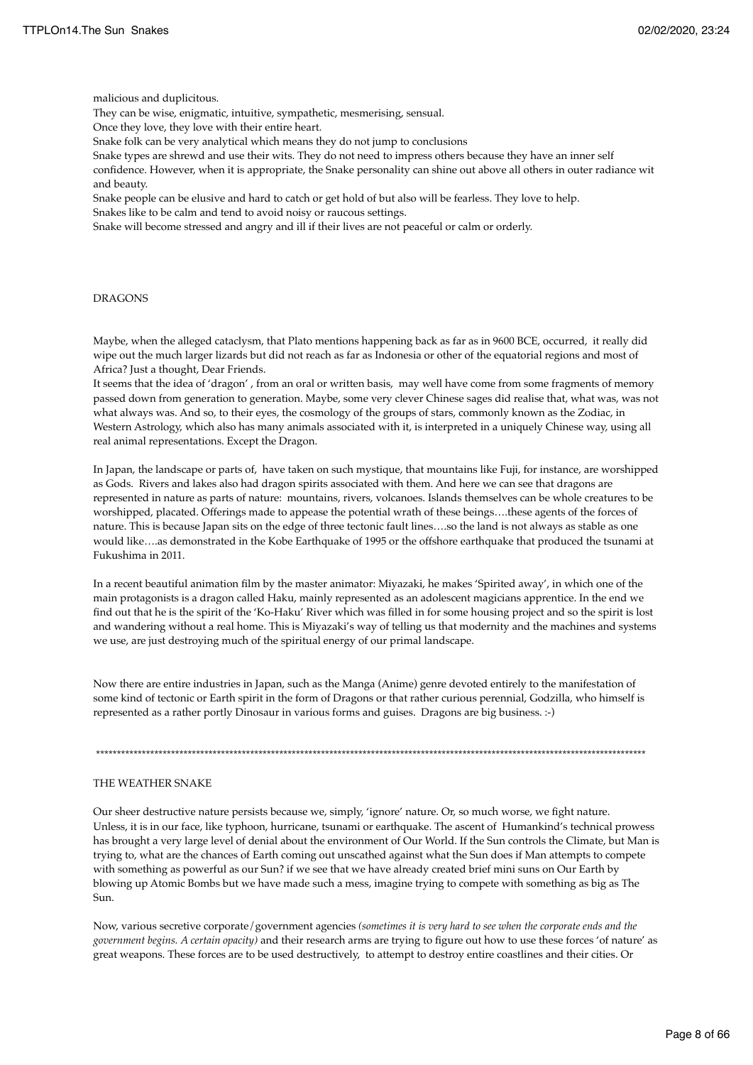malicious and duplicitous.
They can be wise, enigmatic, intuitive, sympathetic, mesmerising, sensual.
Once they love, they love with their entire heart.
Snake folk can be very analytical which means they do not jump to conclusions
Snake types are shrewd and use their wits. They do not need to impress others because they have an inner self confidence. However, when it is appropriate, the Snake personality can shine out above all others in outer radiance wit and beauty.
Snake people can be elusive and hard to catch or get hold of but also will be fearless. They love to help.
Snakes like to be calm and tend to avoid noisy or raucous settings.
Snake will become stressed and angry and ill if their lives are not peaceful or calm or orderly.

## DRAGONS

Maybe, when the alleged cataclysm, that Plato mentions happening back as far as in 9600 BCE, occurred, it really did wipe out the much larger lizards but did not reach as far as Indonesia or other of the equatorial regions and most of Africa? Just a thought, Dear Friends.
It seems that the idea of 'dragon' , from an oral or written basis, may well have come from some fragments of memory passed down from generation to generation. Maybe, some very clever Chinese sages did realise that, what was, was not what always was. And so, to their eyes, the cosmology of the groups of stars, commonly known as the Zodiac, in Western Astrology, which also has many animals associated with it, is interpreted in a uniquely Chinese way, using all real animal representations. Except the Dragon.

In Japan, the landscape or parts of, have taken on such mystique, that mountains like Fuji, for instance, are worshipped as Gods. Rivers and lakes also had dragon spirits associated with them. And here we can see that dragons are represented in nature as parts of nature: mountains, rivers, volcanoes. Islands themselves can be whole creatures to be worshipped, placated. Offerings made to appease the potential wrath of these beings….these agents of the forces of nature. This is because Japan sits on the edge of three tectonic fault lines….so the land is not always as stable as one would like….as demonstrated in the Kobe Earthquake of 1995 or the offshore earthquake that produced the tsunami at Fukushima in 2011.

In a recent beautiful animation film by the master animator: Miyazaki, he makes 'Spirited away', in which one of the main protagonists is a dragon called Haku, mainly represented as an adolescent magicians apprentice. In the end we find out that he is the spirit of the 'Ko-Haku' River which was filled in for some housing project and so the spirit is lost and wandering without a real home. This is Miyazaki's way of telling us that modernity and the machines and systems we use, are just destroying much of the spiritual energy of our primal landscape.

Now there are entire industries in Japan, such as the Manga (Anime) genre devoted entirely to the manifestation of some kind of tectonic or Earth spirit in the form of Dragons or that rather curious perennial, Godzilla, who himself is represented as a rather portly Dinosaur in various forms and guises. Dragons are big business. :-)

*************************************************************************************************************************************

## THE WEATHER SNAKE

Our sheer destructive nature persists because we, simply, 'ignore' nature. Or, so much worse, we fight nature. Unless, it is in our face, like typhoon, hurricane, tsunami or earthquake. The ascent of Humankind's technical prowess has brought a very large level of denial about the environment of Our World. If the Sun controls the Climate, but Man is trying to, what are the chances of Earth coming out unscathed against what the Sun does if Man attempts to compete with something as powerful as our Sun? if we see that we have already created brief mini suns on Our Earth by blowing up Atomic Bombs but we have made such a mess, imagine trying to compete with something as big as The Sun.

Now, various secretive corporate/government agencies *(sometimes it is very hard to see when the corporate ends and the government begins. A certain opacity)* and their research arms are trying to figure out how to use these forces 'of nature' as great weapons. These forces are to be used destructively, to attempt to destroy entire coastlines and their cities. Or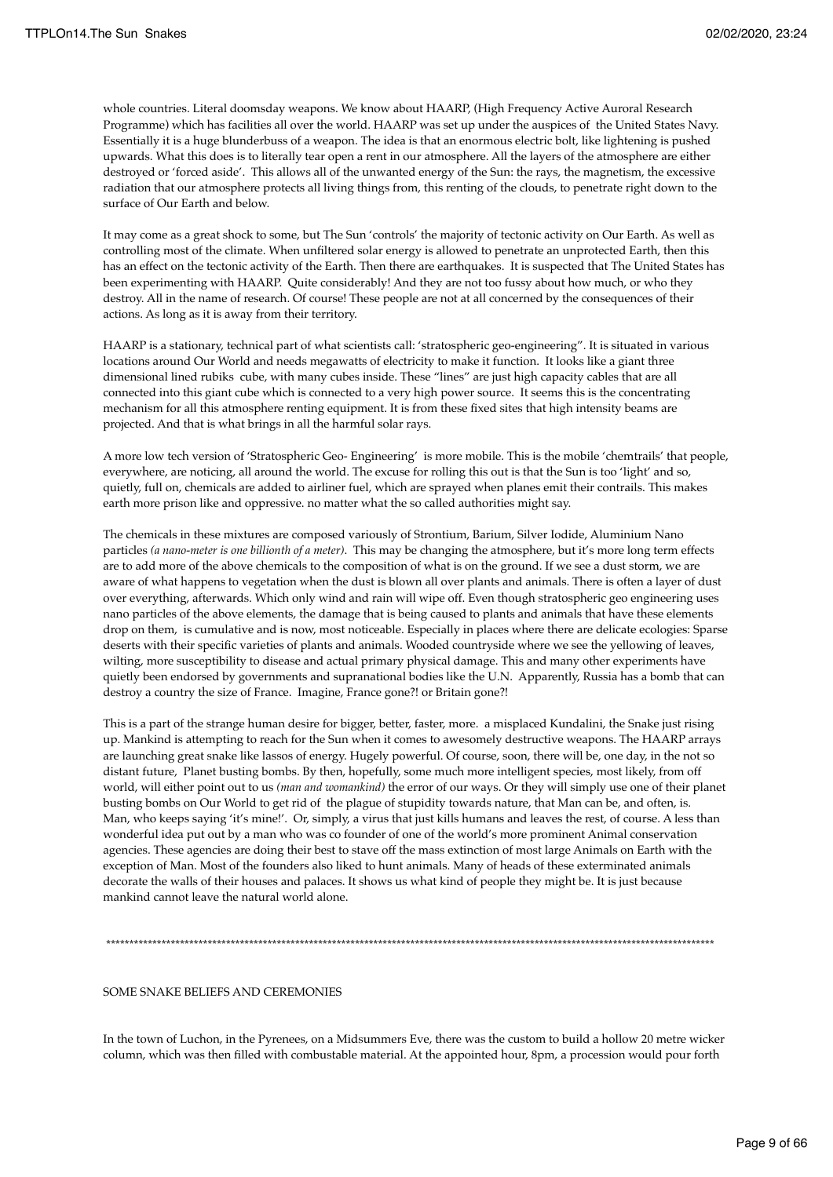whole countries. Literal doomsday weapons. We know about HAARP, (High Frequency Active Auroral Research Programme) which has facilities all over the world. HAARP was set up under the auspices of the United States Navy. Essentially it is a huge blunderbuss of a weapon. The idea is that an enormous electric bolt, like lightening is pushed upwards. What this does is to literally tear open a rent in our atmosphere. All the layers of the atmosphere are either destroyed or 'forced aside'. This allows all of the unwanted energy of the Sun: the rays, the magnetism, the excessive radiation that our atmosphere protects all living things from, this renting of the clouds, to penetrate right down to the surface of Our Earth and below.

It may come as a great shock to some, but The Sun 'controls' the majority of tectonic activity on Our Earth. As well as controlling most of the climate. When unfiltered solar energy is allowed to penetrate an unprotected Earth, then this has an effect on the tectonic activity of the Earth. Then there are earthquakes. It is suspected that The United States has been experimenting with HAARP. Quite considerably! And they are not too fussy about how much, or who they destroy. All in the name of research. Of course! These people are not at all concerned by the consequences of their actions. As long as it is away from their territory.

HAARP is a stationary, technical part of what scientists call: 'stratospheric geo-engineering". It is situated in various locations around Our World and needs megawatts of electricity to make it function. It looks like a giant three dimensional lined rubiks cube, with many cubes inside. These "lines" are just high capacity cables that are all connected into this giant cube which is connected to a very high power source. It seems this is the concentrating mechanism for all this atmosphere renting equipment. It is from these fixed sites that high intensity beams are projected. And that is what brings in all the harmful solar rays.

A more low tech version of 'Stratospheric Geo- Engineering' is more mobile. This is the mobile 'chemtrails' that people, everywhere, are noticing, all around the world. The excuse for rolling this out is that the Sun is too 'light' and so, quietly, full on, chemicals are added to airliner fuel, which are sprayed when planes emit their contrails. This makes earth more prison like and oppressive. no matter what the so called authorities might say.

The chemicals in these mixtures are composed variously of Strontium, Barium, Silver Iodide, Aluminium Nano particles *(a nano-meter is one billionth of a meter)*. This may be changing the atmosphere, but it's more long term effects are to add more of the above chemicals to the composition of what is on the ground. If we see a dust storm, we are aware of what happens to vegetation when the dust is blown all over plants and animals. There is often a layer of dust over everything, afterwards. Which only wind and rain will wipe off. Even though stratospheric geo engineering uses nano particles of the above elements, the damage that is being caused to plants and animals that have these elements drop on them, is cumulative and is now, most noticeable. Especially in places where there are delicate ecologies: Sparse deserts with their specific varieties of plants and animals. Wooded countryside where we see the yellowing of leaves, wilting, more susceptibility to disease and actual primary physical damage. This and many other experiments have quietly been endorsed by governments and supranational bodies like the U.N. Apparently, Russia has a bomb that can destroy a country the size of France. Imagine, France gone?! or Britain gone?!

This is a part of the strange human desire for bigger, better, faster, more. a misplaced Kundalini, the Snake just rising up. Mankind is attempting to reach for the Sun when it comes to awesomely destructive weapons. The HAARP arrays are launching great snake like lassos of energy. Hugely powerful. Of course, soon, there will be, one day, in the not so distant future, Planet busting bombs. By then, hopefully, some much more intelligent species, most likely, from off world, will either point out to us *(man and womankind)* the error of our ways. Or they will simply use one of their planet busting bombs on Our World to get rid of the plague of stupidity towards nature, that Man can be, and often, is. Man, who keeps saying 'it's mine!'. Or, simply, a virus that just kills humans and leaves the rest, of course. A less than wonderful idea put out by a man who was co founder of one of the world's more prominent Animal conservation agencies. These agencies are doing their best to stave off the mass extinction of most large Animals on Earth with the exception of Man. Most of the founders also liked to hunt animals. Many of heads of these exterminated animals decorate the walls of their houses and palaces. It shows us what kind of people they might be. It is just because mankind cannot leave the natural world alone.

************************************************************************************************************************************

SOME SNAKE BELIEFS AND CEREMONIES

In the town of Luchon, in the Pyrenees, on a Midsummers Eve, there was the custom to build a hollow 20 metre wicker column, which was then filled with combustable material. At the appointed hour, 8pm, a procession would pour forth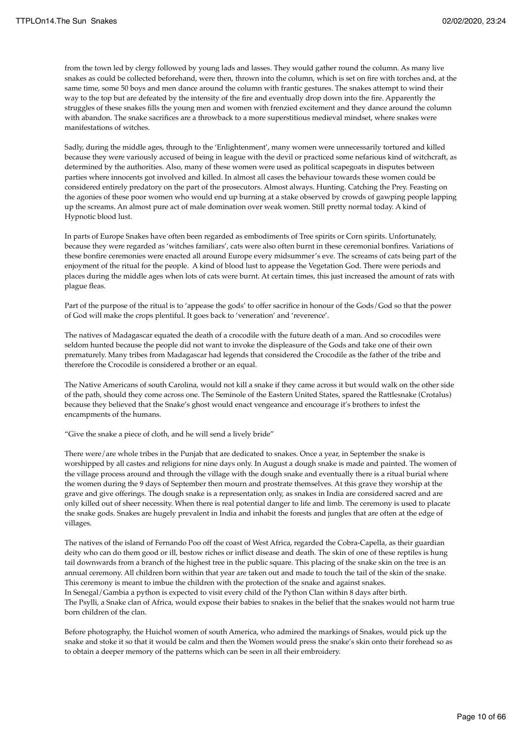from the town led by clergy followed by young lads and lasses. They would gather round the column. As many live snakes as could be collected beforehand, were then, thrown into the column, which is set on fire with torches and, at the same time, some 50 boys and men dance around the column with frantic gestures. The snakes attempt to wind their way to the top but are defeated by the intensity of the fire and eventually drop down into the fire. Apparently the struggles of these snakes fills the young men and women with frenzied excitement and they dance around the column with abandon. The snake sacrifices are a throwback to a more superstitious medieval mindset, where snakes were manifestations of witches.

Sadly, during the middle ages, through to the 'Enlightenment', many women were unnecessarily tortured and killed because they were variously accused of being in league with the devil or practiced some nefarious kind of witchcraft, as determined by the authorities. Also, many of these women were used as political scapegoats in disputes between parties where innocents got involved and killed. In almost all cases the behaviour towards these women could be considered entirely predatory on the part of the prosecutors. Almost always. Hunting. Catching the Prey. Feasting on the agonies of these poor women who would end up burning at a stake observed by crowds of gawping people lapping up the screams. An almost pure act of male domination over weak women. Still pretty normal today. A kind of Hypnotic blood lust.

In parts of Europe Snakes have often been regarded as embodiments of Tree spirits or Corn spirits. Unfortunately, because they were regarded as 'witches familiars', cats were also often burnt in these ceremonial bonfires. Variations of these bonfire ceremonies were enacted all around Europe every midsummer's eve. The screams of cats being part of the enjoyment of the ritual for the people. A kind of blood lust to appease the Vegetation God. There were periods and places during the middle ages when lots of cats were burnt. At certain times, this just increased the amount of rats with plague fleas.

Part of the purpose of the ritual is to 'appease the gods' to offer sacrifice in honour of the Gods/God so that the power of God will make the crops plentiful. It goes back to 'veneration' and 'reverence'.

The natives of Madagascar equated the death of a crocodile with the future death of a man. And so crocodiles were seldom hunted because the people did not want to invoke the displeasure of the Gods and take one of their own prematurely. Many tribes from Madagascar had legends that considered the Crocodile as the father of the tribe and therefore the Crocodile is considered a brother or an equal.

The Native Americans of south Carolina, would not kill a snake if they came across it but would walk on the other side of the path, should they come across one. The Seminole of the Eastern United States, spared the Rattlesnake (Crotalus) because they believed that the Snake's ghost would enact vengeance and encourage it's brothers to infest the encampments of the humans.

"Give the snake a piece of cloth, and he will send a lively bride"

There were/are whole tribes in the Punjab that are dedicated to snakes. Once a year, in September the snake is worshipped by all castes and religions for nine days only. In August a dough snake is made and painted. The women of the village process around and through the village with the dough snake and eventually there is a ritual burial where the women during the 9 days of September then mourn and prostrate themselves. At this grave they worship at the grave and give offerings. The dough snake is a representation only, as snakes in India are considered sacred and are only killed out of sheer necessity. When there is real potential danger to life and limb. The ceremony is used to placate the snake gods. Snakes are hugely prevalent in India and inhabit the forests and jungles that are often at the edge of villages.

The natives of the island of Fernando Poo off the coast of West Africa, regarded the Cobra-Capella, as their guardian deity who can do them good or ill, bestow riches or inflict disease and death. The skin of one of these reptiles is hung tail downwards from a branch of the highest tree in the public square. This placing of the snake skin on the tree is an annual ceremony. All children born within that year are taken out and made to touch the tail of the skin of the snake. This ceremony is meant to imbue the children with the protection of the snake and against snakes.
In Senegal/Gambia a python is expected to visit every child of the Python Clan within 8 days after birth.
The Psylli, a Snake clan of Africa, would expose their babies to snakes in the belief that the snakes would not harm true born children of the clan.

Before photography, the Huichol women of south America, who admired the markings of Snakes, would pick up the snake and stoke it so that it would be calm and then the Women would press the snake's skin onto their forehead so as to obtain a deeper memory of the patterns which can be seen in all their embroidery.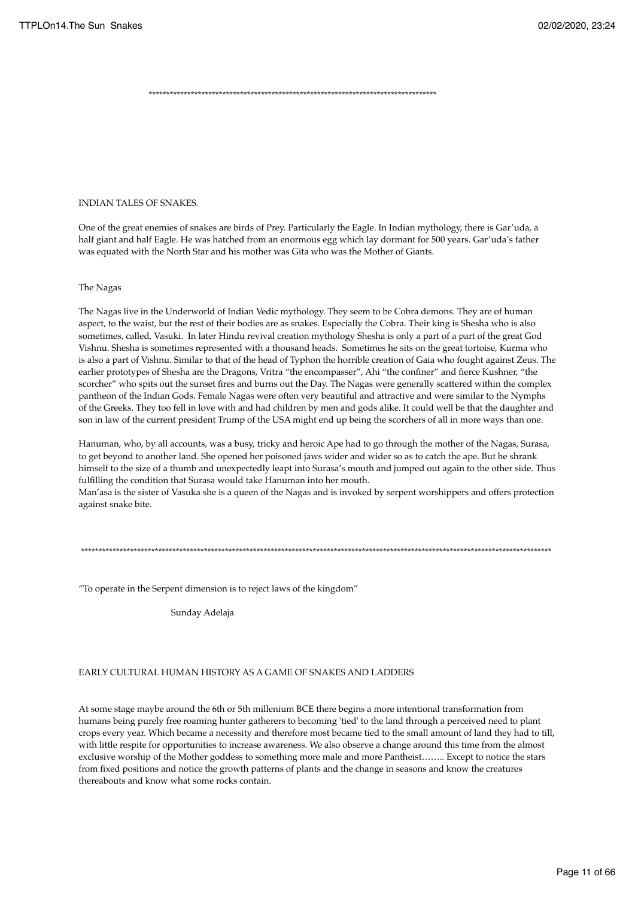*********************************************************************************

INDIAN TALES OF SNAKES.

One of the great enemies of snakes are birds of Prey. Particularly the Eagle. In Indian mythology, there is Gar'uda, a half giant and half Eagle. He was hatched from an enormous egg which lay dormant for 500 years. Gar'uda's father was equated with the North Star and his mother was Gita who was the Mother of Giants.

The Nagas

The Nagas live in the Underworld of Indian Vedic mythology. They seem to be Cobra demons. They are of human aspect, to the waist, but the rest of their bodies are as snakes. Especially the Cobra. Their king is Shesha who is also sometimes, called, Vasuki. In later Hindu revival creation mythology Shesha is only a part of a part of the great God Vishnu. Shesha is sometimes represented with a thousand heads. Sometimes he sits on the great tortoise, Kurma who is also a part of Vishnu. Similar to that of the head of Typhon the horrible creation of Gaia who fought against Zeus. The earlier prototypes of Shesha are the Dragons, Vritra "the encompasser", Ahi "the confiner" and fierce Kushner, "the scorcher" who spits out the sunset fires and burns out the Day. The Nagas were generally scattered within the complex pantheon of the Indian Gods. Female Nagas were often very beautiful and attractive and were similar to the Nymphs of the Greeks. They too fell in love with and had children by men and gods alike. It could well be that the daughter and son in law of the current president Trump of the USA might end up being the scorchers of all in more ways than one.

Hanuman, who, by all accounts, was a busy, tricky and heroic Ape had to go through the mother of the Nagas, Surasa, to get beyond to another land. She opened her poisoned jaws wider and wider so as to catch the ape. But he shrank himself to the size of a thumb and unexpectedly leapt into Surasa's mouth and jumped out again to the other side. Thus fulfilling the condition that Surasa would take Hanuman into her mouth.
Man'asa is the sister of Vasuka she is a queen of the Nagas and is invoked by serpent worshippers and offers protection against snake bite.

*********************************************************************************************************************************

"To operate in the Serpent dimension is to reject laws of the kingdom"

Sunday Adelaja

EARLY CULTURAL HUMAN HISTORY AS A GAME OF SNAKES AND LADDERS

At some stage maybe around the 6th or 5th millenium BCE there begins a more intentional transformation from humans being purely free roaming hunter gatherers to becoming 'tied' to the land through a perceived need to plant crops every year. Which became a necessity and therefore most became tied to the small amount of land they had to till, with little respite for opportunities to increase awareness. We also observe a change around this time from the almost exclusive worship of the Mother goddess to something more male and more Pantheist…….. Except to notice the stars from fixed positions and notice the growth patterns of plants and the change in seasons and know the creatures thereabouts and know what some rocks contain.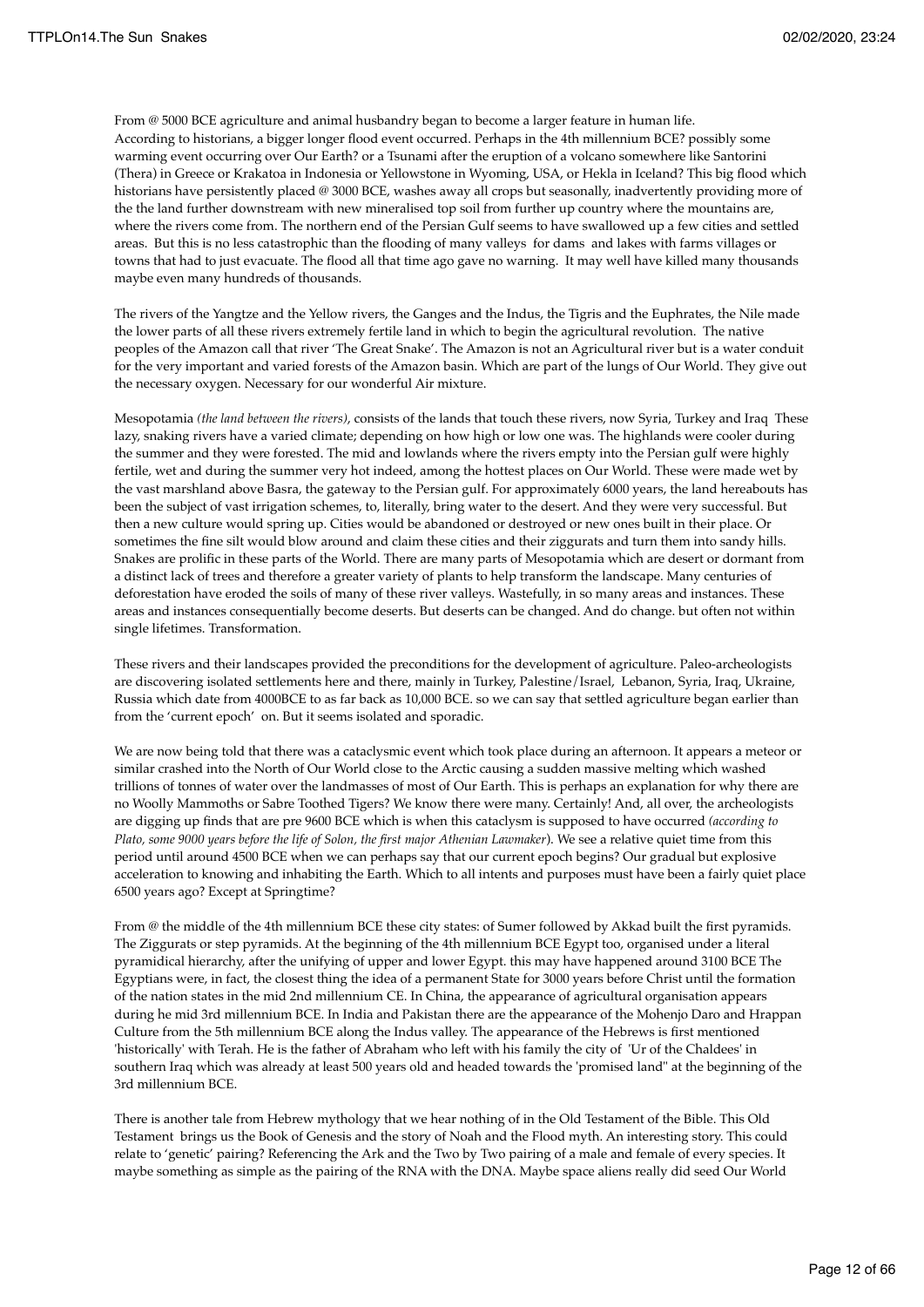From @ 5000 BCE agriculture and animal husbandry began to become a larger feature in human life.
According to historians, a bigger longer flood event occurred. Perhaps in the 4th millennium BCE? possibly some warming event occurring over Our Earth? or a Tsunami after the eruption of a volcano somewhere like Santorini (Thera) in Greece or Krakatoa in Indonesia or Yellowstone in Wyoming, USA, or Hekla in Iceland? This big flood which historians have persistently placed @ 3000 BCE, washes away all crops but seasonally, inadvertently providing more of the the land further downstream with new mineralised top soil from further up country where the mountains are, where the rivers come from. The northern end of the Persian Gulf seems to have swallowed up a few cities and settled areas. But this is no less catastrophic than the flooding of many valleys for dams and lakes with farms villages or towns that had to just evacuate. The flood all that time ago gave no warning. It may well have killed many thousands maybe even many hundreds of thousands.

The rivers of the Yangtze and the Yellow rivers, the Ganges and the Indus, the Tigris and the Euphrates, the Nile made the lower parts of all these rivers extremely fertile land in which to begin the agricultural revolution. The native peoples of the Amazon call that river 'The Great Snake'. The Amazon is not an Agricultural river but is a water conduit for the very important and varied forests of the Amazon basin. Which are part of the lungs of Our World. They give out the necessary oxygen. Necessary for our wonderful Air mixture.

Mesopotamia *(the land between the rivers)*, consists of the lands that touch these rivers, now Syria, Turkey and Iraq These lazy, snaking rivers have a varied climate; depending on how high or low one was. The highlands were cooler during the summer and they were forested. The mid and lowlands where the rivers empty into the Persian gulf were highly fertile, wet and during the summer very hot indeed, among the hottest places on Our World. These were made wet by the vast marshland above Basra, the gateway to the Persian gulf. For approximately 6000 years, the land hereabouts has been the subject of vast irrigation schemes, to, literally, bring water to the desert. And they were very successful. But then a new culture would spring up. Cities would be abandoned or destroyed or new ones built in their place. Or sometimes the fine silt would blow around and claim these cities and their ziggurats and turn them into sandy hills. Snakes are prolific in these parts of the World. There are many parts of Mesopotamia which are desert or dormant from a distinct lack of trees and therefore a greater variety of plants to help transform the landscape. Many centuries of deforestation have eroded the soils of many of these river valleys. Wastefully, in so many areas and instances. These areas and instances consequentially become deserts. But deserts can be changed. And do change. but often not within single lifetimes. Transformation.

These rivers and their landscapes provided the preconditions for the development of agriculture. Paleo-archeologists are discovering isolated settlements here and there, mainly in Turkey, Palestine/Israel, Lebanon, Syria, Iraq, Ukraine, Russia which date from 4000BCE to as far back as 10,000 BCE. so we can say that settled agriculture began earlier than from the 'current epoch' on. But it seems isolated and sporadic.

We are now being told that there was a cataclysmic event which took place during an afternoon. It appears a meteor or similar crashed into the North of Our World close to the Arctic causing a sudden massive melting which washed trillions of tonnes of water over the landmasses of most of Our Earth. This is perhaps an explanation for why there are no Woolly Mammoths or Sabre Toothed Tigers? We know there were many. Certainly! And, all over, the archeologists are digging up finds that are pre 9600 BCE which is when this cataclysm is supposed to have occurred *(according to Plato, some 9000 years before the life of Solon, the first major Athenian Lawmaker)*. We see a relative quiet time from this period until around 4500 BCE when we can perhaps say that our current epoch begins? Our gradual but explosive acceleration to knowing and inhabiting the Earth. Which to all intents and purposes must have been a fairly quiet place 6500 years ago? Except at Springtime?

From @ the middle of the 4th millennium BCE these city states: of Sumer followed by Akkad built the first pyramids. The Ziggurats or step pyramids. At the beginning of the 4th millennium BCE Egypt too, organised under a literal pyramidical hierarchy, after the unifying of upper and lower Egypt. this may have happened around 3100 BCE The Egyptians were, in fact, the closest thing the idea of a permanent State for 3000 years before Christ until the formation of the nation states in the mid 2nd millennium CE. In China, the appearance of agricultural organisation appears during he mid 3rd millennium BCE. In India and Pakistan there are the appearance of the Mohenjo Daro and Hrappan Culture from the 5th millennium BCE along the Indus valley. The appearance of the Hebrews is first mentioned 'historically' with Terah. He is the father of Abraham who left with his family the city of 'Ur of the Chaldees' in southern Iraq which was already at least 500 years old and headed towards the 'promised land'' at the beginning of the 3rd millennium BCE.

There is another tale from Hebrew mythology that we hear nothing of in the Old Testament of the Bible. This Old Testament brings us the Book of Genesis and the story of Noah and the Flood myth. An interesting story. This could relate to 'genetic' pairing? Referencing the Ark and the Two by Two pairing of a male and female of every species. It maybe something as simple as the pairing of the RNA with the DNA. Maybe space aliens really did seed Our World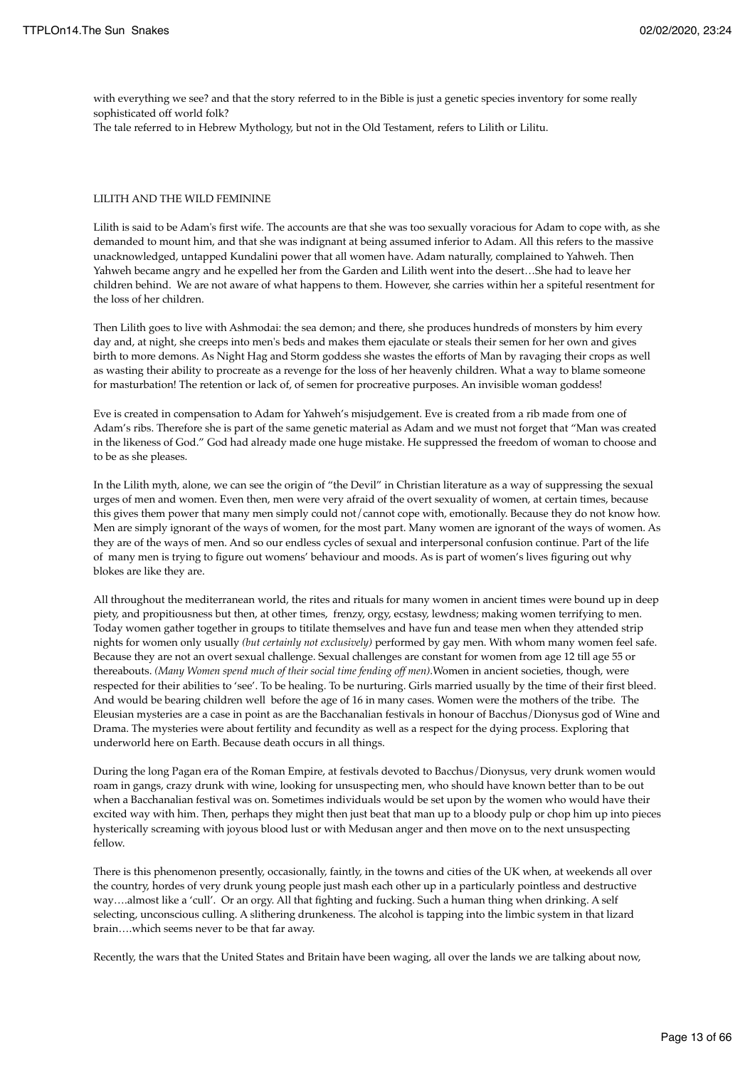with everything we see? and that the story referred to in the Bible is just a genetic species inventory for some really sophisticated off world folk?
The tale referred to in Hebrew Mythology, but not in the Old Testament, refers to Lilith or Lilitu.

## LILITH AND THE WILD FEMININE

Lilith is said to be Adam's first wife. The accounts are that she was too sexually voracious for Adam to cope with, as she demanded to mount him, and that she was indignant at being assumed inferior to Adam. All this refers to the massive unacknowledged, untapped Kundalini power that all women have. Adam naturally, complained to Yahweh. Then Yahweh became angry and he expelled her from the Garden and Lilith went into the desert…She had to leave her children behind. We are not aware of what happens to them. However, she carries within her a spiteful resentment for the loss of her children.

Then Lilith goes to live with Ashmodai: the sea demon; and there, she produces hundreds of monsters by him every day and, at night, she creeps into men's beds and makes them ejaculate or steals their semen for her own and gives birth to more demons. As Night Hag and Storm goddess she wastes the efforts of Man by ravaging their crops as well as wasting their ability to procreate as a revenge for the loss of her heavenly children. What a way to blame someone for masturbation! The retention or lack of, of semen for procreative purposes. An invisible woman goddess!

Eve is created in compensation to Adam for Yahweh's misjudgement. Eve is created from a rib made from one of Adam's ribs. Therefore she is part of the same genetic material as Adam and we must not forget that "Man was created in the likeness of God." God had already made one huge mistake. He suppressed the freedom of woman to choose and to be as she pleases.

In the Lilith myth, alone, we can see the origin of "the Devil" in Christian literature as a way of suppressing the sexual urges of men and women. Even then, men were very afraid of the overt sexuality of women, at certain times, because this gives them power that many men simply could not/cannot cope with, emotionally. Because they do not know how. Men are simply ignorant of the ways of women, for the most part. Many women are ignorant of the ways of women. As they are of the ways of men. And so our endless cycles of sexual and interpersonal confusion continue. Part of the life of many men is trying to figure out womens' behaviour and moods. As is part of women's lives figuring out why blokes are like they are.

All throughout the mediterranean world, the rites and rituals for many women in ancient times were bound up in deep piety, and propitiousness but then, at other times, frenzy, orgy, ecstasy, lewdness; making women terrifying to men. Today women gather together in groups to titilate themselves and have fun and tease men when they attended strip nights for women only usually *(but certainly not exclusively)* performed by gay men. With whom many women feel safe. Because they are not an overt sexual challenge. Sexual challenges are constant for women from age 12 till age 55 or thereabouts. *(Many Women spend much of their social time fending off men)*.Women in ancient societies, though, were respected for their abilities to 'see'. To be healing. To be nurturing. Girls married usually by the time of their first bleed. And would be bearing children well before the age of 16 in many cases. Women were the mothers of the tribe. The Eleusian mysteries are a case in point as are the Bacchanalian festivals in honour of Bacchus/Dionysus god of Wine and Drama. The mysteries were about fertility and fecundity as well as a respect for the dying process. Exploring that underworld here on Earth. Because death occurs in all things.

During the long Pagan era of the Roman Empire, at festivals devoted to Bacchus/Dionysus, very drunk women would roam in gangs, crazy drunk with wine, looking for unsuspecting men, who should have known better than to be out when a Bacchanalian festival was on. Sometimes individuals would be set upon by the women who would have their excited way with him. Then, perhaps they might then just beat that man up to a bloody pulp or chop him up into pieces hysterically screaming with joyous blood lust or with Medusan anger and then move on to the next unsuspecting fellow.

There is this phenomenon presently, occasionally, faintly, in the towns and cities of the UK when, at weekends all over the country, hordes of very drunk young people just mash each other up in a particularly pointless and destructive way….almost like a 'cull'. Or an orgy. All that fighting and fucking. Such a human thing when drinking. A self selecting, unconscious culling. A slithering drunkeness. The alcohol is tapping into the limbic system in that lizard brain….which seems never to be that far away.

Recently, the wars that the United States and Britain have been waging, all over the lands we are talking about now,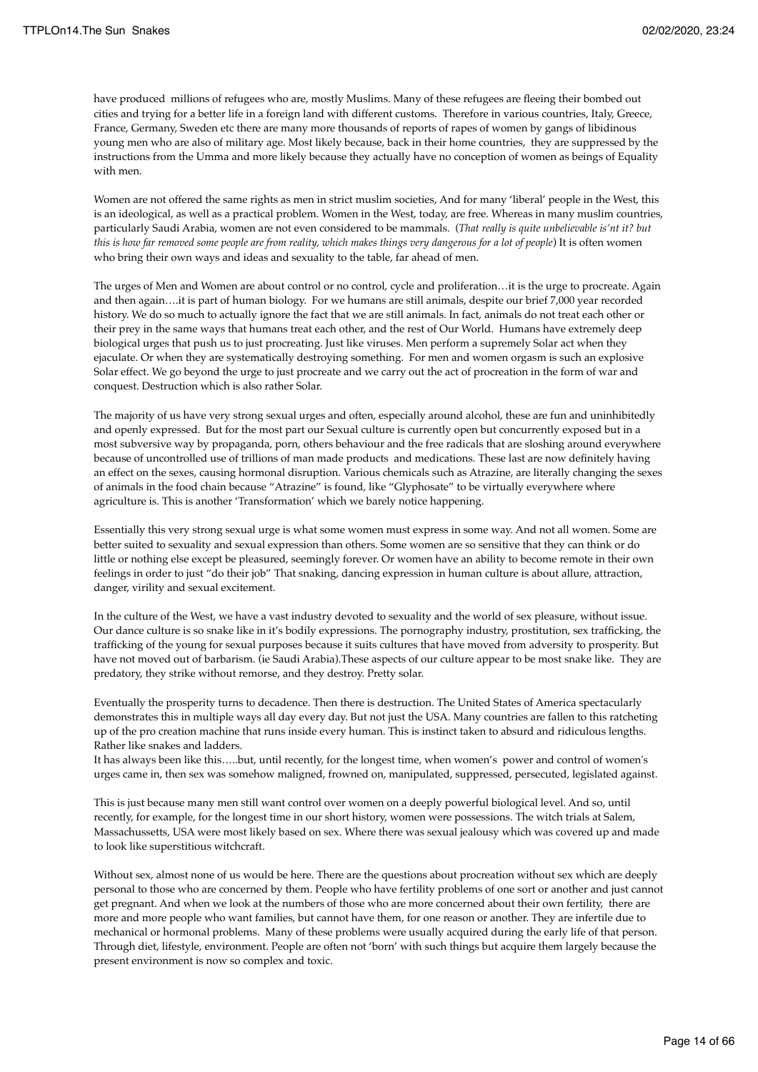have produced millions of refugees who are, mostly Muslims. Many of these refugees are fleeing their bombed out cities and trying for a better life in a foreign land with different customs. Therefore in various countries, Italy, Greece, France, Germany, Sweden etc there are many more thousands of reports of rapes of women by gangs of libidinous young men who are also of military age. Most likely because, back in their home countries, they are suppressed by the instructions from the Umma and more likely because they actually have no conception of women as beings of Equality with men.

Women are not offered the same rights as men in strict muslim societies, And for many 'liberal' people in the West, this is an ideological, as well as a practical problem. Women in the West, today, are free. Whereas in many muslim countries, particularly Saudi Arabia, women are not even considered to be mammals. (*That really is quite unbelievable is'nt it? but this is how far removed some people are from reality, which makes things very dangerous for a lot of people*) It is often women who bring their own ways and ideas and sexuality to the table, far ahead of men.

The urges of Men and Women are about control or no control, cycle and proliferation…it is the urge to procreate. Again and then again….it is part of human biology. For we humans are still animals, despite our brief 7,000 year recorded history. We do so much to actually ignore the fact that we are still animals. In fact, animals do not treat each other or their prey in the same ways that humans treat each other, and the rest of Our World. Humans have extremely deep biological urges that push us to just procreating. Just like viruses. Men perform a supremely Solar act when they ejaculate. Or when they are systematically destroying something. For men and women orgasm is such an explosive Solar effect. We go beyond the urge to just procreate and we carry out the act of procreation in the form of war and conquest. Destruction which is also rather Solar.

The majority of us have very strong sexual urges and often, especially around alcohol, these are fun and uninhibitedly and openly expressed. But for the most part our Sexual culture is currently open but concurrently exposed but in a most subversive way by propaganda, porn, others behaviour and the free radicals that are sloshing around everywhere because of uncontrolled use of trillions of man made products and medications. These last are now definitely having an effect on the sexes, causing hormonal disruption. Various chemicals such as Atrazine, are literally changing the sexes of animals in the food chain because "Atrazine" is found, like "Glyphosate" to be virtually everywhere where agriculture is. This is another 'Transformation' which we barely notice happening.

Essentially this very strong sexual urge is what some women must express in some way. And not all women. Some are better suited to sexuality and sexual expression than others. Some women are so sensitive that they can think or do little or nothing else except be pleasured, seemingly forever. Or women have an ability to become remote in their own feelings in order to just "do their job" That snaking, dancing expression in human culture is about allure, attraction, danger, virility and sexual excitement.

In the culture of the West, we have a vast industry devoted to sexuality and the world of sex pleasure, without issue. Our dance culture is so snake like in it's bodily expressions. The pornography industry, prostitution, sex trafficking, the trafficking of the young for sexual purposes because it suits cultures that have moved from adversity to prosperity. But have not moved out of barbarism. (ie Saudi Arabia).These aspects of our culture appear to be most snake like. They are predatory, they strike without remorse, and they destroy. Pretty solar.

Eventually the prosperity turns to decadence. Then there is destruction. The United States of America spectacularly demonstrates this in multiple ways all day every day. But not just the USA. Many countries are fallen to this ratcheting up of the pro creation machine that runs inside every human. This is instinct taken to absurd and ridiculous lengths. Rather like snakes and ladders.
It has always been like this…..but, until recently, for the longest time, when women's power and control of women's urges came in, then sex was somehow maligned, frowned on, manipulated, suppressed, persecuted, legislated against.

This is just because many men still want control over women on a deeply powerful biological level. And so, until recently, for example, for the longest time in our short history, women were possessions. The witch trials at Salem, Massachussetts, USA were most likely based on sex. Where there was sexual jealousy which was covered up and made to look like superstitious witchcraft.

Without sex, almost none of us would be here. There are the questions about procreation without sex which are deeply personal to those who are concerned by them. People who have fertility problems of one sort or another and just cannot get pregnant. And when we look at the numbers of those who are more concerned about their own fertility, there are more and more people who want families, but cannot have them, for one reason or another. They are infertile due to mechanical or hormonal problems. Many of these problems were usually acquired during the early life of that person. Through diet, lifestyle, environment. People are often not 'born' with such things but acquire them largely because the present environment is now so complex and toxic.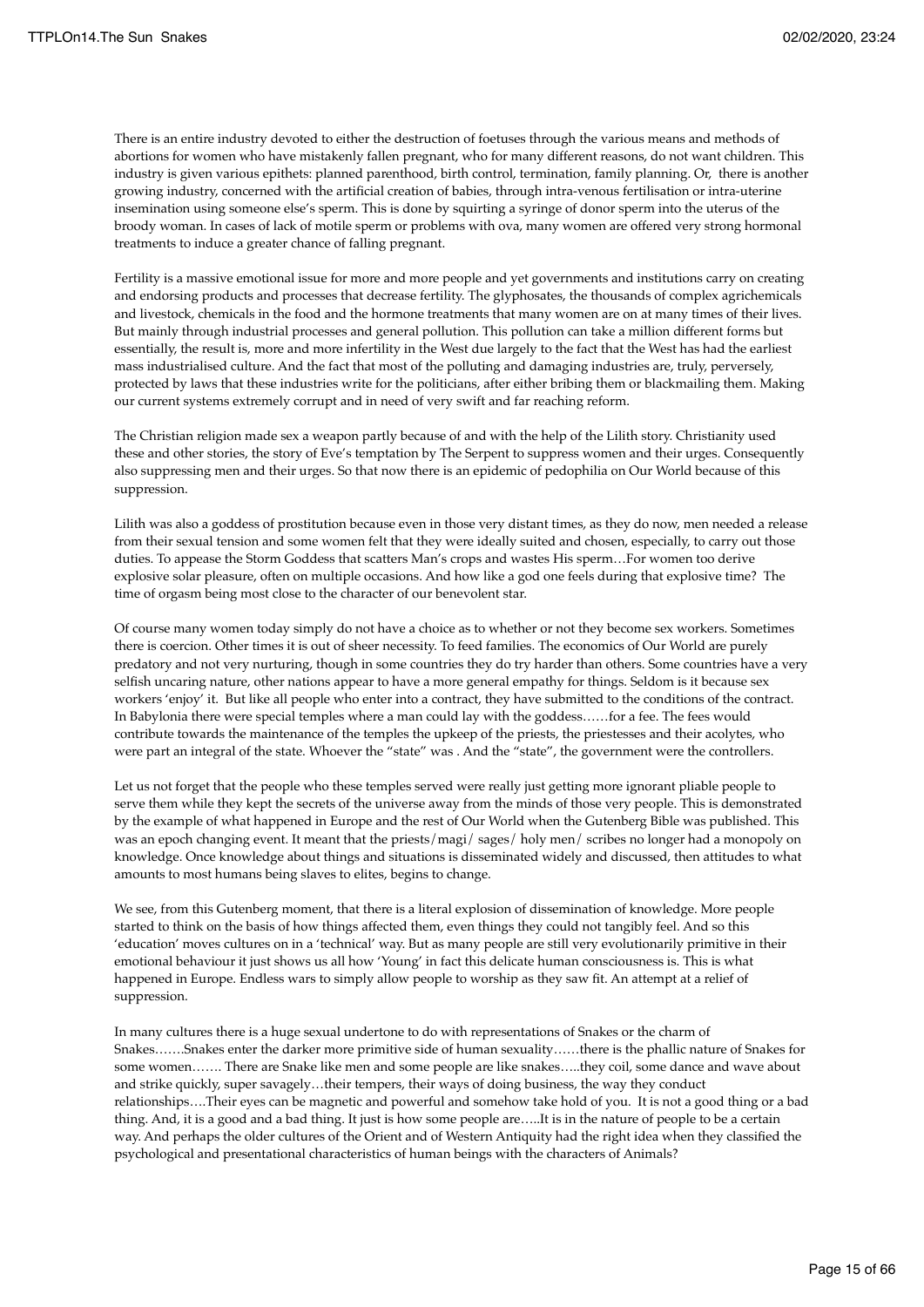There is an entire industry devoted to either the destruction of foetuses through the various means and methods of abortions for women who have mistakenly fallen pregnant, who for many different reasons, do not want children. This industry is given various epithets: planned parenthood, birth control, termination, family planning. Or, there is another growing industry, concerned with the artificial creation of babies, through intra-venous fertilisation or intra-uterine insemination using someone else's sperm. This is done by squirting a syringe of donor sperm into the uterus of the broody woman. In cases of lack of motile sperm or problems with ova, many women are offered very strong hormonal treatments to induce a greater chance of falling pregnant.

Fertility is a massive emotional issue for more and more people and yet governments and institutions carry on creating and endorsing products and processes that decrease fertility. The glyphosates, the thousands of complex agrichemicals and livestock, chemicals in the food and the hormone treatments that many women are on at many times of their lives. But mainly through industrial processes and general pollution. This pollution can take a million different forms but essentially, the result is, more and more infertility in the West due largely to the fact that the West has had the earliest mass industrialised culture. And the fact that most of the polluting and damaging industries are, truly, perversely, protected by laws that these industries write for the politicians, after either bribing them or blackmailing them. Making our current systems extremely corrupt and in need of very swift and far reaching reform.

The Christian religion made sex a weapon partly because of and with the help of the Lilith story. Christianity used these and other stories, the story of Eve's temptation by The Serpent to suppress women and their urges. Consequently also suppressing men and their urges. So that now there is an epidemic of pedophilia on Our World because of this suppression.

Lilith was also a goddess of prostitution because even in those very distant times, as they do now, men needed a release from their sexual tension and some women felt that they were ideally suited and chosen, especially, to carry out those duties. To appease the Storm Goddess that scatters Man's crops and wastes His sperm…For women too derive explosive solar pleasure, often on multiple occasions. And how like a god one feels during that explosive time? The time of orgasm being most close to the character of our benevolent star.

Of course many women today simply do not have a choice as to whether or not they become sex workers. Sometimes there is coercion. Other times it is out of sheer necessity. To feed families. The economics of Our World are purely predatory and not very nurturing, though in some countries they do try harder than others. Some countries have a very selfish uncaring nature, other nations appear to have a more general empathy for things. Seldom is it because sex workers 'enjoy' it. But like all people who enter into a contract, they have submitted to the conditions of the contract. In Babylonia there were special temples where a man could lay with the goddess……for a fee. The fees would contribute towards the maintenance of the temples the upkeep of the priests, the priestesses and their acolytes, who were part an integral of the state. Whoever the "state" was . And the "state", the government were the controllers.

Let us not forget that the people who these temples served were really just getting more ignorant pliable people to serve them while they kept the secrets of the universe away from the minds of those very people. This is demonstrated by the example of what happened in Europe and the rest of Our World when the Gutenberg Bible was published. This was an epoch changing event. It meant that the priests/magi/ sages/ holy men/ scribes no longer had a monopoly on knowledge. Once knowledge about things and situations is disseminated widely and discussed, then attitudes to what amounts to most humans being slaves to elites, begins to change.

We see, from this Gutenberg moment, that there is a literal explosion of dissemination of knowledge. More people started to think on the basis of how things affected them, even things they could not tangibly feel. And so this 'education' moves cultures on in a 'technical' way. But as many people are still very evolutionarily primitive in their emotional behaviour it just shows us all how 'Young' in fact this delicate human consciousness is. This is what happened in Europe. Endless wars to simply allow people to worship as they saw fit. An attempt at a relief of suppression.

In many cultures there is a huge sexual undertone to do with representations of Snakes or the charm of Snakes…….Snakes enter the darker more primitive side of human sexuality……there is the phallic nature of Snakes for some women……. There are Snake like men and some people are like snakes…..they coil, some dance and wave about and strike quickly, super savagely…their tempers, their ways of doing business, the way they conduct relationships….Their eyes can be magnetic and powerful and somehow take hold of you. It is not a good thing or a bad thing. And, it is a good and a bad thing. It just is how some people are…..It is in the nature of people to be a certain way. And perhaps the older cultures of the Orient and of Western Antiquity had the right idea when they classified the psychological and presentational characteristics of human beings with the characters of Animals?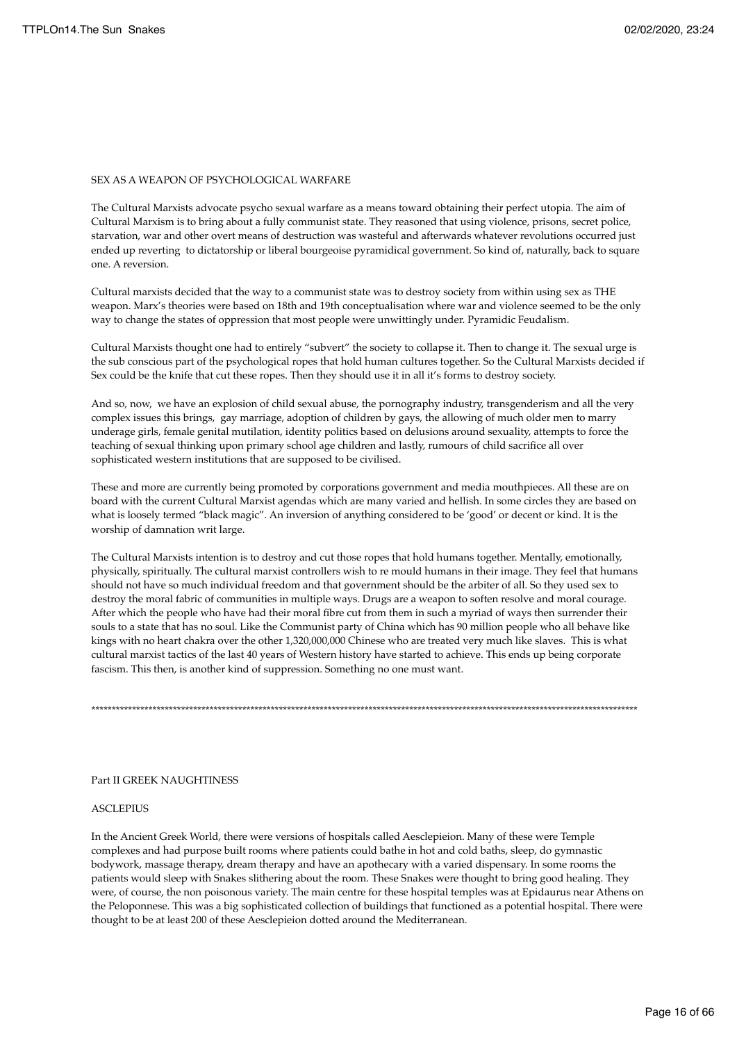## SEX AS A WEAPON OF PSYCHOLOGICAL WARFARE

The Cultural Marxists advocate psycho sexual warfare as a means toward obtaining their perfect utopia. The aim of Cultural Marxism is to bring about a fully communist state. They reasoned that using violence, prisons, secret police, starvation, war and other overt means of destruction was wasteful and afterwards whatever revolutions occurred just ended up reverting to dictatorship or liberal bourgeoise pyramidical government. So kind of, naturally, back to square one. A reversion.

Cultural marxists decided that the way to a communist state was to destroy society from within using sex as THE weapon. Marx's theories were based on 18th and 19th conceptualisation where war and violence seemed to be the only way to change the states of oppression that most people were unwittingly under. Pyramidic Feudalism.

Cultural Marxists thought one had to entirely "subvert" the society to collapse it. Then to change it. The sexual urge is the sub conscious part of the psychological ropes that hold human cultures together. So the Cultural Marxists decided if Sex could be the knife that cut these ropes. Then they should use it in all it's forms to destroy society.

And so, now, we have an explosion of child sexual abuse, the pornography industry, transgenderism and all the very complex issues this brings, gay marriage, adoption of children by gays, the allowing of much older men to marry underage girls, female genital mutilation, identity politics based on delusions around sexuality, attempts to force the teaching of sexual thinking upon primary school age children and lastly, rumours of child sacrifice all over sophisticated western institutions that are supposed to be civilised.

These and more are currently being promoted by corporations government and media mouthpieces. All these are on board with the current Cultural Marxist agendas which are many varied and hellish. In some circles they are based on what is loosely termed "black magic". An inversion of anything considered to be 'good' or decent or kind. It is the worship of damnation writ large.

The Cultural Marxists intention is to destroy and cut those ropes that hold humans together. Mentally, emotionally, physically, spiritually. The cultural marxist controllers wish to re mould humans in their image. They feel that humans should not have so much individual freedom and that government should be the arbiter of all. So they used sex to destroy the moral fabric of communities in multiple ways. Drugs are a weapon to soften resolve and moral courage. After which the people who have had their moral fibre cut from them in such a myriad of ways then surrender their souls to a state that has no soul. Like the Communist party of China which has 90 million people who all behave like kings with no heart chakra over the other 1,320,000,000 Chinese who are treated very much like slaves. This is what cultural marxist tactics of the last 40 years of Western history have started to achieve. This ends up being corporate fascism. This then, is another kind of suppression. Something no one must want.

*******************************************************************************************************************************

## Part II GREEK NAUGHTINESS

### ASCLEPIUS

In the Ancient Greek World, there were versions of hospitals called Aesclepieion. Many of these were Temple complexes and had purpose built rooms where patients could bathe in hot and cold baths, sleep, do gymnastic bodywork, massage therapy, dream therapy and have an apothecary with a varied dispensary. In some rooms the patients would sleep with Snakes slithering about the room. These Snakes were thought to bring good healing. They were, of course, the non poisonous variety. The main centre for these hospital temples was at Epidaurus near Athens on the Peloponnese. This was a big sophisticated collection of buildings that functioned as a potential hospital. There were thought to be at least 200 of these Aesclepieion dotted around the Mediterranean.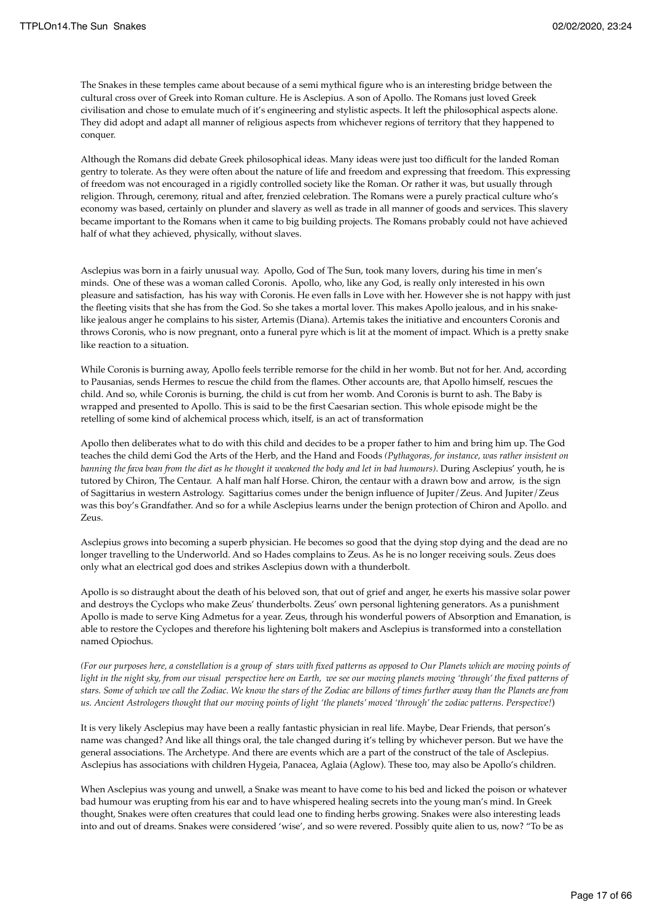The Snakes in these temples came about because of a semi mythical figure who is an interesting bridge between the cultural cross over of Greek into Roman culture. He is Asclepius. A son of Apollo. The Romans just loved Greek civilisation and chose to emulate much of it's engineering and stylistic aspects. It left the philosophical aspects alone. They did adopt and adapt all manner of religious aspects from whichever regions of territory that they happened to conquer.

Although the Romans did debate Greek philosophical ideas. Many ideas were just too difficult for the landed Roman gentry to tolerate. As they were often about the nature of life and freedom and expressing that freedom. This expressing of freedom was not encouraged in a rigidly controlled society like the Roman. Or rather it was, but usually through religion. Through, ceremony, ritual and after, frenzied celebration. The Romans were a purely practical culture who's economy was based, certainly on plunder and slavery as well as trade in all manner of goods and services. This slavery became important to the Romans when it came to big building projects. The Romans probably could not have achieved half of what they achieved, physically, without slaves.

Asclepius was born in a fairly unusual way. Apollo, God of The Sun, took many lovers, during his time in men's minds. One of these was a woman called Coronis. Apollo, who, like any God, is really only interested in his own pleasure and satisfaction, has his way with Coronis. He even falls in Love with her. However she is not happy with just the fleeting visits that she has from the God. So she takes a mortal lover. This makes Apollo jealous, and in his snake-like jealous anger he complains to his sister, Artemis (Diana). Artemis takes the initiative and encounters Coronis and throws Coronis, who is now pregnant, onto a funeral pyre which is lit at the moment of impact. Which is a pretty snake like reaction to a situation.

While Coronis is burning away, Apollo feels terrible remorse for the child in her womb. But not for her. And, according to Pausanias, sends Hermes to rescue the child from the flames. Other accounts are, that Apollo himself, rescues the child. And so, while Coronis is burning, the child is cut from her womb. And Coronis is burnt to ash. The Baby is wrapped and presented to Apollo. This is said to be the first Caesarian section. This whole episode might be the retelling of some kind of alchemical process which, itself, is an act of transformation

Apollo then deliberates what to do with this child and decides to be a proper father to him and bring him up. The God teaches the child demi God the Arts of the Herb, and the Hand and Foods *(Pythagoras, for instance, was rather insistent on banning the fava bean from the diet as he thought it weakened the body and let in bad humours)*. During Asclepius' youth, he is tutored by Chiron, The Centaur. A half man half Horse. Chiron, the centaur with a drawn bow and arrow, is the sign of Sagittarius in western Astrology. Sagittarius comes under the benign influence of Jupiter/Zeus. And Jupiter/Zeus was this boy's Grandfather. And so for a while Asclepius learns under the benign protection of Chiron and Apollo. and Zeus.

Asclepius grows into becoming a superb physician. He becomes so good that the dying stop dying and the dead are no longer travelling to the Underworld. And so Hades complains to Zeus. As he is no longer receiving souls. Zeus does only what an electrical god does and strikes Asclepius down with a thunderbolt.

Apollo is so distraught about the death of his beloved son, that out of grief and anger, he exerts his massive solar power and destroys the Cyclops who make Zeus' thunderbolts. Zeus' own personal lightening generators. As a punishment Apollo is made to serve King Admetus for a year. Zeus, through his wonderful powers of Absorption and Emanation, is able to restore the Cyclopes and therefore his lightening bolt makers and Asclepius is transformed into a constellation named Opiochus.

*(For our purposes here, a constellation is a group of stars with fixed patterns as opposed to Our Planets which are moving points of light in the night sky, from our visual perspective here on Earth, we see our moving planets moving 'through' the fixed patterns of stars. Some of which we call the Zodiac. We know the stars of the Zodiac are billons of times further away than the Planets are from us. Ancient Astrologers thought that our moving points of light 'the planets' moved 'through' the zodiac patterns. Perspective!)*

It is very likely Asclepius may have been a really fantastic physician in real life. Maybe, Dear Friends, that person's name was changed? And like all things oral, the tale changed during it's telling by whichever person. But we have the general associations. The Archetype. And there are events which are a part of the construct of the tale of Asclepius. Asclepius has associations with children Hygeia, Panacea, Aglaia (Aglow). These too, may also be Apollo's children.

When Asclepius was young and unwell, a Snake was meant to have come to his bed and licked the poison or whatever bad humour was erupting from his ear and to have whispered healing secrets into the young man's mind. In Greek thought, Snakes were often creatures that could lead one to finding herbs growing. Snakes were also interesting leads into and out of dreams. Snakes were considered 'wise', and so were revered. Possibly quite alien to us, now? "To be as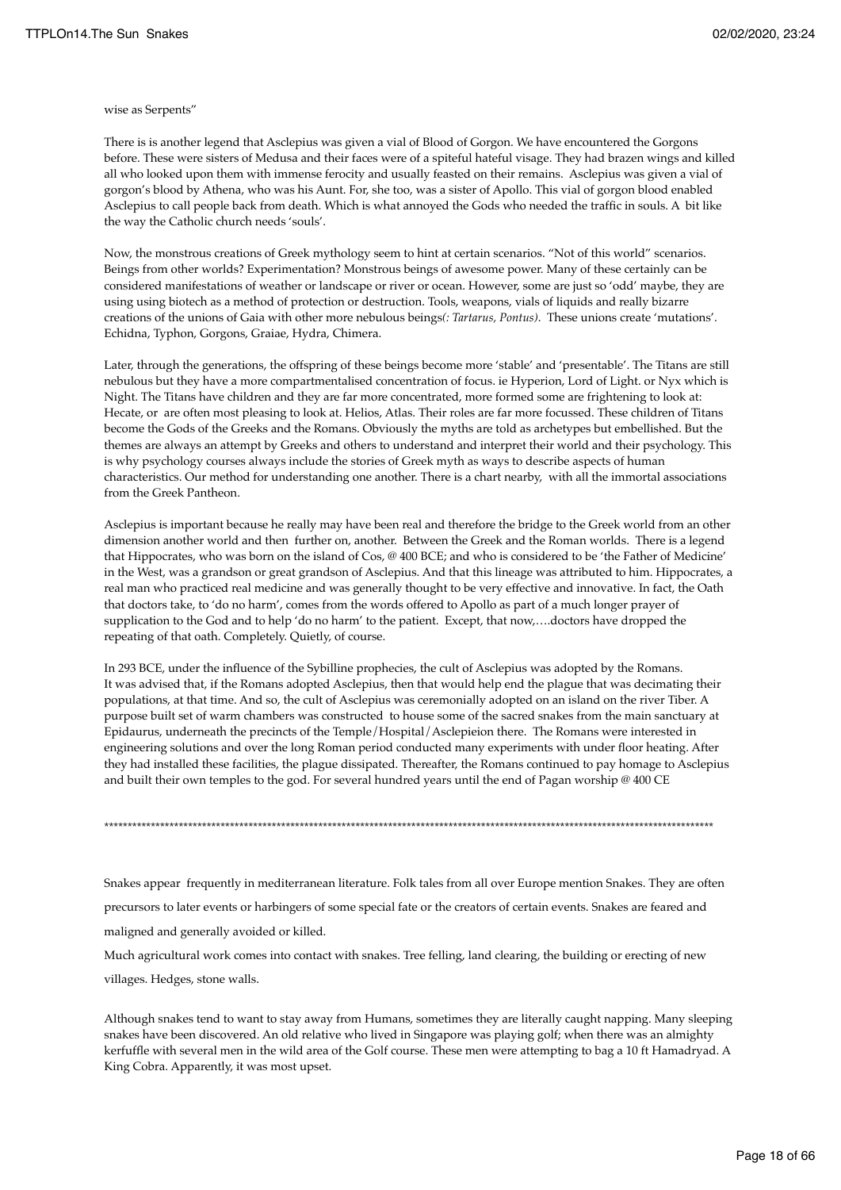wise as Serpents"

There is is another legend that Asclepius was given a vial of Blood of Gorgon. We have encountered the Gorgons before. These were sisters of Medusa and their faces were of a spiteful hateful visage. They had brazen wings and killed all who looked upon them with immense ferocity and usually feasted on their remains. Asclepius was given a vial of gorgon's blood by Athena, who was his Aunt. For, she too, was a sister of Apollo. This vial of gorgon blood enabled Asclepius to call people back from death. Which is what annoyed the Gods who needed the traffic in souls. A bit like the way the Catholic church needs 'souls'.

Now, the monstrous creations of Greek mythology seem to hint at certain scenarios. "Not of this world" scenarios. Beings from other worlds? Experimentation? Monstrous beings of awesome power. Many of these certainly can be considered manifestations of weather or landscape or river or ocean. However, some are just so 'odd' maybe, they are using using biotech as a method of protection or destruction. Tools, weapons, vials of liquids and really bizarre creations of the unions of Gaia with other more nebulous beings*(: Tartarus, Pontus)*. These unions create 'mutations'. Echidna, Typhon, Gorgons, Graiae, Hydra, Chimera.

Later, through the generations, the offspring of these beings become more 'stable' and 'presentable'. The Titans are still nebulous but they have a more compartmentalised concentration of focus. ie Hyperion, Lord of Light. or Nyx which is Night. The Titans have children and they are far more concentrated, more formed some are frightening to look at: Hecate, or are often most pleasing to look at. Helios, Atlas. Their roles are far more focussed. These children of Titans become the Gods of the Greeks and the Romans. Obviously the myths are told as archetypes but embellished. But the themes are always an attempt by Greeks and others to understand and interpret their world and their psychology. This is why psychology courses always include the stories of Greek myth as ways to describe aspects of human characteristics. Our method for understanding one another. There is a chart nearby, with all the immortal associations from the Greek Pantheon.

Asclepius is important because he really may have been real and therefore the bridge to the Greek world from an other dimension another world and then further on, another. Between the Greek and the Roman worlds. There is a legend that Hippocrates, who was born on the island of Cos, @ 400 BCE; and who is considered to be 'the Father of Medicine' in the West, was a grandson or great grandson of Asclepius. And that this lineage was attributed to him. Hippocrates, a real man who practiced real medicine and was generally thought to be very effective and innovative. In fact, the Oath that doctors take, to 'do no harm', comes from the words offered to Apollo as part of a much longer prayer of supplication to the God and to help 'do no harm' to the patient. Except, that now,….doctors have dropped the repeating of that oath. Completely. Quietly, of course.

In 293 BCE, under the influence of the Sybilline prophecies, the cult of Asclepius was adopted by the Romans. It was advised that, if the Romans adopted Asclepius, then that would help end the plague that was decimating their populations, at that time. And so, the cult of Asclepius was ceremonially adopted on an island on the river Tiber. A purpose built set of warm chambers was constructed to house some of the sacred snakes from the main sanctuary at Epidaurus, underneath the precincts of the Temple/Hospital/Asclepieion there. The Romans were interested in engineering solutions and over the long Roman period conducted many experiments with under floor heating. After they had installed these facilities, the plague dissipated. Thereafter, the Romans continued to pay homage to Asclepius and built their own temples to the god. For several hundred years until the end of Pagan worship @ 400 CE

*****************************************************************************************************************************

Snakes appear frequently in mediterranean literature. Folk tales from all over Europe mention Snakes. They are often precursors to later events or harbingers of some special fate or the creators of certain events. Snakes are feared and maligned and generally avoided or killed.

Much agricultural work comes into contact with snakes. Tree felling, land clearing, the building or erecting of new villages. Hedges, stone walls.

Although snakes tend to want to stay away from Humans, sometimes they are literally caught napping. Many sleeping snakes have been discovered. An old relative who lived in Singapore was playing golf; when there was an almighty kerfuffle with several men in the wild area of the Golf course. These men were attempting to bag a 10 ft Hamadryad. A King Cobra. Apparently, it was most upset.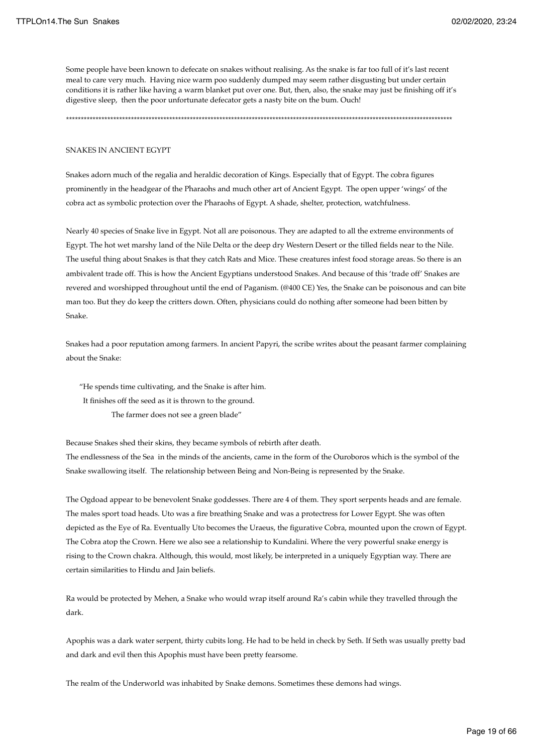Some people have been known to defecate on snakes without realising. As the snake is far too full of it's last recent meal to care very much. Having nice warm poo suddenly dumped may seem rather disgusting but under certain conditions it is rather like having a warm blanket put over one. But, then, also, the snake may just be finishing off it's digestive sleep, then the poor unfortunate defecator gets a nasty bite on the bum. Ouch!

*******************************************************************************************************************************

SNAKES IN ANCIENT EGYPT

Snakes adorn much of the regalia and heraldic decoration of Kings. Especially that of Egypt. The cobra figures prominently in the headgear of the Pharaohs and much other art of Ancient Egypt. The open upper 'wings' of the cobra act as symbolic protection over the Pharaohs of Egypt. A shade, shelter, protection, watchfulness.

Nearly 40 species of Snake live in Egypt. Not all are poisonous. They are adapted to all the extreme environments of Egypt. The hot wet marshy land of the Nile Delta or the deep dry Western Desert or the tilled fields near to the Nile. The useful thing about Snakes is that they catch Rats and Mice. These creatures infest food storage areas. So there is an ambivalent trade off. This is how the Ancient Egyptians understood Snakes. And because of this 'trade off' Snakes are revered and worshipped throughout until the end of Paganism. (@400 CE) Yes, the Snake can be poisonous and can bite man too. But they do keep the critters down. Often, physicians could do nothing after someone had been bitten by Snake.

Snakes had a poor reputation among farmers. In ancient Papyri, the scribe writes about the peasant farmer complaining about the Snake:

"He spends time cultivating, and the Snake is after him.
It finishes off the seed as it is thrown to the ground.
The farmer does not see a green blade"

Because Snakes shed their skins, they became symbols of rebirth after death.
The endlessness of the Sea in the minds of the ancients, came in the form of the Ouroboros which is the symbol of the Snake swallowing itself. The relationship between Being and Non-Being is represented by the Snake.

The Ogdoad appear to be benevolent Snake goddesses. There are 4 of them. They sport serpents heads and are female. The males sport toad heads. Uto was a fire breathing Snake and was a protectress for Lower Egypt. She was often depicted as the Eye of Ra. Eventually Uto becomes the Uraeus, the figurative Cobra, mounted upon the crown of Egypt. The Cobra atop the Crown. Here we also see a relationship to Kundalini. Where the very powerful snake energy is rising to the Crown chakra. Although, this would, most likely, be interpreted in a uniquely Egyptian way. There are certain similarities to Hindu and Jain beliefs.

Ra would be protected by Mehen, a Snake who would wrap itself around Ra's cabin while they travelled through the dark.

Apophis was a dark water serpent, thirty cubits long. He had to be held in check by Seth. If Seth was usually pretty bad and dark and evil then this Apophis must have been pretty fearsome.

The realm of the Underworld was inhabited by Snake demons. Sometimes these demons had wings.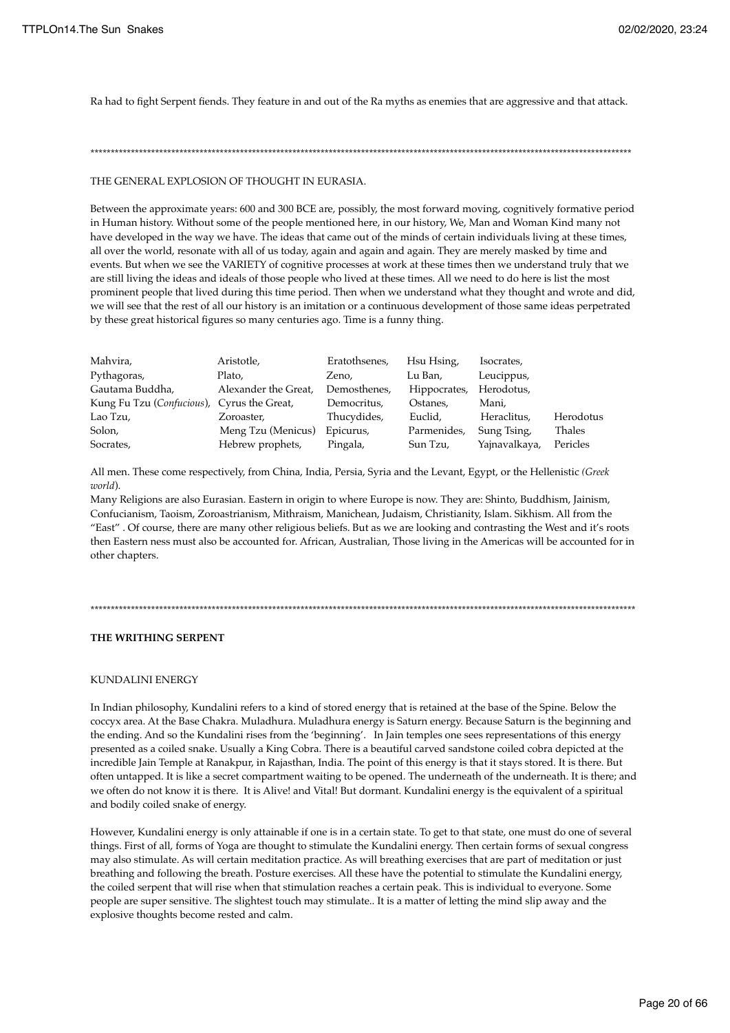Ra had to fight Serpent fiends. They feature in and out of the Ra myths as enemies that are aggressive and that attack.

*****************************************************************************************************************************************

THE GENERAL EXPLOSION OF THOUGHT IN EURASIA.

Between the approximate years: 600 and 300 BCE are, possibly, the most forward moving, cognitively formative period in Human history. Without some of the people mentioned here, in our history, We, Man and Woman Kind many not have developed in the way we have. The ideas that came out of the minds of certain individuals living at these times, all over the world, resonate with all of us today, again and again and again. They are merely masked by time and events. But when we see the VARIETY of cognitive processes at work at these times then we understand truly that we are still living the ideas and ideals of those people who lived at these times. All we need to do here is list the most prominent people that lived during this time period. Then when we understand what they thought and wrote and did, we will see that the rest of all our history is an imitation or a continuous development of those same ideas perpetrated by these great historical figures so many centuries ago. Time is a funny thing.

| | | | | | |
|---|---|---|---|---|---|
| Mahvira, | Aristotle, | Eratothsenes, | Hsu Hsing, | Isocrates, | |
| Pythagoras, | Plato, | Zeno, | Lu Ban, | Leucippus, | |
| Gautama Buddha, | Alexander the Great, | Demosthenes, | Hippocrates, | Herodotus, | |
| Kung Fu Tzu (*Confucious*), | Cyrus the Great, | Democritus, | Ostanes, | Mani, | |
| Lao Tzu, | Zoroaster, | Thucydides, | Euclid, | Heraclitus, | Herodotus |
| Solon, | Meng Tzu (Menicus) | Epicurus, | Parmenides, | Sung Tsing, | Thales |
| Socrates, | Hebrew prophets, | Pingala, | Sun Tzu, | Yajnavalkaya, | Pericles |

All men. These come respectively, from China, India, Persia, Syria and the Levant, Egypt, or the Hellenistic *(Greek world).*
Many Religions are also Eurasian. Eastern in origin to where Europe is now. They are: Shinto, Buddhism, Jainism, Confucianism, Taoism, Zoroastrianism, Mithraism, Manichean, Judaism, Christianity, Islam. Sikhism. All from the "East" . Of course, there are many other religious beliefs. But as we are looking and contrasting the West and it's roots then Eastern ness must also be accounted for. African, Australian, Those living in the Americas will be accounted for in other chapters.

*****************************************************************************************************************************************

**THE WRITHING SERPENT**

KUNDALINI ENERGY

In Indian philosophy, Kundalini refers to a kind of stored energy that is retained at the base of the Spine. Below the coccyx area. At the Base Chakra. Muladhura. Muladhura energy is Saturn energy. Because Saturn is the beginning and the ending. And so the Kundalini rises from the 'beginning'. In Jain temples one sees representations of this energy presented as a coiled snake. Usually a King Cobra. There is a beautiful carved sandstone coiled cobra depicted at the incredible Jain Temple at Ranakpur, in Rajasthan, India. The point of this energy is that it stays stored. It is there. But often untapped. It is like a secret compartment waiting to be opened. The underneath of the underneath. It is there; and we often do not know it is there. It is Alive! and Vital! But dormant. Kundalini energy is the equivalent of a spiritual and bodily coiled snake of energy.

However, Kundalini energy is only attainable if one is in a certain state. To get to that state, one must do one of several things. First of all, forms of Yoga are thought to stimulate the Kundalini energy. Then certain forms of sexual congress may also stimulate. As will certain meditation practice. As will breathing exercises that are part of meditation or just breathing and following the breath. Posture exercises. All these have the potential to stimulate the Kundalini energy, the coiled serpent that will rise when that stimulation reaches a certain peak. This is individual to everyone. Some people are super sensitive. The slightest touch may stimulate.. It is a matter of letting the mind slip away and the explosive thoughts become rested and calm.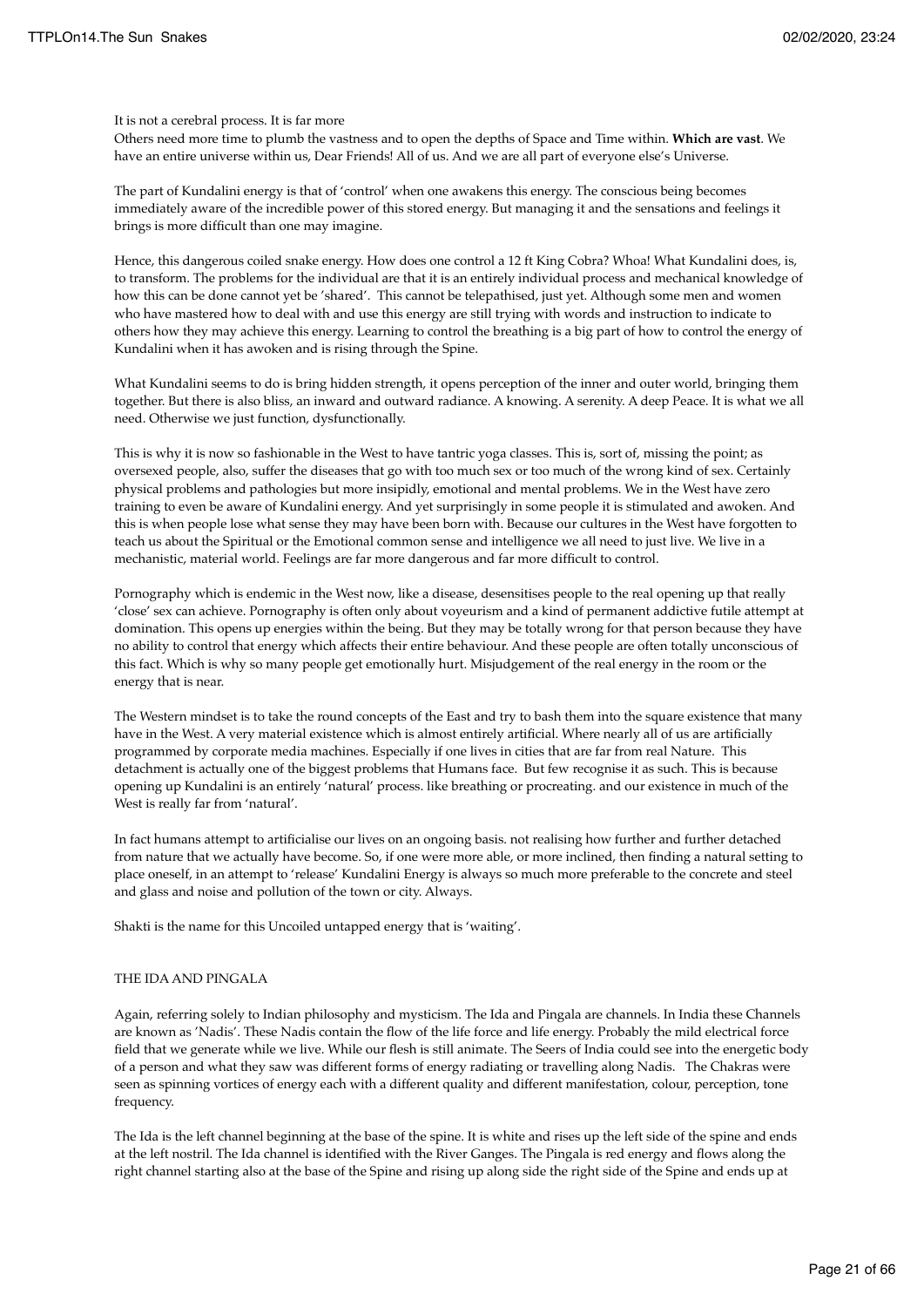It is not a cerebral process. It is far more

Others need more time to plumb the vastness and to open the depths of Space and Time within. **Which are vast**. We have an entire universe within us, Dear Friends! All of us. And we are all part of everyone else's Universe.

The part of Kundalini energy is that of 'control' when one awakens this energy. The conscious being becomes immediately aware of the incredible power of this stored energy. But managing it and the sensations and feelings it brings is more difficult than one may imagine.

Hence, this dangerous coiled snake energy. How does one control a 12 ft King Cobra? Whoa! What Kundalini does, is, to transform. The problems for the individual are that it is an entirely individual process and mechanical knowledge of how this can be done cannot yet be 'shared'. This cannot be telepathised, just yet. Although some men and women who have mastered how to deal with and use this energy are still trying with words and instruction to indicate to others how they may achieve this energy. Learning to control the breathing is a big part of how to control the energy of Kundalini when it has awoken and is rising through the Spine.

What Kundalini seems to do is bring hidden strength, it opens perception of the inner and outer world, bringing them together. But there is also bliss, an inward and outward radiance. A knowing. A serenity. A deep Peace. It is what we all need. Otherwise we just function, dysfunctionally.

This is why it is now so fashionable in the West to have tantric yoga classes. This is, sort of, missing the point; as oversexed people, also, suffer the diseases that go with too much sex or too much of the wrong kind of sex. Certainly physical problems and pathologies but more insipidly, emotional and mental problems. We in the West have zero training to even be aware of Kundalini energy. And yet surprisingly in some people it is stimulated and awoken. And this is when people lose what sense they may have been born with. Because our cultures in the West have forgotten to teach us about the Spiritual or the Emotional common sense and intelligence we all need to just live. We live in a mechanistic, material world. Feelings are far more dangerous and far more difficult to control.

Pornography which is endemic in the West now, like a disease, desensitises people to the real opening up that really 'close' sex can achieve. Pornography is often only about voyeurism and a kind of permanent addictive futile attempt at domination. This opens up energies within the being. But they may be totally wrong for that person because they have no ability to control that energy which affects their entire behaviour. And these people are often totally unconscious of this fact. Which is why so many people get emotionally hurt. Misjudgement of the real energy in the room or the energy that is near.

The Western mindset is to take the round concepts of the East and try to bash them into the square existence that many have in the West. A very material existence which is almost entirely artificial. Where nearly all of us are artificially programmed by corporate media machines. Especially if one lives in cities that are far from real Nature. This detachment is actually one of the biggest problems that Humans face. But few recognise it as such. This is because opening up Kundalini is an entirely 'natural' process. like breathing or procreating. and our existence in much of the West is really far from 'natural'.

In fact humans attempt to artificialise our lives on an ongoing basis. not realising how further and further detached from nature that we actually have become. So, if one were more able, or more inclined, then finding a natural setting to place oneself, in an attempt to 'release' Kundalini Energy is always so much more preferable to the concrete and steel and glass and noise and pollution of the town or city. Always.

Shakti is the name for this Uncoiled untapped energy that is 'waiting'.

## THE IDA AND PINGALA

Again, referring solely to Indian philosophy and mysticism. The Ida and Pingala are channels. In India these Channels are known as 'Nadis'. These Nadis contain the flow of the life force and life energy. Probably the mild electrical force field that we generate while we live. While our flesh is still animate. The Seers of India could see into the energetic body of a person and what they saw was different forms of energy radiating or travelling along Nadis. The Chakras were seen as spinning vortices of energy each with a different quality and different manifestation, colour, perception, tone frequency.

The Ida is the left channel beginning at the base of the spine. It is white and rises up the left side of the spine and ends at the left nostril. The Ida channel is identified with the River Ganges. The Pingala is red energy and flows along the right channel starting also at the base of the Spine and rising up along side the right side of the Spine and ends up at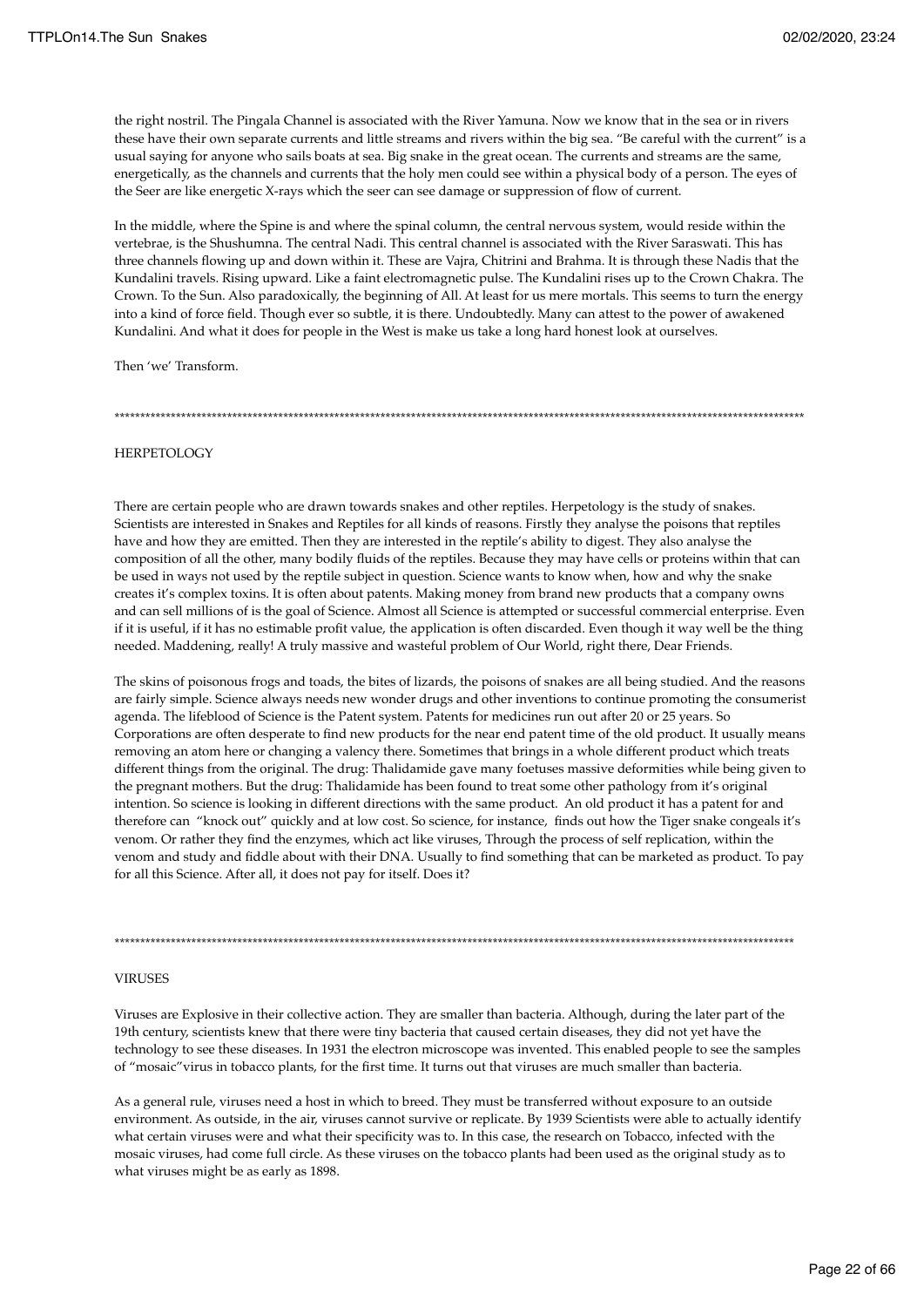the right nostril. The Pingala Channel is associated with the River Yamuna. Now we know that in the sea or in rivers these have their own separate currents and little streams and rivers within the big sea. "Be careful with the current" is a usual saying for anyone who sails boats at sea. Big snake in the great ocean. The currents and streams are the same, energetically, as the channels and currents that the holy men could see within a physical body of a person. The eyes of the Seer are like energetic X-rays which the seer can see damage or suppression of flow of current.

In the middle, where the Spine is and where the spinal column, the central nervous system, would reside within the vertebrae, is the Shushumna. The central Nadi. This central channel is associated with the River Saraswati. This has three channels flowing up and down within it. These are Vajra, Chitrini and Brahma. It is through these Nadis that the Kundalini travels. Rising upward. Like a faint electromagnetic pulse. The Kundalini rises up to the Crown Chakra. The Crown. To the Sun. Also paradoxically, the beginning of All. At least for us mere mortals. This seems to turn the energy into a kind of force field. Though ever so subtle, it is there. Undoubtedly. Many can attest to the power of awakened Kundalini. And what it does for people in the West is make us take a long hard honest look at ourselves.

Then 'we' Transform.

\*\*\*\*\*\*\*\*\*\*\*\*\*\*\*\*\*\*\*\*\*\*\*\*\*\*\*\*\*\*\*\*\*\*\*\*\*\*\*\*\*\*\*\*\*\*\*\*\*\*\*\*\*\*\*\*\*\*\*\*\*\*\*\*\*\*\*\*\*\*\*\*\*\*\*\*\*\*\*\*\*\*\*\*\*\*\*\*\*\*\*\*\*\*\*\*\*\*\*\*\*\*\*\*\*\*\*\*\*\*\*\*\*\*\*\*\*\*\*\*\*\*\*\*\*\*\*\*\*\*\*\*\*\*

HERPETOLOGY

There are certain people who are drawn towards snakes and other reptiles. Herpetology is the study of snakes. Scientists are interested in Snakes and Reptiles for all kinds of reasons. Firstly they analyse the poisons that reptiles have and how they are emitted. Then they are interested in the reptile's ability to digest. They also analyse the composition of all the other, many bodily fluids of the reptiles. Because they may have cells or proteins within that can be used in ways not used by the reptile subject in question. Science wants to know when, how and why the snake creates it's complex toxins. It is often about patents. Making money from brand new products that a company owns and can sell millions of is the goal of Science. Almost all Science is attempted or successful commercial enterprise. Even if it is useful, if it has no estimable profit value, the application is often discarded. Even though it way well be the thing needed. Maddening, really! A truly massive and wasteful problem of Our World, right there, Dear Friends.

The skins of poisonous frogs and toads, the bites of lizards, the poisons of snakes are all being studied. And the reasons are fairly simple. Science always needs new wonder drugs and other inventions to continue promoting the consumerist agenda. The lifeblood of Science is the Patent system. Patents for medicines run out after 20 or 25 years. So Corporations are often desperate to find new products for the near end patent time of the old product. It usually means removing an atom here or changing a valency there. Sometimes that brings in a whole different product which treats different things from the original. The drug: Thalidamide gave many foetuses massive deformities while being given to the pregnant mothers. But the drug: Thalidamide has been found to treat some other pathology from it's original intention. So science is looking in different directions with the same product. An old product it has a patent for and therefore can "knock out" quickly and at low cost. So science, for instance, finds out how the Tiger snake congeals it's venom. Or rather they find the enzymes, which act like viruses, Through the process of self replication, within the venom and study and fiddle about with their DNA. Usually to find something that can be marketed as product. To pay for all this Science. After all, it does not pay for itself. Does it?

\*\*\*\*\*\*\*\*\*\*\*\*\*\*\*\*\*\*\*\*\*\*\*\*\*\*\*\*\*\*\*\*\*\*\*\*\*\*\*\*\*\*\*\*\*\*\*\*\*\*\*\*\*\*\*\*\*\*\*\*\*\*\*\*\*\*\*\*\*\*\*\*\*\*\*\*\*\*\*\*\*\*\*\*\*\*\*\*\*\*\*\*\*\*\*\*\*\*\*\*\*\*\*\*\*\*\*\*\*\*\*\*\*\*\*\*\*\*\*\*\*\*\*\*\*\*\*\*\*\*\*\*\*

VIRUSES

Viruses are Explosive in their collective action. They are smaller than bacteria. Although, during the later part of the 19th century, scientists knew that there were tiny bacteria that caused certain diseases, they did not yet have the technology to see these diseases. In 1931 the electron microscope was invented. This enabled people to see the samples of "mosaic"virus in tobacco plants, for the first time. It turns out that viruses are much smaller than bacteria.

As a general rule, viruses need a host in which to breed. They must be transferred without exposure to an outside environment. As outside, in the air, viruses cannot survive or replicate. By 1939 Scientists were able to actually identify what certain viruses were and what their specificity was to. In this case, the research on Tobacco, infected with the mosaic viruses, had come full circle. As these viruses on the tobacco plants had been used as the original study as to what viruses might be as early as 1898.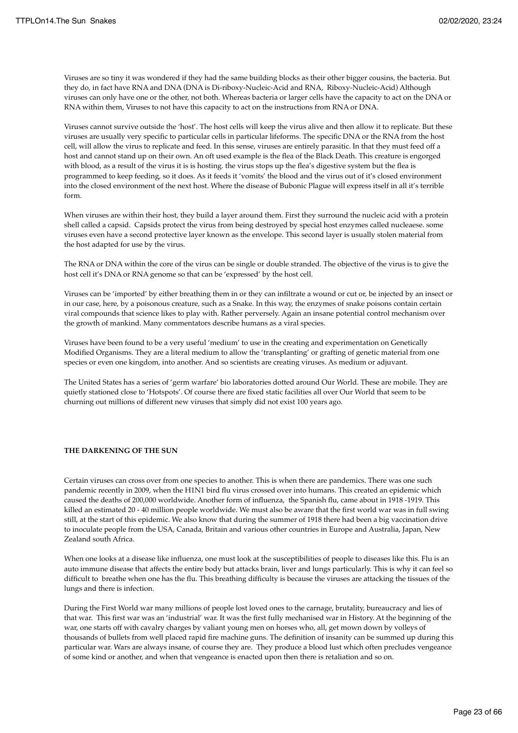Viruses are so tiny it was wondered if they had the same building blocks as their other bigger cousins, the bacteria. But they do, in fact have RNA and DNA (DNA is Di-riboxy-Nucleic-Acid and RNA, Riboxy-Nucleic-Acid) Although viruses can only have one or the other, not both. Whereas bacteria or larger cells have the capacity to act on the DNA or RNA within them, Viruses to not have this capacity to act on the instructions from RNA or DNA.

Viruses cannot survive outside the 'host'. The host cells will keep the virus alive and then allow it to replicate. But these viruses are usually very specific to particular cells in particular lifeforms. The specific DNA or the RNA from the host cell, will allow the virus to replicate and feed. In this sense, viruses are entirely parasitic. In that they must feed off a host and cannot stand up on their own. An oft used example is the flea of the Black Death. This creature is engorged with blood, as a result of the virus it is is hosting. the virus stops up the flea's digestive system but the flea is programmed to keep feeding, so it does. As it feeds it 'vomits' the blood and the virus out of it's closed environment into the closed environment of the next host. Where the disease of Bubonic Plague will express itself in all it's terrible form.

When viruses are within their host, they build a layer around them. First they surround the nucleic acid with a protein shell called a capsid. Capsids protect the virus from being destroyed by special host enzymes called nucleaese. some viruses even have a second protective layer known as the envelope. This second layer is usually stolen material from the host adapted for use by the virus.

The RNA or DNA within the core of the virus can be single or double stranded. The objective of the virus is to give the host cell it's DNA or RNA genome so that can be 'expressed' by the host cell.

Viruses can be 'imported' by either breathing them in or they can infiltrate a wound or cut or, be injected by an insect or in our case, here, by a poisonous creature, such as a Snake. In this way, the enzymes of snake poisons contain certain viral compounds that science likes to play with. Rather perversely. Again an insane potential control mechanism over the growth of mankind. Many commentators describe humans as a viral species.

Viruses have been found to be a very useful 'medium' to use in the creating and experimentation on Genetically Modified Organisms. They are a literal medium to allow the 'transplanting' or grafting of genetic material from one species or even one kingdom, into another. And so scientists are creating viruses. As medium or adjuvant.

The United States has a series of 'germ warfare' bio laboratories dotted around Our World. These are mobile. They are quietly stationed close to 'Hotspots'. Of course there are fixed static facilities all over Our World that seem to be churning out millions of different new viruses that simply did not exist 100 years ago.

**THE DARKENING OF THE SUN**

Certain viruses can cross over from one species to another. This is when there are pandemics. There was one such pandemic recently in 2009, when the H1N1 bird flu virus crossed over into humans. This created an epidemic which caused the deaths of 200,000 worldwide. Another form of influenza, the Spanish flu, came about in 1918 -1919. This killed an estimated 20 - 40 million people worldwide. We must also be aware that the first world war was in full swing still, at the start of this epidemic. We also know that during the summer of 1918 there had been a big vaccination drive to inoculate people from the USA, Canada, Britain and various other countries in Europe and Australia, Japan, New Zealand south Africa.

When one looks at a disease like influenza, one must look at the susceptibilities of people to diseases like this. Flu is an auto immune disease that affects the entire body but attacks brain, liver and lungs particularly. This is why it can feel so difficult to breathe when one has the flu. This breathing difficulty is because the viruses are attacking the tissues of the lungs and there is infection.

During the First World war many millions of people lost loved ones to the carnage, brutality, bureaucracy and lies of that war. This first war was an 'industrial' war. It was the first fully mechanised war in History. At the beginning of the war, one starts off with cavalry charges by valiant young men on horses who, all, get mown down by volleys of thousands of bullets from well placed rapid fire machine guns. The definition of insanity can be summed up during this particular war. Wars are always insane, of course they are. They produce a blood lust which often precludes vengeance of some kind or another, and when that vengeance is enacted upon then there is retaliation and so on.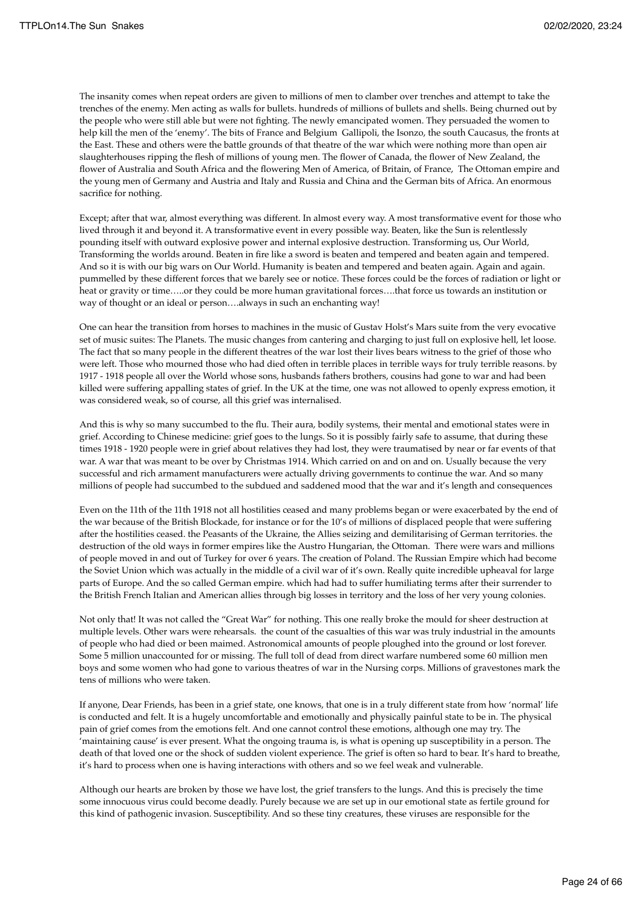The insanity comes when repeat orders are given to millions of men to clamber over trenches and attempt to take the trenches of the enemy. Men acting as walls for bullets. hundreds of millions of bullets and shells. Being churned out by the people who were still able but were not fighting. The newly emancipated women. They persuaded the women to help kill the men of the 'enemy'. The bits of France and Belgium Gallipoli, the Isonzo, the south Caucasus, the fronts at the East. These and others were the battle grounds of that theatre of the war which were nothing more than open air slaughterhouses ripping the flesh of millions of young men. The flower of Canada, the flower of New Zealand, the flower of Australia and South Africa and the flowering Men of America, of Britain, of France, The Ottoman empire and the young men of Germany and Austria and Italy and Russia and China and the German bits of Africa. An enormous sacrifice for nothing.

Except; after that war, almost everything was different. In almost every way. A most transformative event for those who lived through it and beyond it. A transformative event in every possible way. Beaten, like the Sun is relentlessly pounding itself with outward explosive power and internal explosive destruction. Transforming us, Our World, Transforming the worlds around. Beaten in fire like a sword is beaten and tempered and beaten again and tempered. And so it is with our big wars on Our World. Humanity is beaten and tempered and beaten again. Again and again. pummelled by these different forces that we barely see or notice. These forces could be the forces of radiation or light or heat or gravity or time…..or they could be more human gravitational forces….that force us towards an institution or way of thought or an ideal or person….always in such an enchanting way!

One can hear the transition from horses to machines in the music of Gustav Holst's Mars suite from the very evocative set of music suites: The Planets. The music changes from cantering and charging to just full on explosive hell, let loose. The fact that so many people in the different theatres of the war lost their lives bears witness to the grief of those who were left. Those who mourned those who had died often in terrible places in terrible ways for truly terrible reasons. by 1917 - 1918 people all over the World whose sons, husbands fathers brothers, cousins had gone to war and had been killed were suffering appalling states of grief. In the UK at the time, one was not allowed to openly express emotion, it was considered weak, so of course, all this grief was internalised.

And this is why so many succumbed to the flu. Their aura, bodily systems, their mental and emotional states were in grief. According to Chinese medicine: grief goes to the lungs. So it is possibly fairly safe to assume, that during these times 1918 - 1920 people were in grief about relatives they had lost, they were traumatised by near or far events of that war. A war that was meant to be over by Christmas 1914. Which carried on and on and on. Usually because the very successful and rich armament manufacturers were actually driving governments to continue the war. And so many millions of people had succumbed to the subdued and saddened mood that the war and it's length and consequences

Even on the 11th of the 11th 1918 not all hostilities ceased and many problems began or were exacerbated by the end of the war because of the British Blockade, for instance or for the 10's of millions of displaced people that were suffering after the hostilities ceased. the Peasants of the Ukraine, the Allies seizing and demilitarising of German territories. the destruction of the old ways in former empires like the Austro Hungarian, the Ottoman. There were wars and millions of people moved in and out of Turkey for over 6 years. The creation of Poland. The Russian Empire which had become the Soviet Union which was actually in the middle of a civil war of it's own. Really quite incredible upheaval for large parts of Europe. And the so called German empire. which had had to suffer humiliating terms after their surrender to the British French Italian and American allies through big losses in territory and the loss of her very young colonies.

Not only that! It was not called the "Great War" for nothing. This one really broke the mould for sheer destruction at multiple levels. Other wars were rehearsals. the count of the casualties of this war was truly industrial in the amounts of people who had died or been maimed. Astronomical amounts of people ploughed into the ground or lost forever. Some 5 million unaccounted for or missing. The full toll of dead from direct warfare numbered some 60 million men boys and some women who had gone to various theatres of war in the Nursing corps. Millions of gravestones mark the tens of millions who were taken.

If anyone, Dear Friends, has been in a grief state, one knows, that one is in a truly different state from how 'normal' life is conducted and felt. It is a hugely uncomfortable and emotionally and physically painful state to be in. The physical pain of grief comes from the emotions felt. And one cannot control these emotions, although one may try. The 'maintaining cause' is ever present. What the ongoing trauma is, is what is opening up susceptibility in a person. The death of that loved one or the shock of sudden violent experience. The grief is often so hard to bear. It's hard to breathe, it's hard to process when one is having interactions with others and so we feel weak and vulnerable.

Although our hearts are broken by those we have lost, the grief transfers to the lungs. And this is precisely the time some innocuous virus could become deadly. Purely because we are set up in our emotional state as fertile ground for this kind of pathogenic invasion. Susceptibility. And so these tiny creatures, these viruses are responsible for the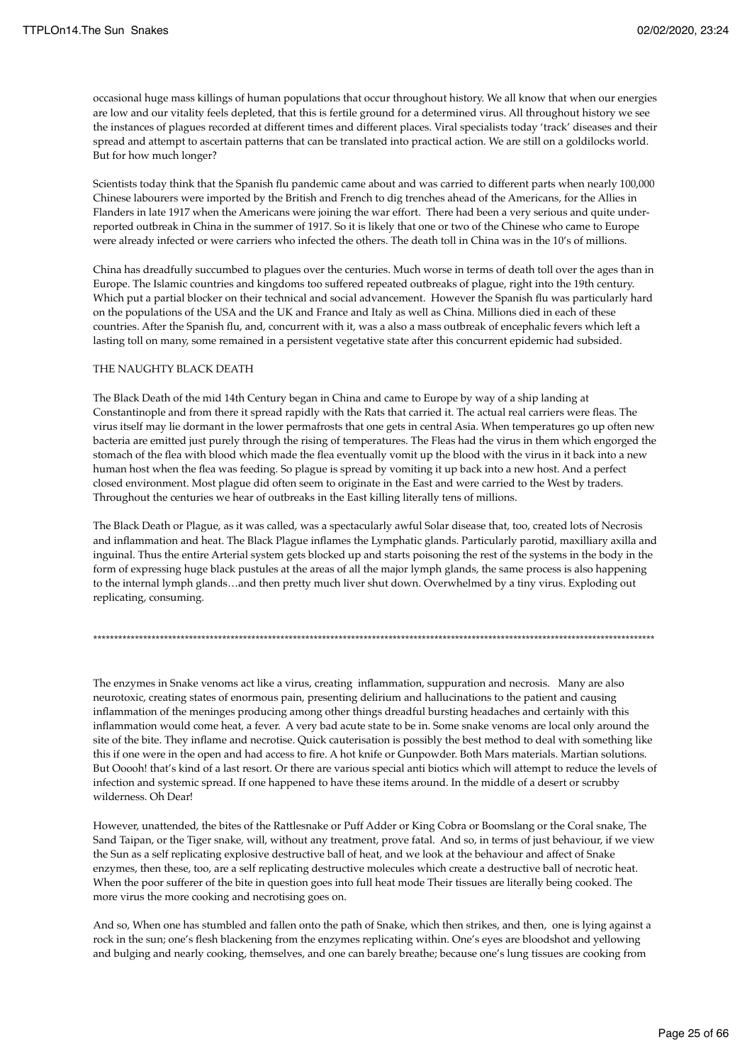occasional huge mass killings of human populations that occur throughout history. We all know that when our energies are low and our vitality feels depleted, that this is fertile ground for a determined virus. All throughout history we see the instances of plagues recorded at different times and different places. Viral specialists today 'track' diseases and their spread and attempt to ascertain patterns that can be translated into practical action. We are still on a goldilocks world. But for how much longer?

Scientists today think that the Spanish flu pandemic came about and was carried to different parts when nearly 100,000 Chinese labourers were imported by the British and French to dig trenches ahead of the Americans, for the Allies in Flanders in late 1917 when the Americans were joining the war effort. There had been a very serious and quite under-reported outbreak in China in the summer of 1917. So it is likely that one or two of the Chinese who came to Europe were already infected or were carriers who infected the others. The death toll in China was in the 10's of millions.

China has dreadfully succumbed to plagues over the centuries. Much worse in terms of death toll over the ages than in Europe. The Islamic countries and kingdoms too suffered repeated outbreaks of plague, right into the 19th century. Which put a partial blocker on their technical and social advancement. However the Spanish flu was particularly hard on the populations of the USA and the UK and France and Italy as well as China. Millions died in each of these countries. After the Spanish flu, and, concurrent with it, was a also a mass outbreak of encephalic fevers which left a lasting toll on many, some remained in a persistent vegetative state after this concurrent epidemic had subsided.

THE NAUGHTY BLACK DEATH

The Black Death of the mid 14th Century began in China and came to Europe by way of a ship landing at Constantinople and from there it spread rapidly with the Rats that carried it. The actual real carriers were fleas. The virus itself may lie dormant in the lower permafrosts that one gets in central Asia. When temperatures go up often new bacteria are emitted just purely through the rising of temperatures. The Fleas had the virus in them which engorged the stomach of the flea with blood which made the flea eventually vomit up the blood with the virus in it back into a new human host when the flea was feeding. So plague is spread by vomiting it up back into a new host. And a perfect closed environment. Most plague did often seem to originate in the East and were carried to the West by traders. Throughout the centuries we hear of outbreaks in the East killing literally tens of millions.

The Black Death or Plague, as it was called, was a spectacularly awful Solar disease that, too, created lots of Necrosis and inflammation and heat. The Black Plague inflames the Lymphatic glands. Particularly parotid, maxilliary axilla and inguinal. Thus the entire Arterial system gets blocked up and starts poisoning the rest of the systems in the body in the form of expressing huge black pustules at the areas of all the major lymph glands, the same process is also happening to the internal lymph glands…and then pretty much liver shut down. Overwhelmed by a tiny virus. Exploding out replicating, consuming.

**************************************************************************************************************************************

The enzymes in Snake venoms act like a virus, creating inflammation, suppuration and necrosis. Many are also neurotoxic, creating states of enormous pain, presenting delirium and hallucinations to the patient and causing inflammation of the meninges producing among other things dreadful bursting headaches and certainly with this inflammation would come heat, a fever. A very bad acute state to be in. Some snake venoms are local only around the site of the bite. They inflame and necrotise. Quick cauterisation is possibly the best method to deal with something like this if one were in the open and had access to fire. A hot knife or Gunpowder. Both Mars materials. Martian solutions. But Ooooh! that's kind of a last resort. Or there are various special anti biotics which will attempt to reduce the levels of infection and systemic spread. If one happened to have these items around. In the middle of a desert or scrubby wilderness. Oh Dear!

However, unattended, the bites of the Rattlesnake or Puff Adder or King Cobra or Boomslang or the Coral snake, The Sand Taipan, or the Tiger snake, will, without any treatment, prove fatal. And so, in terms of just behaviour, if we view the Sun as a self replicating explosive destructive ball of heat, and we look at the behaviour and affect of Snake enzymes, then these, too, are a self replicating destructive molecules which create a destructive ball of necrotic heat. When the poor sufferer of the bite in question goes into full heat mode Their tissues are literally being cooked. The more virus the more cooking and necrotising goes on.

And so, When one has stumbled and fallen onto the path of Snake, which then strikes, and then, one is lying against a rock in the sun; one's flesh blackening from the enzymes replicating within. One's eyes are bloodshot and yellowing and bulging and nearly cooking, themselves, and one can barely breathe; because one's lung tissues are cooking from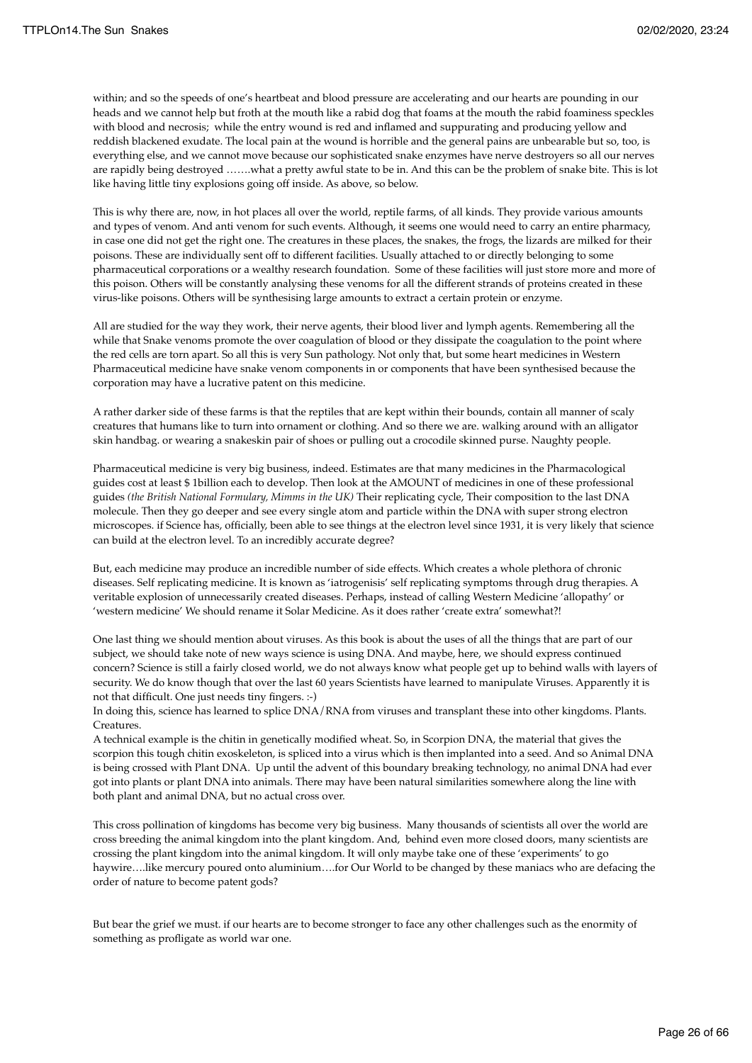within; and so the speeds of one's heartbeat and blood pressure are accelerating and our hearts are pounding in our heads and we cannot help but froth at the mouth like a rabid dog that foams at the mouth the rabid foaminess speckles with blood and necrosis; while the entry wound is red and inflamed and suppurating and producing yellow and reddish blackened exudate. The local pain at the wound is horrible and the general pains are unbearable but so, too, is everything else, and we cannot move because our sophisticated snake enzymes have nerve destroyers so all our nerves are rapidly being destroyed …….what a pretty awful state to be in. And this can be the problem of snake bite. This is lot like having little tiny explosions going off inside. As above, so below.

This is why there are, now, in hot places all over the world, reptile farms, of all kinds. They provide various amounts and types of venom. And anti venom for such events. Although, it seems one would need to carry an entire pharmacy, in case one did not get the right one. The creatures in these places, the snakes, the frogs, the lizards are milked for their poisons. These are individually sent off to different facilities. Usually attached to or directly belonging to some pharmaceutical corporations or a wealthy research foundation. Some of these facilities will just store more and more of this poison. Others will be constantly analysing these venoms for all the different strands of proteins created in these virus-like poisons. Others will be synthesising large amounts to extract a certain protein or enzyme.

All are studied for the way they work, their nerve agents, their blood liver and lymph agents. Remembering all the while that Snake venoms promote the over coagulation of blood or they dissipate the coagulation to the point where the red cells are torn apart. So all this is very Sun pathology. Not only that, but some heart medicines in Western Pharmaceutical medicine have snake venom components in or components that have been synthesised because the corporation may have a lucrative patent on this medicine.

A rather darker side of these farms is that the reptiles that are kept within their bounds, contain all manner of scaly creatures that humans like to turn into ornament or clothing. And so there we are. walking around with an alligator skin handbag. or wearing a snakeskin pair of shoes or pulling out a crocodile skinned purse. Naughty people.

Pharmaceutical medicine is very big business, indeed. Estimates are that many medicines in the Pharmacological guides cost at least $ 1billion each to develop. Then look at the AMOUNT of medicines in one of these professional guides *(the British National Formulary, Mimms in the UK)* Their replicating cycle, Their composition to the last DNA molecule. Then they go deeper and see every single atom and particle within the DNA with super strong electron microscopes. if Science has, officially, been able to see things at the electron level since 1931, it is very likely that science can build at the electron level. To an incredibly accurate degree?

But, each medicine may produce an incredible number of side effects. Which creates a whole plethora of chronic diseases. Self replicating medicine. It is known as 'iatrogenisis' self replicating symptoms through drug therapies. A veritable explosion of unnecessarily created diseases. Perhaps, instead of calling Western Medicine 'allopathy' or 'western medicine' We should rename it Solar Medicine. As it does rather 'create extra' somewhat?!

One last thing we should mention about viruses. As this book is about the uses of all the things that are part of our subject, we should take note of new ways science is using DNA. And maybe, here, we should express continued concern? Science is still a fairly closed world, we do not always know what people get up to behind walls with layers of security. We do know though that over the last 60 years Scientists have learned to manipulate Viruses. Apparently it is not that difficult. One just needs tiny fingers. :-)
In doing this, science has learned to splice DNA/RNA from viruses and transplant these into other kingdoms. Plants. Creatures.
A technical example is the chitin in genetically modified wheat. So, in Scorpion DNA, the material that gives the scorpion this tough chitin exoskeleton, is spliced into a virus which is then implanted into a seed. And so Animal DNA is being crossed with Plant DNA. Up until the advent of this boundary breaking technology, no animal DNA had ever got into plants or plant DNA into animals. There may have been natural similarities somewhere along the line with both plant and animal DNA, but no actual cross over.

This cross pollination of kingdoms has become very big business. Many thousands of scientists all over the world are cross breeding the animal kingdom into the plant kingdom. And, behind even more closed doors, many scientists are crossing the plant kingdom into the animal kingdom. It will only maybe take one of these 'experiments' to go haywire….like mercury poured onto aluminium….for Our World to be changed by these maniacs who are defacing the order of nature to become patent gods?

But bear the grief we must. if our hearts are to become stronger to face any other challenges such as the enormity of something as profligate as world war one.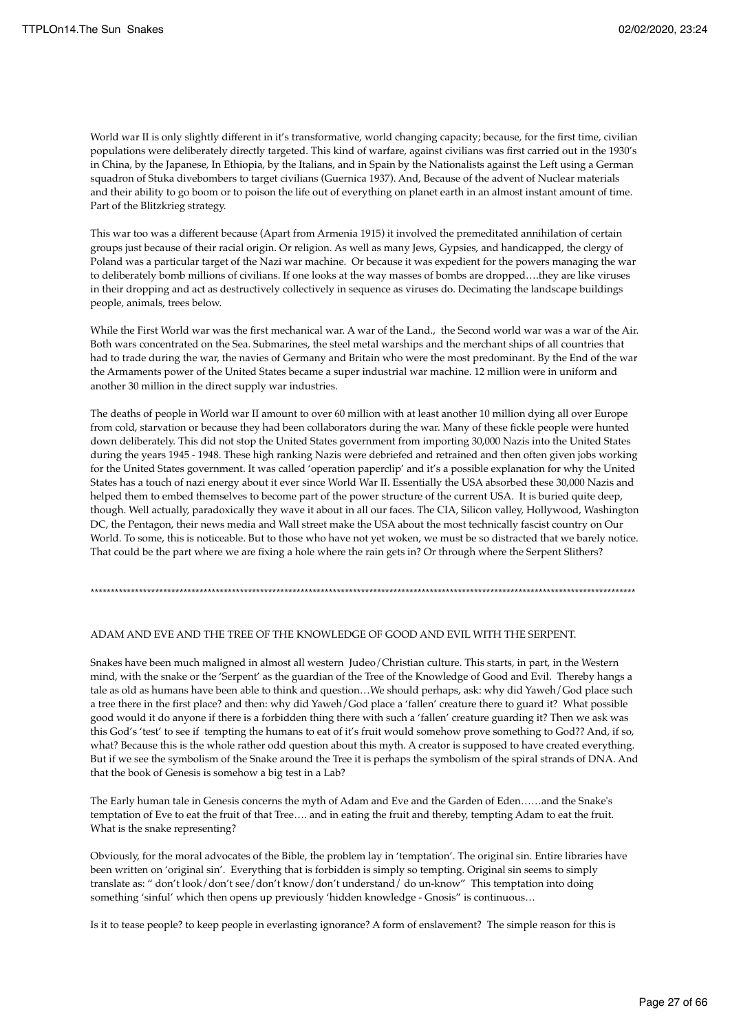World war II is only slightly different in it's transformative, world changing capacity; because, for the first time, civilian populations were deliberately directly targeted. This kind of warfare, against civilians was first carried out in the 1930's in China, by the Japanese, In Ethiopia, by the Italians, and in Spain by the Nationalists against the Left using a German squadron of Stuka divebombers to target civilians (Guernica 1937). And, Because of the advent of Nuclear materials and their ability to go boom or to poison the life out of everything on planet earth in an almost instant amount of time. Part of the Blitzkrieg strategy.

This war too was a different because (Apart from Armenia 1915) it involved the premeditated annihilation of certain groups just because of their racial origin. Or religion. As well as many Jews, Gypsies, and handicapped, the clergy of Poland was a particular target of the Nazi war machine. Or because it was expedient for the powers managing the war to deliberately bomb millions of civilians. If one looks at the way masses of bombs are dropped….they are like viruses in their dropping and act as destructively collectively in sequence as viruses do. Decimating the landscape buildings people, animals, trees below.

While the First World war was the first mechanical war. A war of the Land., the Second world war was a war of the Air. Both wars concentrated on the Sea. Submarines, the steel metal warships and the merchant ships of all countries that had to trade during the war, the navies of Germany and Britain who were the most predominant. By the End of the war the Armaments power of the United States became a super industrial war machine. 12 million were in uniform and another 30 million in the direct supply war industries.

The deaths of people in World war II amount to over 60 million with at least another 10 million dying all over Europe from cold, starvation or because they had been collaborators during the war. Many of these fickle people were hunted down deliberately. This did not stop the United States government from importing 30,000 Nazis into the United States during the years 1945 - 1948. These high ranking Nazis were debriefed and retrained and then often given jobs working for the United States government. It was called 'operation paperclip' and it's a possible explanation for why the United States has a touch of nazi energy about it ever since World War II. Essentially the USA absorbed these 30,000 Nazis and helped them to embed themselves to become part of the power structure of the current USA. It is buried quite deep, though. Well actually, paradoxically they wave it about in all our faces. The CIA, Silicon valley, Hollywood, Washington DC, the Pentagon, their news media and Wall street make the USA about the most technically fascist country on Our World. To some, this is noticeable. But to those who have not yet woken, we must be so distracted that we barely notice. That could be the part where we are fixing a hole where the rain gets in? Or through where the Serpent Slithers?

**************************************************************************************************************************************

ADAM AND EVE AND THE TREE OF THE KNOWLEDGE OF GOOD AND EVIL WITH THE SERPENT.

Snakes have been much maligned in almost all western Judeo/Christian culture. This starts, in part, in the Western mind, with the snake or the 'Serpent' as the guardian of the Tree of the Knowledge of Good and Evil. Thereby hangs a tale as old as humans have been able to think and question…We should perhaps, ask: why did Yaweh/God place such a tree there in the first place? and then: why did Yaweh/God place a 'fallen' creature there to guard it? What possible good would it do anyone if there is a forbidden thing there with such a 'fallen' creature guarding it? Then we ask was this God's 'test' to see if tempting the humans to eat of it's fruit would somehow prove something to God?? And, if so, what? Because this is the whole rather odd question about this myth. A creator is supposed to have created everything. But if we see the symbolism of the Snake around the Tree it is perhaps the symbolism of the spiral strands of DNA. And that the book of Genesis is somehow a big test in a Lab?

The Early human tale in Genesis concerns the myth of Adam and Eve and the Garden of Eden……and the Snake's temptation of Eve to eat the fruit of that Tree…. and in eating the fruit and thereby, tempting Adam to eat the fruit. What is the snake representing?

Obviously, for the moral advocates of the Bible, the problem lay in 'temptation'. The original sin. Entire libraries have been written on 'original sin'. Everything that is forbidden is simply so tempting. Original sin seems to simply translate as: " don't look/don't see/don't know/don't understand/ do un-know" This temptation into doing something 'sinful' which then opens up previously 'hidden knowledge - Gnosis" is continuous…

Is it to tease people? to keep people in everlasting ignorance? A form of enslavement? The simple reason for this is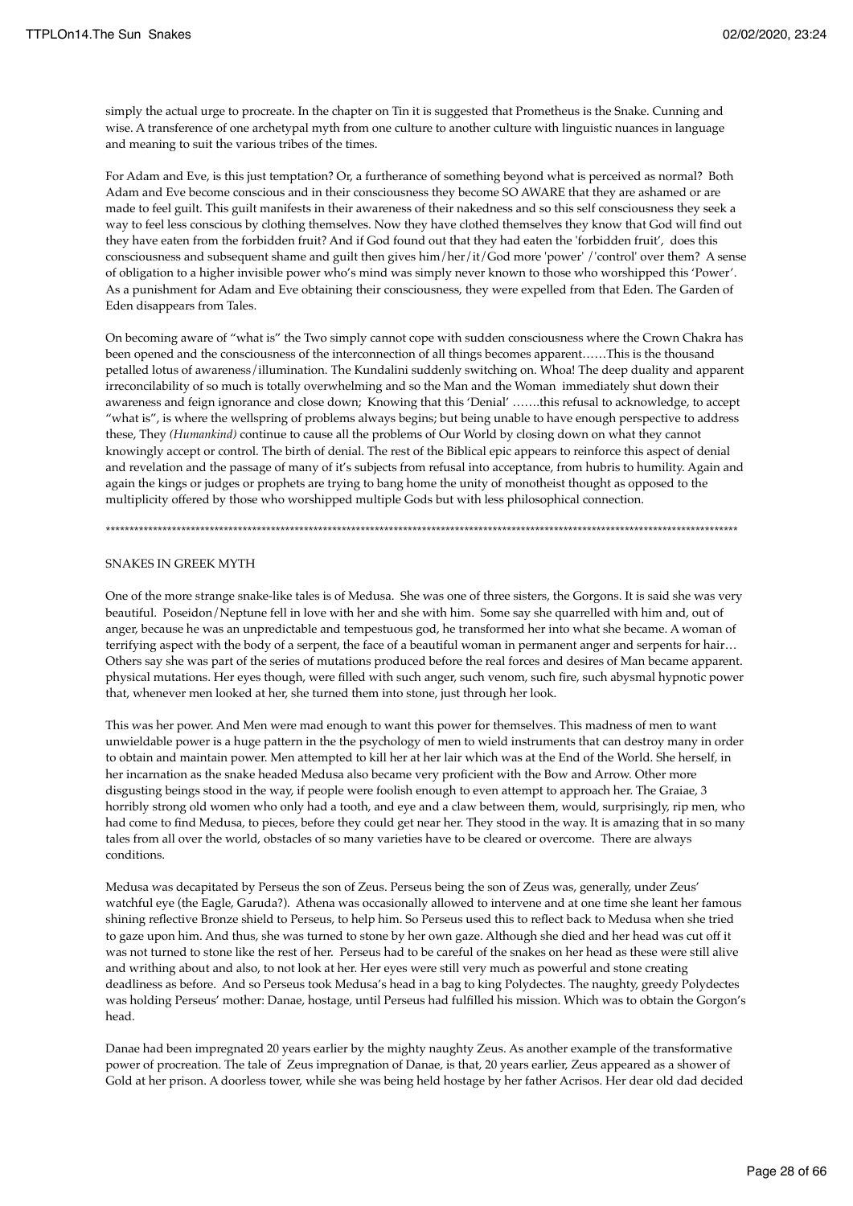simply the actual urge to procreate. In the chapter on Tin it is suggested that Prometheus is the Snake. Cunning and wise. A transference of one archetypal myth from one culture to another culture with linguistic nuances in language and meaning to suit the various tribes of the times.

For Adam and Eve, is this just temptation? Or, a furtherance of something beyond what is perceived as normal? Both Adam and Eve become conscious and in their consciousness they become SO AWARE that they are ashamed or are made to feel guilt. This guilt manifests in their awareness of their nakedness and so this self consciousness they seek a way to feel less conscious by clothing themselves. Now they have clothed themselves they know that God will find out they have eaten from the forbidden fruit? And if God found out that they had eaten the 'forbidden fruit', does this consciousness and subsequent shame and guilt then gives him/her/it/God more 'power' /'control' over them? A sense of obligation to a higher invisible power who's mind was simply never known to those who worshipped this 'Power'. As a punishment for Adam and Eve obtaining their consciousness, they were expelled from that Eden. The Garden of Eden disappears from Tales.

On becoming aware of "what is" the Two simply cannot cope with sudden consciousness where the Crown Chakra has been opened and the consciousness of the interconnection of all things becomes apparent……This is the thousand petalled lotus of awareness/illumination. The Kundalini suddenly switching on. Whoa! The deep duality and apparent irreconcilability of so much is totally overwhelming and so the Man and the Woman immediately shut down their awareness and feign ignorance and close down; Knowing that this 'Denial' …….this refusal to acknowledge, to accept "what is", is where the wellspring of problems always begins; but being unable to have enough perspective to address these, They *(Humankind)* continue to cause all the problems of Our World by closing down on what they cannot knowingly accept or control. The birth of denial. The rest of the Biblical epic appears to reinforce this aspect of denial and revelation and the passage of many of it's subjects from refusal into acceptance, from hubris to humility. Again and again the kings or judges or prophets are trying to bang home the unity of monotheist thought as opposed to the multiplicity offered by those who worshipped multiple Gods but with less philosophical connection.

************************************************************************************************************************************

SNAKES IN GREEK MYTH

One of the more strange snake-like tales is of Medusa. She was one of three sisters, the Gorgons. It is said she was very beautiful. Poseidon/Neptune fell in love with her and she with him. Some say she quarrelled with him and, out of anger, because he was an unpredictable and tempestuous god, he transformed her into what she became. A woman of terrifying aspect with the body of a serpent, the face of a beautiful woman in permanent anger and serpents for hair… Others say she was part of the series of mutations produced before the real forces and desires of Man became apparent. physical mutations. Her eyes though, were filled with such anger, such venom, such fire, such abysmal hypnotic power that, whenever men looked at her, she turned them into stone, just through her look.

This was her power. And Men were mad enough to want this power for themselves. This madness of men to want unwieldable power is a huge pattern in the the psychology of men to wield instruments that can destroy many in order to obtain and maintain power. Men attempted to kill her at her lair which was at the End of the World. She herself, in her incarnation as the snake headed Medusa also became very proficient with the Bow and Arrow. Other more disgusting beings stood in the way, if people were foolish enough to even attempt to approach her. The Graiae, 3 horribly strong old women who only had a tooth, and eye and a claw between them, would, surprisingly, rip men, who had come to find Medusa, to pieces, before they could get near her. They stood in the way. It is amazing that in so many tales from all over the world, obstacles of so many varieties have to be cleared or overcome. There are always conditions.

Medusa was decapitated by Perseus the son of Zeus. Perseus being the son of Zeus was, generally, under Zeus' watchful eye (the Eagle, Garuda?). Athena was occasionally allowed to intervene and at one time she leant her famous shining reflective Bronze shield to Perseus, to help him. So Perseus used this to reflect back to Medusa when she tried to gaze upon him. And thus, she was turned to stone by her own gaze. Although she died and her head was cut off it was not turned to stone like the rest of her. Perseus had to be careful of the snakes on her head as these were still alive and writhing about and also, to not look at her. Her eyes were still very much as powerful and stone creating deadliness as before. And so Perseus took Medusa's head in a bag to king Polydectes. The naughty, greedy Polydectes was holding Perseus' mother: Danae, hostage, until Perseus had fulfilled his mission. Which was to obtain the Gorgon's head.

Danae had been impregnated 20 years earlier by the mighty naughty Zeus. As another example of the transformative power of procreation. The tale of Zeus impregnation of Danae, is that, 20 years earlier, Zeus appeared as a shower of Gold at her prison. A doorless tower, while she was being held hostage by her father Acrisos. Her dear old dad decided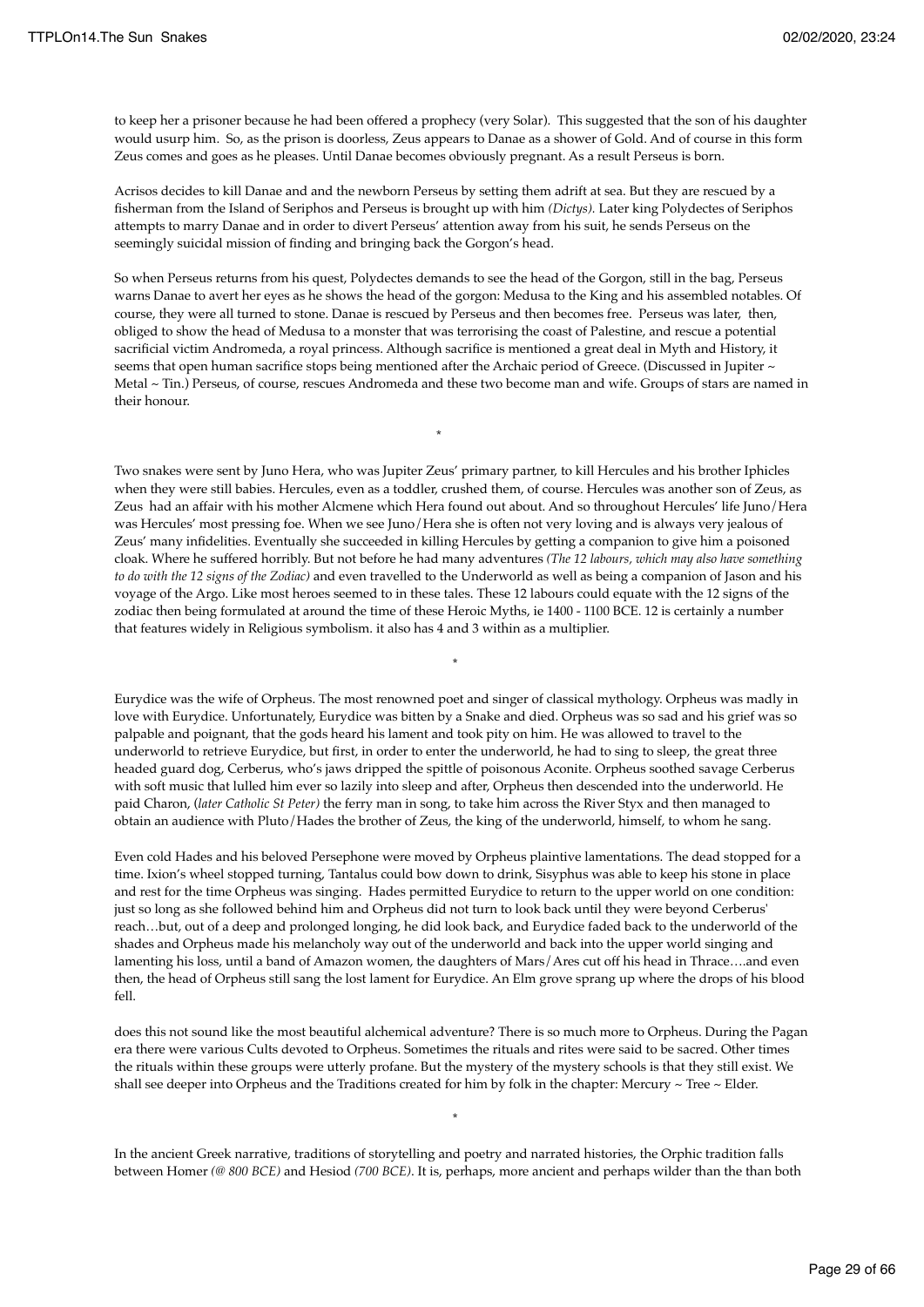to keep her a prisoner because he had been offered a prophecy (very Solar). This suggested that the son of his daughter would usurp him. So, as the prison is doorless, Zeus appears to Danae as a shower of Gold. And of course in this form Zeus comes and goes as he pleases. Until Danae becomes obviously pregnant. As a result Perseus is born.

Acrisos decides to kill Danae and and the newborn Perseus by setting them adrift at sea. But they are rescued by a fisherman from the Island of Seriphos and Perseus is brought up with him *(Dictys).* Later king Polydectes of Seriphos attempts to marry Danae and in order to divert Perseus' attention away from his suit, he sends Perseus on the seemingly suicidal mission of finding and bringing back the Gorgon's head.

So when Perseus returns from his quest, Polydectes demands to see the head of the Gorgon, still in the bag, Perseus warns Danae to avert her eyes as he shows the head of the gorgon: Medusa to the King and his assembled notables. Of course, they were all turned to stone. Danae is rescued by Perseus and then becomes free. Perseus was later, then, obliged to show the head of Medusa to a monster that was terrorising the coast of Palestine, and rescue a potential sacrificial victim Andromeda, a royal princess. Although sacrifice is mentioned a great deal in Myth and History, it seems that open human sacrifice stops being mentioned after the Archaic period of Greece. (Discussed in Jupiter ~ Metal ~ Tin.) Perseus, of course, rescues Andromeda and these two become man and wife. Groups of stars are named in their honour.

*

Two snakes were sent by Juno Hera, who was Jupiter Zeus' primary partner, to kill Hercules and his brother Iphicles when they were still babies. Hercules, even as a toddler, crushed them, of course. Hercules was another son of Zeus, as Zeus had an affair with his mother Alcmene which Hera found out about. And so throughout Hercules' life Juno/Hera was Hercules' most pressing foe. When we see Juno/Hera she is often not very loving and is always very jealous of Zeus' many infidelities. Eventually she succeeded in killing Hercules by getting a companion to give him a poisoned cloak. Where he suffered horribly. But not before he had many adventures *(The 12 labours, which may also have something to do with the 12 signs of the Zodiac)* and even travelled to the Underworld as well as being a companion of Jason and his voyage of the Argo. Like most heroes seemed to in these tales. These 12 labours could equate with the 12 signs of the zodiac then being formulated at around the time of these Heroic Myths, ie 1400 - 1100 BCE. 12 is certainly a number that features widely in Religious symbolism. it also has 4 and 3 within as a multiplier.

*

Eurydice was the wife of Orpheus. The most renowned poet and singer of classical mythology. Orpheus was madly in love with Eurydice. Unfortunately, Eurydice was bitten by a Snake and died. Orpheus was so sad and his grief was so palpable and poignant, that the gods heard his lament and took pity on him. He was allowed to travel to the underworld to retrieve Eurydice, but first, in order to enter the underworld, he had to sing to sleep, the great three headed guard dog, Cerberus, who's jaws dripped the spittle of poisonous Aconite. Orpheus soothed savage Cerberus with soft music that lulled him ever so lazily into sleep and after, Orpheus then descended into the underworld. He paid Charon, (*later Catholic St Peter)* the ferry man in song, to take him across the River Styx and then managed to obtain an audience with Pluto/Hades the brother of Zeus, the king of the underworld, himself, to whom he sang.

Even cold Hades and his beloved Persephone were moved by Orpheus plaintive lamentations. The dead stopped for a time. Ixion's wheel stopped turning, Tantalus could bow down to drink, Sisyphus was able to keep his stone in place and rest for the time Orpheus was singing. Hades permitted Eurydice to return to the upper world on one condition: just so long as she followed behind him and Orpheus did not turn to look back until they were beyond Cerberus' reach…but, out of a deep and prolonged longing, he did look back, and Eurydice faded back to the underworld of the shades and Orpheus made his melancholy way out of the underworld and back into the upper world singing and lamenting his loss, until a band of Amazon women, the daughters of Mars/Ares cut off his head in Thrace….and even then, the head of Orpheus still sang the lost lament for Eurydice. An Elm grove sprang up where the drops of his blood fell.

does this not sound like the most beautiful alchemical adventure? There is so much more to Orpheus. During the Pagan era there were various Cults devoted to Orpheus. Sometimes the rituals and rites were said to be sacred. Other times the rituals within these groups were utterly profane. But the mystery of the mystery schools is that they still exist. We shall see deeper into Orpheus and the Traditions created for him by folk in the chapter: Mercury ~ Tree ~ Elder.

*

In the ancient Greek narrative, traditions of storytelling and poetry and narrated histories, the Orphic tradition falls between Homer *(@ 800 BCE)* and Hesiod *(700 BCE)*. It is, perhaps, more ancient and perhaps wilder than the than both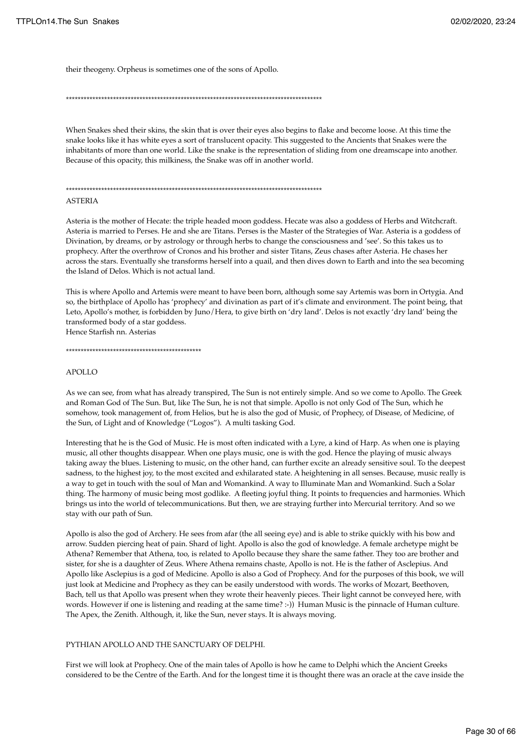their theogeny. Orpheus is sometimes one of the sons of Apollo.

*****************************************************************************************

When Snakes shed their skins, the skin that is over their eyes also begins to flake and become loose. At this time the snake looks like it has white eyes a sort of translucent opacity. This suggested to the Ancients that Snakes were the inhabitants of more than one world. Like the snake is the representation of sliding from one dreamscape into another. Because of this opacity, this milkiness, the Snake was off in another world.

*****************************************************************************************

ASTERIA

Asteria is the mother of Hecate: the triple headed moon goddess. Hecate was also a goddess of Herbs and Witchcraft. Asteria is married to Perses. He and she are Titans. Perses is the Master of the Strategies of War. Asteria is a goddess of Divination, by dreams, or by astrology or through herbs to change the consciousness and 'see'. So this takes us to prophecy. After the overthrow of Cronos and his brother and sister Titans, Zeus chases after Asteria. He chases her across the stars. Eventually she transforms herself into a quail, and then dives down to Earth and into the sea becoming the Island of Delos. Which is not actual land.

This is where Apollo and Artemis were meant to have been born, although some say Artemis was born in Ortygia. And so, the birthplace of Apollo has 'prophecy' and divination as part of it's climate and environment. The point being, that Leto, Apollo's mother, is forbidden by Juno/Hera, to give birth on 'dry land'. Delos is not exactly 'dry land' being the transformed body of a star goddess.
Hence Starfish nn. Asterias

**********************************************

APOLLO

As we can see, from what has already transpired, The Sun is not entirely simple. And so we come to Apollo. The Greek and Roman God of The Sun. But, like The Sun, he is not that simple. Apollo is not only God of The Sun, which he somehow, took management of, from Helios, but he is also the god of Music, of Prophecy, of Disease, of Medicine, of the Sun, of Light and of Knowledge ("Logos"). A multi tasking God.

Interesting that he is the God of Music. He is most often indicated with a Lyre, a kind of Harp. As when one is playing music, all other thoughts disappear. When one plays music, one is with the god. Hence the playing of music always taking away the blues. Listening to music, on the other hand, can further excite an already sensitive soul. To the deepest sadness, to the highest joy, to the most excited and exhilarated state. A heightening in all senses. Because, music really is a way to get in touch with the soul of Man and Womankind. A way to Illuminate Man and Womankind. Such a Solar thing. The harmony of music being most godlike. A fleeting joyful thing. It points to frequencies and harmonies. Which brings us into the world of telecommunications. But then, we are straying further into Mercurial territory. And so we stay with our path of Sun.

Apollo is also the god of Archery. He sees from afar (the all seeing eye) and is able to strike quickly with his bow and arrow. Sudden piercing heat of pain. Shard of light. Apollo is also the god of knowledge. A female archetype might be Athena? Remember that Athena, too, is related to Apollo because they share the same father. They too are brother and sister, for she is a daughter of Zeus. Where Athena remains chaste, Apollo is not. He is the father of Asclepius. And Apollo like Asclepius is a god of Medicine. Apollo is also a God of Prophecy. And for the purposes of this book, we will just look at Medicine and Prophecy as they can be easily understood with words. The works of Mozart, Beethoven, Bach, tell us that Apollo was present when they wrote their heavenly pieces. Their light cannot be conveyed here, with words. However if one is listening and reading at the same time? :-)) Human Music is the pinnacle of Human culture. The Apex, the Zenith. Although, it, like the Sun, never stays. It is always moving.

PYTHIAN APOLLO AND THE SANCTUARY OF DELPHI.

First we will look at Prophecy. One of the main tales of Apollo is how he came to Delphi which the Ancient Greeks considered to be the Centre of the Earth. And for the longest time it is thought there was an oracle at the cave inside the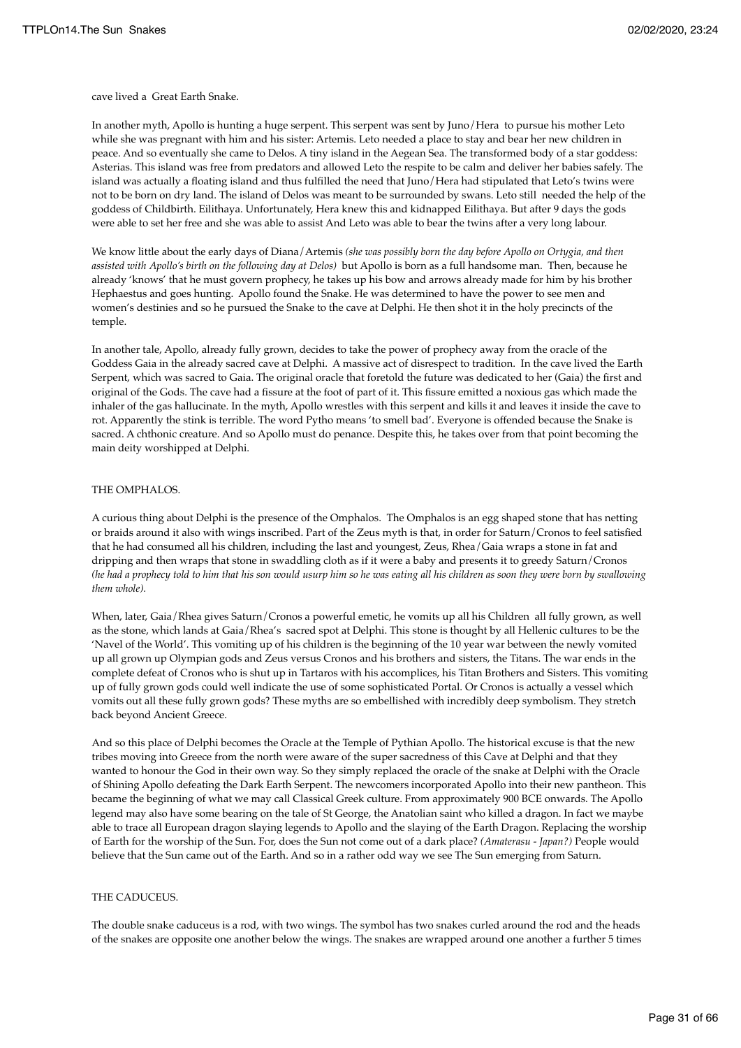cave lived a Great Earth Snake.

In another myth, Apollo is hunting a huge serpent. This serpent was sent by Juno/Hera to pursue his mother Leto while she was pregnant with him and his sister: Artemis. Leto needed a place to stay and bear her new children in peace. And so eventually she came to Delos. A tiny island in the Aegean Sea. The transformed body of a star goddess: Asterias. This island was free from predators and allowed Leto the respite to be calm and deliver her babies safely. The island was actually a floating island and thus fulfilled the need that Juno/Hera had stipulated that Leto's twins were not to be born on dry land. The island of Delos was meant to be surrounded by swans. Leto still needed the help of the goddess of Childbirth. Eilithaya. Unfortunately, Hera knew this and kidnapped Eilithaya. But after 9 days the gods were able to set her free and she was able to assist And Leto was able to bear the twins after a very long labour.

We know little about the early days of Diana/Artemis *(she was possibly born the day before Apollo on Ortygia, and then assisted with Apollo's birth on the following day at Delos)* but Apollo is born as a full handsome man. Then, because he already 'knows' that he must govern prophecy, he takes up his bow and arrows already made for him by his brother Hephaestus and goes hunting. Apollo found the Snake. He was determined to have the power to see men and women's destinies and so he pursued the Snake to the cave at Delphi. He then shot it in the holy precincts of the temple.

In another tale, Apollo, already fully grown, decides to take the power of prophecy away from the oracle of the Goddess Gaia in the already sacred cave at Delphi. A massive act of disrespect to tradition. In the cave lived the Earth Serpent, which was sacred to Gaia. The original oracle that foretold the future was dedicated to her (Gaia) the first and original of the Gods. The cave had a fissure at the foot of part of it. This fissure emitted a noxious gas which made the inhaler of the gas hallucinate. In the myth, Apollo wrestles with this serpent and kills it and leaves it inside the cave to rot. Apparently the stink is terrible. The word Pytho means 'to smell bad'. Everyone is offended because the Snake is sacred. A chthonic creature. And so Apollo must do penance. Despite this, he takes over from that point becoming the main deity worshipped at Delphi.

THE OMPHALOS.

A curious thing about Delphi is the presence of the Omphalos. The Omphalos is an egg shaped stone that has netting or braids around it also with wings inscribed. Part of the Zeus myth is that, in order for Saturn/Cronos to feel satisfied that he had consumed all his children, including the last and youngest, Zeus, Rhea/Gaia wraps a stone in fat and dripping and then wraps that stone in swaddling cloth as if it were a baby and presents it to greedy Saturn/Cronos *(he had a prophecy told to him that his son would usurp him so he was eating all his children as soon they were born by swallowing them whole).*

When, later, Gaia/Rhea gives Saturn/Cronos a powerful emetic, he vomits up all his Children all fully grown, as well as the stone, which lands at Gaia/Rhea's sacred spot at Delphi. This stone is thought by all Hellenic cultures to be the 'Navel of the World'. This vomiting up of his children is the beginning of the 10 year war between the newly vomited up all grown up Olympian gods and Zeus versus Cronos and his brothers and sisters, the Titans. The war ends in the complete defeat of Cronos who is shut up in Tartaros with his accomplices, his Titan Brothers and Sisters. This vomiting up of fully grown gods could well indicate the use of some sophisticated Portal. Or Cronos is actually a vessel which vomits out all these fully grown gods? These myths are so embellished with incredibly deep symbolism. They stretch back beyond Ancient Greece.

And so this place of Delphi becomes the Oracle at the Temple of Pythian Apollo. The historical excuse is that the new tribes moving into Greece from the north were aware of the super sacredness of this Cave at Delphi and that they wanted to honour the God in their own way. So they simply replaced the oracle of the snake at Delphi with the Oracle of Shining Apollo defeating the Dark Earth Serpent. The newcomers incorporated Apollo into their new pantheon. This became the beginning of what we may call Classical Greek culture. From approximately 900 BCE onwards. The Apollo legend may also have some bearing on the tale of St George, the Anatolian saint who killed a dragon. In fact we maybe able to trace all European dragon slaying legends to Apollo and the slaying of the Earth Dragon. Replacing the worship of Earth for the worship of the Sun. For, does the Sun not come out of a dark place? *(Amaterasu - Japan?)* People would believe that the Sun came out of the Earth. And so in a rather odd way we see The Sun emerging from Saturn.

THE CADUCEUS.

The double snake caduceus is a rod, with two wings. The symbol has two snakes curled around the rod and the heads of the snakes are opposite one another below the wings. The snakes are wrapped around one another a further 5 times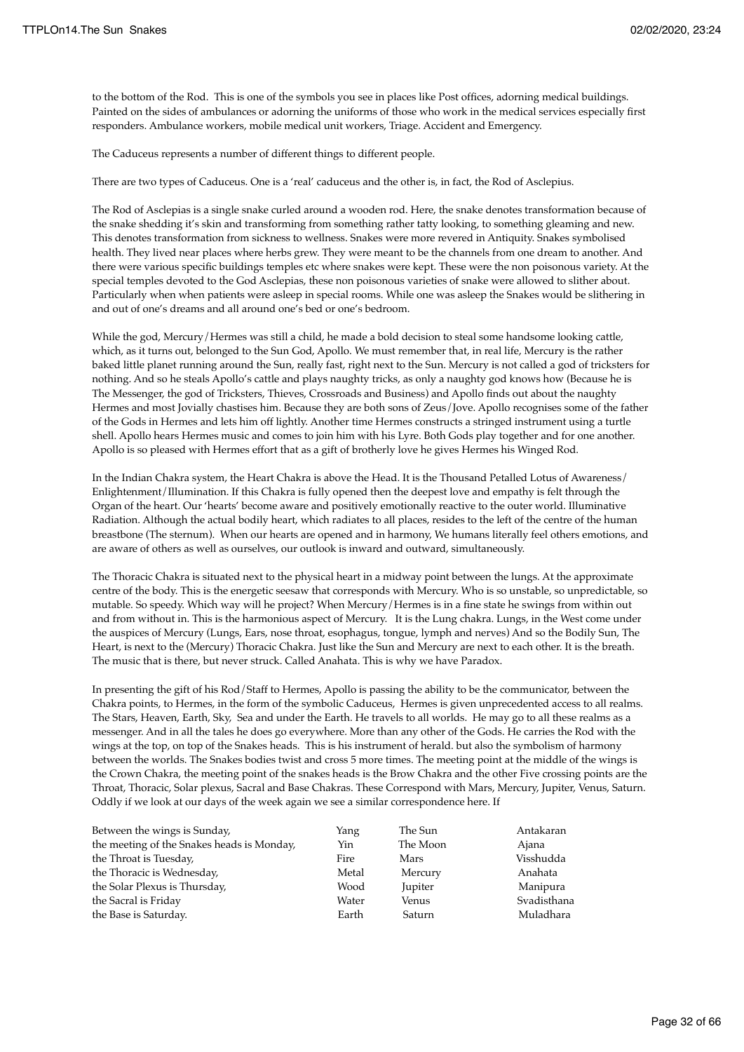to the bottom of the Rod. This is one of the symbols you see in places like Post offices, adorning medical buildings. Painted on the sides of ambulances or adorning the uniforms of those who work in the medical services especially first responders. Ambulance workers, mobile medical unit workers, Triage. Accident and Emergency.

The Caduceus represents a number of different things to different people.

There are two types of Caduceus. One is a 'real' caduceus and the other is, in fact, the Rod of Asclepius.

The Rod of Asclepias is a single snake curled around a wooden rod. Here, the snake denotes transformation because of the snake shedding it's skin and transforming from something rather tatty looking, to something gleaming and new. This denotes transformation from sickness to wellness. Snakes were more revered in Antiquity. Snakes symbolised health. They lived near places where herbs grew. They were meant to be the channels from one dream to another. And there were various specific buildings temples etc where snakes were kept. These were the non poisonous variety. At the special temples devoted to the God Asclepias, these non poisonous varieties of snake were allowed to slither about. Particularly when when patients were asleep in special rooms. While one was asleep the Snakes would be slithering in and out of one's dreams and all around one's bed or one's bedroom.

While the god, Mercury/Hermes was still a child, he made a bold decision to steal some handsome looking cattle, which, as it turns out, belonged to the Sun God, Apollo. We must remember that, in real life, Mercury is the rather baked little planet running around the Sun, really fast, right next to the Sun. Mercury is not called a god of tricksters for nothing. And so he steals Apollo's cattle and plays naughty tricks, as only a naughty god knows how (Because he is The Messenger, the god of Tricksters, Thieves, Crossroads and Business) and Apollo finds out about the naughty Hermes and most Jovially chastises him. Because they are both sons of Zeus/Jove. Apollo recognises some of the father of the Gods in Hermes and lets him off lightly. Another time Hermes constructs a stringed instrument using a turtle shell. Apollo hears Hermes music and comes to join him with his Lyre. Both Gods play together and for one another. Apollo is so pleased with Hermes effort that as a gift of brotherly love he gives Hermes his Winged Rod.

In the Indian Chakra system, the Heart Chakra is above the Head. It is the Thousand Petalled Lotus of Awareness/ Enlightenment/Illumination. If this Chakra is fully opened then the deepest love and empathy is felt through the Organ of the heart. Our 'hearts' become aware and positively emotionally reactive to the outer world. Illuminative Radiation. Although the actual bodily heart, which radiates to all places, resides to the left of the centre of the human breastbone (The sternum). When our hearts are opened and in harmony, We humans literally feel others emotions, and are aware of others as well as ourselves, our outlook is inward and outward, simultaneously.

The Thoracic Chakra is situated next to the physical heart in a midway point between the lungs. At the approximate centre of the body. This is the energetic seesaw that corresponds with Mercury. Who is so unstable, so unpredictable, so mutable. So speedy. Which way will he project? When Mercury/Hermes is in a fine state he swings from within out and from without in. This is the harmonious aspect of Mercury. It is the Lung chakra. Lungs, in the West come under the auspices of Mercury (Lungs, Ears, nose throat, esophagus, tongue, lymph and nerves) And so the Bodily Sun, The Heart, is next to the (Mercury) Thoracic Chakra. Just like the Sun and Mercury are next to each other. It is the breath. The music that is there, but never struck. Called Anahata. This is why we have Paradox.

In presenting the gift of his Rod/Staff to Hermes, Apollo is passing the ability to be the communicator, between the Chakra points, to Hermes, in the form of the symbolic Caduceus, Hermes is given unprecedented access to all realms. The Stars, Heaven, Earth, Sky, Sea and under the Earth. He travels to all worlds. He may go to all these realms as a messenger. And in all the tales he does go everywhere. More than any other of the Gods. He carries the Rod with the wings at the top, on top of the Snakes heads. This is his instrument of herald. but also the symbolism of harmony between the worlds. The Snakes bodies twist and cross 5 more times. The meeting point at the middle of the wings is the Crown Chakra, the meeting point of the snakes heads is the Brow Chakra and the other Five crossing points are the Throat, Thoracic, Solar plexus, Sacral and Base Chakras. These Correspond with Mars, Mercury, Jupiter, Venus, Saturn. Oddly if we look at our days of the week again we see a similar correspondence here. If

| | | | |
|---|---|---|---|
| Between the wings is Sunday, | Yang | The Sun | Antakaran |
| the meeting of the Snakes heads is Monday, | Yin | The Moon | Ajana |
| the Throat is Tuesday, | Fire | Mars | Visshudda |
| the Thoracic is Wednesday, | Metal | Mercury | Anahata |
| the Solar Plexus is Thursday, | Wood | Jupiter | Manipura |
| the Sacral is Friday | Water | Venus | Svadisthana |
| the Base is Saturday. | Earth | Saturn | Muladhara |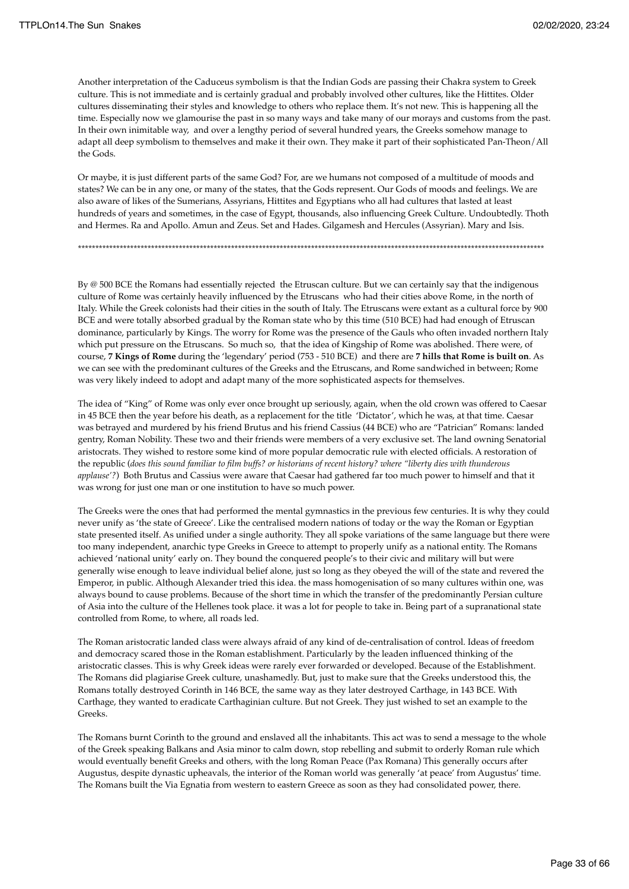Another interpretation of the Caduceus symbolism is that the Indian Gods are passing their Chakra system to Greek culture. This is not immediate and is certainly gradual and probably involved other cultures, like the Hittites. Older cultures disseminating their styles and knowledge to others who replace them. It's not new. This is happening all the time. Especially now we glamourise the past in so many ways and take many of our morays and customs from the past. In their own inimitable way, and over a lengthy period of several hundred years, the Greeks somehow manage to adapt all deep symbolism to themselves and make it their own. They make it part of their sophisticated Pan-Theon/All the Gods.

Or maybe, it is just different parts of the same God? For, are we humans not composed of a multitude of moods and states? We can be in any one, or many of the states, that the Gods represent. Our Gods of moods and feelings. We are also aware of likes of the Sumerians, Assyrians, Hittites and Egyptians who all had cultures that lasted at least hundreds of years and sometimes, in the case of Egypt, thousands, also influencing Greek Culture. Undoubtedly. Thoth and Hermes. Ra and Apollo. Amun and Zeus. Set and Hades. Gilgamesh and Hercules (Assyrian). Mary and Isis.

************************************************************************************************************************************

By @ 500 BCE the Romans had essentially rejected the Etruscan culture. But we can certainly say that the indigenous culture of Rome was certainly heavily influenced by the Etruscans who had their cities above Rome, in the north of Italy. While the Greek colonists had their cities in the south of Italy. The Etruscans were extant as a cultural force by 900 BCE and were totally absorbed gradual by the Roman state who by this time (510 BCE) had had enough of Etruscan dominance, particularly by Kings. The worry for Rome was the presence of the Gauls who often invaded northern Italy which put pressure on the Etruscans. So much so, that the idea of Kingship of Rome was abolished. There were, of course, **7 Kings of Rome** during the 'legendary' period (753 - 510 BCE) and there are **7 hills that Rome is built on**. As we can see with the predominant cultures of the Greeks and the Etruscans, and Rome sandwiched in between; Rome was very likely indeed to adopt and adapt many of the more sophisticated aspects for themselves.

The idea of "King" of Rome was only ever once brought up seriously, again, when the old crown was offered to Caesar in 45 BCE then the year before his death, as a replacement for the title 'Dictator', which he was, at that time. Caesar was betrayed and murdered by his friend Brutus and his friend Cassius (44 BCE) who are "Patrician" Romans: landed gentry, Roman Nobility. These two and their friends were members of a very exclusive set. The land owning Senatorial aristocrats. They wished to restore some kind of more popular democratic rule with elected officials. A restoration of the republic (*does this sound familiar to film buffs? or historians of recent history? where "liberty dies with thunderous applause'?*) Both Brutus and Cassius were aware that Caesar had gathered far too much power to himself and that it was wrong for just one man or one institution to have so much power.

The Greeks were the ones that had performed the mental gymnastics in the previous few centuries. It is why they could never unify as 'the state of Greece'. Like the centralised modern nations of today or the way the Roman or Egyptian state presented itself. As unified under a single authority. They all spoke variations of the same language but there were too many independent, anarchic type Greeks in Greece to attempt to properly unify as a national entity. The Romans achieved 'national unity' early on. They bound the conquered people's to their civic and military will but were generally wise enough to leave individual belief alone, just so long as they obeyed the will of the state and revered the Emperor, in public. Although Alexander tried this idea. the mass homogenisation of so many cultures within one, was always bound to cause problems. Because of the short time in which the transfer of the predominantly Persian culture of Asia into the culture of the Hellenes took place. it was a lot for people to take in. Being part of a supranational state controlled from Rome, to where, all roads led.

The Roman aristocratic landed class were always afraid of any kind of de-centralisation of control. Ideas of freedom and democracy scared those in the Roman establishment. Particularly by the leaden influenced thinking of the aristocratic classes. This is why Greek ideas were rarely ever forwarded or developed. Because of the Establishment. The Romans did plagiarise Greek culture, unashamedly. But, just to make sure that the Greeks understood this, the Romans totally destroyed Corinth in 146 BCE, the same way as they later destroyed Carthage, in 143 BCE. With Carthage, they wanted to eradicate Carthaginian culture. But not Greek. They just wished to set an example to the Greeks.

The Romans burnt Corinth to the ground and enslaved all the inhabitants. This act was to send a message to the whole of the Greek speaking Balkans and Asia minor to calm down, stop rebelling and submit to orderly Roman rule which would eventually benefit Greeks and others, with the long Roman Peace (Pax Romana) This generally occurs after Augustus, despite dynastic upheavals, the interior of the Roman world was generally 'at peace' from Augustus' time. The Romans built the Via Egnatia from western to eastern Greece as soon as they had consolidated power, there.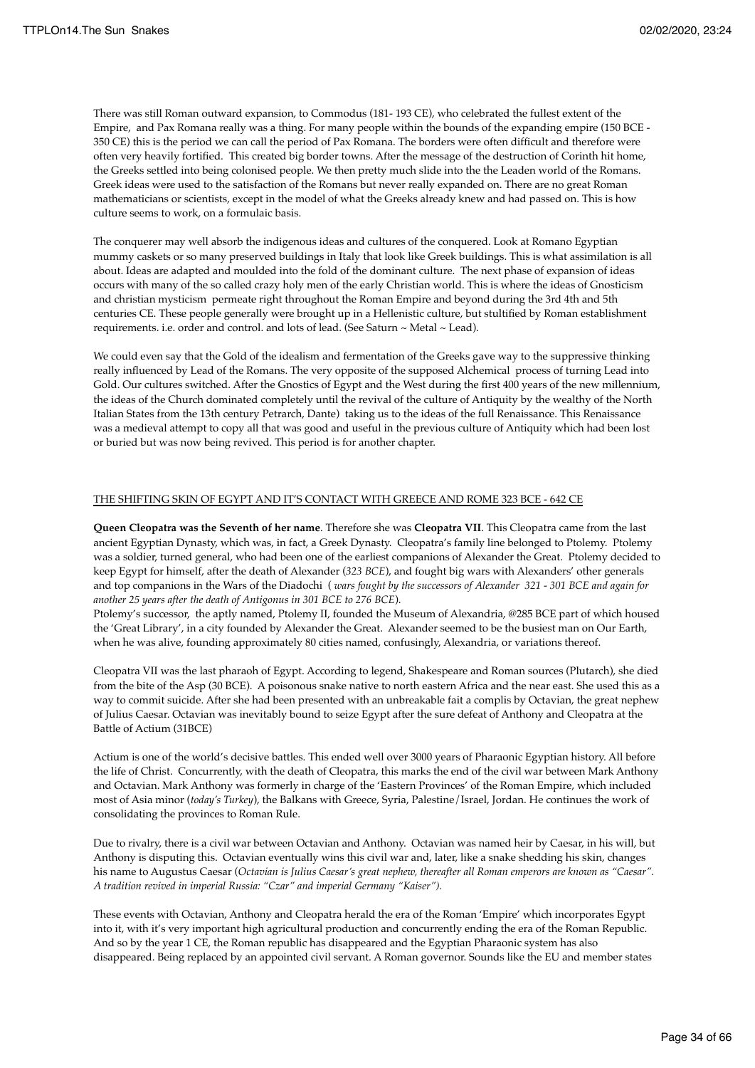There was still Roman outward expansion, to Commodus (181- 193 CE), who celebrated the fullest extent of the Empire, and Pax Romana really was a thing. For many people within the bounds of the expanding empire (150 BCE - 350 CE) this is the period we can call the period of Pax Romana. The borders were often difficult and therefore were often very heavily fortified. This created big border towns. After the message of the destruction of Corinth hit home, the Greeks settled into being colonised people. We then pretty much slide into the the Leaden world of the Romans. Greek ideas were used to the satisfaction of the Romans but never really expanded on. There are no great Roman mathematicians or scientists, except in the model of what the Greeks already knew and had passed on. This is how culture seems to work, on a formulaic basis.

The conquerer may well absorb the indigenous ideas and cultures of the conquered. Look at Romano Egyptian mummy caskets or so many preserved buildings in Italy that look like Greek buildings. This is what assimilation is all about. Ideas are adapted and moulded into the fold of the dominant culture. The next phase of expansion of ideas occurs with many of the so called crazy holy men of the early Christian world. This is where the ideas of Gnosticism and christian mysticism permeate right throughout the Roman Empire and beyond during the 3rd 4th and 5th centuries CE. These people generally were brought up in a Hellenistic culture, but stultified by Roman establishment requirements. i.e. order and control. and lots of lead. (See Saturn ~ Metal ~ Lead).

We could even say that the Gold of the idealism and fermentation of the Greeks gave way to the suppressive thinking really influenced by Lead of the Romans. The very opposite of the supposed Alchemical process of turning Lead into Gold. Our cultures switched. After the Gnostics of Egypt and the West during the first 400 years of the new millennium, the ideas of the Church dominated completely until the revival of the culture of Antiquity by the wealthy of the North Italian States from the 13th century Petrarch, Dante) taking us to the ideas of the full Renaissance. This Renaissance was a medieval attempt to copy all that was good and useful in the previous culture of Antiquity which had been lost or buried but was now being revived. This period is for another chapter.

<u>THE SHIFTING SKIN OF EGYPT AND IT'S CONTACT WITH GREECE AND ROME 323 BCE - 642 CE</u>

**Queen Cleopatra was the Seventh of her name**. Therefore she was **Cleopatra VII**. This Cleopatra came from the last ancient Egyptian Dynasty, which was, in fact, a Greek Dynasty. Cleopatra's family line belonged to Ptolemy. Ptolemy was a soldier, turned general, who had been one of the earliest companions of Alexander the Great. Ptolemy decided to keep Egypt for himself, after the death of Alexander (*323 BCE*), and fought big wars with Alexanders' other generals and top companions in the Wars of the Diadochi ( *wars fought by the successors of Alexander 321 - 301 BCE and again for another 25 years after the death of Antigonus in 301 BCE to 276 BCE*).
Ptolemy's successor, the aptly named, Ptolemy II, founded the Museum of Alexandria, @285 BCE part of which housed the 'Great Library', in a city founded by Alexander the Great. Alexander seemed to be the busiest man on Our Earth, when he was alive, founding approximately 80 cities named, confusingly, Alexandria, or variations thereof.

Cleopatra VII was the last pharaoh of Egypt. According to legend, Shakespeare and Roman sources (Plutarch), she died from the bite of the Asp (30 BCE). A poisonous snake native to north eastern Africa and the near east. She used this as a way to commit suicide. After she had been presented with an unbreakable fait a complis by Octavian, the great nephew of Julius Caesar. Octavian was inevitably bound to seize Egypt after the sure defeat of Anthony and Cleopatra at the Battle of Actium (31BCE)

Actium is one of the world's decisive battles. This ended well over 3000 years of Pharaonic Egyptian history. All before the life of Christ. Concurrently, with the death of Cleopatra, this marks the end of the civil war between Mark Anthony and Octavian. Mark Anthony was formerly in charge of the 'Eastern Provinces' of the Roman Empire, which included most of Asia minor (*today's Turkey*), the Balkans with Greece, Syria, Palestine/Israel, Jordan. He continues the work of consolidating the provinces to Roman Rule.

Due to rivalry, there is a civil war between Octavian and Anthony. Octavian was named heir by Caesar, in his will, but Anthony is disputing this. Octavian eventually wins this civil war and, later, like a snake shedding his skin, changes his name to Augustus Caesar (*Octavian is Julius Caesar's great nephew, thereafter all Roman emperors are known as "Caesar". A tradition revived in imperial Russia: "Czar" and imperial Germany "Kaiser")*.

These events with Octavian, Anthony and Cleopatra herald the era of the Roman 'Empire' which incorporates Egypt into it, with it's very important high agricultural production and concurrently ending the era of the Roman Republic. And so by the year 1 CE, the Roman republic has disappeared and the Egyptian Pharaonic system has also disappeared. Being replaced by an appointed civil servant. A Roman governor. Sounds like the EU and member states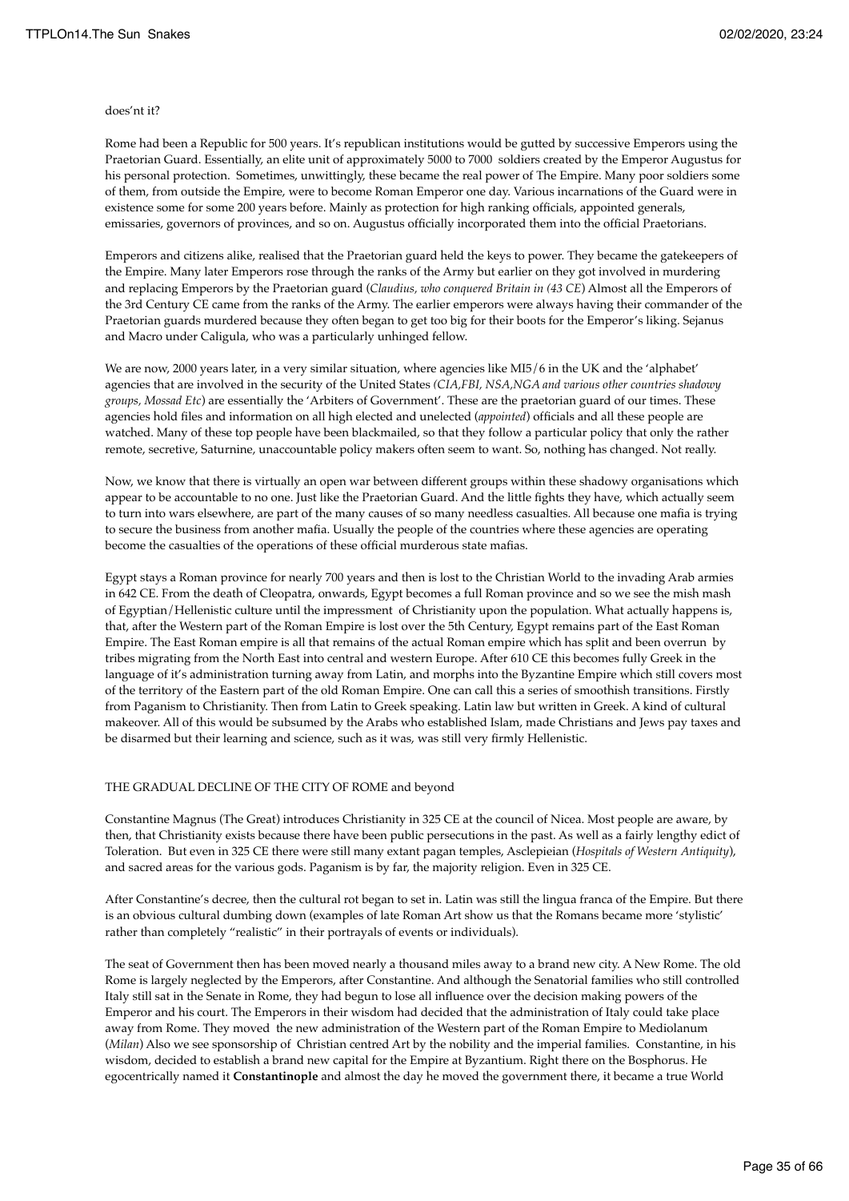does'nt it?

Rome had been a Republic for 500 years. It's republican institutions would be gutted by successive Emperors using the Praetorian Guard. Essentially, an elite unit of approximately 5000 to 7000 soldiers created by the Emperor Augustus for his personal protection. Sometimes, unwittingly, these became the real power of The Empire. Many poor soldiers some of them, from outside the Empire, were to become Roman Emperor one day. Various incarnations of the Guard were in existence some for some 200 years before. Mainly as protection for high ranking officials, appointed generals, emissaries, governors of provinces, and so on. Augustus officially incorporated them into the official Praetorians.

Emperors and citizens alike, realised that the Praetorian guard held the keys to power. They became the gatekeepers of the Empire. Many later Emperors rose through the ranks of the Army but earlier on they got involved in murdering and replacing Emperors by the Praetorian guard (*Claudius, who conquered Britain in (43 CE*) Almost all the Emperors of the 3rd Century CE came from the ranks of the Army. The earlier emperors were always having their commander of the Praetorian guards murdered because they often began to get too big for their boots for the Emperor's liking. Sejanus and Macro under Caligula, who was a particularly unhinged fellow.

We are now, 2000 years later, in a very similar situation, where agencies like MI5/6 in the UK and the 'alphabet' agencies that are involved in the security of the United States *(CIA,FBI, NSA,NGA and various other countries shadowy groups, Mossad Etc*) are essentially the 'Arbiters of Government'. These are the praetorian guard of our times. These agencies hold files and information on all high elected and unelected (*appointed*) officials and all these people are watched. Many of these top people have been blackmailed, so that they follow a particular policy that only the rather remote, secretive, Saturnine, unaccountable policy makers often seem to want. So, nothing has changed. Not really.

Now, we know that there is virtually an open war between different groups within these shadowy organisations which appear to be accountable to no one. Just like the Praetorian Guard. And the little fights they have, which actually seem to turn into wars elsewhere, are part of the many causes of so many needless casualties. All because one mafia is trying to secure the business from another mafia. Usually the people of the countries where these agencies are operating become the casualties of the operations of these official murderous state mafias.

Egypt stays a Roman province for nearly 700 years and then is lost to the Christian World to the invading Arab armies in 642 CE. From the death of Cleopatra, onwards, Egypt becomes a full Roman province and so we see the mish mash of Egyptian/Hellenistic culture until the impressment of Christianity upon the population. What actually happens is, that, after the Western part of the Roman Empire is lost over the 5th Century, Egypt remains part of the East Roman Empire. The East Roman empire is all that remains of the actual Roman empire which has split and been overrun by tribes migrating from the North East into central and western Europe. After 610 CE this becomes fully Greek in the language of it's administration turning away from Latin, and morphs into the Byzantine Empire which still covers most of the territory of the Eastern part of the old Roman Empire. One can call this a series of smoothish transitions. Firstly from Paganism to Christianity. Then from Latin to Greek speaking. Latin law but written in Greek. A kind of cultural makeover. All of this would be subsumed by the Arabs who established Islam, made Christians and Jews pay taxes and be disarmed but their learning and science, such as it was, was still very firmly Hellenistic.

## THE GRADUAL DECLINE OF THE CITY OF ROME and beyond

Constantine Magnus (The Great) introduces Christianity in 325 CE at the council of Nicea. Most people are aware, by then, that Christianity exists because there have been public persecutions in the past. As well as a fairly lengthy edict of Toleration. But even in 325 CE there were still many extant pagan temples, Asclepieian (*Hospitals of Western Antiquity*), and sacred areas for the various gods. Paganism is by far, the majority religion. Even in 325 CE.

After Constantine's decree, then the cultural rot began to set in. Latin was still the lingua franca of the Empire. But there is an obvious cultural dumbing down (examples of late Roman Art show us that the Romans became more 'stylistic' rather than completely "realistic" in their portrayals of events or individuals).

The seat of Government then has been moved nearly a thousand miles away to a brand new city. A New Rome. The old Rome is largely neglected by the Emperors, after Constantine. And although the Senatorial families who still controlled Italy still sat in the Senate in Rome, they had begun to lose all influence over the decision making powers of the Emperor and his court. The Emperors in their wisdom had decided that the administration of Italy could take place away from Rome. They moved the new administration of the Western part of the Roman Empire to Mediolanum (*Milan*) Also we see sponsorship of Christian centred Art by the nobility and the imperial families. Constantine, in his wisdom, decided to establish a brand new capital for the Empire at Byzantium. Right there on the Bosphorus. He egocentrically named it **Constantinople** and almost the day he moved the government there, it became a true World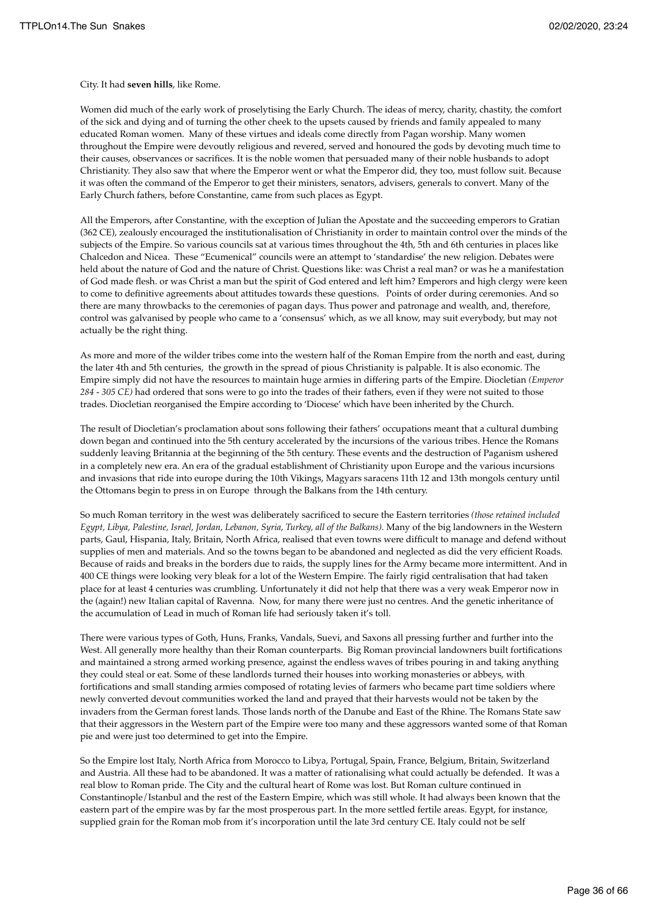City. It had **seven hills**, like Rome.

Women did much of the early work of proselytising the Early Church. The ideas of mercy, charity, chastity, the comfort of the sick and dying and of turning the other cheek to the upsets caused by friends and family appealed to many educated Roman women. Many of these virtues and ideals come directly from Pagan worship. Many women throughout the Empire were devoutly religious and revered, served and honoured the gods by devoting much time to their causes, observances or sacrifices. It is the noble women that persuaded many of their noble husbands to adopt Christianity. They also saw that where the Emperor went or what the Emperor did, they too, must follow suit. Because it was often the command of the Emperor to get their ministers, senators, advisers, generals to convert. Many of the Early Church fathers, before Constantine, came from such places as Egypt.

All the Emperors, after Constantine, with the exception of Julian the Apostate and the succeeding emperors to Gratian (362 CE), zealously encouraged the institutionalisation of Christianity in order to maintain control over the minds of the subjects of the Empire. So various councils sat at various times throughout the 4th, 5th and 6th centuries in places like Chalcedon and Nicea. These "Ecumenical" councils were an attempt to 'standardise' the new religion. Debates were held about the nature of God and the nature of Christ. Questions like: was Christ a real man? or was he a manifestation of God made flesh. or was Christ a man but the spirit of God entered and left him? Emperors and high clergy were keen to come to definitive agreements about attitudes towards these questions. Points of order during ceremonies. And so there are many throwbacks to the ceremonies of pagan days. Thus power and patronage and wealth, and, therefore, control was galvanised by people who came to a 'consensus' which, as we all know, may suit everybody, but may not actually be the right thing.

As more and more of the wilder tribes come into the western half of the Roman Empire from the north and east, during the later 4th and 5th centuries, the growth in the spread of pious Christianity is palpable. It is also economic. The Empire simply did not have the resources to maintain huge armies in differing parts of the Empire. Diocletian *(Emperor 284 - 305 CE)* had ordered that sons were to go into the trades of their fathers, even if they were not suited to those trades. Diocletian reorganised the Empire according to 'Diocese' which have been inherited by the Church.

The result of Diocletian's proclamation about sons following their fathers' occupations meant that a cultural dumbing down began and continued into the 5th century accelerated by the incursions of the various tribes. Hence the Romans suddenly leaving Britannia at the beginning of the 5th century. These events and the destruction of Paganism ushered in a completely new era. An era of the gradual establishment of Christianity upon Europe and the various incursions and invasions that ride into europe during the 10th Vikings, Magyars saracens 11th 12 and 13th mongols century until the Ottomans begin to press in on Europe through the Balkans from the 14th century.

So much Roman territory in the west was deliberately sacrificed to secure the Eastern territories *(those retained included Egypt, Libya, Palestine, Israel, Jordan, Lebanon, Syria, Turkey, all of the Balkans).* Many of the big landowners in the Western parts, Gaul, Hispania, Italy, Britain, North Africa, realised that even towns were difficult to manage and defend without supplies of men and materials. And so the towns began to be abandoned and neglected as did the very efficient Roads. Because of raids and breaks in the borders due to raids, the supply lines for the Army became more intermittent. And in 400 CE things were looking very bleak for a lot of the Western Empire. The fairly rigid centralisation that had taken place for at least 4 centuries was crumbling. Unfortunately it did not help that there was a very weak Emperor now in the (again!) new Italian capital of Ravenna. Now, for many there were just no centres. And the genetic inheritance of the accumulation of Lead in much of Roman life had seriously taken it's toll.

There were various types of Goth, Huns, Franks, Vandals, Suevi, and Saxons all pressing further and further into the West. All generally more healthy than their Roman counterparts. Big Roman provincial landowners built fortifications and maintained a strong armed working presence, against the endless waves of tribes pouring in and taking anything they could steal or eat. Some of these landlords turned their houses into working monasteries or abbeys, with fortifications and small standing armies composed of rotating levies of farmers who became part time soldiers where newly converted devout communities worked the land and prayed that their harvests would not be taken by the invaders from the German forest lands. Those lands north of the Danube and East of the Rhine. The Romans State saw that their aggressors in the Western part of the Empire were too many and these aggressors wanted some of that Roman pie and were just too determined to get into the Empire.

So the Empire lost Italy, North Africa from Morocco to Libya, Portugal, Spain, France, Belgium, Britain, Switzerland and Austria. All these had to be abandoned. It was a matter of rationalising what could actually be defended. It was a real blow to Roman pride. The City and the cultural heart of Rome was lost. But Roman culture continued in Constantinople/Istanbul and the rest of the Eastern Empire, which was still whole. It had always been known that the eastern part of the empire was by far the most prosperous part. In the more settled fertile areas. Egypt, for instance, supplied grain for the Roman mob from it's incorporation until the late 3rd century CE. Italy could not be self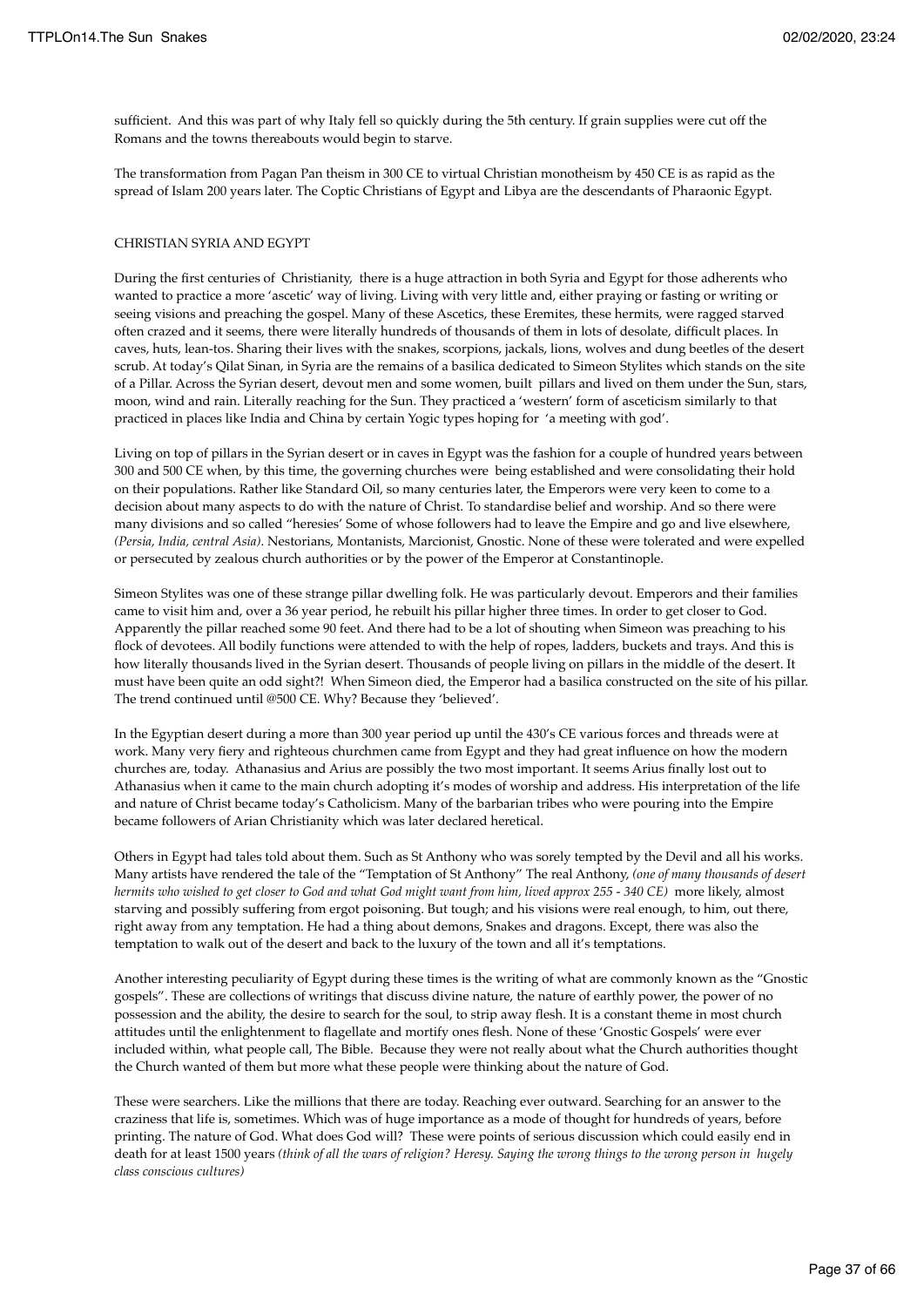sufficient. And this was part of why Italy fell so quickly during the 5th century. If grain supplies were cut off the Romans and the towns thereabouts would begin to starve.

The transformation from Pagan Pan theism in 300 CE to virtual Christian monotheism by 450 CE is as rapid as the spread of Islam 200 years later. The Coptic Christians of Egypt and Libya are the descendants of Pharaonic Egypt.

CHRISTIAN SYRIA AND EGYPT

During the first centuries of Christianity, there is a huge attraction in both Syria and Egypt for those adherents who wanted to practice a more 'ascetic' way of living. Living with very little and, either praying or fasting or writing or seeing visions and preaching the gospel. Many of these Ascetics, these Eremites, these hermits, were ragged starved often crazed and it seems, there were literally hundreds of thousands of them in lots of desolate, difficult places. In caves, huts, lean-tos. Sharing their lives with the snakes, scorpions, jackals, lions, wolves and dung beetles of the desert scrub. At today's Qilat Sinan, in Syria are the remains of a basilica dedicated to Simeon Stylites which stands on the site of a Pillar. Across the Syrian desert, devout men and some women, built pillars and lived on them under the Sun, stars, moon, wind and rain. Literally reaching for the Sun. They practiced a 'western' form of asceticism similarly to that practiced in places like India and China by certain Yogic types hoping for 'a meeting with god'.

Living on top of pillars in the Syrian desert or in caves in Egypt was the fashion for a couple of hundred years between 300 and 500 CE when, by this time, the governing churches were being established and were consolidating their hold on their populations. Rather like Standard Oil, so many centuries later, the Emperors were very keen to come to a decision about many aspects to do with the nature of Christ. To standardise belief and worship. And so there were many divisions and so called "heresies' Some of whose followers had to leave the Empire and go and live elsewhere, *(Persia, India, central Asia)*. Nestorians, Montanists, Marcionist, Gnostic. None of these were tolerated and were expelled or persecuted by zealous church authorities or by the power of the Emperor at Constantinople.

Simeon Stylites was one of these strange pillar dwelling folk. He was particularly devout. Emperors and their families came to visit him and, over a 36 year period, he rebuilt his pillar higher three times. In order to get closer to God. Apparently the pillar reached some 90 feet. And there had to be a lot of shouting when Simeon was preaching to his flock of devotees. All bodily functions were attended to with the help of ropes, ladders, buckets and trays. And this is how literally thousands lived in the Syrian desert. Thousands of people living on pillars in the middle of the desert. It must have been quite an odd sight?! When Simeon died, the Emperor had a basilica constructed on the site of his pillar. The trend continued until @500 CE. Why? Because they 'believed'.

In the Egyptian desert during a more than 300 year period up until the 430's CE various forces and threads were at work. Many very fiery and righteous churchmen came from Egypt and they had great influence on how the modern churches are, today. Athanasius and Arius are possibly the two most important. It seems Arius finally lost out to Athanasius when it came to the main church adopting it's modes of worship and address. His interpretation of the life and nature of Christ became today's Catholicism. Many of the barbarian tribes who were pouring into the Empire became followers of Arian Christianity which was later declared heretical.

Others in Egypt had tales told about them. Such as St Anthony who was sorely tempted by the Devil and all his works. Many artists have rendered the tale of the "Temptation of St Anthony" The real Anthony, *(one of many thousands of desert hermits who wished to get closer to God and what God might want from him, lived approx 255 - 340 CE)* more likely, almost starving and possibly suffering from ergot poisoning. But tough; and his visions were real enough, to him, out there, right away from any temptation. He had a thing about demons, Snakes and dragons. Except, there was also the temptation to walk out of the desert and back to the luxury of the town and all it's temptations.

Another interesting peculiarity of Egypt during these times is the writing of what are commonly known as the "Gnostic gospels". These are collections of writings that discuss divine nature, the nature of earthly power, the power of no possession and the ability, the desire to search for the soul, to strip away flesh. It is a constant theme in most church attitudes until the enlightenment to flagellate and mortify ones flesh. None of these 'Gnostic Gospels' were ever included within, what people call, The Bible. Because they were not really about what the Church authorities thought the Church wanted of them but more what these people were thinking about the nature of God.

These were searchers. Like the millions that there are today. Reaching ever outward. Searching for an answer to the craziness that life is, sometimes. Which was of huge importance as a mode of thought for hundreds of years, before printing. The nature of God. What does God will? These were points of serious discussion which could easily end in death for at least 1500 years *(think of all the wars of religion? Heresy. Saying the wrong things to the wrong person in hugely class conscious cultures)*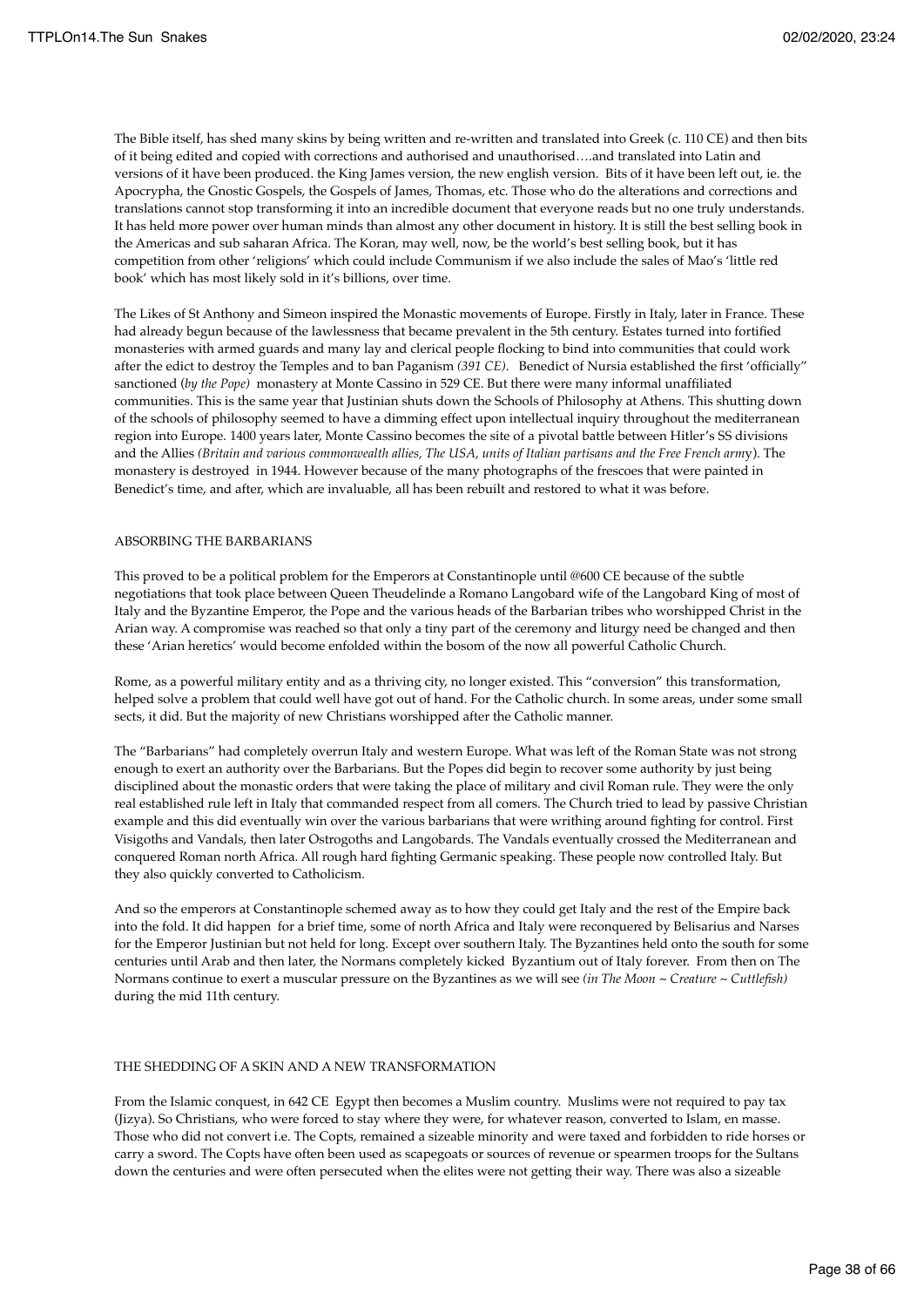The Bible itself, has shed many skins by being written and re-written and translated into Greek (c. 110 CE) and then bits of it being edited and copied with corrections and authorised and unauthorised….and translated into Latin and versions of it have been produced. the King James version, the new english version. Bits of it have been left out, ie. the Apocrypha, the Gnostic Gospels, the Gospels of James, Thomas, etc. Those who do the alterations and corrections and translations cannot stop transforming it into an incredible document that everyone reads but no one truly understands. It has held more power over human minds than almost any other document in history. It is still the best selling book in the Americas and sub saharan Africa. The Koran, may well, now, be the world's best selling book, but it has competition from other 'religions' which could include Communism if we also include the sales of Mao's 'little red book' which has most likely sold in it's billions, over time.

The Likes of St Anthony and Simeon inspired the Monastic movements of Europe. Firstly in Italy, later in France. These had already begun because of the lawlessness that became prevalent in the 5th century. Estates turned into fortified monasteries with armed guards and many lay and clerical people flocking to bind into communities that could work after the edict to destroy the Temples and to ban Paganism *(391 CE)*. Benedict of Nursia established the first 'officially" sanctioned (*by the Pope)* monastery at Monte Cassino in 529 CE. But there were many informal unaffiliated communities. This is the same year that Justinian shuts down the Schools of Philosophy at Athens. This shutting down of the schools of philosophy seemed to have a dimming effect upon intellectual inquiry throughout the mediterranean region into Europe. 1400 years later, Monte Cassino becomes the site of a pivotal battle between Hitler's SS divisions and the Allies *(Britain and various commonwealth allies, The USA, units of Italian partisans and the Free French army*). The monastery is destroyed in 1944. However because of the many photographs of the frescoes that were painted in Benedict's time, and after, which are invaluable, all has been rebuilt and restored to what it was before.

## ABSORBING THE BARBARIANS

This proved to be a political problem for the Emperors at Constantinople until @600 CE because of the subtle negotiations that took place between Queen Theudelinde a Romano Langobard wife of the Langobard King of most of Italy and the Byzantine Emperor, the Pope and the various heads of the Barbarian tribes who worshipped Christ in the Arian way. A compromise was reached so that only a tiny part of the ceremony and liturgy need be changed and then these 'Arian heretics' would become enfolded within the bosom of the now all powerful Catholic Church.

Rome, as a powerful military entity and as a thriving city, no longer existed. This "conversion" this transformation, helped solve a problem that could well have got out of hand. For the Catholic church. In some areas, under some small sects, it did. But the majority of new Christians worshipped after the Catholic manner.

The "Barbarians" had completely overrun Italy and western Europe. What was left of the Roman State was not strong enough to exert an authority over the Barbarians. But the Popes did begin to recover some authority by just being disciplined about the monastic orders that were taking the place of military and civil Roman rule. They were the only real established rule left in Italy that commanded respect from all comers. The Church tried to lead by passive Christian example and this did eventually win over the various barbarians that were writhing around fighting for control. First Visigoths and Vandals, then later Ostrogoths and Langobards. The Vandals eventually crossed the Mediterranean and conquered Roman north Africa. All rough hard fighting Germanic speaking. These people now controlled Italy. But they also quickly converted to Catholicism.

And so the emperors at Constantinople schemed away as to how they could get Italy and the rest of the Empire back into the fold. It did happen for a brief time, some of north Africa and Italy were reconquered by Belisarius and Narses for the Emperor Justinian but not held for long. Except over southern Italy. The Byzantines held onto the south for some centuries until Arab and then later, the Normans completely kicked Byzantium out of Italy forever. From then on The Normans continue to exert a muscular pressure on the Byzantines as we will see *(in The Moon ~ Creature ~ Cuttlefish)* during the mid 11th century.

## THE SHEDDING OF A SKIN AND A NEW TRANSFORMATION

From the Islamic conquest, in 642 CE Egypt then becomes a Muslim country. Muslims were not required to pay tax (Jizya). So Christians, who were forced to stay where they were, for whatever reason, converted to Islam, en masse. Those who did not convert i.e. The Copts, remained a sizeable minority and were taxed and forbidden to ride horses or carry a sword. The Copts have often been used as scapegoats or sources of revenue or spearmen troops for the Sultans down the centuries and were often persecuted when the elites were not getting their way. There was also a sizeable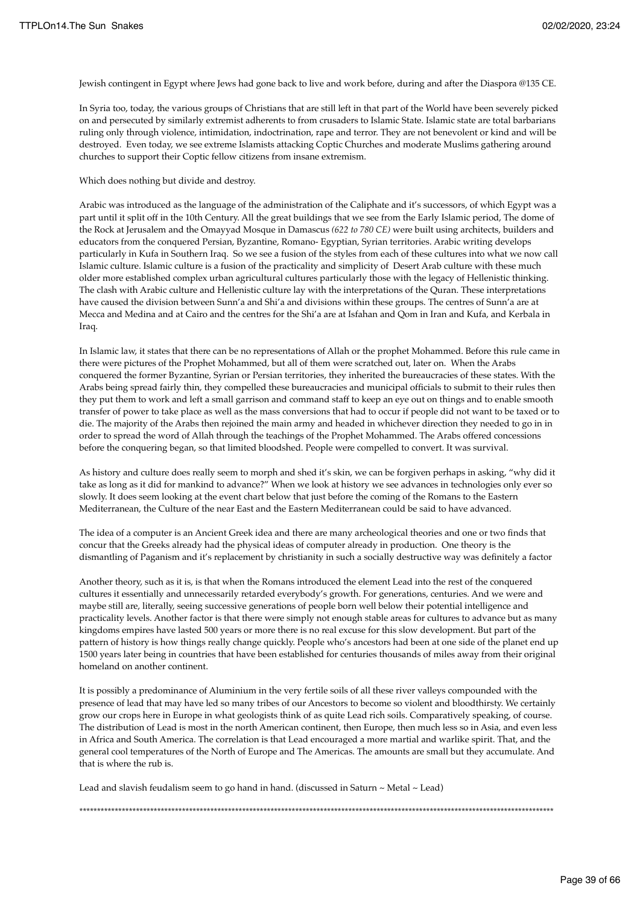Jewish contingent in Egypt where Jews had gone back to live and work before, during and after the Diaspora @135 CE.

In Syria too, today, the various groups of Christians that are still left in that part of the World have been severely picked on and persecuted by similarly extremist adherents to from crusaders to Islamic State. Islamic state are total barbarians ruling only through violence, intimidation, indoctrination, rape and terror. They are not benevolent or kind and will be destroyed. Even today, we see extreme Islamists attacking Coptic Churches and moderate Muslims gathering around churches to support their Coptic fellow citizens from insane extremism.

Which does nothing but divide and destroy.

Arabic was introduced as the language of the administration of the Caliphate and it's successors, of which Egypt was a part until it split off in the 10th Century. All the great buildings that we see from the Early Islamic period, The dome of the Rock at Jerusalem and the Omayyad Mosque in Damascus *(622 to 780 CE)* were built using architects, builders and educators from the conquered Persian, Byzantine, Romano- Egyptian, Syrian territories. Arabic writing develops particularly in Kufa in Southern Iraq. So we see a fusion of the styles from each of these cultures into what we now call Islamic culture. Islamic culture is a fusion of the practicality and simplicity of Desert Arab culture with these much older more established complex urban agricultural cultures particularly those with the legacy of Hellenistic thinking. The clash with Arabic culture and Hellenistic culture lay with the interpretations of the Quran. These interpretations have caused the division between Sunn'a and Shi'a and divisions within these groups. The centres of Sunn'a are at Mecca and Medina and at Cairo and the centres for the Shi'a are at Isfahan and Qom in Iran and Kufa, and Kerbala in Iraq.

In Islamic law, it states that there can be no representations of Allah or the prophet Mohammed. Before this rule came in there were pictures of the Prophet Mohammed, but all of them were scratched out, later on. When the Arabs conquered the former Byzantine, Syrian or Persian territories, they inherited the bureaucracies of these states. With the Arabs being spread fairly thin, they compelled these bureaucracies and municipal officials to submit to their rules then they put them to work and left a small garrison and command staff to keep an eye out on things and to enable smooth transfer of power to take place as well as the mass conversions that had to occur if people did not want to be taxed or to die. The majority of the Arabs then rejoined the main army and headed in whichever direction they needed to go in in order to spread the word of Allah through the teachings of the Prophet Mohammed. The Arabs offered concessions before the conquering began, so that limited bloodshed. People were compelled to convert. It was survival.

As history and culture does really seem to morph and shed it's skin, we can be forgiven perhaps in asking, "why did it take as long as it did for mankind to advance?" When we look at history we see advances in technologies only ever so slowly. It does seem looking at the event chart below that just before the coming of the Romans to the Eastern Mediterranean, the Culture of the near East and the Eastern Mediterranean could be said to have advanced.

The idea of a computer is an Ancient Greek idea and there are many archeological theories and one or two finds that concur that the Greeks already had the physical ideas of computer already in production. One theory is the dismantling of Paganism and it's replacement by christianity in such a socially destructive way was definitely a factor

Another theory, such as it is, is that when the Romans introduced the element Lead into the rest of the conquered cultures it essentially and unnecessarily retarded everybody's growth. For generations, centuries. And we were and maybe still are, literally, seeing successive generations of people born well below their potential intelligence and practicality levels. Another factor is that there were simply not enough stable areas for cultures to advance but as many kingdoms empires have lasted 500 years or more there is no real excuse for this slow development. But part of the pattern of history is how things really change quickly. People who's ancestors had been at one side of the planet end up 1500 years later being in countries that have been established for centuries thousands of miles away from their original homeland on another continent.

It is possibly a predominance of Aluminium in the very fertile soils of all these river valleys compounded with the presence of lead that may have led so many tribes of our Ancestors to become so violent and bloodthirsty. We certainly grow our crops here in Europe in what geologists think of as quite Lead rich soils. Comparatively speaking, of course. The distribution of Lead is most in the north American continent, then Europe, then much less so in Asia, and even less in Africa and South America. The correlation is that Lead encouraged a more martial and warlike spirit. That, and the general cool temperatures of the North of Europe and The Americas. The amounts are small but they accumulate. And that is where the rub is.

Lead and slavish feudalism seem to go hand in hand. (discussed in Saturn ~ Metal ~ Lead)

*************************************************************************************************************************************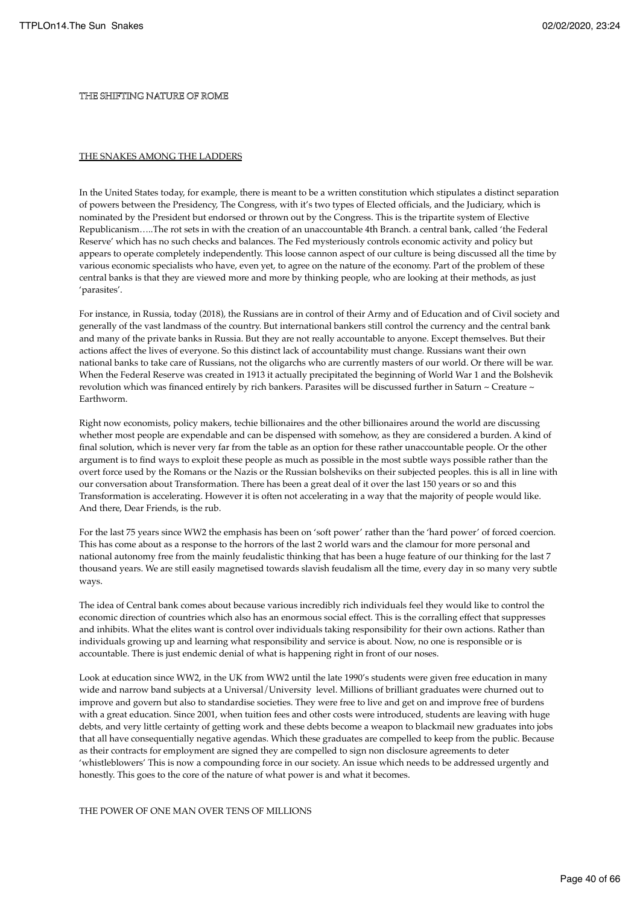## THE SHIFTING NATURE OF ROME

### THE SNAKES AMONG THE LADDERS

In the United States today, for example, there is meant to be a written constitution which stipulates a distinct separation of powers between the Presidency, The Congress, with it's two types of Elected officials, and the Judiciary, which is nominated by the President but endorsed or thrown out by the Congress. This is the tripartite system of Elective Republicanism…..The rot sets in with the creation of an unaccountable 4th Branch. a central bank, called 'the Federal Reserve' which has no such checks and balances. The Fed mysteriously controls economic activity and policy but appears to operate completely independently. This loose cannon aspect of our culture is being discussed all the time by various economic specialists who have, even yet, to agree on the nature of the economy. Part of the problem of these central banks is that they are viewed more and more by thinking people, who are looking at their methods, as just 'parasites'.

For instance, in Russia, today (2018), the Russians are in control of their Army and of Education and of Civil society and generally of the vast landmass of the country. But international bankers still control the currency and the central bank and many of the private banks in Russia. But they are not really accountable to anyone. Except themselves. But their actions affect the lives of everyone. So this distinct lack of accountability must change. Russians want their own national banks to take care of Russians, not the oligarchs who are currently masters of our world. Or there will be war. When the Federal Reserve was created in 1913 it actually precipitated the beginning of World War 1 and the Bolshevik revolution which was financed entirely by rich bankers. Parasites will be discussed further in Saturn ~ Creature ~ Earthworm.

Right now economists, policy makers, techie billionaires and the other billionaires around the world are discussing whether most people are expendable and can be dispensed with somehow, as they are considered a burden. A kind of final solution, which is never very far from the table as an option for these rather unaccountable people. Or the other argument is to find ways to exploit these people as much as possible in the most subtle ways possible rather than the overt force used by the Romans or the Nazis or the Russian bolsheviks on their subjected peoples. this is all in line with our conversation about Transformation. There has been a great deal of it over the last 150 years or so and this Transformation is accelerating. However it is often not accelerating in a way that the majority of people would like. And there, Dear Friends, is the rub.

For the last 75 years since WW2 the emphasis has been on 'soft power' rather than the 'hard power' of forced coercion. This has come about as a response to the horrors of the last 2 world wars and the clamour for more personal and national autonomy free from the mainly feudalistic thinking that has been a huge feature of our thinking for the last 7 thousand years. We are still easily magnetised towards slavish feudalism all the time, every day in so many very subtle ways.

The idea of Central bank comes about because various incredibly rich individuals feel they would like to control the economic direction of countries which also has an enormous social effect. This is the corralling effect that suppresses and inhibits. What the elites want is control over individuals taking responsibility for their own actions. Rather than individuals growing up and learning what responsibility and service is about. Now, no one is responsible or is accountable. There is just endemic denial of what is happening right in front of our noses.

Look at education since WW2, in the UK from WW2 until the late 1990's students were given free education in many wide and narrow band subjects at a Universal/University level. Millions of brilliant graduates were churned out to improve and govern but also to standardise societies. They were free to live and get on and improve free of burdens with a great education. Since 2001, when tuition fees and other costs were introduced, students are leaving with huge debts, and very little certainty of getting work and these debts become a weapon to blackmail new graduates into jobs that all have consequentially negative agendas. Which these graduates are compelled to keep from the public. Because as their contracts for employment are signed they are compelled to sign non disclosure agreements to deter 'whistleblowers' This is now a compounding force in our society. An issue which needs to be addressed urgently and honestly. This goes to the core of the nature of what power is and what it becomes.

### THE POWER OF ONE MAN OVER TENS OF MILLIONS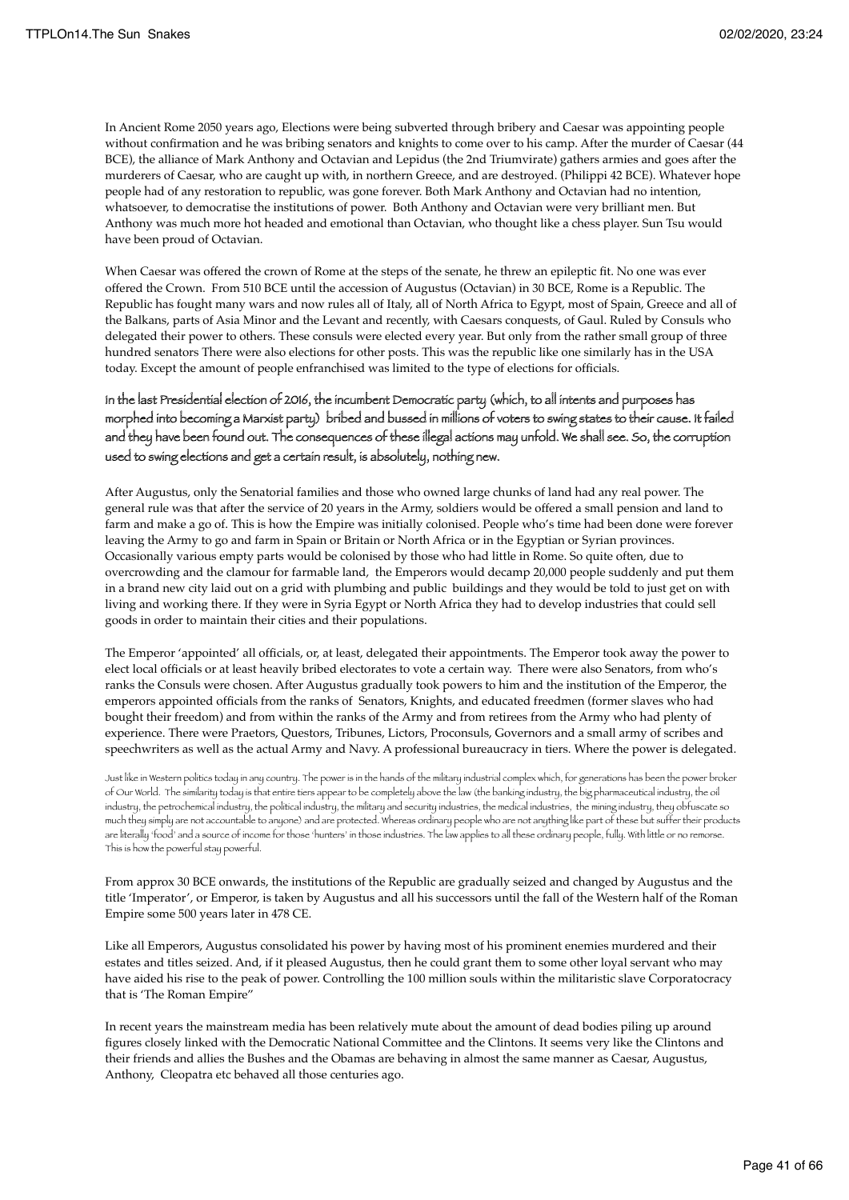In Ancient Rome 2050 years ago, Elections were being subverted through bribery and Caesar was appointing people without confirmation and he was bribing senators and knights to come over to his camp. After the murder of Caesar (44 BCE), the alliance of Mark Anthony and Octavian and Lepidus (the 2nd Triumvirate) gathers armies and goes after the murderers of Caesar, who are caught up with, in northern Greece, and are destroyed. (Philippi 42 BCE). Whatever hope people had of any restoration to republic, was gone forever. Both Mark Anthony and Octavian had no intention, whatsoever, to democratise the institutions of power. Both Anthony and Octavian were very brilliant men. But Anthony was much more hot headed and emotional than Octavian, who thought like a chess player. Sun Tsu would have been proud of Octavian.

When Caesar was offered the crown of Rome at the steps of the senate, he threw an epileptic fit. No one was ever offered the Crown. From 510 BCE until the accession of Augustus (Octavian) in 30 BCE, Rome is a Republic. The Republic has fought many wars and now rules all of Italy, all of North Africa to Egypt, most of Spain, Greece and all of the Balkans, parts of Asia Minor and the Levant and recently, with Caesars conquests, of Gaul. Ruled by Consuls who delegated their power to others. These consuls were elected every year. But only from the rather small group of three hundred senators There were also elections for other posts. This was the republic like one similarly has in the USA today. Except the amount of people enfranchised was limited to the type of elections for officials.

In the last Presidential election of 2016, the incumbent Democratic party (which, to all intents and purposes has morphed into becoming a Marxist party) bribed and bussed in millions of voters to swing states to their cause. It failed and they have been found out. The consequences of these illegal actions may unfold. We shall see. So, the corruption used to swing elections and get a certain result, is absolutely, nothing new.

After Augustus, only the Senatorial families and those who owned large chunks of land had any real power. The general rule was that after the service of 20 years in the Army, soldiers would be offered a small pension and land to farm and make a go of. This is how the Empire was initially colonised. People who's time had been done were forever leaving the Army to go and farm in Spain or Britain or North Africa or in the Egyptian or Syrian provinces. Occasionally various empty parts would be colonised by those who had little in Rome. So quite often, due to overcrowding and the clamour for farmable land, the Emperors would decamp 20,000 people suddenly and put them in a brand new city laid out on a grid with plumbing and public buildings and they would be told to just get on with living and working there. If they were in Syria Egypt or North Africa they had to develop industries that could sell goods in order to maintain their cities and their populations.

The Emperor 'appointed' all officials, or, at least, delegated their appointments. The Emperor took away the power to elect local officials or at least heavily bribed electorates to vote a certain way. There were also Senators, from who's ranks the Consuls were chosen. After Augustus gradually took powers to him and the institution of the Emperor, the emperors appointed officials from the ranks of Senators, Knights, and educated freedmen (former slaves who had bought their freedom) and from within the ranks of the Army and from retirees from the Army who had plenty of experience. There were Praetors, Questors, Tribunes, Lictors, Proconsuls, Governors and a small army of scribes and speechwriters as well as the actual Army and Navy. A professional bureaucracy in tiers. Where the power is delegated.

Just like in Western politics today in any country. The power is in the hands of the military industrial complex which, for generations has been the power broker of Our World. The similarity today is that entire tiers appear to be completely above the law (the banking industry, the big pharmaceutical industry, the oil industry, the petrochemical industry, the political industry, the military and security industries, the medical industries, the mining industry, they obfuscate so much they simply are not accountable to anyone) and are protected. Whereas ordinary people who are not anything like part of these but suffer their products are literally 'food' and a source of income for those 'hunters' in those industries. The law applies to all these ordinary people, fully. With little or no remorse. This is how the powerful stay powerful.

From approx 30 BCE onwards, the institutions of the Republic are gradually seized and changed by Augustus and the title 'Imperator', or Emperor, is taken by Augustus and all his successors until the fall of the Western half of the Roman Empire some 500 years later in 478 CE.

Like all Emperors, Augustus consolidated his power by having most of his prominent enemies murdered and their estates and titles seized. And, if it pleased Augustus, then he could grant them to some other loyal servant who may have aided his rise to the peak of power. Controlling the 100 million souls within the militaristic slave Corporatocracy that is 'The Roman Empire"

In recent years the mainstream media has been relatively mute about the amount of dead bodies piling up around figures closely linked with the Democratic National Committee and the Clintons. It seems very like the Clintons and their friends and allies the Bushes and the Obamas are behaving in almost the same manner as Caesar, Augustus, Anthony, Cleopatra etc behaved all those centuries ago.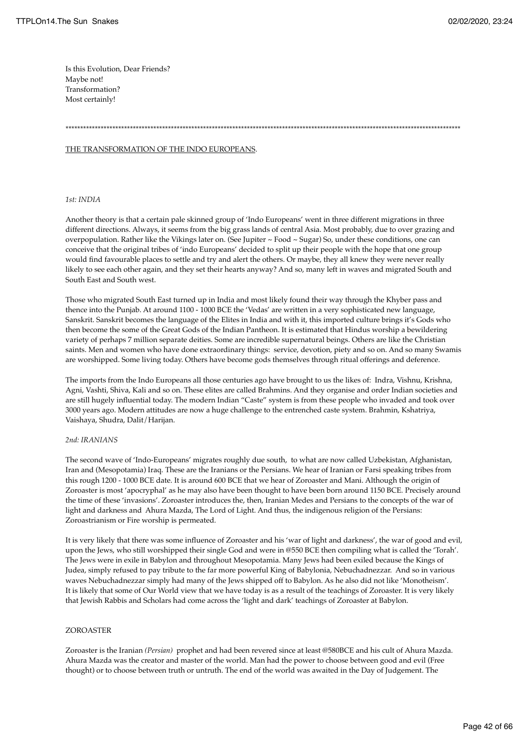Is this Evolution, Dear Friends?
Maybe not!
Transformation?
Most certainly!

*************************************************************************************************************************************

<u>THE TRANSFORMATION OF THE INDO EUROPEANS</u>.

*1st: INDIA*

Another theory is that a certain pale skinned group of 'Indo Europeans' went in three different migrations in three different directions. Always, it seems from the big grass lands of central Asia. Most probably, due to over grazing and overpopulation. Rather like the Vikings later on. (See Jupiter ~ Food ~ Sugar) So, under these conditions, one can conceive that the original tribes of 'indo Europeans' decided to split up their people with the hope that one group would find favourable places to settle and try and alert the others. Or maybe, they all knew they were never really likely to see each other again, and they set their hearts anyway? And so, many left in waves and migrated South and South East and South west.

Those who migrated South East turned up in India and most likely found their way through the Khyber pass and thence into the Punjab. At around 1100 - 1000 BCE the 'Vedas' are written in a very sophisticated new language, Sanskrit. Sanskrit becomes the language of the Elites in India and with it, this imported culture brings it's Gods who then become the some of the Great Gods of the Indian Pantheon. It is estimated that Hindus worship a bewildering variety of perhaps 7 million separate deities. Some are incredible supernatural beings. Others are like the Christian saints. Men and women who have done extraordinary things: service, devotion, piety and so on. And so many Swamis are worshipped. Some living today. Others have become gods themselves through ritual offerings and deference.

The imports from the Indo Europeans all those centuries ago have brought to us the likes of: Indra, Vishnu, Krishna, Agni, Vashti, Shiva, Kali and so on. These elites are called Brahmins. And they organise and order Indian societies and are still hugely influential today. The modern Indian "Caste" system is from these people who invaded and took over 3000 years ago. Modern attitudes are now a huge challenge to the entrenched caste system. Brahmin, Kshatriya, Vaishaya, Shudra, Dalit/Harijan.

*2nd: IRANIANS*

The second wave of 'Indo-Europeans' migrates roughly due south, to what are now called Uzbekistan, Afghanistan, Iran and (Mesopotamia) Iraq. These are the Iranians or the Persians. We hear of Iranian or Farsi speaking tribes from this rough 1200 - 1000 BCE date. It is around 600 BCE that we hear of Zoroaster and Mani. Although the origin of Zoroaster is most 'apocryphal' as he may also have been thought to have been born around 1150 BCE. Precisely around the time of these 'invasions'. Zoroaster introduces the, then, Iranian Medes and Persians to the concepts of the war of light and darkness and Ahura Mazda, The Lord of Light. And thus, the indigenous religion of the Persians: Zoroastrianism or Fire worship is permeated.

It is very likely that there was some influence of Zoroaster and his 'war of light and darkness', the war of good and evil, upon the Jews, who still worshipped their single God and were in @550 BCE then compiling what is called the 'Torah'. The Jews were in exile in Babylon and throughout Mesopotamia. Many Jews had been exiled because the Kings of Judea, simply refused to pay tribute to the far more powerful King of Babylonia, Nebuchadnezzar. And so in various waves Nebuchadnezzar simply had many of the Jews shipped off to Babylon. As he also did not like 'Monotheism'. It is likely that some of Our World view that we have today is as a result of the teachings of Zoroaster. It is very likely that Jewish Rabbis and Scholars had come across the 'light and dark' teachings of Zoroaster at Babylon.

ZOROASTER

Zoroaster is the Iranian *(Persian)* prophet and had been revered since at least @580BCE and his cult of Ahura Mazda. Ahura Mazda was the creator and master of the world. Man had the power to choose between good and evil (Free thought) or to choose between truth or untruth. The end of the world was awaited in the Day of Judgement. The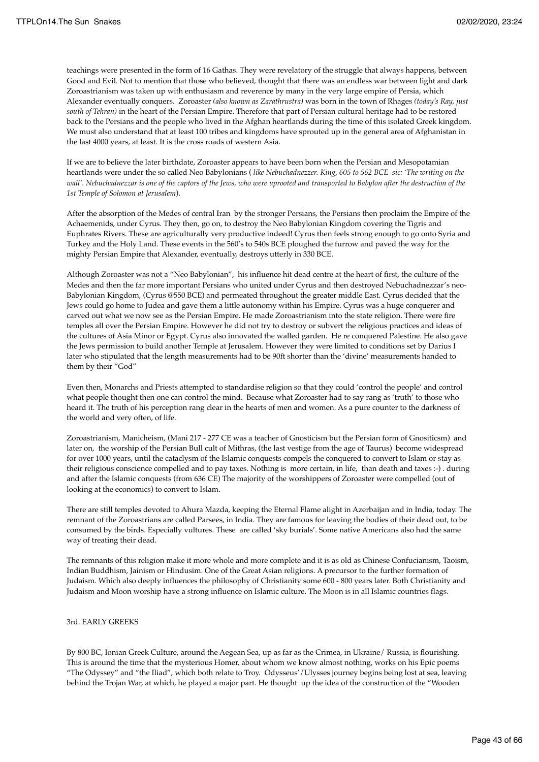teachings were presented in the form of 16 Gathas. They were revelatory of the struggle that always happens, between Good and Evil. Not to mention that those who believed, thought that there was an endless war between light and dark Zoroastrianism was taken up with enthusiasm and reverence by many in the very large empire of Persia, which Alexander eventually conquers. Zoroaster *(also known as Zarathrustra)* was born in the town of Rhages *(today's Ray, just south of Tehran)* in the heart of the Persian Empire. Therefore that part of Persian cultural heritage had to be restored back to the Persians and the people who lived in the Afghan heartlands during the time of this isolated Greek kingdom. We must also understand that at least 100 tribes and kingdoms have sprouted up in the general area of Afghanistan in the last 4000 years, at least. It is the cross roads of western Asia.

If we are to believe the later birthdate, Zoroaster appears to have been born when the Persian and Mesopotamian heartlands were under the so called Neo Babylonians ( *like Nebuchadnezzer. King, 605 to 562 BCE sic: 'The writing on the wall'. Nebuchadnezzar is one of the captors of the Jews, who were uprooted and transported to Babylon after the destruction of the 1st Temple of Solomon at Jerusalem*).

After the absorption of the Medes of central Iran by the stronger Persians, the Persians then proclaim the Empire of the Achaemenids, under Cyrus. They then, go on, to destroy the Neo Babylonian Kingdom covering the Tigris and Euphrates Rivers. These are agriculturally very productive indeed! Cyrus then feels strong enough to go onto Syria and Turkey and the Holy Land. These events in the 560's to 540s BCE ploughed the furrow and paved the way for the mighty Persian Empire that Alexander, eventually, destroys utterly in 330 BCE.

Although Zoroaster was not a "Neo Babylonian", his influence hit dead centre at the heart of first, the culture of the Medes and then the far more important Persians who united under Cyrus and then destroyed Nebuchadnezzar's neo-Babylonian Kingdom, (Cyrus @550 BCE) and permeated throughout the greater middle East. Cyrus decided that the Jews could go home to Judea and gave them a little autonomy within his Empire. Cyrus was a huge conquerer and carved out what we now see as the Persian Empire. He made Zoroastrianism into the state religion. There were fire temples all over the Persian Empire. However he did not try to destroy or subvert the religious practices and ideas of the cultures of Asia Minor or Egypt. Cyrus also innovated the walled garden. He re conquered Palestine. He also gave the Jews permission to build another Temple at Jerusalem. However they were limited to conditions set by Darius I later who stipulated that the length measurements had to be 90ft shorter than the 'divine' measurements handed to them by their "God"

Even then, Monarchs and Priests attempted to standardise religion so that they could 'control the people' and control what people thought then one can control the mind. Because what Zoroaster had to say rang as 'truth' to those who heard it. The truth of his perception rang clear in the hearts of men and women. As a pure counter to the darkness of the world and very often, of life.

Zoroastrianism, Manicheism, (Mani 217 - 277 CE was a teacher of Gnosticism but the Persian form of Gnositicsm) and later on, the worship of the Persian Bull cult of Mithras, (the last vestige from the age of Taurus) become widespread for over 1000 years, until the cataclysm of the Islamic conquests compels the conquered to convert to Islam or stay as their religious conscience compelled and to pay taxes. Nothing is more certain, in life, than death and taxes :-) . during and after the Islamic conquests (from 636 CE) The majority of the worshippers of Zoroaster were compelled (out of looking at the economics) to convert to Islam.

There are still temples devoted to Ahura Mazda, keeping the Eternal Flame alight in Azerbaijan and in India, today. The remnant of the Zoroastrians are called Parsees, in India. They are famous for leaving the bodies of their dead out, to be consumed by the birds. Especially vultures. These are called 'sky burials'. Some native Americans also had the same way of treating their dead.

The remnants of this religion make it more whole and more complete and it is as old as Chinese Confucianism, Taoism, Indian Buddhism, Jainism or Hindusim. One of the Great Asian religions. A precursor to the further formation of Judaism. Which also deeply influences the philosophy of Christianity some 600 - 800 years later. Both Christianity and Judaism and Moon worship have a strong influence on Islamic culture. The Moon is in all Islamic countries flags.

3rd. EARLY GREEKS

By 800 BC, Ionian Greek Culture, around the Aegean Sea, up as far as the Crimea, in Ukraine/ Russia, is flourishing. This is around the time that the mysterious Homer, about whom we know almost nothing, works on his Epic poems "The Odyssey" and "the Iliad", which both relate to Troy. Odysseus'/Ulysses journey begins being lost at sea, leaving behind the Trojan War, at which, he played a major part. He thought up the idea of the construction of the "Wooden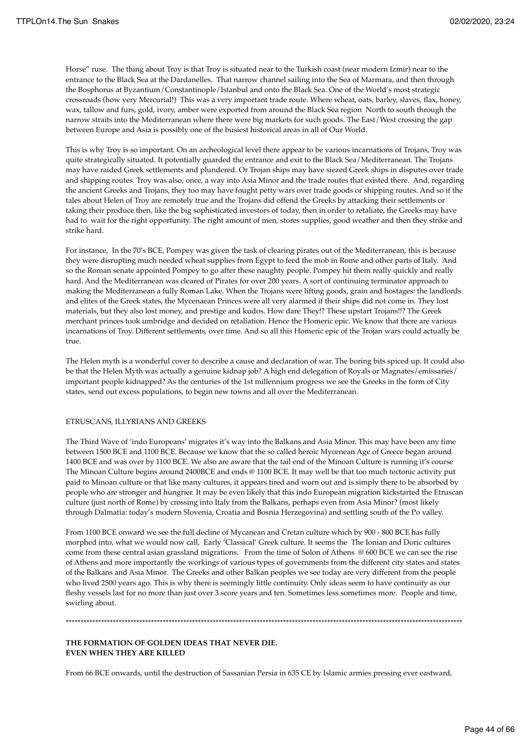Horse" ruse. The thing about Troy is that Troy is situated near to the Turkish coast (near modern Izmir) near to the entrance to the Black Sea at the Dardanelles. That narrow channel sailing into the Sea of Marmara, and then through the Bosphorus at Byzantium/Constantinople/Istanbul and onto the Black Sea. One of the World's most strategic crossroads (how very Mercurial!) This was a very important trade route. Where wheat, oats, barley, slaves, flax, honey, wax, tallow and furs, gold, ivory, amber were exported from around the Black Sea region North to south through the narrow straits into the Mediterranean where there were big markets for such goods. The East/West crossing the gap between Europe and Asia is possibly one of the busiest historical areas in all of Our World.

This is why Troy is so important. On an archeological level there appear to be various incarnations of Trojans, Troy was quite strategically situated. It potentially guarded the entrance and exit to the Black Sea/Mediterranean. The Trojans may have raided Greek settlements and plundered. Or Trojan ships may have siezed Greek ships in disputes over trade and shipping routes. Troy was also, once, a way into Asia Minor and the trade routes that existed there. And, regarding the ancient Greeks and Trojans, they too may have fought petty wars over trade goods or shipping routes. And so if the tales about Helen of Troy are remotely true and the Trojans did offend the Greeks by attacking their settlements or taking their produce then, like the big sophisticated investors of today, then in order to retaliate, the Greeks may have had to wait for the right opportunity. The right amount of men, stores supplies, good weather and then they strike and strike hard.

For instance, In the 70's BCE, Pompey was given the task of clearing pirates out of the Mediterranean, this is because they were disrupting much needed wheat supplies from Egypt to feed the mob in Rome and other parts of Italy. And so the Roman senate appointed Pompey to go after these naughty people. Pompey hit them really quickly and really hard. And the Mediterranean was cleared of Pirates for over 200 years. A sort of continuing terminator approach to making the Mediterranean a fully Roman Lake. When the Trojans were lifting goods, grain and hostages: the landlords and elites of the Greek states, the Mycenaean Princes were all very alarmed if their ships did not come in. They lost materials, but they also lost money, and prestige and kudos. How dare They!? These upstart Trojans!!? The Greek merchant princes took umbridge and decided on retaliation. Hence the Homeric epic. We know that there are various incarnations of Troy. Different settlements, over time. And so all this Homeric epic of the Trojan wars could actually be true.

The Helen myth is a wonderful cover to describe a cause and declaration of war. The boring bits spiced up. It could also be that the Helen Myth was actually a genuine kidnap job? A high end delegation of Royals or Magnates/emissaries/ important people kidnapped? As the centuries of the 1st millennium progress we see the Greeks in the form of City states, send out excess populations, to begin new towns and all over the Mediterranean.

ETRUSCANS, ILLYRIANS AND GREEKS

The Third Wave of 'indo Europeans' migrates it's way into the Balkans and Asia Minor. This may have been any time between 1500 BCE and 1100 BCE. Because we know that the so called heroic Mycenean Age of Greece began around 1400 BCE and was over by 1100 BCE. We also are aware that the tail end of the Minoan Culture is running it's course The Minoan Culture begins around 2400BCE and ends @ 1100 BCE. It may well be that too much tectonic activity put paid to Minoan culture or that like many cultures, it appears tired and worn out and is simply there to be absorbed by people who are stronger and hungrier. It may be even likely that this indo European migration kickstarted the Etruscan culture (just north of Rome) by crossing into Italy from the Balkans, perhaps even from Asia Minor? (most likely through Dalmatia: today's modern Slovenia, Croatia and Bosnia Herzegovina) and settling south of the Po valley.

From 1100 BCE onward we see the full decline of Mycanean and Cretan culture which by 900 - 800 BCE has fully morphed into, what we would now call, Early 'Classical' Greek culture. It seems the The Ionian and Doric cultures come from these central asian grassland migrations. From the time of Solon of Athens @ 600 BCE we can see the rise of Athens and more importantly the workings of various types of governments from the different city states and states of the Balkans and Asia Minor. The Greeks and other Balkan peoples we see today are very different from the people who lived 2500 years ago. This is why there is seemingly little continuity. Only ideas seem to have continuity as our fleshy vessels last for no more than just over 3 score years and ten. Sometimes less sometimes more. People and time, swirling about.

*******************************************************************************************************************************************

**THE FORMATION OF GOLDEN IDEAS THAT NEVER DIE.**
**EVEN WHEN THEY ARE KILLED**

From 66 BCE onwards, until the destruction of Sassanian Persia in 635 CE by Islamic armies pressing ever eastward,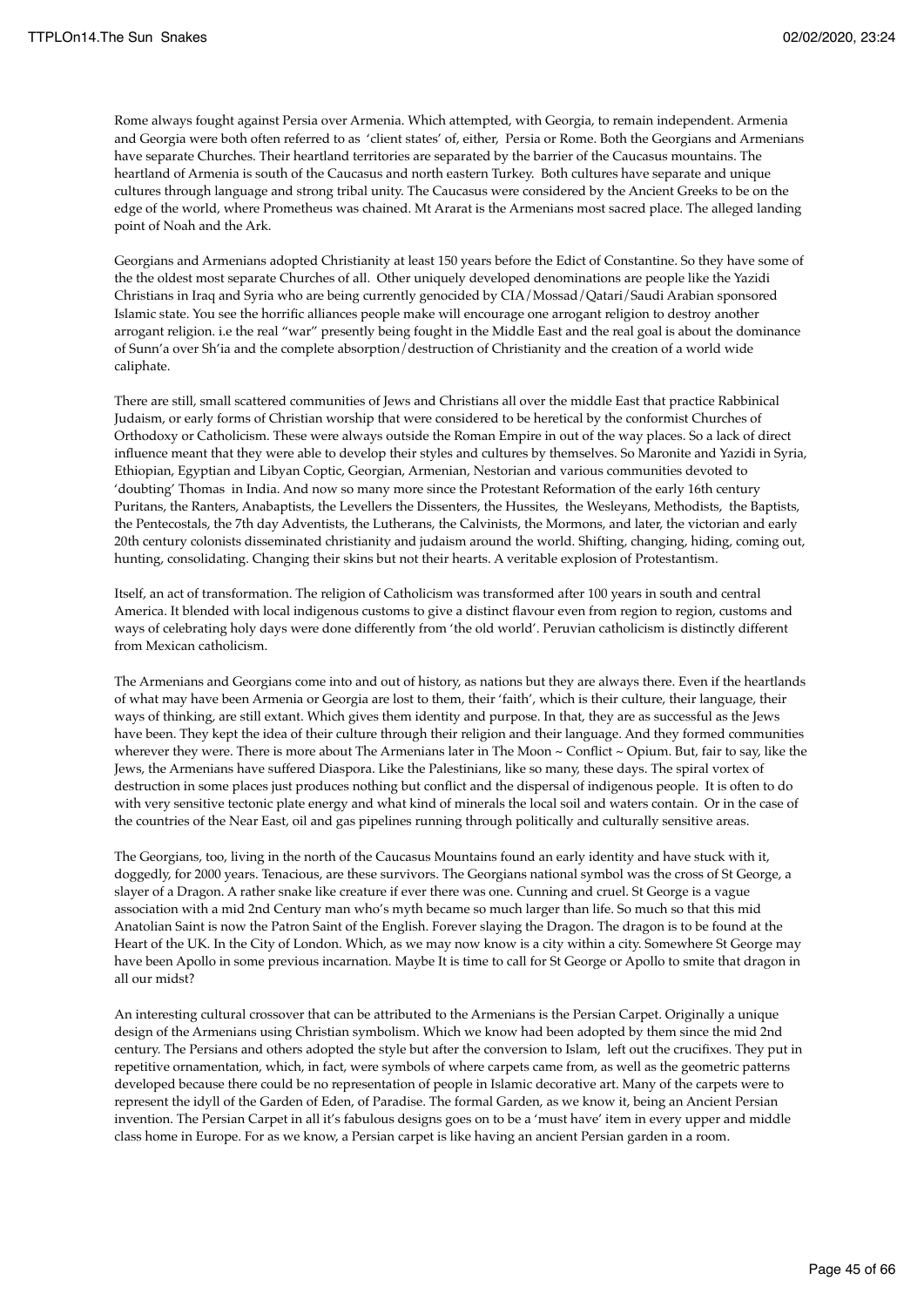Rome always fought against Persia over Armenia. Which attempted, with Georgia, to remain independent. Armenia and Georgia were both often referred to as 'client states' of, either, Persia or Rome. Both the Georgians and Armenians have separate Churches. Their heartland territories are separated by the barrier of the Caucasus mountains. The heartland of Armenia is south of the Caucasus and north eastern Turkey. Both cultures have separate and unique cultures through language and strong tribal unity. The Caucasus were considered by the Ancient Greeks to be on the edge of the world, where Prometheus was chained. Mt Ararat is the Armenians most sacred place. The alleged landing point of Noah and the Ark.

Georgians and Armenians adopted Christianity at least 150 years before the Edict of Constantine. So they have some of the the oldest most separate Churches of all. Other uniquely developed denominations are people like the Yazidi Christians in Iraq and Syria who are being currently genocided by CIA/Mossad/Qatari/Saudi Arabian sponsored Islamic state. You see the horrific alliances people make will encourage one arrogant religion to destroy another arrogant religion. i.e the real "war" presently being fought in the Middle East and the real goal is about the dominance of Sunn'a over Sh'ia and the complete absorption/destruction of Christianity and the creation of a world wide caliphate.

There are still, small scattered communities of Jews and Christians all over the middle East that practice Rabbinical Judaism, or early forms of Christian worship that were considered to be heretical by the conformist Churches of Orthodoxy or Catholicism. These were always outside the Roman Empire in out of the way places. So a lack of direct influence meant that they were able to develop their styles and cultures by themselves. So Maronite and Yazidi in Syria, Ethiopian, Egyptian and Libyan Coptic, Georgian, Armenian, Nestorian and various communities devoted to 'doubting' Thomas in India. And now so many more since the Protestant Reformation of the early 16th century Puritans, the Ranters, Anabaptists, the Levellers the Dissenters, the Hussites, the Wesleyans, Methodists, the Baptists, the Pentecostals, the 7th day Adventists, the Lutherans, the Calvinists, the Mormons, and later, the victorian and early 20th century colonists disseminated christianity and judaism around the world. Shifting, changing, hiding, coming out, hunting, consolidating. Changing their skins but not their hearts. A veritable explosion of Protestantism.

Itself, an act of transformation. The religion of Catholicism was transformed after 100 years in south and central America. It blended with local indigenous customs to give a distinct flavour even from region to region, customs and ways of celebrating holy days were done differently from 'the old world'. Peruvian catholicism is distinctly different from Mexican catholicism.

The Armenians and Georgians come into and out of history, as nations but they are always there. Even if the heartlands of what may have been Armenia or Georgia are lost to them, their 'faith', which is their culture, their language, their ways of thinking, are still extant. Which gives them identity and purpose. In that, they are as successful as the Jews have been. They kept the idea of their culture through their religion and their language. And they formed communities wherever they were. There is more about The Armenians later in The Moon ~ Conflict ~ Opium. But, fair to say, like the Jews, the Armenians have suffered Diaspora. Like the Palestinians, like so many, these days. The spiral vortex of destruction in some places just produces nothing but conflict and the dispersal of indigenous people. It is often to do with very sensitive tectonic plate energy and what kind of minerals the local soil and waters contain. Or in the case of the countries of the Near East, oil and gas pipelines running through politically and culturally sensitive areas.

The Georgians, too, living in the north of the Caucasus Mountains found an early identity and have stuck with it, doggedly, for 2000 years. Tenacious, are these survivors. The Georgians national symbol was the cross of St George, a slayer of a Dragon. A rather snake like creature if ever there was one. Cunning and cruel. St George is a vague association with a mid 2nd Century man who's myth became so much larger than life. So much so that this mid Anatolian Saint is now the Patron Saint of the English. Forever slaying the Dragon. The dragon is to be found at the Heart of the UK. In the City of London. Which, as we may now know is a city within a city. Somewhere St George may have been Apollo in some previous incarnation. Maybe It is time to call for St George or Apollo to smite that dragon in all our midst?

An interesting cultural crossover that can be attributed to the Armenians is the Persian Carpet. Originally a unique design of the Armenians using Christian symbolism. Which we know had been adopted by them since the mid 2nd century. The Persians and others adopted the style but after the conversion to Islam, left out the crucifixes. They put in repetitive ornamentation, which, in fact, were symbols of where carpets came from, as well as the geometric patterns developed because there could be no representation of people in Islamic decorative art. Many of the carpets were to represent the idyll of the Garden of Eden, of Paradise. The formal Garden, as we know it, being an Ancient Persian invention. The Persian Carpet in all it's fabulous designs goes on to be a 'must have' item in every upper and middle class home in Europe. For as we know, a Persian carpet is like having an ancient Persian garden in a room.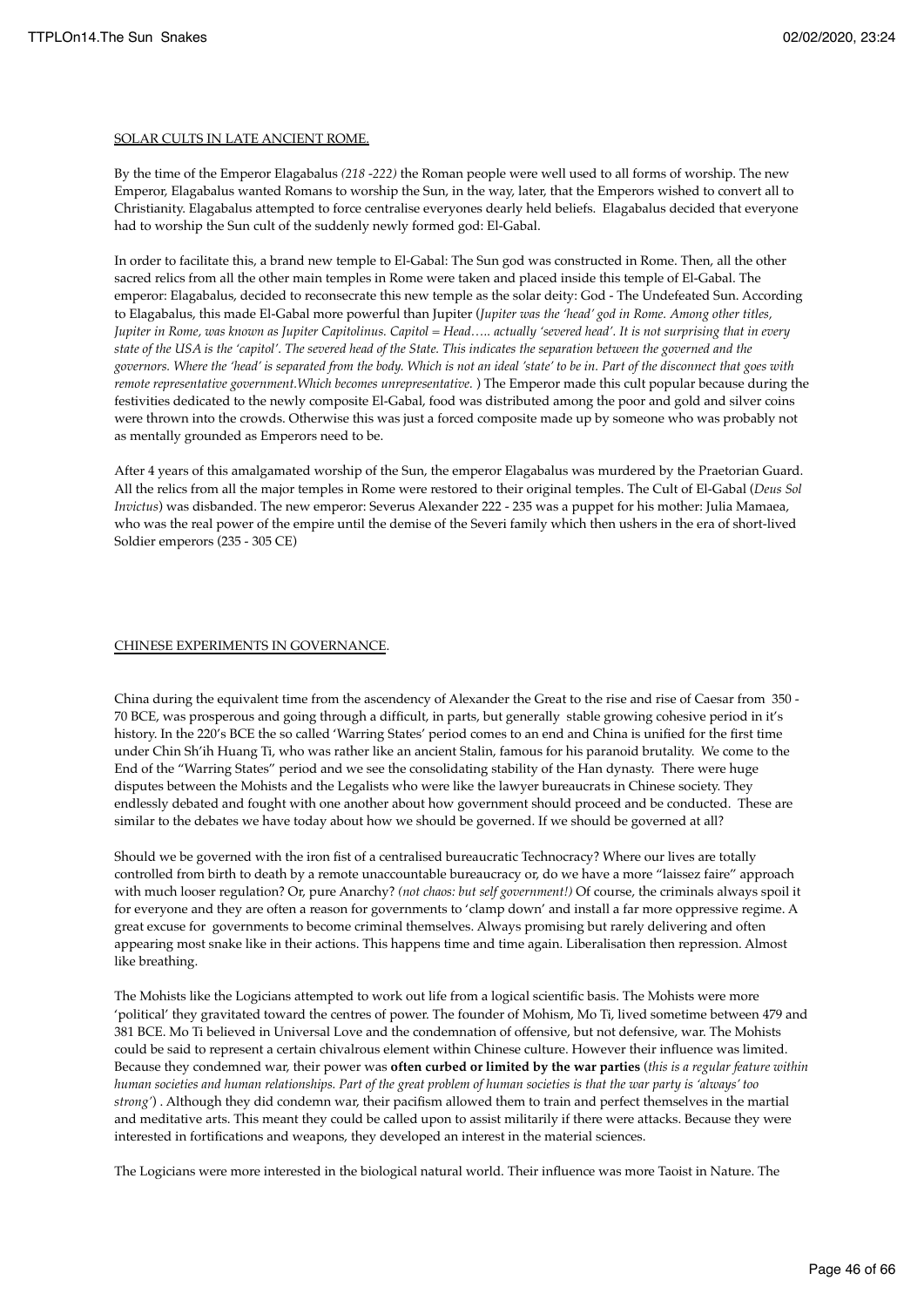SOLAR CULTS IN LATE ANCIENT ROME.

By the time of the Emperor Elagabalus *(218 -222)* the Roman people were well used to all forms of worship. The new Emperor, Elagabalus wanted Romans to worship the Sun, in the way, later, that the Emperors wished to convert all to Christianity. Elagabalus attempted to force centralise everyones dearly held beliefs. Elagabalus decided that everyone had to worship the Sun cult of the suddenly newly formed god: El-Gabal.

In order to facilitate this, a brand new temple to El-Gabal: The Sun god was constructed in Rome. Then, all the other sacred relics from all the other main temples in Rome were taken and placed inside this temple of El-Gabal. The emperor: Elagabalus, decided to reconsecrate this new temple as the solar deity: God - The Undefeated Sun. According to Elagabalus, this made El-Gabal more powerful than Jupiter (*Jupiter was the 'head' god in Rome. Among other titles, Jupiter in Rome, was known as Jupiter Capitolinus. Capitol = Head….. actually 'severed head'. It is not surprising that in every state of the USA is the 'capitol'. The severed head of the State. This indicates the separation between the governed and the governors. Where the 'head' is separated from the body. Which is not an ideal 'state' to be in. Part of the disconnect that goes with remote representative government.Which becomes unrepresentative.* ) The Emperor made this cult popular because during the festivities dedicated to the newly composite El-Gabal, food was distributed among the poor and gold and silver coins were thrown into the crowds. Otherwise this was just a forced composite made up by someone who was probably not as mentally grounded as Emperors need to be.

After 4 years of this amalgamated worship of the Sun, the emperor Elagabalus was murdered by the Praetorian Guard. All the relics from all the major temples in Rome were restored to their original temples. The Cult of El-Gabal (*Deus Sol Invictus*) was disbanded. The new emperor: Severus Alexander 222 - 235 was a puppet for his mother: Julia Mamaea, who was the real power of the empire until the demise of the Severi family which then ushers in the era of short-lived Soldier emperors (235 - 305 CE)

CHINESE EXPERIMENTS IN GOVERNANCE.

China during the equivalent time from the ascendency of Alexander the Great to the rise and rise of Caesar from 350 - 70 BCE, was prosperous and going through a difficult, in parts, but generally stable growing cohesive period in it's history. In the 220's BCE the so called 'Warring States' period comes to an end and China is unified for the first time under Chin Sh'ih Huang Ti, who was rather like an ancient Stalin, famous for his paranoid brutality. We come to the End of the "Warring States" period and we see the consolidating stability of the Han dynasty. There were huge disputes between the Mohists and the Legalists who were like the lawyer bureaucrats in Chinese society. They endlessly debated and fought with one another about how government should proceed and be conducted. These are similar to the debates we have today about how we should be governed. If we should be governed at all?

Should we be governed with the iron fist of a centralised bureaucratic Technocracy? Where our lives are totally controlled from birth to death by a remote unaccountable bureaucracy or, do we have a more "laissez faire" approach with much looser regulation? Or, pure Anarchy? *(not chaos: but self government!)* Of course, the criminals always spoil it for everyone and they are often a reason for governments to 'clamp down' and install a far more oppressive regime. A great excuse for governments to become criminal themselves. Always promising but rarely delivering and often appearing most snake like in their actions. This happens time and time again. Liberalisation then repression. Almost like breathing.

The Mohists like the Logicians attempted to work out life from a logical scientific basis. The Mohists were more 'political' they gravitated toward the centres of power. The founder of Mohism, Mo Ti, lived sometime between 479 and 381 BCE. Mo Ti believed in Universal Love and the condemnation of offensive, but not defensive, war. The Mohists could be said to represent a certain chivalrous element within Chinese culture. However their influence was limited. Because they condemned war, their power was **often curbed or limited by the war parties** (*this is a regular feature within human societies and human relationships. Part of the great problem of human societies is that the war party is 'always' too strong'*) . Although they did condemn war, their pacifism allowed them to train and perfect themselves in the martial and meditative arts. This meant they could be called upon to assist militarily if there were attacks. Because they were interested in fortifications and weapons, they developed an interest in the material sciences.

The Logicians were more interested in the biological natural world. Their influence was more Taoist in Nature. The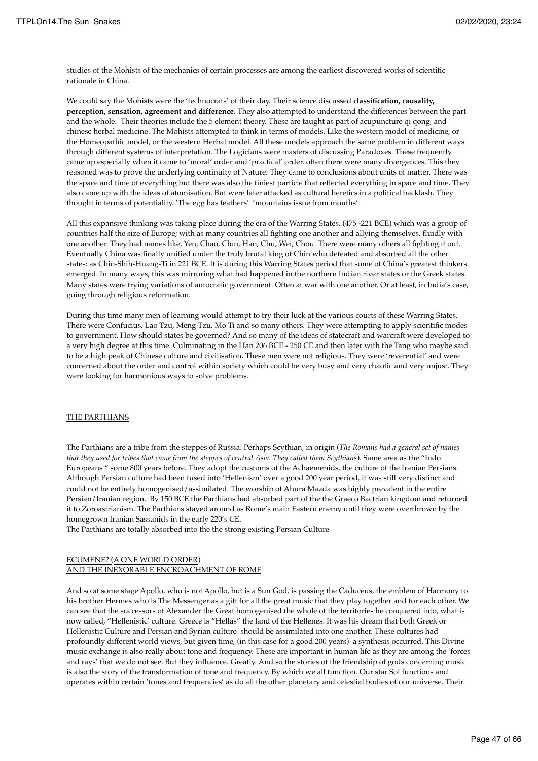studies of the Mohists of the mechanics of certain processes are among the earliest discovered works of scientific rationale in China.

We could say the Mohists were the 'technocrats' of their day. Their science discussed **classification, causality, perception, sensation, agreement and difference**. They also attempted to understand the differences between the part and the whole. Their theories include the 5 element theory. These are taught as part of acupuncture qi qong, and chinese herbal medicine. The Mohists attempted to think in terms of models. Like the western model of medicine, or the Homeopathic model, or the western Herbal model. All these models approach the same problem in different ways through different systems of interpretation. The Logicians were masters of discussing Paradoxes. These frequently came up especially when it came to 'moral' order and 'practical' order. often there were many divergences. This they reasoned was to prove the underlying continuity of Nature. They came to conclusions about units of matter. There was the space and time of everything but there was also the tiniest particle that reflected everything in space and time. They also came up with the ideas of atomisation. But were later attacked as cultural heretics in a political backlash. They thought in terms of potentiality. 'The egg has feathers' 'mountains issue from mouths'

All this expansive thinking was taking place during the era of the Warring States, (475 -221 BCE) which was a group of countries half the size of Europe; with as many countries all fighting one another and allying themselves, fluidly with one another. They had names like, Yen, Chao, Chin, Han, Chu, Wei, Chou. There were many others all fighting it out. Eventually China was finally unified under the truly brutal king of Chin who defeated and absorbed all the other states: as Chin-Shih-Huang-Ti in 221 BCE. It is during this Warring States period that some of China's greatest thinkers emerged. In many ways, this was mirroring what had happened in the northern Indian river states or the Greek states. Many states were trying variations of autocratic government. Often at war with one another. Or at least, in India's case, going through religious reformation.

During this time many men of learning would attempt to try their luck at the various courts of these Warring States. There were Confucius, Lao Tzu, Meng Tzu, Mo Ti and so many others. They were attempting to apply scientific modes to government. How should states be governed? And so many of the ideas of statecraft and warcraft were developed to a very high degree at this time. Culminating in the Han 206 BCE - 250 CE and then later with the Tang who maybe said to be a high peak of Chinese culture and civilisation. These men were not religious. They were 'reverential' and were concerned about the order and control within society which could be very busy and very chaotic and very unjust. They were looking for harmonious ways to solve problems.

## THE PARTHIANS

The Parthians are a tribe from the steppes of Russia. Perhaps Scythian, in origin (*The Romans had a general set of names that they used for tribes that came from the steppes of central Asia. They called them Scythians*). Same area as the "Indo Europeans " some 800 years before. They adopt the customs of the Achaemenids, the culture of the Iranian Persians. Although Persian culture had been fused into 'Hellenism' over a good 200 year period, it was still very distinct and could not be entirely homogenised/assimilated. The worship of Ahura Mazda was highly prevalent in the entire Persian/Iranian region. By 150 BCE the Parthians had absorbed part of the the Graeco Bactrian kingdom and returned it to Zoroastrianism. The Parthians stayed around as Rome's main Eastern enemy until they were overthrown by the homegrown Iranian Sassanids in the early 220's CE.

The Parthians are totally absorbed into the the strong existing Persian Culture

## ECUMENE? (A ONE WORLD ORDER) AND THE INEXORABLE ENCROACHMENT OF ROME

And so at some stage Apollo, who is not Apollo, but is a Sun God, is passing the Caduceus, the emblem of Harmony to his brother Hermes who is The Messenger as a gift for all the great music that they play together and for each other. We can see that the successors of Alexander the Great homogenised the whole of the territories he conquered into, what is now called, "Hellenistic' culture. Greece is "Hellas" the land of the Hellenes. It was his dream that both Greek or Hellenistic Culture and Persian and Syrian culture should be assimilated into one another. These cultures had profoundly different world views, but given time, (in this case for a good 200 years) a synthesis occurred. This Divine music exchange is also really about tone and frequency. These are important in human life as they are among the 'forces and rays' that we do not see. But they influence. Greatly. And so the stories of the friendship of gods concerning music is also the story of the transformation of tone and frequency. By which we all function. Our star Sol functions and operates within certain 'tones and frequencies' as do all the other planetary and celestial bodies of our universe. Their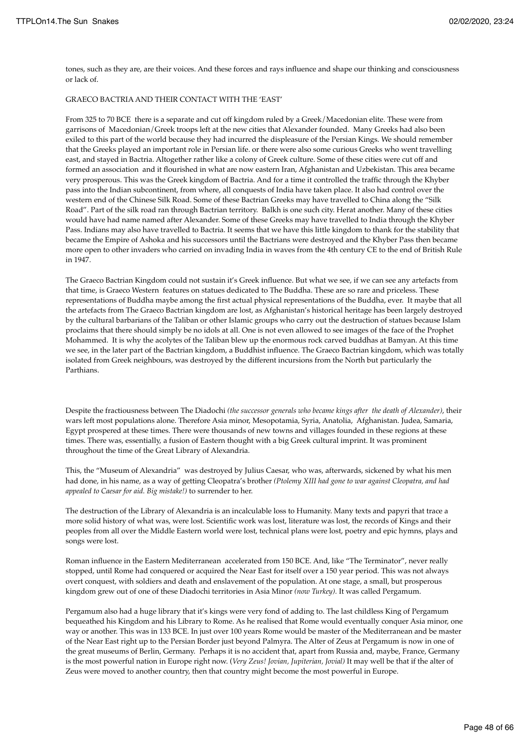tones, such as they are, are their voices. And these forces and rays influence and shape our thinking and consciousness or lack of.

GRAECO BACTRIA AND THEIR CONTACT WITH THE 'EAST'

From 325 to 70 BCE there is a separate and cut off kingdom ruled by a Greek/Macedonian elite. These were from garrisons of Macedonian/Greek troops left at the new cities that Alexander founded. Many Greeks had also been exiled to this part of the world because they had incurred the displeasure of the Persian Kings. We should remember that the Greeks played an important role in Persian life. or there were also some curious Greeks who went travelling east, and stayed in Bactria. Altogether rather like a colony of Greek culture. Some of these cities were cut off and formed an association and it flourished in what are now eastern Iran, Afghanistan and Uzbekistan. This area became very prosperous. This was the Greek kingdom of Bactria. And for a time it controlled the traffic through the Khyber pass into the Indian subcontinent, from where, all conquests of India have taken place. It also had control over the western end of the Chinese Silk Road. Some of these Bactrian Greeks may have travelled to China along the "Silk Road". Part of the silk road ran through Bactrian territory. Balkh is one such city. Herat another. Many of these cities would have had name named after Alexander. Some of these Greeks may have travelled to India through the Khyber Pass. Indians may also have travelled to Bactria. It seems that we have this little kingdom to thank for the stability that became the Empire of Ashoka and his successors until the Bactrians were destroyed and the Khyber Pass then became more open to other invaders who carried on invading India in waves from the 4th century CE to the end of British Rule in 1947.

The Graeco Bactrian Kingdom could not sustain it's Greek influence. But what we see, if we can see any artefacts from that time, is Graeco Western features on statues dedicated to The Buddha. These are so rare and priceless. These representations of Buddha maybe among the first actual physical representations of the Buddha, ever. It maybe that all the artefacts from The Graeco Bactrian kingdom are lost, as Afghanistan's historical heritage has been largely destroyed by the cultural barbarians of the Taliban or other Islamic groups who carry out the destruction of statues because Islam proclaims that there should simply be no idols at all. One is not even allowed to see images of the face of the Prophet Mohammed. It is why the acolytes of the Taliban blew up the enormous rock carved buddhas at Bamyan. At this time we see, in the later part of the Bactrian kingdom, a Buddhist influence. The Graeco Bactrian kingdom, which was totally isolated from Greek neighbours, was destroyed by the different incursions from the North but particularly the Parthians.

Despite the fractiousness between The Diadochi *(the successor generals who became kings after the death of Alexander)*, their wars left most populations alone. Therefore Asia minor, Mesopotamia, Syria, Anatolia, Afghanistan. Judea, Samaria, Egypt prospered at these times. There were thousands of new towns and villages founded in these regions at these times. There was, essentially, a fusion of Eastern thought with a big Greek cultural imprint. It was prominent throughout the time of the Great Library of Alexandria.

This, the "Museum of Alexandria" was destroyed by Julius Caesar, who was, afterwards, sickened by what his men had done, in his name, as a way of getting Cleopatra's brother *(Ptolemy XIII had gone to war against Cleopatra, and had appealed to Caesar for aid. Big mistake!)* to surrender to her.

The destruction of the Library of Alexandria is an incalculable loss to Humanity. Many texts and papyri that trace a more solid history of what was, were lost. Scientific work was lost, literature was lost, the records of Kings and their peoples from all over the Middle Eastern world were lost, technical plans were lost, poetry and epic hymns, plays and songs were lost.

Roman influence in the Eastern Mediterranean accelerated from 150 BCE. And, like "The Terminator", never really stopped, until Rome had conquered or acquired the Near East for itself over a 150 year period. This was not always overt conquest, with soldiers and death and enslavement of the population. At one stage, a small, but prosperous kingdom grew out of one of these Diadochi territories in Asia Minor *(now Turkey)*. It was called Pergamum.

Pergamum also had a huge library that it's kings were very fond of adding to. The last childless King of Pergamum bequeathed his Kingdom and his Library to Rome. As he realised that Rome would eventually conquer Asia minor, one way or another. This was in 133 BCE. In just over 100 years Rome would be master of the Mediterranean and be master of the Near East right up to the Persian Border just beyond Palmyra. The Alter of Zeus at Pergamum is now in one of the great museums of Berlin, Germany. Perhaps it is no accident that, apart from Russia and, maybe, France, Germany is the most powerful nation in Europe right now. (*Very Zeus! Jovian, Jupiterian, Jovial)* It may well be that if the alter of Zeus were moved to another country, then that country might become the most powerful in Europe.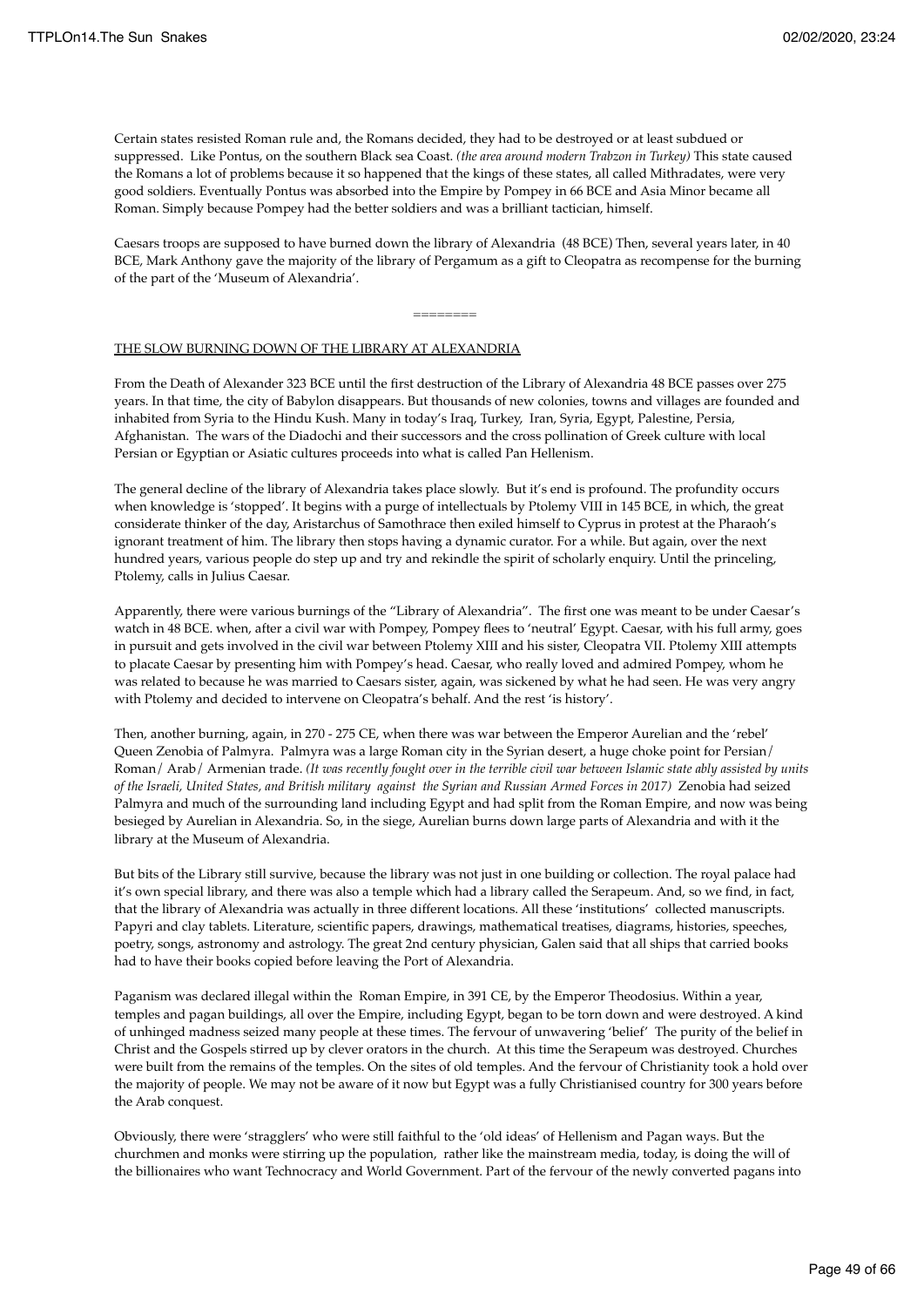Certain states resisted Roman rule and, the Romans decided, they had to be destroyed or at least subdued or suppressed. Like Pontus, on the southern Black sea Coast. *(the area around modern Trabzon in Turkey)* This state caused the Romans a lot of problems because it so happened that the kings of these states, all called Mithradates, were very good soldiers. Eventually Pontus was absorbed into the Empire by Pompey in 66 BCE and Asia Minor became all Roman. Simply because Pompey had the better soldiers and was a brilliant tactician, himself.

Caesars troops are supposed to have burned down the library of Alexandria (48 BCE) Then, several years later, in 40 BCE, Mark Anthony gave the majority of the library of Pergamum as a gift to Cleopatra as recompense for the burning of the part of the 'Museum of Alexandria'.

========

## THE SLOW BURNING DOWN OF THE LIBRARY AT ALEXANDRIA

From the Death of Alexander 323 BCE until the first destruction of the Library of Alexandria 48 BCE passes over 275 years. In that time, the city of Babylon disappears. But thousands of new colonies, towns and villages are founded and inhabited from Syria to the Hindu Kush. Many in today's Iraq, Turkey, Iran, Syria, Egypt, Palestine, Persia, Afghanistan. The wars of the Diadochi and their successors and the cross pollination of Greek culture with local Persian or Egyptian or Asiatic cultures proceeds into what is called Pan Hellenism.

The general decline of the library of Alexandria takes place slowly. But it's end is profound. The profundity occurs when knowledge is 'stopped'. It begins with a purge of intellectuals by Ptolemy VIII in 145 BCE, in which, the great considerate thinker of the day, Aristarchus of Samothrace then exiled himself to Cyprus in protest at the Pharaoh's ignorant treatment of him. The library then stops having a dynamic curator. For a while. But again, over the next hundred years, various people do step up and try and rekindle the spirit of scholarly enquiry. Until the princeling, Ptolemy, calls in Julius Caesar.

Apparently, there were various burnings of the "Library of Alexandria". The first one was meant to be under Caesar's watch in 48 BCE. when, after a civil war with Pompey, Pompey flees to 'neutral' Egypt. Caesar, with his full army, goes in pursuit and gets involved in the civil war between Ptolemy XIII and his sister, Cleopatra VII. Ptolemy XIII attempts to placate Caesar by presenting him with Pompey's head. Caesar, who really loved and admired Pompey, whom he was related to because he was married to Caesars sister, again, was sickened by what he had seen. He was very angry with Ptolemy and decided to intervene on Cleopatra's behalf. And the rest 'is history'.

Then, another burning, again, in 270 - 275 CE, when there was war between the Emperor Aurelian and the 'rebel' Queen Zenobia of Palmyra. Palmyra was a large Roman city in the Syrian desert, a huge choke point for Persian/ Roman/ Arab/ Armenian trade. *(It was recently fought over in the terrible civil war between Islamic state ably assisted by units of the Israeli, United States, and British military against the Syrian and Russian Armed Forces in 2017)* Zenobia had seized Palmyra and much of the surrounding land including Egypt and had split from the Roman Empire, and now was being besieged by Aurelian in Alexandria. So, in the siege, Aurelian burns down large parts of Alexandria and with it the library at the Museum of Alexandria.

But bits of the Library still survive, because the library was not just in one building or collection. The royal palace had it's own special library, and there was also a temple which had a library called the Serapeum. And, so we find, in fact, that the library of Alexandria was actually in three different locations. All these 'institutions' collected manuscripts. Papyri and clay tablets. Literature, scientific papers, drawings, mathematical treatises, diagrams, histories, speeches, poetry, songs, astronomy and astrology. The great 2nd century physician, Galen said that all ships that carried books had to have their books copied before leaving the Port of Alexandria.

Paganism was declared illegal within the Roman Empire, in 391 CE, by the Emperor Theodosius. Within a year, temples and pagan buildings, all over the Empire, including Egypt, began to be torn down and were destroyed. A kind of unhinged madness seized many people at these times. The fervour of unwavering 'belief' The purity of the belief in Christ and the Gospels stirred up by clever orators in the church. At this time the Serapeum was destroyed. Churches were built from the remains of the temples. On the sites of old temples. And the fervour of Christianity took a hold over the majority of people. We may not be aware of it now but Egypt was a fully Christianised country for 300 years before the Arab conquest.

Obviously, there were 'stragglers' who were still faithful to the 'old ideas' of Hellenism and Pagan ways. But the churchmen and monks were stirring up the population, rather like the mainstream media, today, is doing the will of the billionaires who want Technocracy and World Government. Part of the fervour of the newly converted pagans into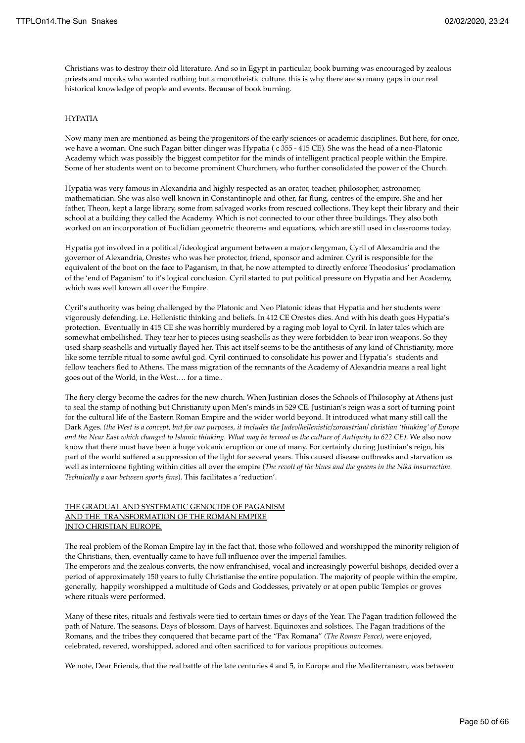Christians was to destroy their old literature. And so in Egypt in particular, book burning was encouraged by zealous priests and monks who wanted nothing but a monotheistic culture. this is why there are so many gaps in our real historical knowledge of people and events. Because of book burning.

HYPATIA

Now many men are mentioned as being the progenitors of the early sciences or academic disciplines. But here, for once, we have a woman. One such Pagan bitter clinger was Hypatia ( c 355 - 415 CE). She was the head of a neo-Platonic Academy which was possibly the biggest competitor for the minds of intelligent practical people within the Empire. Some of her students went on to become prominent Churchmen, who further consolidated the power of the Church.

Hypatia was very famous in Alexandria and highly respected as an orator, teacher, philosopher, astronomer, mathematician. She was also well known in Constantinople and other, far flung, centres of the empire. She and her father, Theon, kept a large library, some from salvaged works from rescued collections. They kept their library and their school at a building they called the Academy. Which is not connected to our other three buildings. They also both worked on an incorporation of Euclidian geometric theorems and equations, which are still used in classrooms today.

Hypatia got involved in a political/ideological argument between a major clergyman, Cyril of Alexandria and the governor of Alexandria, Orestes who was her protector, friend, sponsor and admirer. Cyril is responsible for the equivalent of the boot on the face to Paganism, in that, he now attempted to directly enforce Theodosius' proclamation of the 'end of Paganism' to it's logical conclusion. Cyril started to put political pressure on Hypatia and her Academy, which was well known all over the Empire.

Cyril's authority was being challenged by the Platonic and Neo Platonic ideas that Hypatia and her students were vigorously defending. i.e. Hellenistic thinking and beliefs. In 412 CE Orestes dies. And with his death goes Hypatia's protection. Eventually in 415 CE she was horribly murdered by a raging mob loyal to Cyril. In later tales which are somewhat embellished. They tear her to pieces using seashells as they were forbidden to bear iron weapons. So they used sharp seashells and virtually flayed her. This act itself seems to be the antithesis of any kind of Christianity, more like some terrible ritual to some awful god. Cyril continued to consolidate his power and Hypatia's students and fellow teachers fled to Athens. The mass migration of the remnants of the Academy of Alexandria means a real light goes out of the World, in the West…. for a time..

The fiery clergy become the cadres for the new church. When Justinian closes the Schools of Philosophy at Athens just to seal the stamp of nothing but Christianity upon Men's minds in 529 CE. Justinian's reign was a sort of turning point for the cultural life of the Eastern Roman Empire and the wider world beyond. It introduced what many still call the Dark Ages. *(the West is a concept, but for our purposes, it includes the Judeo/hellenistic/zoroastrian/ christian 'thinking' of Europe and the Near East which changed to Islamic thinking. What may be termed as the culture of Antiquity to 622 CE)*. We also now know that there must have been a huge volcanic eruption or one of many. For certainly during Justinian's reign, his part of the world suffered a suppression of the light for several years. This caused disease outbreaks and starvation as well as internicene fighting within cities all over the empire (*The revolt of the blues and the greens in the Nika insurrection. Technically a war between sports fans*). This facilitates a 'reduction'.

<u>THE GRADUAL AND SYSTEMATIC GENOCIDE OF PAGANISM
AND THE TRANSFORMATION OF THE ROMAN EMPIRE
INTO CHRISTIAN EUROPE.</u>

The real problem of the Roman Empire lay in the fact that, those who followed and worshipped the minority religion of the Christians, then, eventually came to have full influence over the imperial families.
The emperors and the zealous converts, the now enfranchised, vocal and increasingly powerful bishops, decided over a period of approximately 150 years to fully Christianise the entire population. The majority of people within the empire, generally, happily worshipped a multitude of Gods and Goddesses, privately or at open public Temples or groves where rituals were performed.

Many of these rites, rituals and festivals were tied to certain times or days of the Year. The Pagan tradition followed the path of Nature. The seasons. Days of blossom. Days of harvest. Equinoxes and solstices. The Pagan traditions of the Romans, and the tribes they conquered that became part of the "Pax Romana" *(The Roman Peace)*, were enjoyed, celebrated, revered, worshipped, adored and often sacrificed to for various propitious outcomes.

We note, Dear Friends, that the real battle of the late centuries 4 and 5, in Europe and the Mediterranean, was between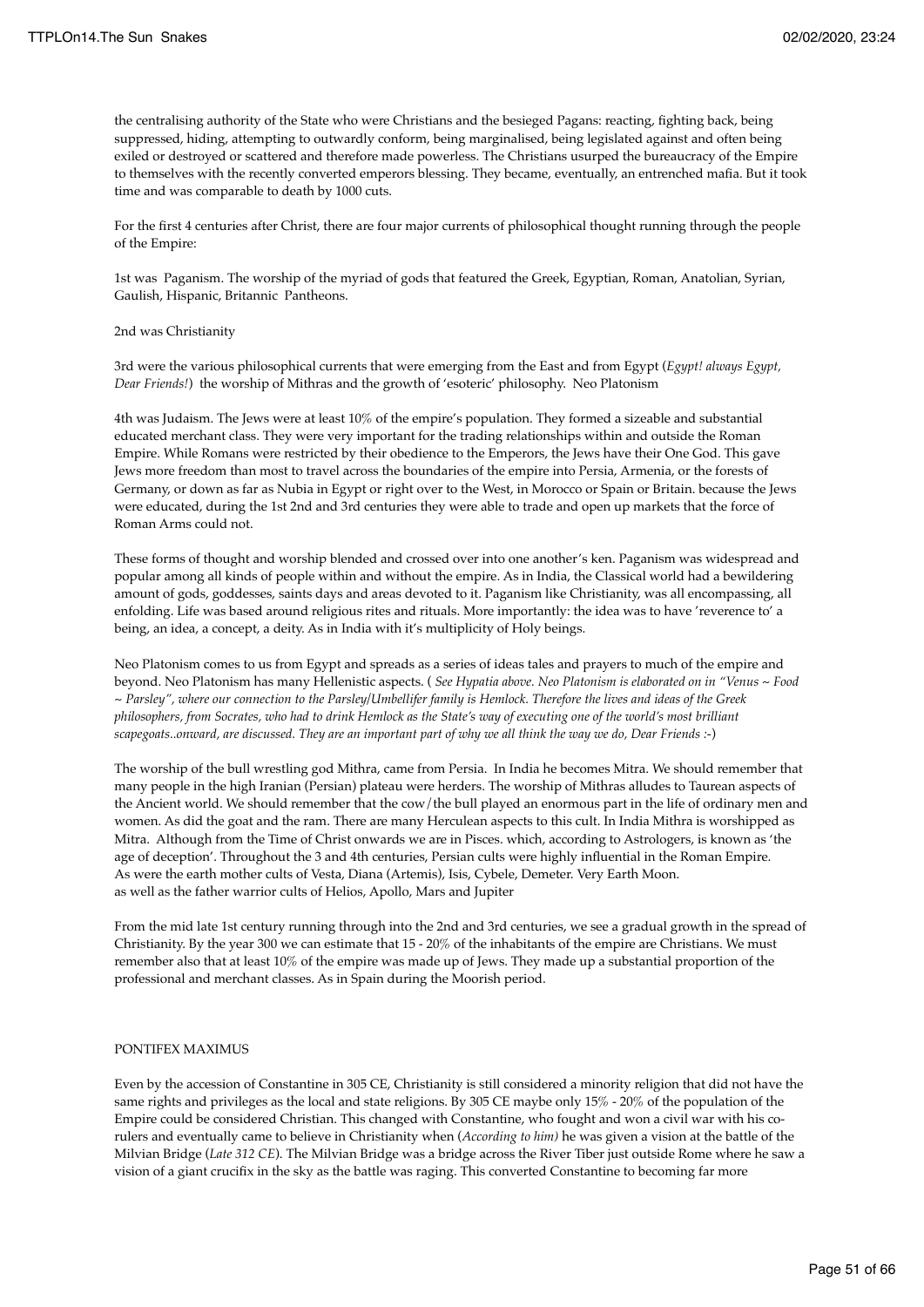the centralising authority of the State who were Christians and the besieged Pagans: reacting, fighting back, being suppressed, hiding, attempting to outwardly conform, being marginalised, being legislated against and often being exiled or destroyed or scattered and therefore made powerless. The Christians usurped the bureaucracy of the Empire to themselves with the recently converted emperors blessing. They became, eventually, an entrenched mafia. But it took time and was comparable to death by 1000 cuts.

For the first 4 centuries after Christ, there are four major currents of philosophical thought running through the people of the Empire:

1st was Paganism. The worship of the myriad of gods that featured the Greek, Egyptian, Roman, Anatolian, Syrian, Gaulish, Hispanic, Britannic Pantheons.

2nd was Christianity

3rd were the various philosophical currents that were emerging from the East and from Egypt (*Egypt! always Egypt, Dear Friends!*) the worship of Mithras and the growth of 'esoteric' philosophy. Neo Platonism

4th was Judaism. The Jews were at least 10% of the empire's population. They formed a sizeable and substantial educated merchant class. They were very important for the trading relationships within and outside the Roman Empire. While Romans were restricted by their obedience to the Emperors, the Jews have their One God. This gave Jews more freedom than most to travel across the boundaries of the empire into Persia, Armenia, or the forests of Germany, or down as far as Nubia in Egypt or right over to the West, in Morocco or Spain or Britain. because the Jews were educated, during the 1st 2nd and 3rd centuries they were able to trade and open up markets that the force of Roman Arms could not.

These forms of thought and worship blended and crossed over into one another's ken. Paganism was widespread and popular among all kinds of people within and without the empire. As in India, the Classical world had a bewildering amount of gods, goddesses, saints days and areas devoted to it. Paganism like Christianity, was all encompassing, all enfolding. Life was based around religious rites and rituals. More importantly: the idea was to have 'reverence to' a being, an idea, a concept, a deity. As in India with it's multiplicity of Holy beings.

Neo Platonism comes to us from Egypt and spreads as a series of ideas tales and prayers to much of the empire and beyond. Neo Platonism has many Hellenistic aspects. ( *See Hypatia above. Neo Platonism is elaborated on in "Venus ~ Food ~ Parsley", where our connection to the Parsley/Umbellifer family is Hemlock. Therefore the lives and ideas of the Greek philosophers, from Socrates, who had to drink Hemlock as the State's way of executing one of the world's most brilliant scapegoats..onward, are discussed. They are an important part of why we all think the way we do, Dear Friends* :-)

The worship of the bull wrestling god Mithra, came from Persia. In India he becomes Mitra. We should remember that many people in the high Iranian (Persian) plateau were herders. The worship of Mithras alludes to Taurean aspects of the Ancient world. We should remember that the cow/the bull played an enormous part in the life of ordinary men and women. As did the goat and the ram. There are many Herculean aspects to this cult. In India Mithra is worshipped as Mitra. Although from the Time of Christ onwards we are in Pisces. which, according to Astrologers, is known as 'the age of deception'. Throughout the 3 and 4th centuries, Persian cults were highly influential in the Roman Empire. As were the earth mother cults of Vesta, Diana (Artemis), Isis, Cybele, Demeter. Very Earth Moon. as well as the father warrior cults of Helios, Apollo, Mars and Jupiter

From the mid late 1st century running through into the 2nd and 3rd centuries, we see a gradual growth in the spread of Christianity. By the year 300 we can estimate that 15 - 20% of the inhabitants of the empire are Christians. We must remember also that at least 10% of the empire was made up of Jews. They made up a substantial proportion of the professional and merchant classes. As in Spain during the Moorish period.

## PONTIFEX MAXIMUS

Even by the accession of Constantine in 305 CE, Christianity is still considered a minority religion that did not have the same rights and privileges as the local and state religions. By 305 CE maybe only 15% - 20% of the population of the Empire could be considered Christian. This changed with Constantine, who fought and won a civil war with his co-rulers and eventually came to believe in Christianity when (*According to him)* he was given a vision at the battle of the Milvian Bridge (*Late 312 CE*). The Milvian Bridge was a bridge across the River Tiber just outside Rome where he saw a vision of a giant crucifix in the sky as the battle was raging. This converted Constantine to becoming far more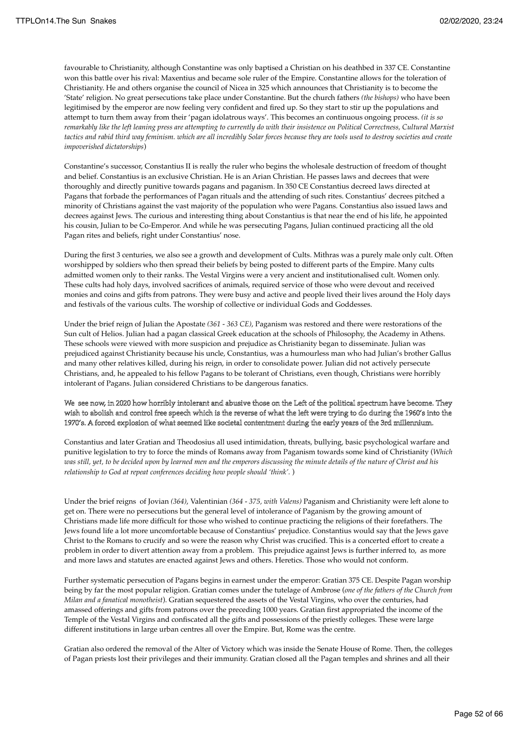favourable to Christianity, although Constantine was only baptised a Christian on his deathbed in 337 CE. Constantine won this battle over his rival: Maxentius and became sole ruler of the Empire. Constantine allows for the toleration of Christianity. He and others organise the council of Nicea in 325 which announces that Christianity is to become the 'State' religion. No great persecutions take place under Constantine. But the church fathers *(the bishops)* who have been legitimised by the emperor are now feeling very confident and fired up. So they start to stir up the populations and attempt to turn them away from their 'pagan idolatrous ways'. This becomes an continuous ongoing process. *(it is so remarkably like the left leaning press are attempting to currently do with their insistence on Political Correctness, Cultural Marxist tactics and rabid third way feminism. which are all incredibly Solar forces because they are tools used to destroy societies and create impoverished dictatorships*)

Constantine's successor, Constantius II is really the ruler who begins the wholesale destruction of freedom of thought and belief. Constantius is an exclusive Christian. He is an Arian Christian. He passes laws and decrees that were thoroughly and directly punitive towards pagans and paganism. In 350 CE Constantius decreed laws directed at Pagans that forbade the performances of Pagan rituals and the attending of such rites. Constantius' decrees pitched a minority of Christians against the vast majority of the population who were Pagans. Constantius also issued laws and decrees against Jews. The curious and interesting thing about Constantius is that near the end of his life, he appointed his cousin, Julian to be Co-Emperor. And while he was persecuting Pagans, Julian continued practicing all the old Pagan rites and beliefs, right under Constantius' nose.

During the first 3 centuries, we also see a growth and development of Cults. Mithras was a purely male only cult. Often worshipped by soldiers who then spread their beliefs by being posted to different parts of the Empire. Many cults admitted women only to their ranks. The Vestal Virgins were a very ancient and institutionalised cult. Women only. These cults had holy days, involved sacrifices of animals, required service of those who were devout and received monies and coins and gifts from patrons. They were busy and active and people lived their lives around the Holy days and festivals of the various cults. The worship of collective or individual Gods and Goddesses.

Under the brief reign of Julian the Apostate *(361 - 363 CE)*, Paganism was restored and there were restorations of the Sun cult of Helios. Julian had a pagan classical Greek education at the schools of Philosophy, the Academy in Athens. These schools were viewed with more suspicion and prejudice as Christianity began to disseminate. Julian was prejudiced against Christianity because his uncle, Constantius, was a humourless man who had Julian's brother Gallus and many other relatives killed, during his reign, in order to consolidate power. Julian did not actively persecute Christians, and, he appealed to his fellow Pagans to be tolerant of Christians, even though, Christians were horribly intolerant of Pagans. Julian considered Christians to be dangerous fanatics.

We see now, in 2020 how horribly intolerant and abusive those on the Left of the political spectrum have become. They wish to abolish and control free speech which is the reverse of what the left were trying to do during the 1960's into the 1970's. A forced explosion of what seemed like societal contentment during the early years of the 3rd millennium.

Constantius and later Gratian and Theodosius all used intimidation, threats, bullying, basic psychological warfare and punitive legislation to try to force the minds of Romans away from Paganism towards some kind of Christianity (*Which was still, yet, to be decided upon by learned men and the emperors discussing the minute details of the nature of Christ and his relationship to God at repeat conferences deciding how people should 'think'.* )

Under the brief reigns of Jovian *(364)*, Valentinian *(364 - 375, with Valens)* Paganism and Christianity were left alone to get on. There were no persecutions but the general level of intolerance of Paganism by the growing amount of Christians made life more difficult for those who wished to continue practicing the religions of their forefathers. The Jews found life a lot more uncomfortable because of Constantius' prejudice. Constantius would say that the Jews gave Christ to the Romans to crucify and so were the reason why Christ was crucified. This is a concerted effort to create a problem in order to divert attention away from a problem. This prejudice against Jews is further inferred to, as more and more laws and statutes are enacted against Jews and others. Heretics. Those who would not conform.

Further systematic persecution of Pagans begins in earnest under the emperor: Gratian 375 CE. Despite Pagan worship being by far the most popular religion. Gratian comes under the tutelage of Ambrose (*one of the fathers of the Church from Milan and a fanatical monotheist*). Gratian sequestered the assets of the Vestal Virgins, who over the centuries, had amassed offerings and gifts from patrons over the preceding 1000 years. Gratian first appropriated the income of the Temple of the Vestal Virgins and confiscated all the gifts and possessions of the priestly colleges. These were large different institutions in large urban centres all over the Empire. But, Rome was the centre.

Gratian also ordered the removal of the Alter of Victory which was inside the Senate House of Rome. Then, the colleges of Pagan priests lost their privileges and their immunity. Gratian closed all the Pagan temples and shrines and all their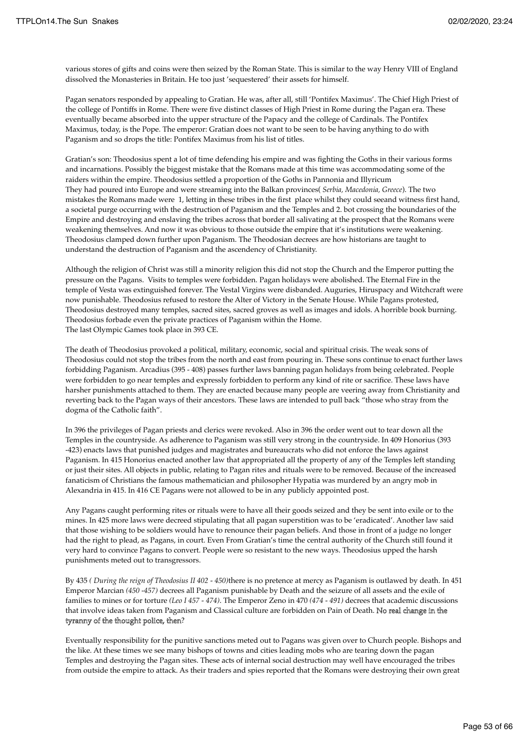various stores of gifts and coins were then seized by the Roman State. This is similar to the way Henry VIII of England dissolved the Monasteries in Britain. He too just 'sequestered' their assets for himself.

Pagan senators responded by appealing to Gratian. He was, after all, still 'Pontifex Maximus'. The Chief High Priest of the college of Pontiffs in Rome. There were five distinct classes of High Priest in Rome during the Pagan era. These eventually became absorbed into the upper structure of the Papacy and the college of Cardinals. The Pontifex Maximus, today, is the Pope. The emperor: Gratian does not want to be seen to be having anything to do with Paganism and so drops the title: Pontifex Maximus from his list of titles.

Gratian's son: Theodosius spent a lot of time defending his empire and was fighting the Goths in their various forms and incarnations. Possibly the biggest mistake that the Romans made at this time was accommodating some of the raiders within the empire. Theodosius settled a proportion of the Goths in Pannonia and Illyricum
They had poured into Europe and were streaming into the Balkan provinces( *Serbia, Macedonia, Greece*). The two mistakes the Romans made were 1, letting in these tribes in the first place whilst they could seeand witness first hand, a societal purge occurring with the destruction of Paganism and the Temples and 2. bot crossing the boundaries of the Empire and destroying and enslaving the tribes across that border all salivating at the prospect that the Romans were weakening themselves. And now it was obvious to those outside the empire that it's institutions were weakening. Theodosius clamped down further upon Paganism. The Theodosian decrees are how historians are taught to understand the destruction of Paganism and the ascendency of Christianity.

Although the religion of Christ was still a minority religion this did not stop the Church and the Emperor putting the pressure on the Pagans. Visits to temples were forbidden. Pagan holidays were abolished. The Eternal Fire in the temple of Vesta was extinguished forever. The Vestal Virgins were disbanded. Auguries, Hiruspacy and Witchcraft were now punishable. Theodosius refused to restore the Alter of Victory in the Senate House. While Pagans protested, Theodosius destroyed many temples, sacred sites, sacred groves as well as images and idols. A horrible book burning. Theodosius forbade even the private practices of Paganism within the Home.
The last Olympic Games took place in 393 CE.

The death of Theodosius provoked a political, military, economic, social and spiritual crisis. The weak sons of Theodosius could not stop the tribes from the north and east from pouring in. These sons continue to enact further laws forbidding Paganism. Arcadius (395 - 408) passes further laws banning pagan holidays from being celebrated. People were forbidden to go near temples and expressly forbidden to perform any kind of rite or sacrifice. These laws have harsher punishments attached to them. They are enacted because many people are veering away from Christianity and reverting back to the Pagan ways of their ancestors. These laws are intended to pull back "those who stray from the dogma of the Catholic faith".

In 396 the privileges of Pagan priests and clerics were revoked. Also in 396 the order went out to tear down all the Temples in the countryside. As adherence to Paganism was still very strong in the countryside. In 409 Honorius (393 -423) enacts laws that punished judges and magistrates and bureaucrats who did not enforce the laws against Paganism. In 415 Honorius enacted another law that appropriated all the property of any of the Temples left standing or just their sites. All objects in public, relating to Pagan rites and rituals were to be removed. Because of the increased fanaticism of Christians the famous mathematician and philosopher Hypatia was murdered by an angry mob in Alexandria in 415. In 416 CE Pagans were not allowed to be in any publicly appointed post.

Any Pagans caught performing rites or rituals were to have all their goods seized and they be sent into exile or to the mines. In 425 more laws were decreed stipulating that all pagan superstition was to be 'eradicated'. Another law said that those wishing to be soldiers would have to renounce their pagan beliefs. And those in front of a judge no longer had the right to plead, as Pagans, in court. Even From Gratian's time the central authority of the Church still found it very hard to convince Pagans to convert. People were so resistant to the new ways. Theodosius upped the harsh punishments meted out to transgressors.

By 435 *( During the reign of Theodosius II 402 - 450)*there is no pretence at mercy as Paganism is outlawed by death. In 451 Emperor Marcian *(450 -457)* decrees all Paganism punishable by Death and the seizure of all assets and the exile of families to mines or for torture *(Leo I 457 - 474)*. The Emperor Zeno in 470 *(474 - 491)* decrees that academic discussions that involve ideas taken from Paganism and Classical culture are forbidden on Pain of Death. No real change in the tyranny of the thought police, then?

Eventually responsibility for the punitive sanctions meted out to Pagans was given over to Church people. Bishops and the like. At these times we see many bishops of towns and cities leading mobs who are tearing down the pagan Temples and destroying the Pagan sites. These acts of internal social destruction may well have encouraged the tribes from outside the empire to attack. As their traders and spies reported that the Romans were destroying their own great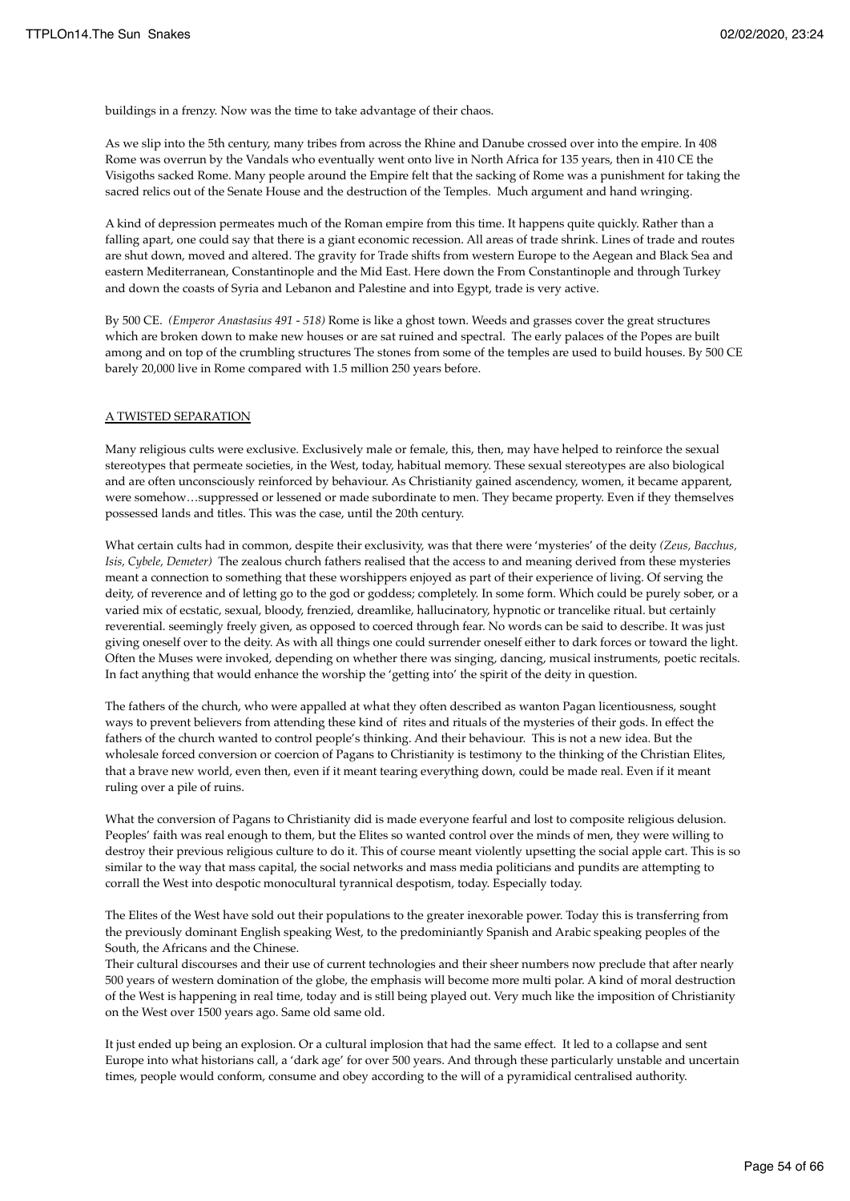buildings in a frenzy. Now was the time to take advantage of their chaos.

As we slip into the 5th century, many tribes from across the Rhine and Danube crossed over into the empire. In 408 Rome was overrun by the Vandals who eventually went onto live in North Africa for 135 years, then in 410 CE the Visigoths sacked Rome. Many people around the Empire felt that the sacking of Rome was a punishment for taking the sacred relics out of the Senate House and the destruction of the Temples. Much argument and hand wringing.

A kind of depression permeates much of the Roman empire from this time. It happens quite quickly. Rather than a falling apart, one could say that there is a giant economic recession. All areas of trade shrink. Lines of trade and routes are shut down, moved and altered. The gravity for Trade shifts from western Europe to the Aegean and Black Sea and eastern Mediterranean, Constantinople and the Mid East. Here down the From Constantinople and through Turkey and down the coasts of Syria and Lebanon and Palestine and into Egypt, trade is very active.

By 500 CE. *(Emperor Anastasius 491 - 518)* Rome is like a ghost town. Weeds and grasses cover the great structures which are broken down to make new houses or are sat ruined and spectral. The early palaces of the Popes are built among and on top of the crumbling structures The stones from some of the temples are used to build houses. By 500 CE barely 20,000 live in Rome compared with 1.5 million 250 years before.

<u>A TWISTED SEPARATION</u>

Many religious cults were exclusive. Exclusively male or female, this, then, may have helped to reinforce the sexual stereotypes that permeate societies, in the West, today, habitual memory. These sexual stereotypes are also biological and are often unconsciously reinforced by behaviour. As Christianity gained ascendency, women, it became apparent, were somehow…suppressed or lessened or made subordinate to men. They became property. Even if they themselves possessed lands and titles. This was the case, until the 20th century.

What certain cults had in common, despite their exclusivity, was that there were 'mysteries' of the deity *(Zeus, Bacchus, Isis, Cybele, Demeter)* The zealous church fathers realised that the access to and meaning derived from these mysteries meant a connection to something that these worshippers enjoyed as part of their experience of living. Of serving the deity, of reverence and of letting go to the god or goddess; completely. In some form. Which could be purely sober, or a varied mix of ecstatic, sexual, bloody, frenzied, dreamlike, hallucinatory, hypnotic or trancelike ritual. but certainly reverential. seemingly freely given, as opposed to coerced through fear. No words can be said to describe. It was just giving oneself over to the deity. As with all things one could surrender oneself either to dark forces or toward the light. Often the Muses were invoked, depending on whether there was singing, dancing, musical instruments, poetic recitals. In fact anything that would enhance the worship the 'getting into' the spirit of the deity in question.

The fathers of the church, who were appalled at what they often described as wanton Pagan licentiousness, sought ways to prevent believers from attending these kind of rites and rituals of the mysteries of their gods. In effect the fathers of the church wanted to control people's thinking. And their behaviour. This is not a new idea. But the wholesale forced conversion or coercion of Pagans to Christianity is testimony to the thinking of the Christian Elites, that a brave new world, even then, even if it meant tearing everything down, could be made real. Even if it meant ruling over a pile of ruins.

What the conversion of Pagans to Christianity did is made everyone fearful and lost to composite religious delusion. Peoples' faith was real enough to them, but the Elites so wanted control over the minds of men, they were willing to destroy their previous religious culture to do it. This of course meant violently upsetting the social apple cart. This is so similar to the way that mass capital, the social networks and mass media politicians and pundits are attempting to corrall the West into despotic monocultural tyrannical despotism, today. Especially today.

The Elites of the West have sold out their populations to the greater inexorable power. Today this is transferring from the previously dominant English speaking West, to the predominiantly Spanish and Arabic speaking peoples of the South, the Africans and the Chinese.
Their cultural discourses and their use of current technologies and their sheer numbers now preclude that after nearly 500 years of western domination of the globe, the emphasis will become more multi polar. A kind of moral destruction of the West is happening in real time, today and is still being played out. Very much like the imposition of Christianity on the West over 1500 years ago. Same old same old.

It just ended up being an explosion. Or a cultural implosion that had the same effect. It led to a collapse and sent Europe into what historians call, a 'dark age' for over 500 years. And through these particularly unstable and uncertain times, people would conform, consume and obey according to the will of a pyramidical centralised authority.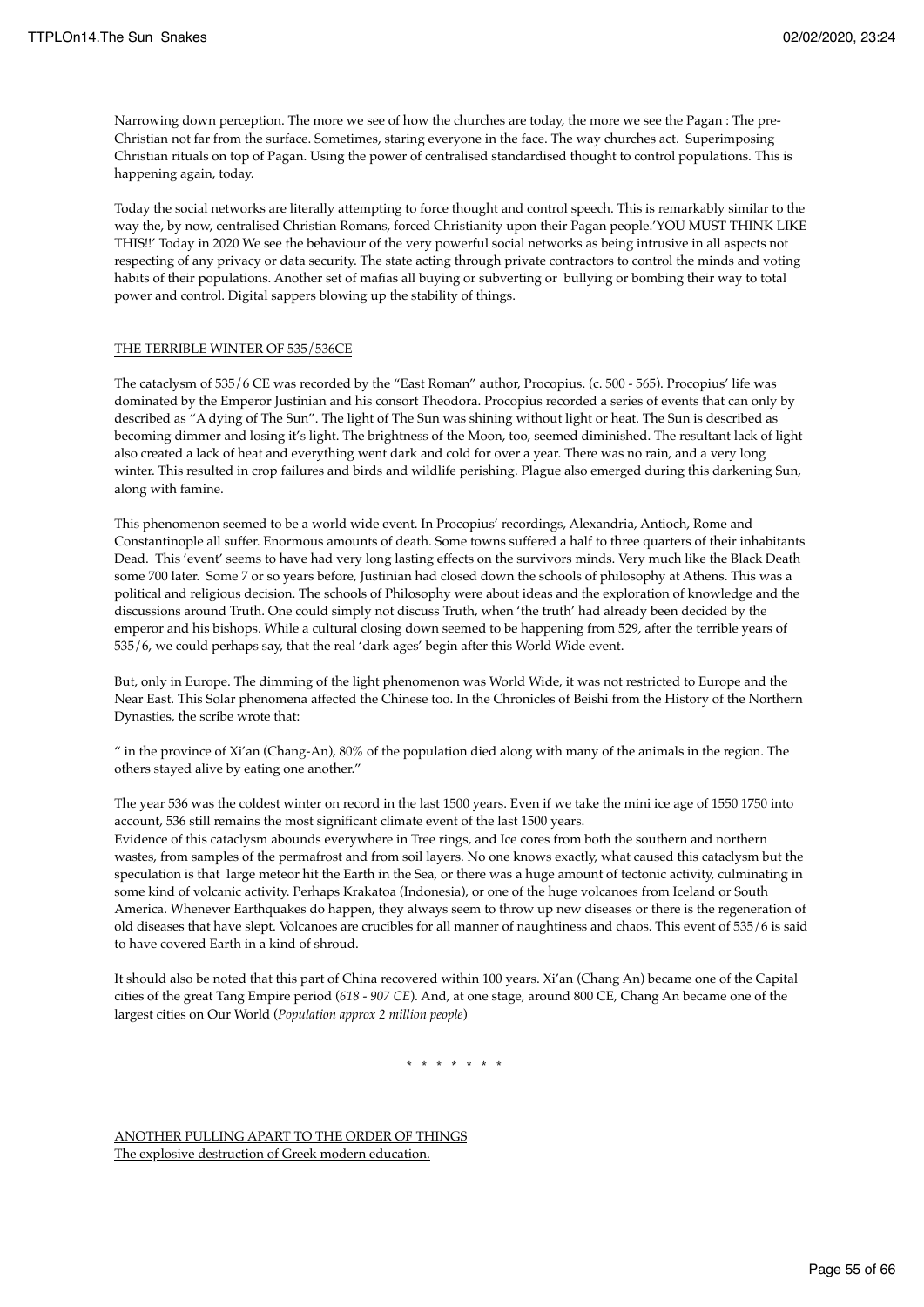Narrowing down perception. The more we see of how the churches are today, the more we see the Pagan : The pre-Christian not far from the surface. Sometimes, staring everyone in the face. The way churches act. Superimposing Christian rituals on top of Pagan. Using the power of centralised standardised thought to control populations. This is happening again, today.

Today the social networks are literally attempting to force thought and control speech. This is remarkably similar to the way the, by now, centralised Christian Romans, forced Christianity upon their Pagan people.'YOU MUST THINK LIKE THIS!!' Today in 2020 We see the behaviour of the very powerful social networks as being intrusive in all aspects not respecting of any privacy or data security. The state acting through private contractors to control the minds and voting habits of their populations. Another set of mafias all buying or subverting or bullying or bombing their way to total power and control. Digital sappers blowing up the stability of things.

<u>THE TERRIBLE WINTER OF 535/536CE</u>

The cataclysm of 535/6 CE was recorded by the "East Roman" author, Procopius. (c. 500 - 565). Procopius' life was dominated by the Emperor Justinian and his consort Theodora. Procopius recorded a series of events that can only by described as "A dying of The Sun". The light of The Sun was shining without light or heat. The Sun is described as becoming dimmer and losing it's light. The brightness of the Moon, too, seemed diminished. The resultant lack of light also created a lack of heat and everything went dark and cold for over a year. There was no rain, and a very long winter. This resulted in crop failures and birds and wildlife perishing. Plague also emerged during this darkening Sun, along with famine.

This phenomenon seemed to be a world wide event. In Procopius' recordings, Alexandria, Antioch, Rome and Constantinople all suffer. Enormous amounts of death. Some towns suffered a half to three quarters of their inhabitants Dead. This 'event' seems to have had very long lasting effects on the survivors minds. Very much like the Black Death some 700 later. Some 7 or so years before, Justinian had closed down the schools of philosophy at Athens. This was a political and religious decision. The schools of Philosophy were about ideas and the exploration of knowledge and the discussions around Truth. One could simply not discuss Truth, when 'the truth' had already been decided by the emperor and his bishops. While a cultural closing down seemed to be happening from 529, after the terrible years of 535/6, we could perhaps say, that the real 'dark ages' begin after this World Wide event.

But, only in Europe. The dimming of the light phenomenon was World Wide, it was not restricted to Europe and the Near East. This Solar phenomena affected the Chinese too. In the Chronicles of Beishi from the History of the Northern Dynasties, the scribe wrote that:

" in the province of Xi'an (Chang-An), 80% of the population died along with many of the animals in the region. The others stayed alive by eating one another."

The year 536 was the coldest winter on record in the last 1500 years. Even if we take the mini ice age of 1550 1750 into account, 536 still remains the most significant climate event of the last 1500 years.
Evidence of this cataclysm abounds everywhere in Tree rings, and Ice cores from both the southern and northern wastes, from samples of the permafrost and from soil layers. No one knows exactly, what caused this cataclysm but the speculation is that large meteor hit the Earth in the Sea, or there was a huge amount of tectonic activity, culminating in some kind of volcanic activity. Perhaps Krakatoa (Indonesia), or one of the huge volcanoes from Iceland or South America. Whenever Earthquakes do happen, they always seem to throw up new diseases or there is the regeneration of old diseases that have slept. Volcanoes are crucibles for all manner of naughtiness and chaos. This event of 535/6 is said to have covered Earth in a kind of shroud.

It should also be noted that this part of China recovered within 100 years. Xi'an (Chang An) became one of the Capital cities of the great Tang Empire period (*618 - 907 CE*). And, at one stage, around 800 CE, Chang An became one of the largest cities on Our World (*Population approx 2 million people*)

\* \* \* \* \* \* \*

<u>ANOTHER PULLING APART TO THE ORDER OF THINGS</u>
<u>The explosive destruction of Greek modern education.</u>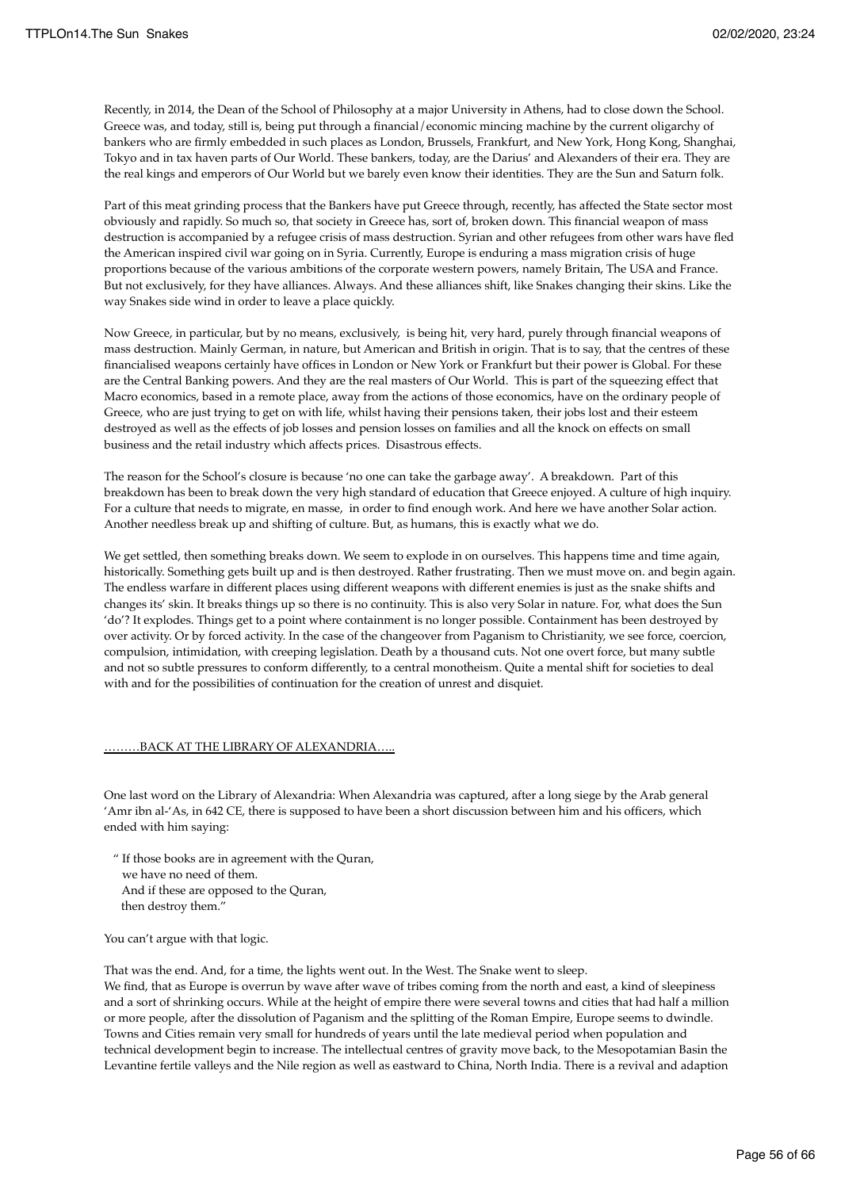Recently, in 2014, the Dean of the School of Philosophy at a major University in Athens, had to close down the School. Greece was, and today, still is, being put through a financial/economic mincing machine by the current oligarchy of bankers who are firmly embedded in such places as London, Brussels, Frankfurt, and New York, Hong Kong, Shanghai, Tokyo and in tax haven parts of Our World. These bankers, today, are the Darius' and Alexanders of their era. They are the real kings and emperors of Our World but we barely even know their identities. They are the Sun and Saturn folk.

Part of this meat grinding process that the Bankers have put Greece through, recently, has affected the State sector most obviously and rapidly. So much so, that society in Greece has, sort of, broken down. This financial weapon of mass destruction is accompanied by a refugee crisis of mass destruction. Syrian and other refugees from other wars have fled the American inspired civil war going on in Syria. Currently, Europe is enduring a mass migration crisis of huge proportions because of the various ambitions of the corporate western powers, namely Britain, The USA and France. But not exclusively, for they have alliances. Always. And these alliances shift, like Snakes changing their skins. Like the way Snakes side wind in order to leave a place quickly.

Now Greece, in particular, but by no means, exclusively, is being hit, very hard, purely through financial weapons of mass destruction. Mainly German, in nature, but American and British in origin. That is to say, that the centres of these financialised weapons certainly have offices in London or New York or Frankfurt but their power is Global. For these are the Central Banking powers. And they are the real masters of Our World. This is part of the squeezing effect that Macro economics, based in a remote place, away from the actions of those economics, have on the ordinary people of Greece, who are just trying to get on with life, whilst having their pensions taken, their jobs lost and their esteem destroyed as well as the effects of job losses and pension losses on families and all the knock on effects on small business and the retail industry which affects prices. Disastrous effects.

The reason for the School's closure is because 'no one can take the garbage away'. A breakdown. Part of this breakdown has been to break down the very high standard of education that Greece enjoyed. A culture of high inquiry. For a culture that needs to migrate, en masse, in order to find enough work. And here we have another Solar action. Another needless break up and shifting of culture. But, as humans, this is exactly what we do.

We get settled, then something breaks down. We seem to explode in on ourselves. This happens time and time again, historically. Something gets built up and is then destroyed. Rather frustrating. Then we must move on. and begin again. The endless warfare in different places using different weapons with different enemies is just as the snake shifts and changes its' skin. It breaks things up so there is no continuity. This is also very Solar in nature. For, what does the Sun 'do'? It explodes. Things get to a point where containment is no longer possible. Containment has been destroyed by over activity. Or by forced activity. In the case of the changeover from Paganism to Christianity, we see force, coercion, compulsion, intimidation, with creeping legislation. Death by a thousand cuts. Not one overt force, but many subtle and not so subtle pressures to conform differently, to a central monotheism. Quite a mental shift for societies to deal with and for the possibilities of continuation for the creation of unrest and disquiet.

<u>………BACK AT THE LIBRARY OF ALEXANDRIA…..</u>

One last word on the Library of Alexandria: When Alexandria was captured, after a long siege by the Arab general 'Amr ibn al-'As, in 642 CE, there is supposed to have been a short discussion between him and his officers, which ended with him saying:

> " If those books are in agreement with the Quran,
> we have no need of them.
> And if these are opposed to the Quran,
> then destroy them."

You can't argue with that logic.

That was the end. And, for a time, the lights went out. In the West. The Snake went to sleep.
We find, that as Europe is overrun by wave after wave of tribes coming from the north and east, a kind of sleepiness and a sort of shrinking occurs. While at the height of empire there were several towns and cities that had half a million or more people, after the dissolution of Paganism and the splitting of the Roman Empire, Europe seems to dwindle. Towns and Cities remain very small for hundreds of years until the late medieval period when population and technical development begin to increase. The intellectual centres of gravity move back, to the Mesopotamian Basin the Levantine fertile valleys and the Nile region as well as eastward to China, North India. There is a revival and adaption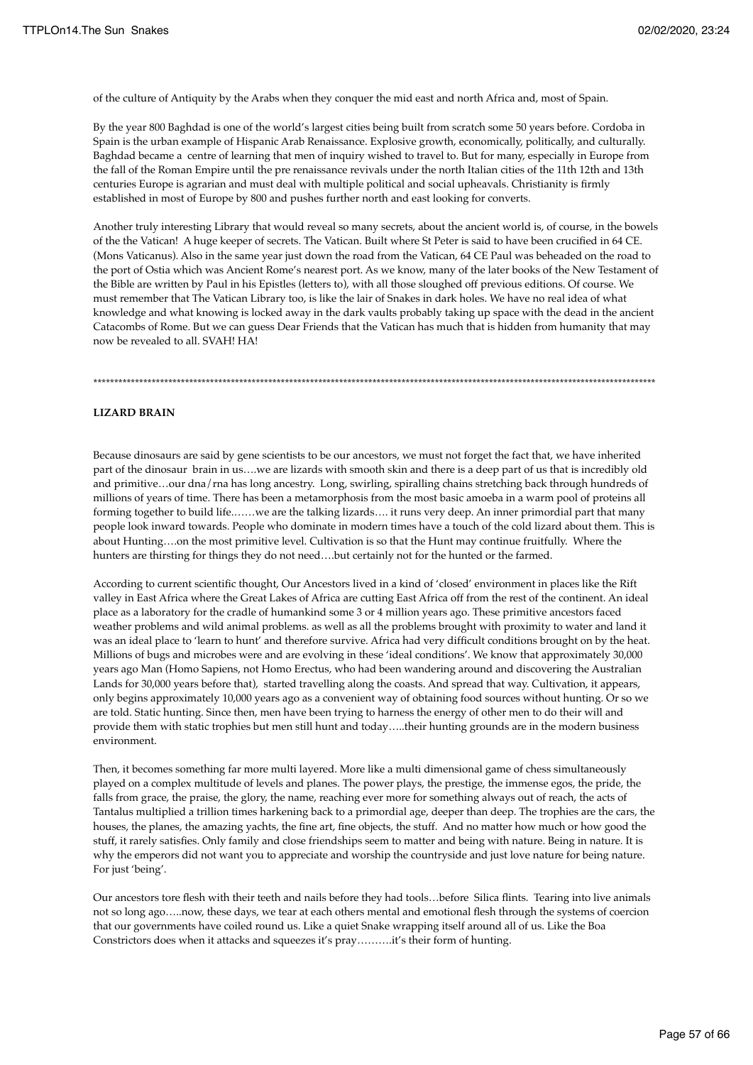of the culture of Antiquity by the Arabs when they conquer the mid east and north Africa and, most of Spain.

By the year 800 Baghdad is one of the world's largest cities being built from scratch some 50 years before. Cordoba in Spain is the urban example of Hispanic Arab Renaissance. Explosive growth, economically, politically, and culturally. Baghdad became a centre of learning that men of inquiry wished to travel to. But for many, especially in Europe from the fall of the Roman Empire until the pre renaissance revivals under the north Italian cities of the 11th 12th and 13th centuries Europe is agrarian and must deal with multiple political and social upheavals. Christianity is firmly established in most of Europe by 800 and pushes further north and east looking for converts.

Another truly interesting Library that would reveal so many secrets, about the ancient world is, of course, in the bowels of the the Vatican! A huge keeper of secrets. The Vatican. Built where St Peter is said to have been crucified in 64 CE. (Mons Vaticanus). Also in the same year just down the road from the Vatican, 64 CE Paul was beheaded on the road to the port of Ostia which was Ancient Rome's nearest port. As we know, many of the later books of the New Testament of the Bible are written by Paul in his Epistles (letters to), with all those sloughed off previous editions. Of course. We must remember that The Vatican Library too, is like the lair of Snakes in dark holes. We have no real idea of what knowledge and what knowing is locked away in the dark vaults probably taking up space with the dead in the ancient Catacombs of Rome. But we can guess Dear Friends that the Vatican has much that is hidden from humanity that may now be revealed to all. SVAH! HA!

************************************************************************************************************************************

**LIZARD BRAIN**

Because dinosaurs are said by gene scientists to be our ancestors, we must not forget the fact that, we have inherited part of the dinosaur brain in us….we are lizards with smooth skin and there is a deep part of us that is incredibly old and primitive…our dna/rna has long ancestry. Long, swirling, spiralling chains stretching back through hundreds of millions of years of time. There has been a metamorphosis from the most basic amoeba in a warm pool of proteins all forming together to build life.……we are the talking lizards…. it runs very deep. An inner primordial part that many people look inward towards. People who dominate in modern times have a touch of the cold lizard about them. This is about Hunting….on the most primitive level. Cultivation is so that the Hunt may continue fruitfully. Where the hunters are thirsting for things they do not need….but certainly not for the hunted or the farmed.

According to current scientific thought, Our Ancestors lived in a kind of 'closed' environment in places like the Rift valley in East Africa where the Great Lakes of Africa are cutting East Africa off from the rest of the continent. An ideal place as a laboratory for the cradle of humankind some 3 or 4 million years ago. These primitive ancestors faced weather problems and wild animal problems. as well as all the problems brought with proximity to water and land it was an ideal place to 'learn to hunt' and therefore survive. Africa had very difficult conditions brought on by the heat. Millions of bugs and microbes were and are evolving in these 'ideal conditions'. We know that approximately 30,000 years ago Man (Homo Sapiens, not Homo Erectus, who had been wandering around and discovering the Australian Lands for 30,000 years before that), started travelling along the coasts. And spread that way. Cultivation, it appears, only begins approximately 10,000 years ago as a convenient way of obtaining food sources without hunting. Or so we are told. Static hunting. Since then, men have been trying to harness the energy of other men to do their will and provide them with static trophies but men still hunt and today…..their hunting grounds are in the modern business environment.

Then, it becomes something far more multi layered. More like a multi dimensional game of chess simultaneously played on a complex multitude of levels and planes. The power plays, the prestige, the immense egos, the pride, the falls from grace, the praise, the glory, the name, reaching ever more for something always out of reach, the acts of Tantalus multiplied a trillion times harkening back to a primordial age, deeper than deep. The trophies are the cars, the houses, the planes, the amazing yachts, the fine art, fine objects, the stuff. And no matter how much or how good the stuff, it rarely satisfies. Only family and close friendships seem to matter and being with nature. Being in nature. It is why the emperors did not want you to appreciate and worship the countryside and just love nature for being nature. For just 'being'.

Our ancestors tore flesh with their teeth and nails before they had tools…before Silica flints. Tearing into live animals not so long ago…..now, these days, we tear at each others mental and emotional flesh through the systems of coercion that our governments have coiled round us. Like a quiet Snake wrapping itself around all of us. Like the Boa Constrictors does when it attacks and squeezes it's pray……….it's their form of hunting.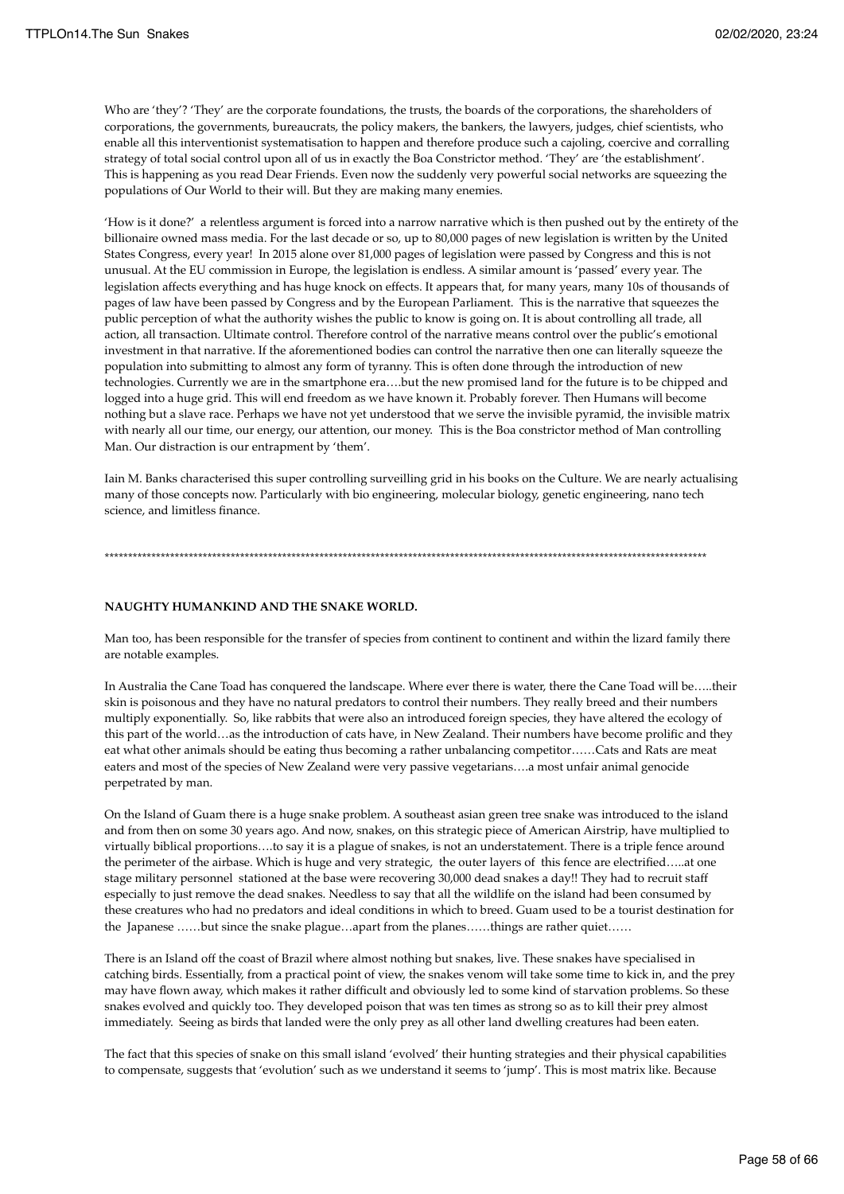Who are 'they'? 'They' are the corporate foundations, the trusts, the boards of the corporations, the shareholders of corporations, the governments, bureaucrats, the policy makers, the bankers, the lawyers, judges, chief scientists, who enable all this interventionist systematisation to happen and therefore produce such a cajoling, coercive and corralling strategy of total social control upon all of us in exactly the Boa Constrictor method. 'They' are 'the establishment'. This is happening as you read Dear Friends. Even now the suddenly very powerful social networks are squeezing the populations of Our World to their will. But they are making many enemies.

'How is it done?' a relentless argument is forced into a narrow narrative which is then pushed out by the entirety of the billionaire owned mass media. For the last decade or so, up to 80,000 pages of new legislation is written by the United States Congress, every year! In 2015 alone over 81,000 pages of legislation were passed by Congress and this is not unusual. At the EU commission in Europe, the legislation is endless. A similar amount is 'passed' every year. The legislation affects everything and has huge knock on effects. It appears that, for many years, many 10s of thousands of pages of law have been passed by Congress and by the European Parliament. This is the narrative that squeezes the public perception of what the authority wishes the public to know is going on. It is about controlling all trade, all action, all transaction. Ultimate control. Therefore control of the narrative means control over the public's emotional investment in that narrative. If the aforementioned bodies can control the narrative then one can literally squeeze the population into submitting to almost any form of tyranny. This is often done through the introduction of new technologies. Currently we are in the smartphone era….but the new promised land for the future is to be chipped and logged into a huge grid. This will end freedom as we have known it. Probably forever. Then Humans will become nothing but a slave race. Perhaps we have not yet understood that we serve the invisible pyramid, the invisible matrix with nearly all our time, our energy, our attention, our money. This is the Boa constrictor method of Man controlling Man. Our distraction is our entrapment by 'them'.

Iain M. Banks characterised this super controlling surveilling grid in his books on the Culture. We are nearly actualising many of those concepts now. Particularly with bio engineering, molecular biology, genetic engineering, nano tech science, and limitless finance.

*****************************************************************************************************************************

**NAUGHTY HUMANKIND AND THE SNAKE WORLD.**

Man too, has been responsible for the transfer of species from continent to continent and within the lizard family there are notable examples.

In Australia the Cane Toad has conquered the landscape. Where ever there is water, there the Cane Toad will be…..their skin is poisonous and they have no natural predators to control their numbers. They really breed and their numbers multiply exponentially. So, like rabbits that were also an introduced foreign species, they have altered the ecology of this part of the world…as the introduction of cats have, in New Zealand. Their numbers have become prolific and they eat what other animals should be eating thus becoming a rather unbalancing competitor……Cats and Rats are meat eaters and most of the species of New Zealand were very passive vegetarians….a most unfair animal genocide perpetrated by man.

On the Island of Guam there is a huge snake problem. A southeast asian green tree snake was introduced to the island and from then on some 30 years ago. And now, snakes, on this strategic piece of American Airstrip, have multiplied to virtually biblical proportions….to say it is a plague of snakes, is not an understatement. There is a triple fence around the perimeter of the airbase. Which is huge and very strategic, the outer layers of this fence are electrified…..at one stage military personnel stationed at the base were recovering 30,000 dead snakes a day!! They had to recruit staff especially to just remove the dead snakes. Needless to say that all the wildlife on the island had been consumed by these creatures who had no predators and ideal conditions in which to breed. Guam used to be a tourist destination for the Japanese ……but since the snake plague…apart from the planes……things are rather quiet……

There is an Island off the coast of Brazil where almost nothing but snakes, live. These snakes have specialised in catching birds. Essentially, from a practical point of view, the snakes venom will take some time to kick in, and the prey may have flown away, which makes it rather difficult and obviously led to some kind of starvation problems. So these snakes evolved and quickly too. They developed poison that was ten times as strong so as to kill their prey almost immediately. Seeing as birds that landed were the only prey as all other land dwelling creatures had been eaten.

The fact that this species of snake on this small island 'evolved' their hunting strategies and their physical capabilities to compensate, suggests that 'evolution' such as we understand it seems to 'jump'. This is most matrix like. Because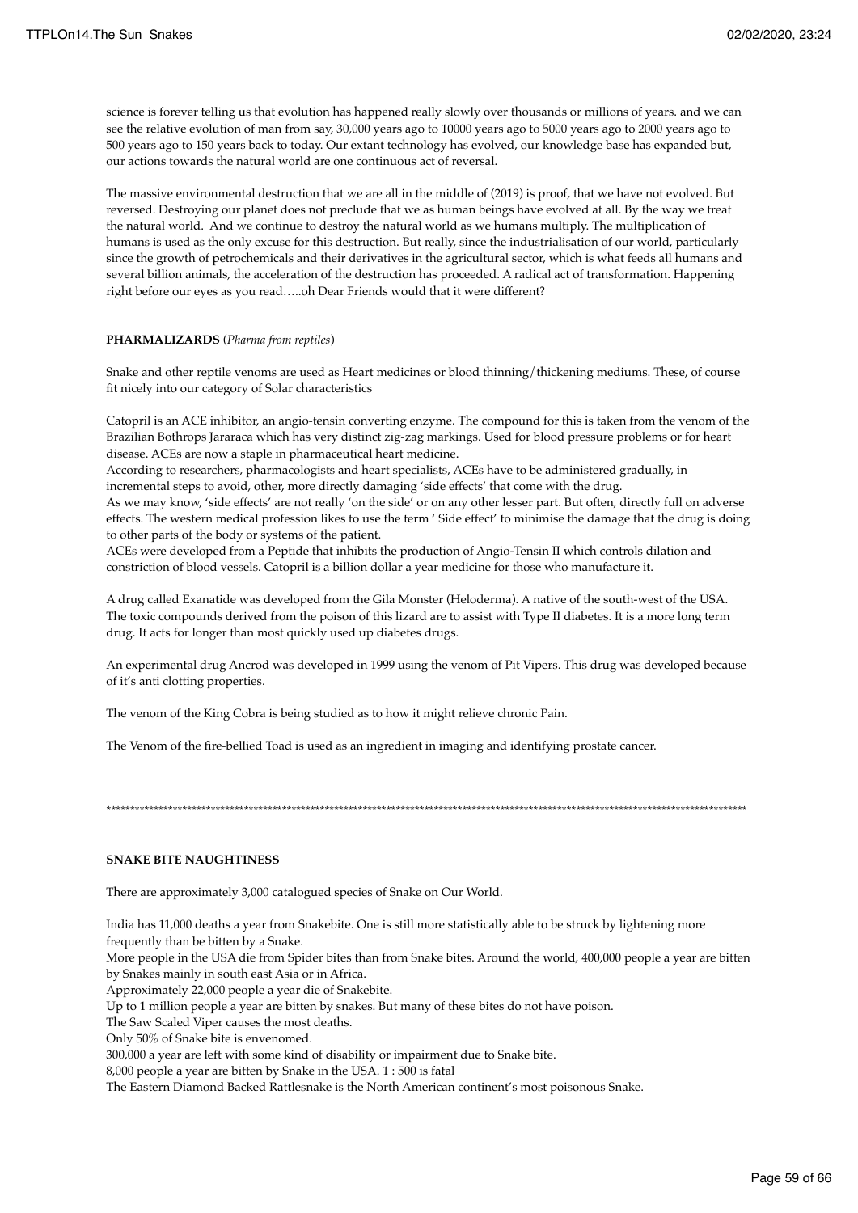science is forever telling us that evolution has happened really slowly over thousands or millions of years. and we can see the relative evolution of man from say, 30,000 years ago to 10000 years ago to 5000 years ago to 2000 years ago to 500 years ago to 150 years back to today. Our extant technology has evolved, our knowledge base has expanded but, our actions towards the natural world are one continuous act of reversal.

The massive environmental destruction that we are all in the middle of (2019) is proof, that we have not evolved. But reversed. Destroying our planet does not preclude that we as human beings have evolved at all. By the way we treat the natural world. And we continue to destroy the natural world as we humans multiply. The multiplication of humans is used as the only excuse for this destruction. But really, since the industrialisation of our world, particularly since the growth of petrochemicals and their derivatives in the agricultural sector, which is what feeds all humans and several billion animals, the acceleration of the destruction has proceeded. A radical act of transformation. Happening right before our eyes as you read…..oh Dear Friends would that it were different?

**PHARMALIZARDS** (*Pharma from reptiles*)

Snake and other reptile venoms are used as Heart medicines or blood thinning/thickening mediums. These, of course fit nicely into our category of Solar characteristics

Catopril is an ACE inhibitor, an angio-tensin converting enzyme. The compound for this is taken from the venom of the Brazilian Bothrops Jararaca which has very distinct zig-zag markings. Used for blood pressure problems or for heart disease. ACEs are now a staple in pharmaceutical heart medicine.
According to researchers, pharmacologists and heart specialists, ACEs have to be administered gradually, in incremental steps to avoid, other, more directly damaging 'side effects' that come with the drug.
As we may know, 'side effects' are not really 'on the side' or on any other lesser part. But often, directly full on adverse effects. The western medical profession likes to use the term ' Side effect' to minimise the damage that the drug is doing to other parts of the body or systems of the patient.
ACEs were developed from a Peptide that inhibits the production of Angio-Tensin II which controls dilation and constriction of blood vessels. Catopril is a billion dollar a year medicine for those who manufacture it.

A drug called Exanatide was developed from the Gila Monster (Heloderma). A native of the south-west of the USA. The toxic compounds derived from the poison of this lizard are to assist with Type II diabetes. It is a more long term drug. It acts for longer than most quickly used up diabetes drugs.

An experimental drug Ancrod was developed in 1999 using the venom of Pit Vipers. This drug was developed because of it's anti clotting properties.

The venom of the King Cobra is being studied as to how it might relieve chronic Pain.

The Venom of the fire-bellied Toad is used as an ingredient in imaging and identifying prostate cancer.

*************************************************************************************************************************************

**SNAKE BITE NAUGHTINESS**

There are approximately 3,000 catalogued species of Snake on Our World.

India has 11,000 deaths a year from Snakebite. One is still more statistically able to be struck by lightening more frequently than be bitten by a Snake.
More people in the USA die from Spider bites than from Snake bites. Around the world, 400,000 people a year are bitten by Snakes mainly in south east Asia or in Africa.
Approximately 22,000 people a year die of Snakebite.
Up to 1 million people a year are bitten by snakes. But many of these bites do not have poison.
The Saw Scaled Viper causes the most deaths.
Only 50% of Snake bite is envenomed.
300,000 a year are left with some kind of disability or impairment due to Snake bite.
8,000 people a year are bitten by Snake in the USA. 1 : 500 is fatal
The Eastern Diamond Backed Rattlesnake is the North American continent's most poisonous Snake.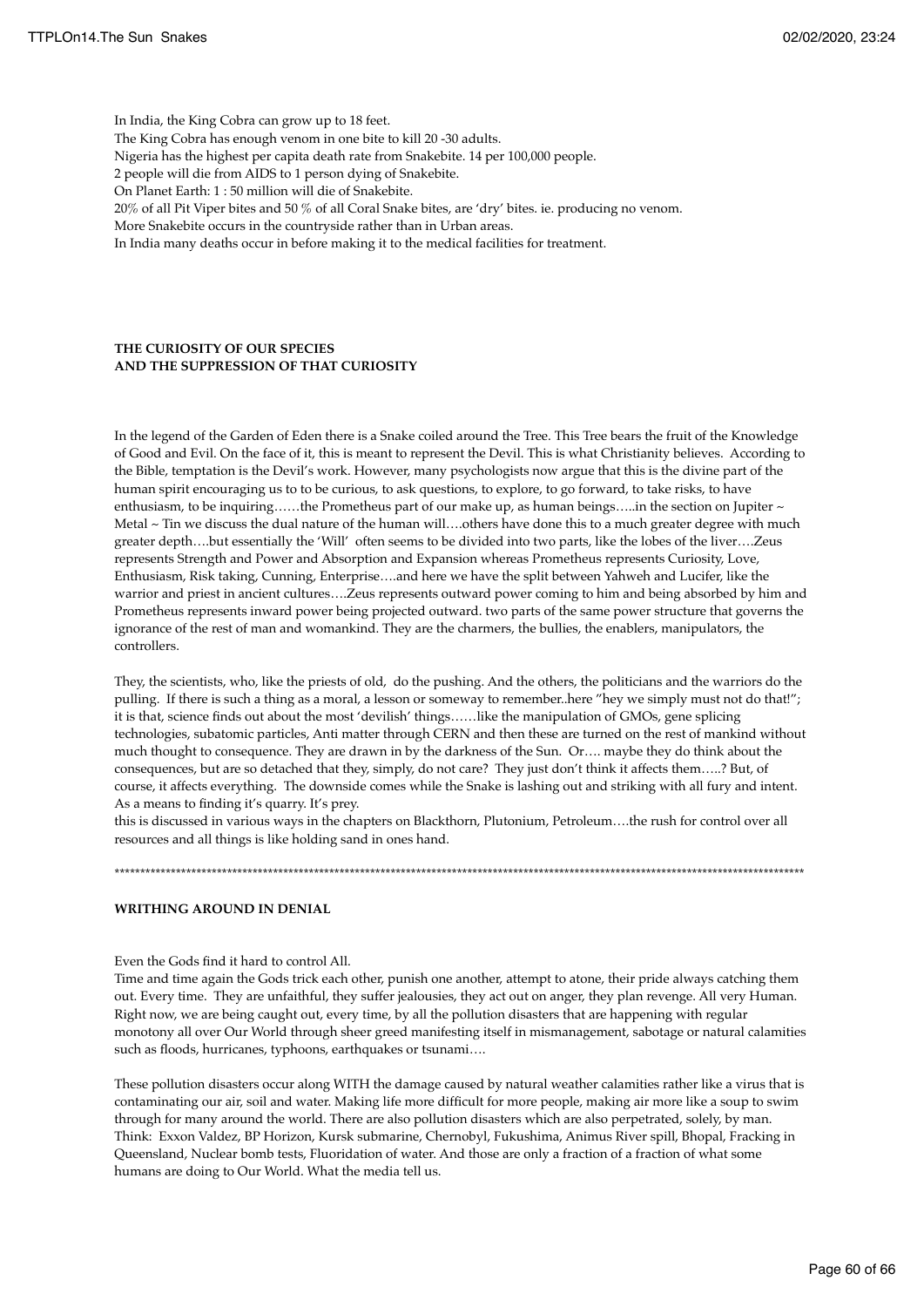In India, the King Cobra can grow up to 18 feet.
The King Cobra has enough venom in one bite to kill 20 -30 adults.
Nigeria has the highest per capita death rate from Snakebite. 14 per 100,000 people.
2 people will die from AIDS to 1 person dying of Snakebite.
On Planet Earth: 1 : 50 million will die of Snakebite.
20% of all Pit Viper bites and 50 % of all Coral Snake bites, are 'dry' bites. ie. producing no venom.
More Snakebite occurs in the countryside rather than in Urban areas.
In India many deaths occur in before making it to the medical facilities for treatment.

**THE CURIOSITY OF OUR SPECIES**
**AND THE SUPPRESSION OF THAT CURIOSITY**

In the legend of the Garden of Eden there is a Snake coiled around the Tree. This Tree bears the fruit of the Knowledge of Good and Evil. On the face of it, this is meant to represent the Devil. This is what Christianity believes. According to the Bible, temptation is the Devil's work. However, many psychologists now argue that this is the divine part of the human spirit encouraging us to to be curious, to ask questions, to explore, to go forward, to take risks, to have enthusiasm, to be inquiring……the Prometheus part of our make up, as human beings…..in the section on Jupiter ~ Metal ~ Tin we discuss the dual nature of the human will….others have done this to a much greater degree with much greater depth….but essentially the 'Will' often seems to be divided into two parts, like the lobes of the liver….Zeus represents Strength and Power and Absorption and Expansion whereas Prometheus represents Curiosity, Love, Enthusiasm, Risk taking, Cunning, Enterprise….and here we have the split between Yahweh and Lucifer, like the warrior and priest in ancient cultures….Zeus represents outward power coming to him and being absorbed by him and Prometheus represents inward power being projected outward. two parts of the same power structure that governs the ignorance of the rest of man and womankind. They are the charmers, the bullies, the enablers, manipulators, the controllers.

They, the scientists, who, like the priests of old, do the pushing. And the others, the politicians and the warriors do the pulling. If there is such a thing as a moral, a lesson or someway to remember..here "hey we simply must not do that!"; it is that, science finds out about the most 'devilish' things……like the manipulation of GMOs, gene splicing technologies, subatomic particles, Anti matter through CERN and then these are turned on the rest of mankind without much thought to consequence. They are drawn in by the darkness of the Sun. Or…. maybe they do think about the consequences, but are so detached that they, simply, do not care? They just don't think it affects them…..? But, of course, it affects everything. The downside comes while the Snake is lashing out and striking with all fury and intent. As a means to finding it's quarry. It's prey.
this is discussed in various ways in the chapters on Blackthorn, Plutonium, Petroleum….the rush for control over all resources and all things is like holding sand in ones hand.

***************************************************************************************************************************************

**WRITHING AROUND IN DENIAL**

Even the Gods find it hard to control All.
Time and time again the Gods trick each other, punish one another, attempt to atone, their pride always catching them out. Every time. They are unfaithful, they suffer jealousies, they act out on anger, they plan revenge. All very Human. Right now, we are being caught out, every time, by all the pollution disasters that are happening with regular monotony all over Our World through sheer greed manifesting itself in mismanagement, sabotage or natural calamities such as floods, hurricanes, typhoons, earthquakes or tsunami….

These pollution disasters occur along WITH the damage caused by natural weather calamities rather like a virus that is contaminating our air, soil and water. Making life more difficult for more people, making air more like a soup to swim through for many around the world. There are also pollution disasters which are also perpetrated, solely, by man. Think: Exxon Valdez, BP Horizon, Kursk submarine, Chernobyl, Fukushima, Animus River spill, Bhopal, Fracking in Queensland, Nuclear bomb tests, Fluoridation of water. And those are only a fraction of a fraction of what some humans are doing to Our World. What the media tell us.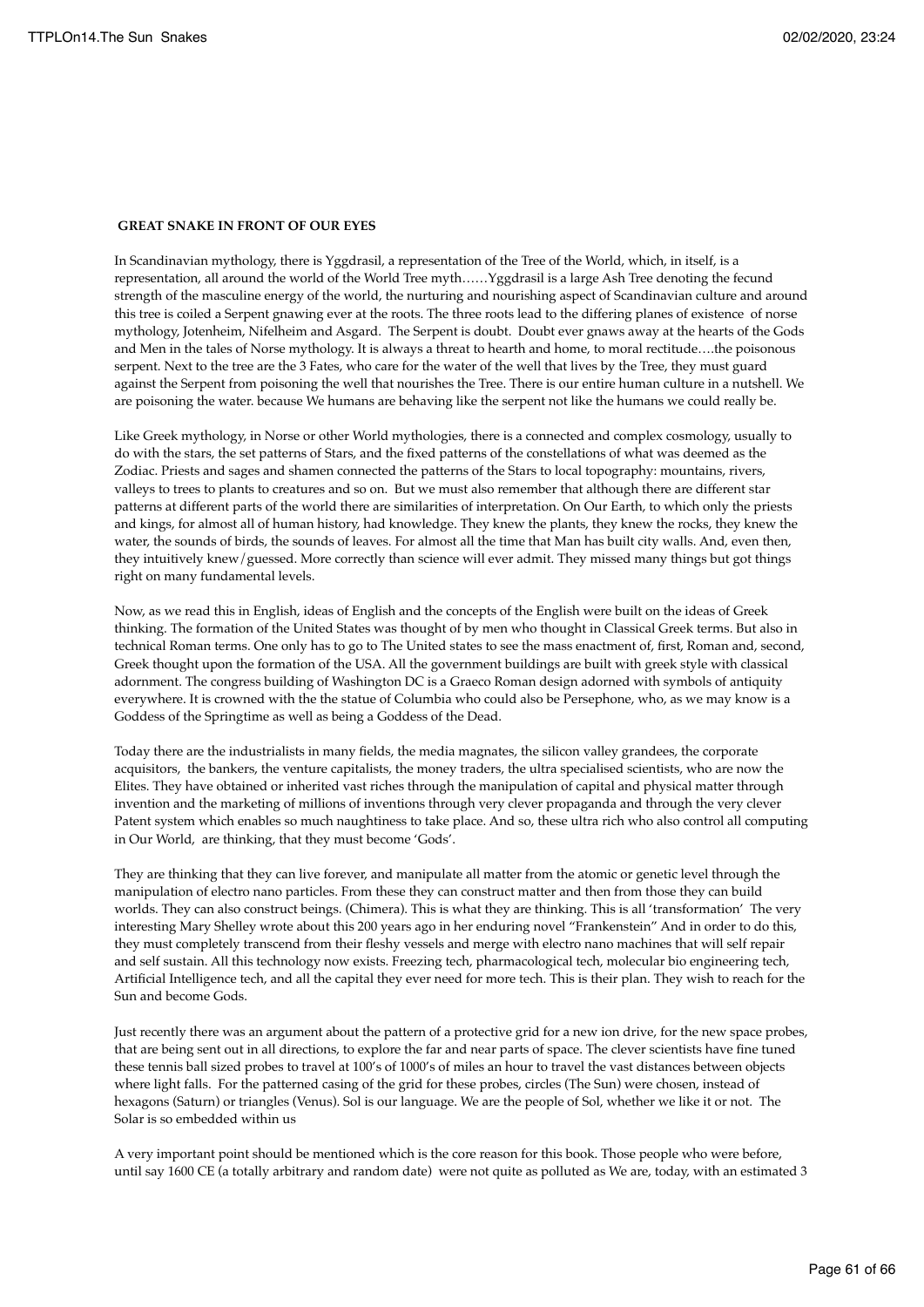**GREAT SNAKE IN FRONT OF OUR EYES**

In Scandinavian mythology, there is Yggdrasil, a representation of the Tree of the World, which, in itself, is a representation, all around the world of the World Tree myth……Yggdrasil is a large Ash Tree denoting the fecund strength of the masculine energy of the world, the nurturing and nourishing aspect of Scandinavian culture and around this tree is coiled a Serpent gnawing ever at the roots. The three roots lead to the differing planes of existence of norse mythology, Jotenheim, Nifelheim and Asgard. The Serpent is doubt. Doubt ever gnaws away at the hearts of the Gods and Men in the tales of Norse mythology. It is always a threat to hearth and home, to moral rectitude….the poisonous serpent. Next to the tree are the 3 Fates, who care for the water of the well that lives by the Tree, they must guard against the Serpent from poisoning the well that nourishes the Tree. There is our entire human culture in a nutshell. We are poisoning the water. because We humans are behaving like the serpent not like the humans we could really be.

Like Greek mythology, in Norse or other World mythologies, there is a connected and complex cosmology, usually to do with the stars, the set patterns of Stars, and the fixed patterns of the constellations of what was deemed as the Zodiac. Priests and sages and shamen connected the patterns of the Stars to local topography: mountains, rivers, valleys to trees to plants to creatures and so on. But we must also remember that although there are different star patterns at different parts of the world there are similarities of interpretation. On Our Earth, to which only the priests and kings, for almost all of human history, had knowledge. They knew the plants, they knew the rocks, they knew the water, the sounds of birds, the sounds of leaves. For almost all the time that Man has built city walls. And, even then, they intuitively knew/guessed. More correctly than science will ever admit. They missed many things but got things right on many fundamental levels.

Now, as we read this in English, ideas of English and the concepts of the English were built on the ideas of Greek thinking. The formation of the United States was thought of by men who thought in Classical Greek terms. But also in technical Roman terms. One only has to go to The United states to see the mass enactment of, first, Roman and, second, Greek thought upon the formation of the USA. All the government buildings are built with greek style with classical adornment. The congress building of Washington DC is a Graeco Roman design adorned with symbols of antiquity everywhere. It is crowned with the the statue of Columbia who could also be Persephone, who, as we may know is a Goddess of the Springtime as well as being a Goddess of the Dead.

Today there are the industrialists in many fields, the media magnates, the silicon valley grandees, the corporate acquisitors, the bankers, the venture capitalists, the money traders, the ultra specialised scientists, who are now the Elites. They have obtained or inherited vast riches through the manipulation of capital and physical matter through invention and the marketing of millions of inventions through very clever propaganda and through the very clever Patent system which enables so much naughtiness to take place. And so, these ultra rich who also control all computing in Our World, are thinking, that they must become 'Gods'.

They are thinking that they can live forever, and manipulate all matter from the atomic or genetic level through the manipulation of electro nano particles. From these they can construct matter and then from those they can build worlds. They can also construct beings. (Chimera). This is what they are thinking. This is all 'transformation' The very interesting Mary Shelley wrote about this 200 years ago in her enduring novel "Frankenstein" And in order to do this, they must completely transcend from their fleshy vessels and merge with electro nano machines that will self repair and self sustain. All this technology now exists. Freezing tech, pharmacological tech, molecular bio engineering tech, Artificial Intelligence tech, and all the capital they ever need for more tech. This is their plan. They wish to reach for the Sun and become Gods.

Just recently there was an argument about the pattern of a protective grid for a new ion drive, for the new space probes, that are being sent out in all directions, to explore the far and near parts of space. The clever scientists have fine tuned these tennis ball sized probes to travel at 100's of 1000's of miles an hour to travel the vast distances between objects where light falls. For the patterned casing of the grid for these probes, circles (The Sun) were chosen, instead of hexagons (Saturn) or triangles (Venus). Sol is our language. We are the people of Sol, whether we like it or not. The Solar is so embedded within us

A very important point should be mentioned which is the core reason for this book. Those people who were before, until say 1600 CE (a totally arbitrary and random date) were not quite as polluted as We are, today, with an estimated 3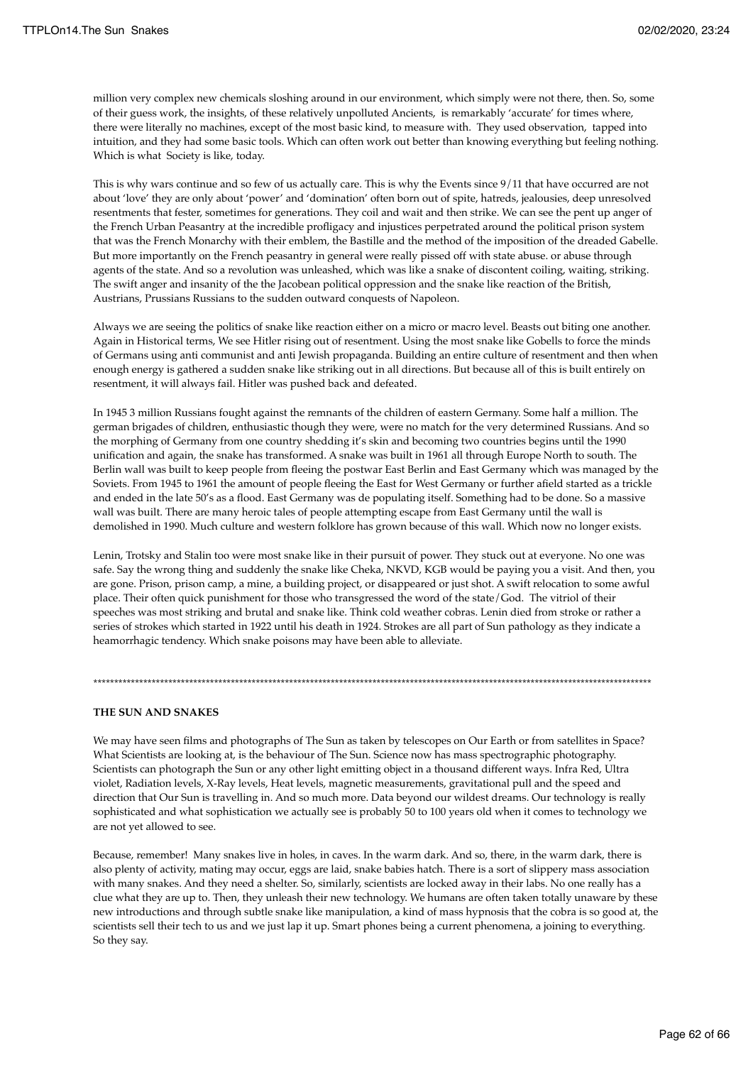million very complex new chemicals sloshing around in our environment, which simply were not there, then. So, some of their guess work, the insights, of these relatively unpolluted Ancients, is remarkably 'accurate' for times where, there were literally no machines, except of the most basic kind, to measure with. They used observation, tapped into intuition, and they had some basic tools. Which can often work out better than knowing everything but feeling nothing. Which is what Society is like, today.

This is why wars continue and so few of us actually care. This is why the Events since 9/11 that have occurred are not about 'love' they are only about 'power' and 'domination' often born out of spite, hatreds, jealousies, deep unresolved resentments that fester, sometimes for generations. They coil and wait and then strike. We can see the pent up anger of the French Urban Peasantry at the incredible profligacy and injustices perpetrated around the political prison system that was the French Monarchy with their emblem, the Bastille and the method of the imposition of the dreaded Gabelle. But more importantly on the French peasantry in general were really pissed off with state abuse. or abuse through agents of the state. And so a revolution was unleashed, which was like a snake of discontent coiling, waiting, striking. The swift anger and insanity of the the Jacobean political oppression and the snake like reaction of the British, Austrians, Prussians Russians to the sudden outward conquests of Napoleon.

Always we are seeing the politics of snake like reaction either on a micro or macro level. Beasts out biting one another. Again in Historical terms, We see Hitler rising out of resentment. Using the most snake like Gobells to force the minds of Germans using anti communist and anti Jewish propaganda. Building an entire culture of resentment and then when enough energy is gathered a sudden snake like striking out in all directions. But because all of this is built entirely on resentment, it will always fail. Hitler was pushed back and defeated.

In 1945 3 million Russians fought against the remnants of the children of eastern Germany. Some half a million. The german brigades of children, enthusiastic though they were, were no match for the very determined Russians. And so the morphing of Germany from one country shedding it's skin and becoming two countries begins until the 1990 unification and again, the snake has transformed. A snake was built in 1961 all through Europe North to south. The Berlin wall was built to keep people from fleeing the postwar East Berlin and East Germany which was managed by the Soviets. From 1945 to 1961 the amount of people fleeing the East for West Germany or further afield started as a trickle and ended in the late 50's as a flood. East Germany was de populating itself. Something had to be done. So a massive wall was built. There are many heroic tales of people attempting escape from East Germany until the wall is demolished in 1990. Much culture and western folklore has grown because of this wall. Which now no longer exists.

Lenin, Trotsky and Stalin too were most snake like in their pursuit of power. They stuck out at everyone. No one was safe. Say the wrong thing and suddenly the snake like Cheka, NKVD, KGB would be paying you a visit. And then, you are gone. Prison, prison camp, a mine, a building project, or disappeared or just shot. A swift relocation to some awful place. Their often quick punishment for those who transgressed the word of the state/God. The vitriol of their speeches was most striking and brutal and snake like. Think cold weather cobras. Lenin died from stroke or rather a series of strokes which started in 1922 until his death in 1924. Strokes are all part of Sun pathology as they indicate a heamorrhagic tendency. Which snake poisons may have been able to alleviate.

***************************************************************************************************************************************

**THE SUN AND SNAKES**

We may have seen films and photographs of The Sun as taken by telescopes on Our Earth or from satellites in Space? What Scientists are looking at, is the behaviour of The Sun. Science now has mass spectrographic photography. Scientists can photograph the Sun or any other light emitting object in a thousand different ways. Infra Red, Ultra violet, Radiation levels, X-Ray levels, Heat levels, magnetic measurements, gravitational pull and the speed and direction that Our Sun is travelling in. And so much more. Data beyond our wildest dreams. Our technology is really sophisticated and what sophistication we actually see is probably 50 to 100 years old when it comes to technology we are not yet allowed to see.

Because, remember! Many snakes live in holes, in caves. In the warm dark. And so, there, in the warm dark, there is also plenty of activity, mating may occur, eggs are laid, snake babies hatch. There is a sort of slippery mass association with many snakes. And they need a shelter. So, similarly, scientists are locked away in their labs. No one really has a clue what they are up to. Then, they unleash their new technology. We humans are often taken totally unaware by these new introductions and through subtle snake like manipulation, a kind of mass hypnosis that the cobra is so good at, the scientists sell their tech to us and we just lap it up. Smart phones being a current phenomena, a joining to everything. So they say.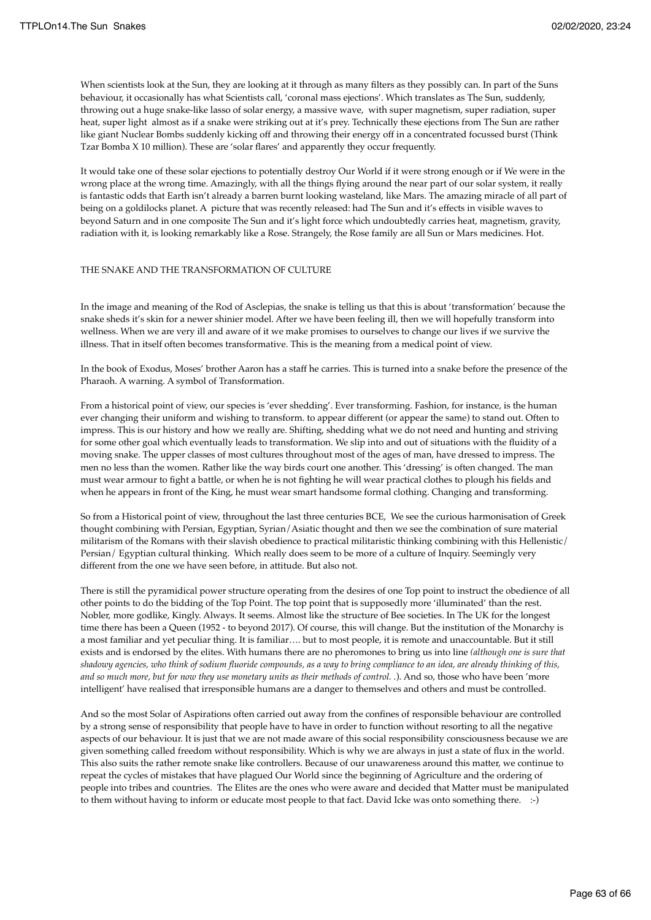When scientists look at the Sun, they are looking at it through as many filters as they possibly can. In part of the Suns behaviour, it occasionally has what Scientists call, 'coronal mass ejections'. Which translates as The Sun, suddenly, throwing out a huge snake-like lasso of solar energy, a massive wave, with super magnetism, super radiation, super heat, super light almost as if a snake were striking out at it's prey. Technically these ejections from The Sun are rather like giant Nuclear Bombs suddenly kicking off and throwing their energy off in a concentrated focussed burst (Think Tzar Bomba X 10 million). These are 'solar flares' and apparently they occur frequently.

It would take one of these solar ejections to potentially destroy Our World if it were strong enough or if We were in the wrong place at the wrong time. Amazingly, with all the things flying around the near part of our solar system, it really is fantastic odds that Earth isn't already a barren burnt looking wasteland, like Mars. The amazing miracle of all part of being on a goldilocks planet. A picture that was recently released: had The Sun and it's effects in visible waves to beyond Saturn and in one composite The Sun and it's light force which undoubtedly carries heat, magnetism, gravity, radiation with it, is looking remarkably like a Rose. Strangely, the Rose family are all Sun or Mars medicines. Hot.

## THE SNAKE AND THE TRANSFORMATION OF CULTURE

In the image and meaning of the Rod of Asclepias, the snake is telling us that this is about 'transformation' because the snake sheds it's skin for a newer shinier model. After we have been feeling ill, then we will hopefully transform into wellness. When we are very ill and aware of it we make promises to ourselves to change our lives if we survive the illness. That in itself often becomes transformative. This is the meaning from a medical point of view.

In the book of Exodus, Moses' brother Aaron has a staff he carries. This is turned into a snake before the presence of the Pharaoh. A warning. A symbol of Transformation.

From a historical point of view, our species is 'ever shedding'. Ever transforming. Fashion, for instance, is the human ever changing their uniform and wishing to transform. to appear different (or appear the same) to stand out. Often to impress. This is our history and how we really are. Shifting, shedding what we do not need and hunting and striving for some other goal which eventually leads to transformation. We slip into and out of situations with the fluidity of a moving snake. The upper classes of most cultures throughout most of the ages of man, have dressed to impress. The men no less than the women. Rather like the way birds court one another. This 'dressing' is often changed. The man must wear armour to fight a battle, or when he is not fighting he will wear practical clothes to plough his fields and when he appears in front of the King, he must wear smart handsome formal clothing. Changing and transforming.

So from a Historical point of view, throughout the last three centuries BCE, We see the curious harmonisation of Greek thought combining with Persian, Egyptian, Syrian/Asiatic thought and then we see the combination of sure material militarism of the Romans with their slavish obedience to practical militaristic thinking combining with this Hellenistic/ Persian/ Egyptian cultural thinking. Which really does seem to be more of a culture of Inquiry. Seemingly very different from the one we have seen before, in attitude. But also not.

There is still the pyramidical power structure operating from the desires of one Top point to instruct the obedience of all other points to do the bidding of the Top Point. The top point that is supposedly more 'illuminated' than the rest. Nobler, more godlike, Kingly. Always. It seems. Almost like the structure of Bee societies. In The UK for the longest time there has been a Queen (1952 - to beyond 2017). Of course, this will change. But the institution of the Monarchy is a most familiar and yet peculiar thing. It is familiar…. but to most people, it is remote and unaccountable. But it still exists and is endorsed by the elites. With humans there are no pheromones to bring us into line *(although one is sure that shadowy agencies, who think of sodium fluoride compounds, as a way to bring compliance to an idea, are already thinking of this, and so much more, but for now they use monetary units as their methods of control. .)*. And so, those who have been 'more intelligent' have realised that irresponsible humans are a danger to themselves and others and must be controlled.

And so the most Solar of Aspirations often carried out away from the confines of responsible behaviour are controlled by a strong sense of responsibility that people have to have in order to function without resorting to all the negative aspects of our behaviour. It is just that we are not made aware of this social responsibility consciousness because we are given something called freedom without responsibility. Which is why we are always in just a state of flux in the world. This also suits the rather remote snake like controllers. Because of our unawareness around this matter, we continue to repeat the cycles of mistakes that have plagued Our World since the beginning of Agriculture and the ordering of people into tribes and countries. The Elites are the ones who were aware and decided that Matter must be manipulated to them without having to inform or educate most people to that fact. David Icke was onto something there. :-)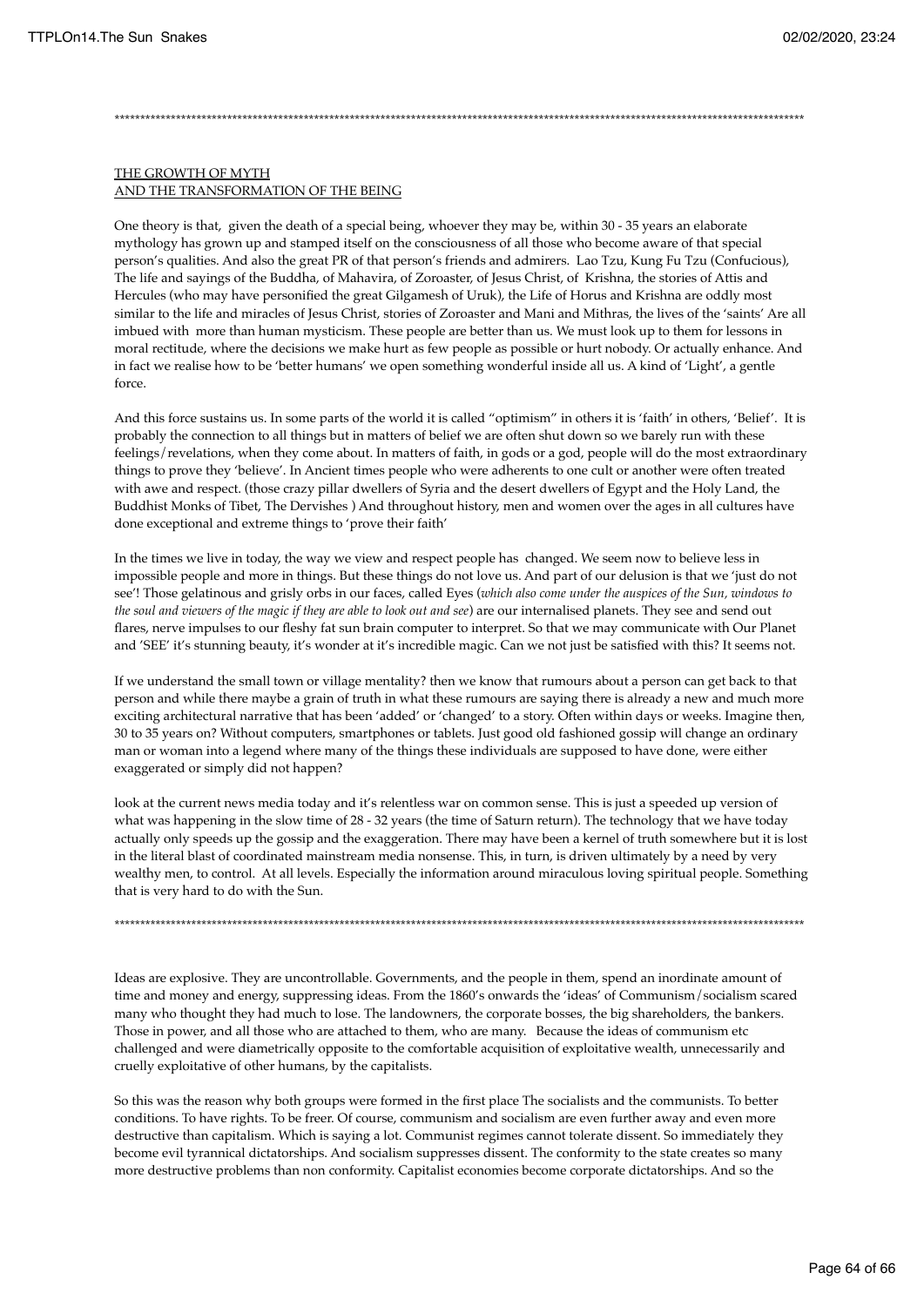*****************************************************************************************************************************************

THE GROWTH OF MYTH
AND THE TRANSFORMATION OF THE BEING

One theory is that, given the death of a special being, whoever they may be, within 30 - 35 years an elaborate mythology has grown up and stamped itself on the consciousness of all those who become aware of that special person's qualities. And also the great PR of that person's friends and admirers. Lao Tzu, Kung Fu Tzu (Confucious), The life and sayings of the Buddha, of Mahavira, of Zoroaster, of Jesus Christ, of Krishna, the stories of Attis and Hercules (who may have personified the great Gilgamesh of Uruk), the Life of Horus and Krishna are oddly most similar to the life and miracles of Jesus Christ, stories of Zoroaster and Mani and Mithras, the lives of the 'saints' Are all imbued with more than human mysticism. These people are better than us. We must look up to them for lessons in moral rectitude, where the decisions we make hurt as few people as possible or hurt nobody. Or actually enhance. And in fact we realise how to be 'better humans' we open something wonderful inside all us. A kind of 'Light', a gentle force.

And this force sustains us. In some parts of the world it is called "optimism" in others it is 'faith' in others, 'Belief'. It is probably the connection to all things but in matters of belief we are often shut down so we barely run with these feelings/revelations, when they come about. In matters of faith, in gods or a god, people will do the most extraordinary things to prove they 'believe'. In Ancient times people who were adherents to one cult or another were often treated with awe and respect. (those crazy pillar dwellers of Syria and the desert dwellers of Egypt and the Holy Land, the Buddhist Monks of Tibet, The Dervishes ) And throughout history, men and women over the ages in all cultures have done exceptional and extreme things to 'prove their faith'

In the times we live in today, the way we view and respect people has changed. We seem now to believe less in impossible people and more in things. But these things do not love us. And part of our delusion is that we 'just do not see'! Those gelatinous and grisly orbs in our faces, called Eyes (*which also come under the auspices of the Sun, windows to the soul and viewers of the magic if they are able to look out and see*) are our internalised planets. They see and send out flares, nerve impulses to our fleshy fat sun brain computer to interpret. So that we may communicate with Our Planet and 'SEE' it's stunning beauty, it's wonder at it's incredible magic. Can we not just be satisfied with this? It seems not.

If we understand the small town or village mentality? then we know that rumours about a person can get back to that person and while there maybe a grain of truth in what these rumours are saying there is already a new and much more exciting architectural narrative that has been 'added' or 'changed' to a story. Often within days or weeks. Imagine then, 30 to 35 years on? Without computers, smartphones or tablets. Just good old fashioned gossip will change an ordinary man or woman into a legend where many of the things these individuals are supposed to have done, were either exaggerated or simply did not happen?

look at the current news media today and it's relentless war on common sense. This is just a speeded up version of what was happening in the slow time of 28 - 32 years (the time of Saturn return). The technology that we have today actually only speeds up the gossip and the exaggeration. There may have been a kernel of truth somewhere but it is lost in the literal blast of coordinated mainstream media nonsense. This, in turn, is driven ultimately by a need by very wealthy men, to control. At all levels. Especially the information around miraculous loving spiritual people. Something that is very hard to do with the Sun.

*****************************************************************************************************************************************

Ideas are explosive. They are uncontrollable. Governments, and the people in them, spend an inordinate amount of time and money and energy, suppressing ideas. From the 1860's onwards the 'ideas' of Communism/socialism scared many who thought they had much to lose. The landowners, the corporate bosses, the big shareholders, the bankers. Those in power, and all those who are attached to them, who are many. Because the ideas of communism etc challenged and were diametrically opposite to the comfortable acquisition of exploitative wealth, unnecessarily and cruelly exploitative of other humans, by the capitalists.

So this was the reason why both groups were formed in the first place The socialists and the communists. To better conditions. To have rights. To be freer. Of course, communism and socialism are even further away and even more destructive than capitalism. Which is saying a lot. Communist regimes cannot tolerate dissent. So immediately they become evil tyrannical dictatorships. And socialism suppresses dissent. The conformity to the state creates so many more destructive problems than non conformity. Capitalist economies become corporate dictatorships. And so the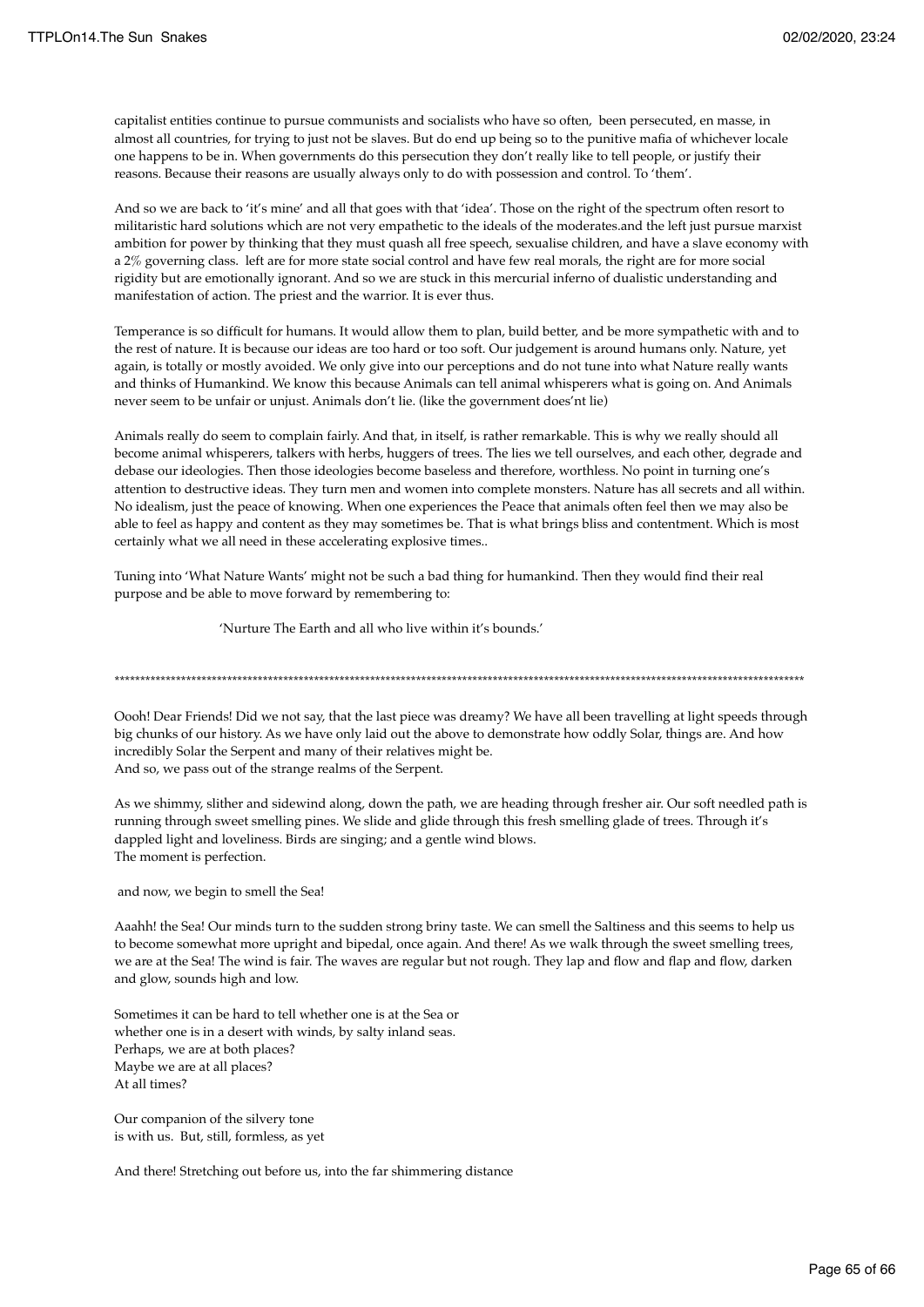capitalist entities continue to pursue communists and socialists who have so often, been persecuted, en masse, in almost all countries, for trying to just not be slaves. But do end up being so to the punitive mafia of whichever locale one happens to be in. When governments do this persecution they don't really like to tell people, or justify their reasons. Because their reasons are usually always only to do with possession and control. To 'them'.

And so we are back to 'it's mine' and all that goes with that 'idea'. Those on the right of the spectrum often resort to militaristic hard solutions which are not very empathetic to the ideals of the moderates.and the left just pursue marxist ambition for power by thinking that they must quash all free speech, sexualise children, and have a slave economy with a 2% governing class. left are for more state social control and have few real morals, the right are for more social rigidity but are emotionally ignorant. And so we are stuck in this mercurial inferno of dualistic understanding and manifestation of action. The priest and the warrior. It is ever thus.

Temperance is so difficult for humans. It would allow them to plan, build better, and be more sympathetic with and to the rest of nature. It is because our ideas are too hard or too soft. Our judgement is around humans only. Nature, yet again, is totally or mostly avoided. We only give into our perceptions and do not tune into what Nature really wants and thinks of Humankind. We know this because Animals can tell animal whisperers what is going on. And Animals never seem to be unfair or unjust. Animals don't lie. (like the government does'nt lie)

Animals really do seem to complain fairly. And that, in itself, is rather remarkable. This is why we really should all become animal whisperers, talkers with herbs, huggers of trees. The lies we tell ourselves, and each other, degrade and debase our ideologies. Then those ideologies become baseless and therefore, worthless. No point in turning one's attention to destructive ideas. They turn men and women into complete monsters. Nature has all secrets and all within. No idealism, just the peace of knowing. When one experiences the Peace that animals often feel then we may also be able to feel as happy and content as they may sometimes be. That is what brings bliss and contentment. Which is most certainly what we all need in these accelerating explosive times..

Tuning into 'What Nature Wants' might not be such a bad thing for humankind. Then they would find their real purpose and be able to move forward by remembering to:

'Nurture The Earth and all who live within it's bounds.'

***************************************************************************************************************************************

Oooh! Dear Friends! Did we not say, that the last piece was dreamy? We have all been travelling at light speeds through big chunks of our history. As we have only laid out the above to demonstrate how oddly Solar, things are. And how incredibly Solar the Serpent and many of their relatives might be.
And so, we pass out of the strange realms of the Serpent.

As we shimmy, slither and sidewind along, down the path, we are heading through fresher air. Our soft needled path is running through sweet smelling pines. We slide and glide through this fresh smelling glade of trees. Through it's dappled light and loveliness. Birds are singing; and a gentle wind blows.
The moment is perfection.

and now, we begin to smell the Sea!

Aaahh! the Sea! Our minds turn to the sudden strong briny taste. We can smell the Saltiness and this seems to help us to become somewhat more upright and bipedal, once again. And there! As we walk through the sweet smelling trees, we are at the Sea! The wind is fair. The waves are regular but not rough. They lap and flow and flap and flow, darken and glow, sounds high and low.

Sometimes it can be hard to tell whether one is at the Sea or
whether one is in a desert with winds, by salty inland seas.
Perhaps, we are at both places?
Maybe we are at all places?
At all times?

Our companion of the silvery tone
is with us. But, still, formless, as yet

And there! Stretching out before us, into the far shimmering distance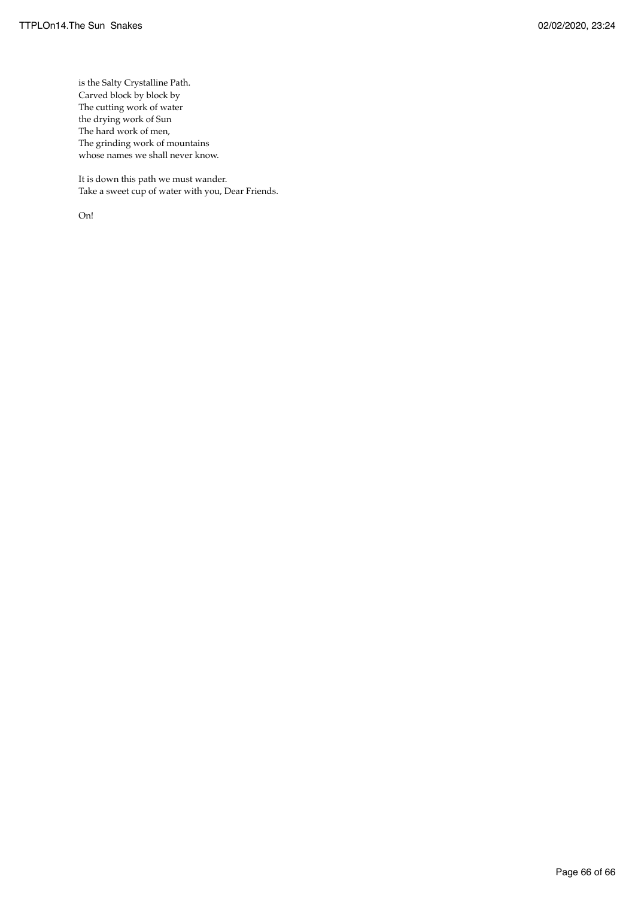is the Salty Crystalline Path.  
Carved block by block by  
The cutting work of water  
the drying work of Sun  
The hard work of men,  
The grinding work of mountains  
whose names we shall never know.

It is down this path we must wander.  
Take a sweet cup of water with you, Dear Friends.

On!